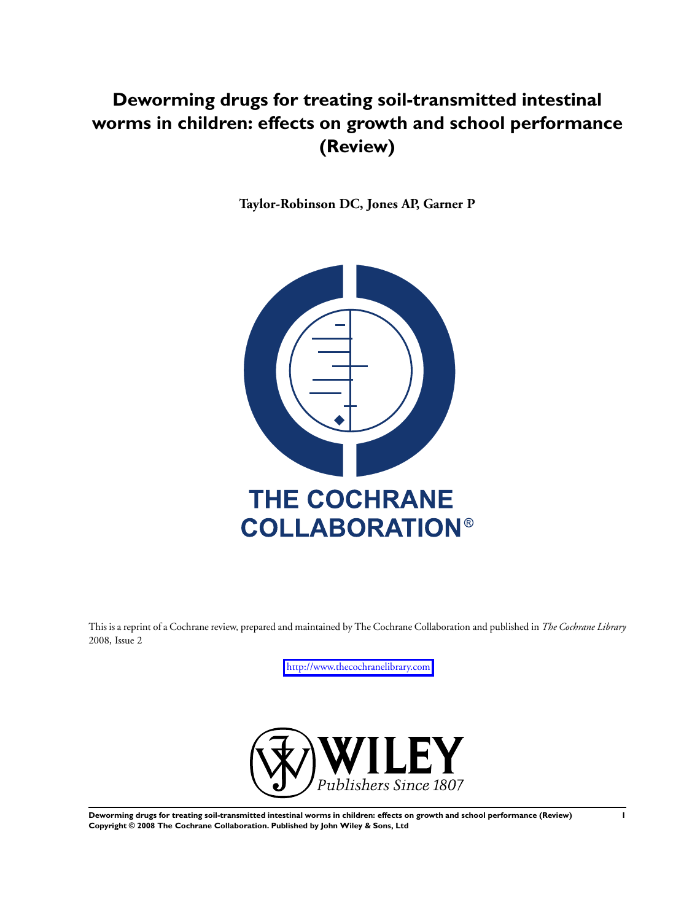# Deworming drugs for treating soil-transmitted intestinal worms in children: effects on growth and school performance (Review)

**Taylor-Robinson DC, Jones AP, Garner P**

THE COCHRANE COLLABORATION®

This is a reprint of a Cochrane review, prepared and maintained by The Cochrane Collaboration and published in *The Cochrane Library* 2008, Issue 2

http://www.thecochranelibrary.com

WILEY
*Publishers Since 1807*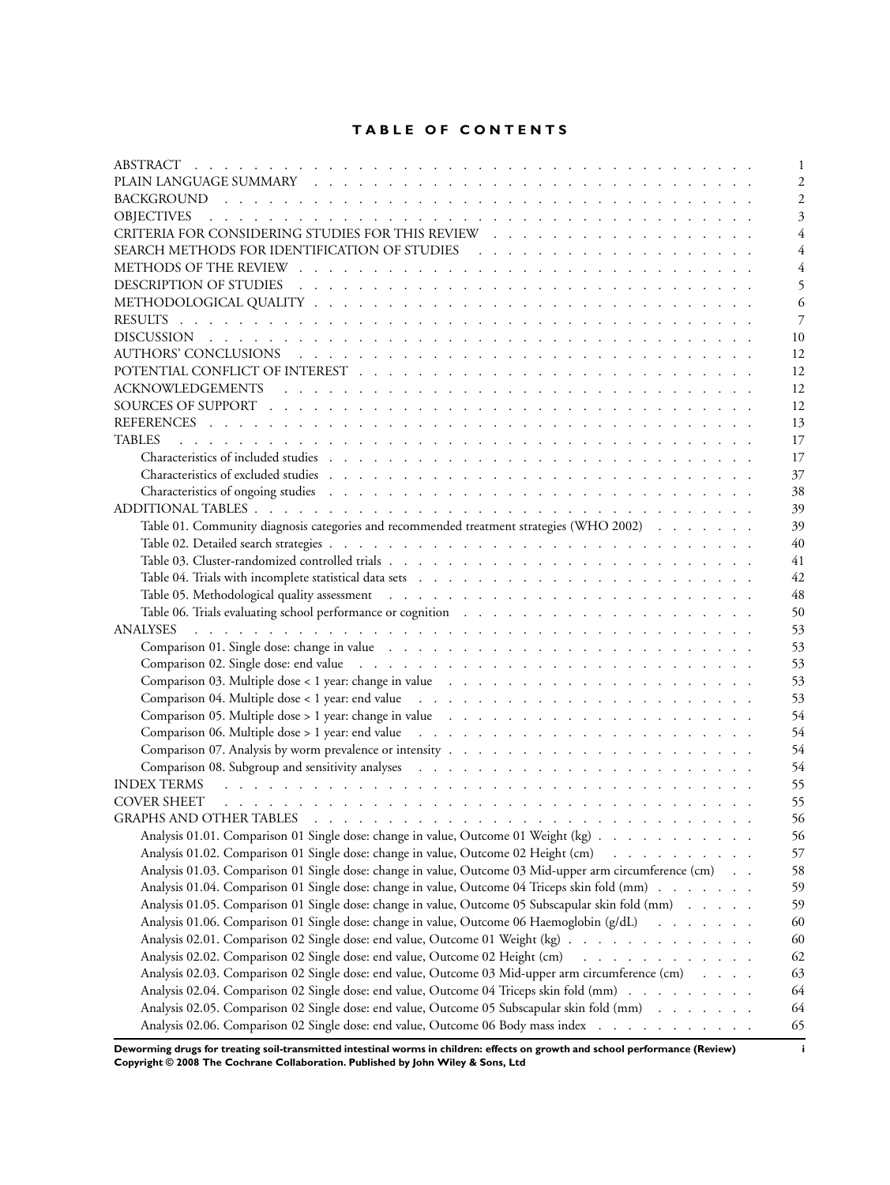# TABLE OF CONTENTS

| | |
|---|---|
| ABSTRACT | 1 |
| PLAIN LANGUAGE SUMMARY | 2 |
| BACKGROUND | 2 |
| OBJECTIVES | 3 |
| CRITERIA FOR CONSIDERING STUDIES FOR THIS REVIEW | 4 |
| SEARCH METHODS FOR IDENTIFICATION OF STUDIES | 4 |
| METHODS OF THE REVIEW | 4 |
| DESCRIPTION OF STUDIES | 5 |
| METHODOLOGICAL QUALITY | 6 |
| RESULTS | 7 |
| DISCUSSION | 10 |
| AUTHORS' CONCLUSIONS | 12 |
| POTENTIAL CONFLICT OF INTEREST | 12 |
| ACKNOWLEDGEMENTS | 12 |
| SOURCES OF SUPPORT | 12 |
| REFERENCES | 13 |
| TABLES | 17 |
| Characteristics of included studies | 17 |
| Characteristics of excluded studies | 37 |
| Characteristics of ongoing studies | 38 |
| ADDITIONAL TABLES | 39 |
| Table 01. Community diagnosis categories and recommended treatment strategies (WHO 2002) | 39 |
| Table 02. Detailed search strategies | 40 |
| Table 03. Cluster-randomized controlled trials | 41 |
| Table 04. Trials with incomplete statistical data sets | 42 |
| Table 05. Methodological quality assessment | 48 |
| Table 06. Trials evaluating school performance or cognition | 50 |
| ANALYSES | 53 |
| Comparison 01. Single dose: change in value | 53 |
| Comparison 02. Single dose: end value | 53 |
| Comparison 03. Multiple dose < 1 year: change in value | 53 |
| Comparison 04. Multiple dose < 1 year: end value | 53 |
| Comparison 05. Multiple dose > 1 year: change in value | 54 |
| Comparison 06. Multiple dose > 1 year: end value | 54 |
| Comparison 07. Analysis by worm prevalence or intensity | 54 |
| Comparison 08. Subgroup and sensitivity analyses | 54 |
| INDEX TERMS | 55 |
| COVER SHEET | 55 |
| GRAPHS AND OTHER TABLES | 56 |
| Analysis 01.01. Comparison 01 Single dose: change in value, Outcome 01 Weight (kg) | 56 |
| Analysis 01.02. Comparison 01 Single dose: change in value, Outcome 02 Height (cm) | 57 |
| Analysis 01.03. Comparison 01 Single dose: change in value, Outcome 03 Mid-upper arm circumference (cm) | 58 |
| Analysis 01.04. Comparison 01 Single dose: change in value, Outcome 04 Triceps skin fold (mm) | 59 |
| Analysis 01.05. Comparison 01 Single dose: change in value, Outcome 05 Subscapular skin fold (mm) | 59 |
| Analysis 01.06. Comparison 01 Single dose: change in value, Outcome 06 Haemoglobin (g/dL) | 60 |
| Analysis 02.01. Comparison 02 Single dose: end value, Outcome 01 Weight (kg) | 60 |
| Analysis 02.02. Comparison 02 Single dose: end value, Outcome 02 Height (cm) | 62 |
| Analysis 02.03. Comparison 02 Single dose: end value, Outcome 03 Mid-upper arm circumference (cm) | 63 |
| Analysis 02.04. Comparison 02 Single dose: end value, Outcome 04 Triceps skin fold (mm) | 64 |
| Analysis 02.05. Comparison 02 Single dose: end value, Outcome 05 Subscapular skin fold (mm) | 64 |
| Analysis 02.06. Comparison 02 Single dose: end value, Outcome 06 Body mass index | 65 |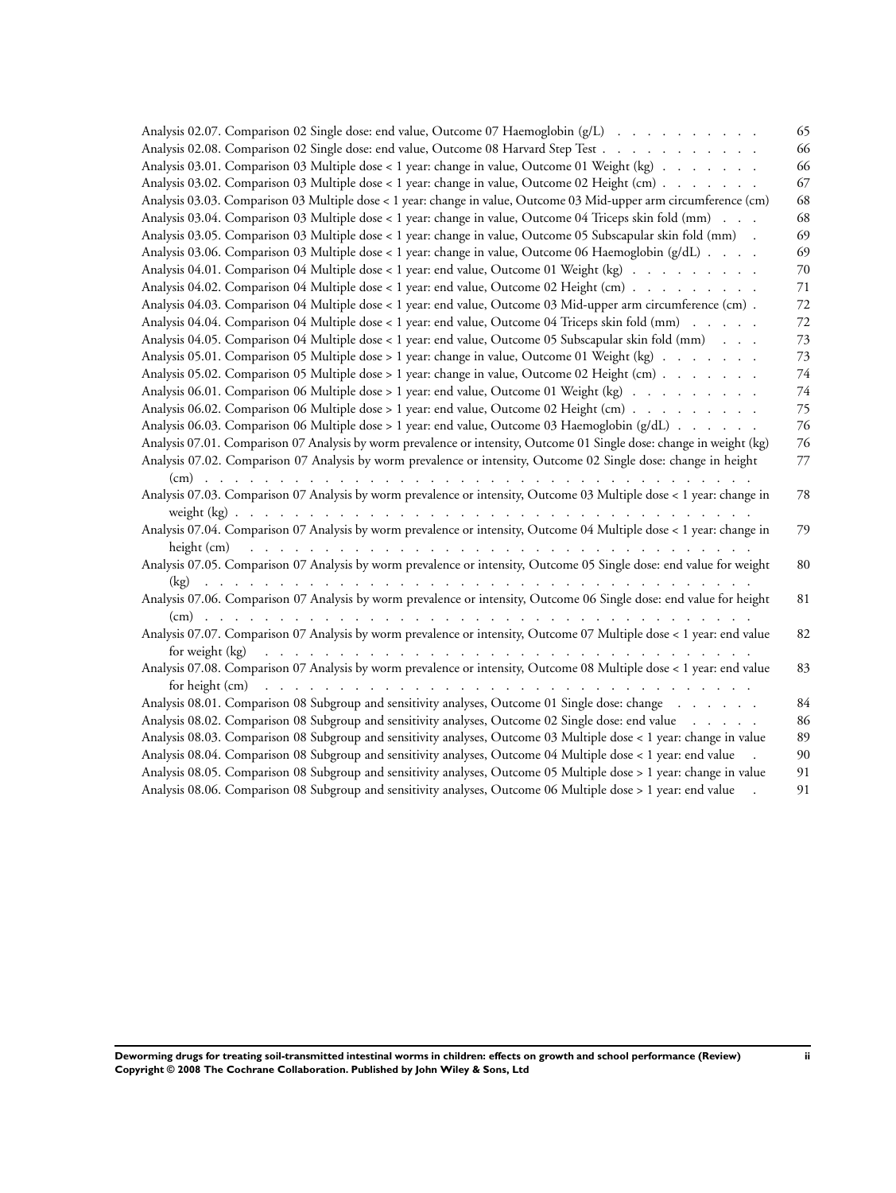Analysis 02.07. Comparison 02 Single dose: end value, Outcome 07 Haemoglobin (g/L) . . . . . . . . . . . 65
Analysis 02.08. Comparison 02 Single dose: end value, Outcome 08 Harvard Step Test . . . . . . . . . . . 66
Analysis 03.01. Comparison 03 Multiple dose < 1 year: change in value, Outcome 01 Weight (kg) . . . . . . . 66
Analysis 03.02. Comparison 03 Multiple dose < 1 year: change in value, Outcome 02 Height (cm) . . . . . . . 67
Analysis 03.03. Comparison 03 Multiple dose < 1 year: change in value, Outcome 03 Mid-upper arm circumference (cm) 68
Analysis 03.04. Comparison 03 Multiple dose < 1 year: change in value, Outcome 04 Triceps skin fold (mm) . . . 68
Analysis 03.05. Comparison 03 Multiple dose < 1 year: change in value, Outcome 05 Subscapular skin fold (mm) . 69
Analysis 03.06. Comparison 03 Multiple dose < 1 year: change in value, Outcome 06 Haemoglobin (g/dL) . . . . 69
Analysis 04.01. Comparison 04 Multiple dose < 1 year: end value, Outcome 01 Weight (kg) . . . . . . . . . 70
Analysis 04.02. Comparison 04 Multiple dose < 1 year: end value, Outcome 02 Height (cm) . . . . . . . . . 71
Analysis 04.03. Comparison 04 Multiple dose < 1 year: end value, Outcome 03 Mid-upper arm circumference (cm) . 72
Analysis 04.04. Comparison 04 Multiple dose < 1 year: end value, Outcome 04 Triceps skin fold (mm) . . . . . 72
Analysis 04.05. Comparison 04 Multiple dose < 1 year: end value, Outcome 05 Subscapular skin fold (mm) . . . 73
Analysis 05.01. Comparison 05 Multiple dose > 1 year: change in value, Outcome 01 Weight (kg) . . . . . . . 73
Analysis 05.02. Comparison 05 Multiple dose > 1 year: change in value, Outcome 02 Height (cm) . . . . . . . 74
Analysis 06.01. Comparison 06 Multiple dose > 1 year: end value, Outcome 01 Weight (kg) . . . . . . . . . 74
Analysis 06.02. Comparison 06 Multiple dose > 1 year: end value, Outcome 02 Height (cm) . . . . . . . . . 75
Analysis 06.03. Comparison 06 Multiple dose > 1 year: end value, Outcome 03 Haemoglobin (g/dL) . . . . . . 76
Analysis 07.01. Comparison 07 Analysis by worm prevalence or intensity, Outcome 01 Single dose: change in weight (kg) 76
Analysis 07.02. Comparison 07 Analysis by worm prevalence or intensity, Outcome 02 Single dose: change in height (cm) . . . . . . . . . . . . . . . . . . . . . . . . . . . . . . . . . . . . 77
Analysis 07.03. Comparison 07 Analysis by worm prevalence or intensity, Outcome 03 Multiple dose < 1 year: change in weight (kg) . . . . . . . . . . . . . . . . . . . . . . . . . . . . . . . . . . 78
Analysis 07.04. Comparison 07 Analysis by worm prevalence or intensity, Outcome 04 Multiple dose < 1 year: change in height (cm) . . . . . . . . . . . . . . . . . . . . . . . . . . . . . . . . . . 79
Analysis 07.05. Comparison 07 Analysis by worm prevalence or intensity, Outcome 05 Single dose: end value for weight (kg) . . . . . . . . . . . . . . . . . . . . . . . . . . . . . . . . . . . . 80
Analysis 07.06. Comparison 07 Analysis by worm prevalence or intensity, Outcome 06 Single dose: end value for height (cm) . . . . . . . . . . . . . . . . . . . . . . . . . . . . . . . . . . . . 81
Analysis 07.07. Comparison 07 Analysis by worm prevalence or intensity, Outcome 07 Multiple dose < 1 year: end value for weight (kg) . . . . . . . . . . . . . . . . . . . . . . . . . . . . . . . . . 82
Analysis 07.08. Comparison 07 Analysis by worm prevalence or intensity, Outcome 08 Multiple dose < 1 year: end value for height (cm) . . . . . . . . . . . . . . . . . . . . . . . . . . . . . . . . . 83
Analysis 08.01. Comparison 08 Subgroup and sensitivity analyses, Outcome 01 Single dose: change . . . . . . 84
Analysis 08.02. Comparison 08 Subgroup and sensitivity analyses, Outcome 02 Single dose: end value . . . . . 86
Analysis 08.03. Comparison 08 Subgroup and sensitivity analyses, Outcome 03 Multiple dose < 1 year: change in value 89
Analysis 08.04. Comparison 08 Subgroup and sensitivity analyses, Outcome 04 Multiple dose < 1 year: end value . 90
Analysis 08.05. Comparison 08 Subgroup and sensitivity analyses, Outcome 05 Multiple dose > 1 year: change in value 91
Analysis 08.06. Comparison 08 Subgroup and sensitivity analyses, Outcome 06 Multiple dose > 1 year: end value . 91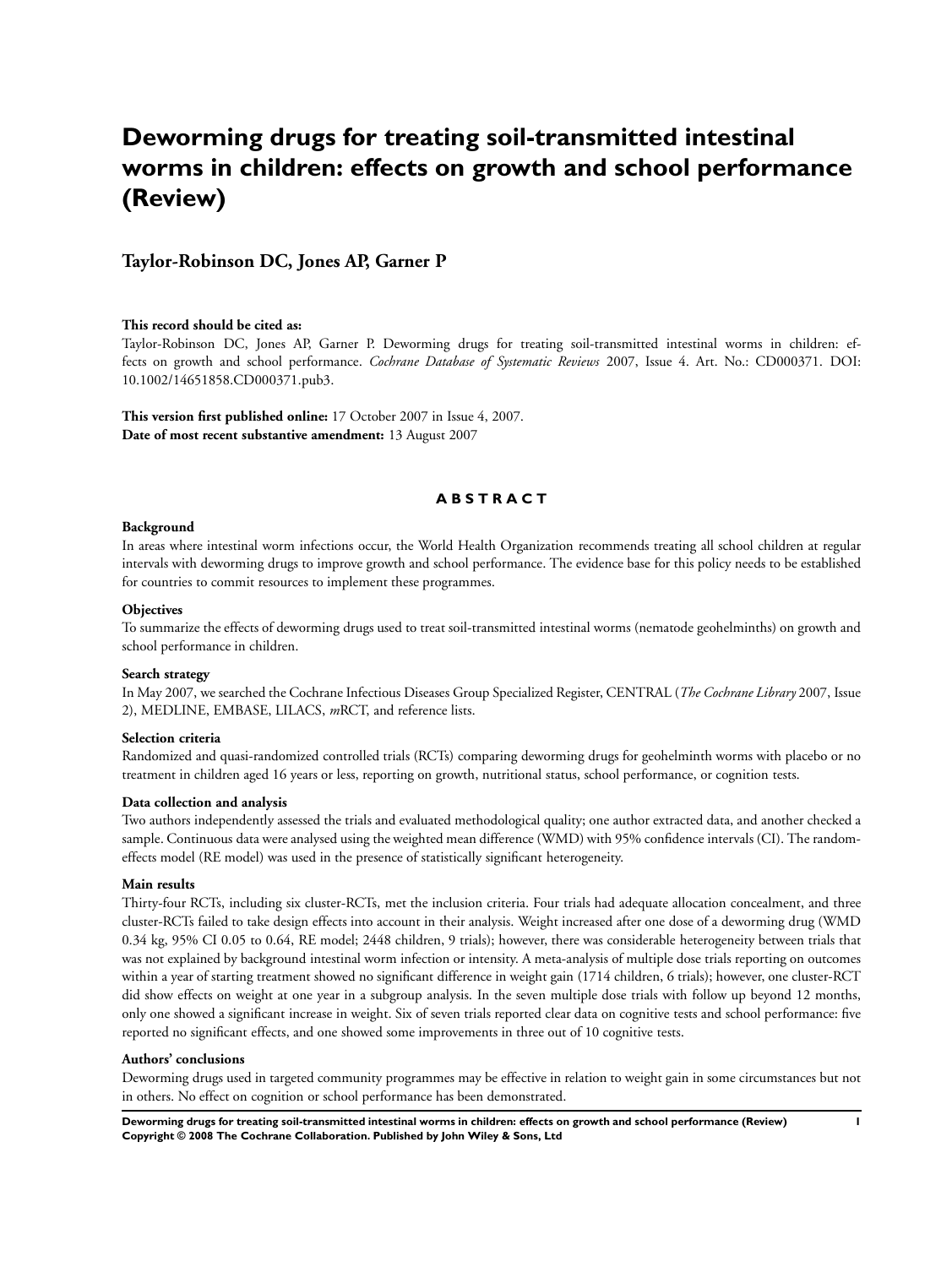# Deworming drugs for treating soil-transmitted intestinal worms in children: effects on growth and school performance (Review)

## Taylor-Robinson DC, Jones AP, Garner P

**This record should be cited as:**

Taylor-Robinson DC, Jones AP, Garner P. Deworming drugs for treating soil-transmitted intestinal worms in children: effects on growth and school performance. *Cochrane Database of Systematic Reviews* 2007, Issue 4. Art. No.: CD000371. DOI: 10.1002/14651858.CD000371.pub3.

**This version first published online:** 17 October 2007 in Issue 4, 2007.
**Date of most recent substantive amendment:** 13 August 2007

## ABSTRACT

**Background**

In areas where intestinal worm infections occur, the World Health Organization recommends treating all school children at regular intervals with deworming drugs to improve growth and school performance. The evidence base for this policy needs to be established for countries to commit resources to implement these programmes.

**Objectives**

To summarize the effects of deworming drugs used to treat soil-transmitted intestinal worms (nematode geohelminths) on growth and school performance in children.

**Search strategy**

In May 2007, we searched the Cochrane Infectious Diseases Group Specialized Register, CENTRAL (*The Cochrane Library* 2007, Issue 2), MEDLINE, EMBASE, LILACS, *m*RCT, and reference lists.

**Selection criteria**

Randomized and quasi-randomized controlled trials (RCTs) comparing deworming drugs for geohelminth worms with placebo or no treatment in children aged 16 years or less, reporting on growth, nutritional status, school performance, or cognition tests.

**Data collection and analysis**

Two authors independently assessed the trials and evaluated methodological quality; one author extracted data, and another checked a sample. Continuous data were analysed using the weighted mean difference (WMD) with 95% confidence intervals (CI). The random-effects model (RE model) was used in the presence of statistically significant heterogeneity.

**Main results**

Thirty-four RCTs, including six cluster-RCTs, met the inclusion criteria. Four trials had adequate allocation concealment, and three cluster-RCTs failed to take design effects into account in their analysis. Weight increased after one dose of a deworming drug (WMD 0.34 kg, 95% CI 0.05 to 0.64, RE model; 2448 children, 9 trials); however, there was considerable heterogeneity between trials that was not explained by background intestinal worm infection or intensity. A meta-analysis of multiple dose trials reporting on outcomes within a year of starting treatment showed no significant difference in weight gain (1714 children, 6 trials); however, one cluster-RCT did show effects on weight at one year in a subgroup analysis. In the seven multiple dose trials with follow up beyond 12 months, only one showed a significant increase in weight. Six of seven trials reported clear data on cognitive tests and school performance: five reported no significant effects, and one showed some improvements in three out of 10 cognitive tests.

**Authors' conclusions**

Deworming drugs used in targeted community programmes may be effective in relation to weight gain in some circumstances but not in others. No effect on cognition or school performance has been demonstrated.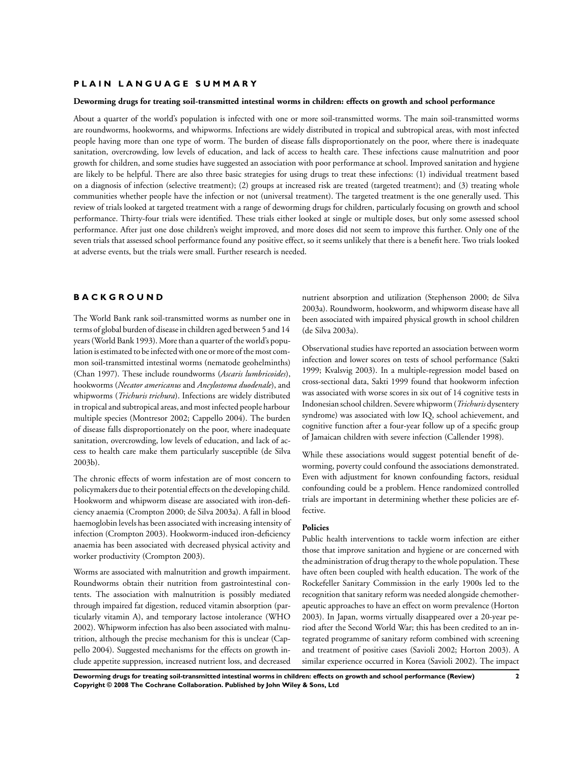# PLAIN LANGUAGE SUMMARY

**Deworming drugs for treating soil-transmitted intestinal worms in children: effects on growth and school performance**

About a quarter of the world's population is infected with one or more soil-transmitted worms. The main soil-transmitted worms are roundworms, hookworms, and whipworms. Infections are widely distributed in tropical and subtropical areas, with most infected people having more than one type of worm. The burden of disease falls disproportionately on the poor, where there is inadequate sanitation, overcrowding, low levels of education, and lack of access to health care. These infections cause malnutrition and poor growth for children, and some studies have suggested an association with poor performance at school. Improved sanitation and hygiene are likely to be helpful. There are also three basic strategies for using drugs to treat these infections: (1) individual treatment based on a diagnosis of infection (selective treatment); (2) groups at increased risk are treated (targeted treatment); and (3) treating whole communities whether people have the infection or not (universal treatment). The targeted treatment is the one generally used. This review of trials looked at targeted treatment with a range of deworming drugs for children, particularly focusing on growth and school performance. Thirty-four trials were identified. These trials either looked at single or multiple doses, but only some assessed school performance. After just one dose children's weight improved, and more doses did not seem to improve this further. Only one of the seven trials that assessed school performance found any positive effect, so it seems unlikely that there is a benefit here. Two trials looked at adverse events, but the trials were small. Further research is needed.

# BACKGROUND

The World Bank rank soil-transmitted worms as number one in terms of global burden of disease in children aged between 5 and 14 years (World Bank 1993). More than a quarter of the world's population is estimated to be infected with one or more of the most common soil-transmitted intestinal worms (nematode geohelminths) (Chan 1997). These include roundworms (*Ascaris lumbricoides*), hookworms (*Necator americanus* and *Ancylostoma duodenale*), and whipworms (*Trichuris trichura*). Infections are widely distributed in tropical and subtropical areas, and most infected people harbour multiple species (Montresor 2002; Cappello 2004). The burden of disease falls disproportionately on the poor, where inadequate sanitation, overcrowding, low levels of education, and lack of access to health care make them particularly susceptible (de Silva 2003b).

The chronic effects of worm infestation are of most concern to policymakers due to their potential effects on the developing child. Hookworm and whipworm disease are associated with iron-deficiency anaemia (Crompton 2000; de Silva 2003a). A fall in blood haemoglobin levels has been associated with increasing intensity of infection (Crompton 2003). Hookworm-induced iron-deficiency anaemia has been associated with decreased physical activity and worker productivity (Crompton 2003).

Worms are associated with malnutrition and growth impairment. Roundworms obtain their nutrition from gastrointestinal contents. The association with malnutrition is possibly mediated through impaired fat digestion, reduced vitamin absorption (particularly vitamin A), and temporary lactose intolerance (WHO 2002). Whipworm infection has also been associated with malnutrition, although the precise mechanism for this is unclear (Cappello 2004). Suggested mechanisms for the effects on growth include appetite suppression, increased nutrient loss, and decreased nutrient absorption and utilization (Stephenson 2000; de Silva 2003a). Roundworm, hookworm, and whipworm disease have all been associated with impaired physical growth in school children (de Silva 2003a).

Observational studies have reported an association between worm infection and lower scores on tests of school performance (Sakti 1999; Kvalsvig 2003). In a multiple-regression model based on cross-sectional data, Sakti 1999 found that hookworm infection was associated with worse scores in six out of 14 cognitive tests in Indonesian school children. Severe whipworm (*Trichuris* dysentery syndrome) was associated with low IQ, school achievement, and cognitive function after a four-year follow up of a specific group of Jamaican children with severe infection (Callender 1998).

While these associations would suggest potential benefit of deworming, poverty could confound the associations demonstrated. Even with adjustment for known confounding factors, residual confounding could be a problem. Hence randomized controlled trials are important in determining whether these policies are effective.

### Policies

Public health interventions to tackle worm infection are either those that improve sanitation and hygiene or are concerned with the administration of drug therapy to the whole population. These have often been coupled with health education. The work of the Rockefeller Sanitary Commission in the early 1900s led to the recognition that sanitary reform was needed alongside chemotherapeutic approaches to have an effect on worm prevalence (Horton 2003). In Japan, worms virtually disappeared over a 20-year period after the Second World War; this has been credited to an integrated programme of sanitary reform combined with screening and treatment of positive cases (Savioli 2002; Horton 2003). A similar experience occurred in Korea (Savioli 2002). The impact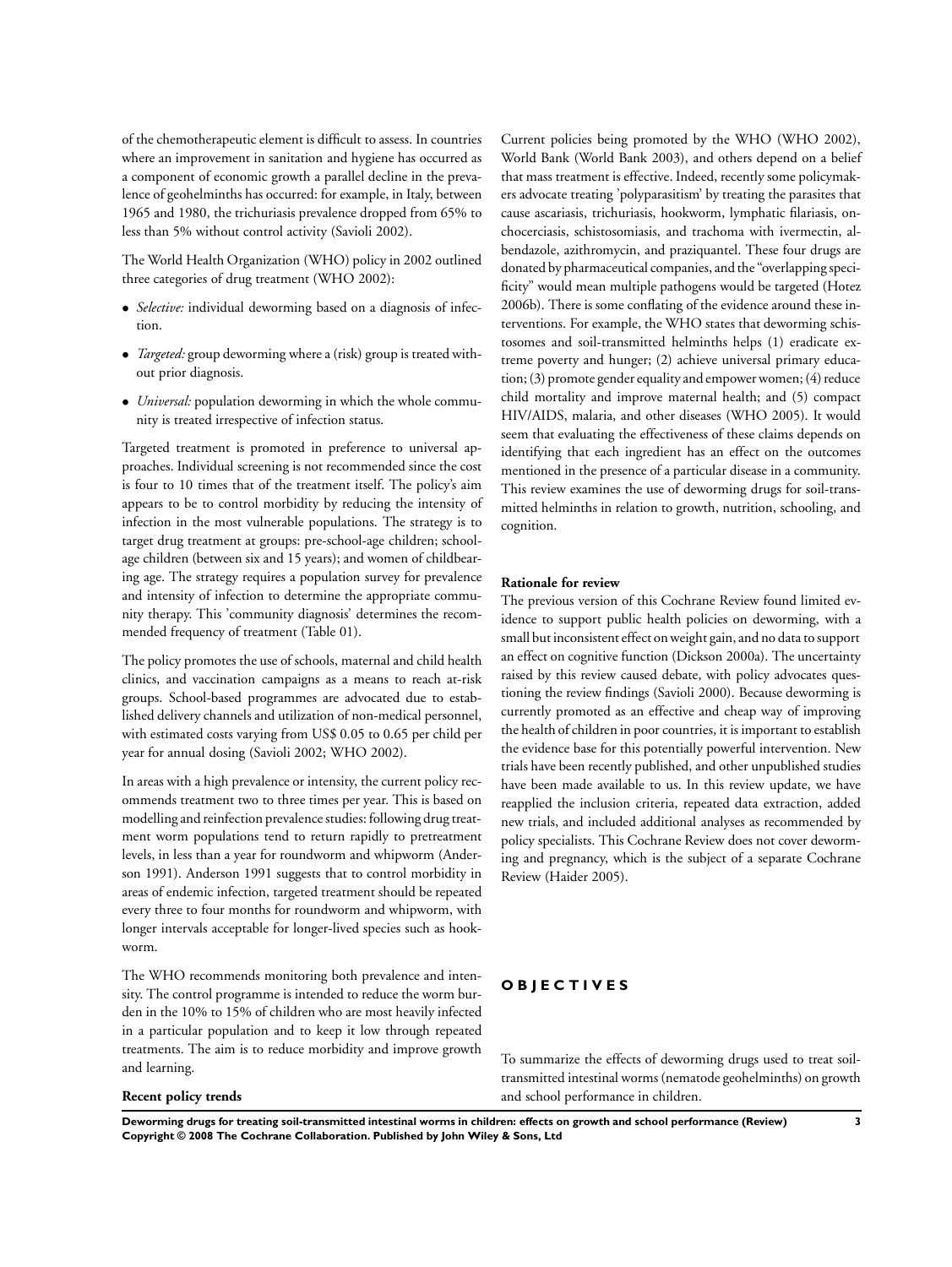of the chemotherapeutic element is difficult to assess. In countries where an improvement in sanitation and hygiene has occurred as a component of economic growth a parallel decline in the prevalence of geohelminths has occurred: for example, in Italy, between 1965 and 1980, the trichuriasis prevalence dropped from 65% to less than 5% without control activity (Savioli 2002).

The World Health Organization (WHO) policy in 2002 outlined three categories of drug treatment (WHO 2002):

- *Selective:* individual deworming based on a diagnosis of infection.
- *Targeted:* group deworming where a (risk) group is treated without prior diagnosis.
- *Universal:* population deworming in which the whole community is treated irrespective of infection status.

Targeted treatment is promoted in preference to universal approaches. Individual screening is not recommended since the cost is four to 10 times that of the treatment itself. The policy's aim appears to be to control morbidity by reducing the intensity of infection in the most vulnerable populations. The strategy is to target drug treatment at groups: pre-school-age children; school-age children (between six and 15 years); and women of childbearing age. The strategy requires a population survey for prevalence and intensity of infection to determine the appropriate community therapy. This 'community diagnosis' determines the recommended frequency of treatment (Table 01).

The policy promotes the use of schools, maternal and child health clinics, and vaccination campaigns as a means to reach at-risk groups. School-based programmes are advocated due to established delivery channels and utilization of non-medical personnel, with estimated costs varying from US$ 0.05 to 0.65 per child per year for annual dosing (Savioli 2002; WHO 2002).

In areas with a high prevalence or intensity, the current policy recommends treatment two to three times per year. This is based on modelling and reinfection prevalence studies: following drug treatment worm populations tend to return rapidly to pretreatment levels, in less than a year for roundworm and whipworm (Anderson 1991). Anderson 1991 suggests that to control morbidity in areas of endemic infection, targeted treatment should be repeated every three to four months for roundworm and whipworm, with longer intervals acceptable for longer-lived species such as hookworm.

The WHO recommends monitoring both prevalence and intensity. The control programme is intended to reduce the worm burden in the 10% to 15% of children who are most heavily infected in a particular population and to keep it low through repeated treatments. The aim is to reduce morbidity and improve growth and learning.

### Recent policy trends

Current policies being promoted by the WHO (WHO 2002), World Bank (World Bank 2003), and others depend on a belief that mass treatment is effective. Indeed, recently some policymakers advocate treating 'polyparasitism' by treating the parasites that cause ascariasis, trichuriasis, hookworm, lymphatic filariasis, onchocerciasis, schistosomiasis, and trachoma with ivermectin, albendazole, azithromycin, and praziquantel. These four drugs are donated by pharmaceutical companies, and the "overlapping specificity" would mean multiple pathogens would be targeted (Hotez 2006b). There is some conflating of the evidence around these interventions. For example, the WHO states that deworming schistosomes and soil-transmitted helminths helps (1) eradicate extreme poverty and hunger; (2) achieve universal primary education; (3) promote gender equality and empower women; (4) reduce child mortality and improve maternal health; and (5) compact HIV/AIDS, malaria, and other diseases (WHO 2005). It would seem that evaluating the effectiveness of these claims depends on identifying that each ingredient has an effect on the outcomes mentioned in the presence of a particular disease in a community. This review examines the use of deworming drugs for soil-transmitted helminths in relation to growth, nutrition, schooling, and cognition.

### Rationale for review

The previous version of this Cochrane Review found limited evidence to support public health policies on deworming, with a small but inconsistent effect on weight gain, and no data to support an effect on cognitive function (Dickson 2000a). The uncertainty raised by this review caused debate, with policy advocates questioning the review findings (Savioli 2000). Because deworming is currently promoted as an effective and cheap way of improving the health of children in poor countries, it is important to establish the evidence base for this potentially powerful intervention. New trials have been recently published, and other unpublished studies have been made available to us. In this review update, we have reapplied the inclusion criteria, repeated data extraction, added new trials, and included additional analyses as recommended by policy specialists. This Cochrane Review does not cover deworming and pregnancy, which is the subject of a separate Cochrane Review (Haider 2005).

## OBJECTIVES

To summarize the effects of deworming drugs used to treat soil-transmitted intestinal worms (nematode geohelminths) on growth and school performance in children.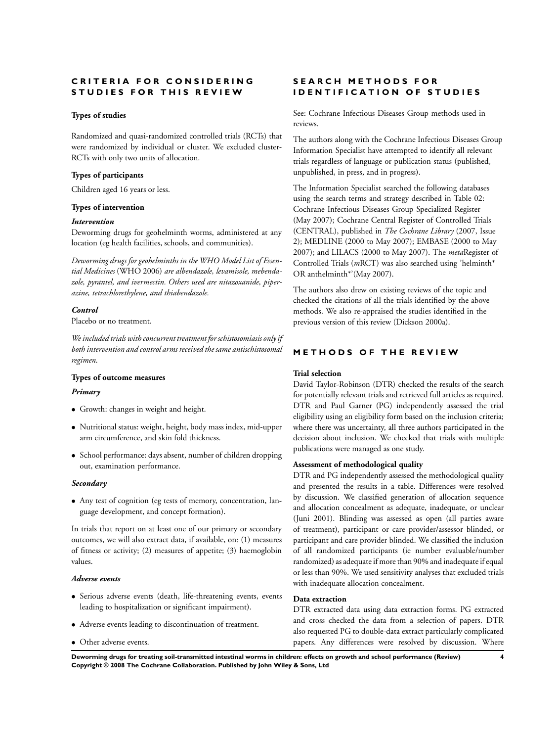## CRITERIA FOR CONSIDERING STUDIES FOR THIS REVIEW

### Types of studies

Randomized and quasi-randomized controlled trials (RCTs) that were randomized by individual or cluster. We excluded cluster-RCTs with only two units of allocation.

### Types of participants

Children aged 16 years or less.

### Types of intervention

#### *Intervention*

Deworming drugs for geohelminth worms, administered at any location (eg health facilities, schools, and communities).

*Deworming drugs for geohelminths in the WHO Model List of Essential Medicines* (WHO 2006) *are albendazole, levamisole, mebendazole, pyrantel, and ivermectin. Others used are nitazoxanide, piperazine, tetrachlorethylene, and thiabendazole.*

#### *Control*

Placebo or no treatment.

*We included trials with concurrent treatment for schistosomiasis only if both intervention and control arms received the same antischistosomal regimen.*

### Types of outcome measures

#### *Primary*

- Growth: changes in weight and height.
- Nutritional status: weight, height, body mass index, mid-upper arm circumference, and skin fold thickness.
- School performance: days absent, number of children dropping out, examination performance.

#### *Secondary*

- Any test of cognition (eg tests of memory, concentration, language development, and concept formation).

In trials that report on at least one of our primary or secondary outcomes, we will also extract data, if available, on: (1) measures of fitness or activity; (2) measures of appetite; (3) haemoglobin values.

#### *Adverse events*

- Serious adverse events (death, life-threatening events, events leading to hospitalization or significant impairment).
- Adverse events leading to discontinuation of treatment.
- Other adverse events.

## SEARCH METHODS FOR IDENTIFICATION OF STUDIES

See: Cochrane Infectious Diseases Group methods used in reviews.

The authors along with the Cochrane Infectious Diseases Group Information Specialist have attempted to identify all relevant trials regardless of language or publication status (published, unpublished, in press, and in progress).

The Information Specialist searched the following databases using the search terms and strategy described in Table 02: Cochrane Infectious Diseases Group Specialized Register (May 2007); Cochrane Central Register of Controlled Trials (CENTRAL), published in *The Cochrane Library* (2007, Issue 2); MEDLINE (2000 to May 2007); EMBASE (2000 to May 2007); and LILACS (2000 to May 2007). The *meta*Register of Controlled Trials (*m*RCT) was also searched using 'helminth* OR anthelminth*'(May 2007).

The authors also drew on existing reviews of the topic and checked the citations of all the trials identified by the above methods. We also re-appraised the studies identified in the previous version of this review (Dickson 2000a).

## METHODS OF THE REVIEW

### Trial selection

David Taylor-Robinson (DTR) checked the results of the search for potentially relevant trials and retrieved full articles as required. DTR and Paul Garner (PG) independently assessed the trial eligibility using an eligibility form based on the inclusion criteria; where there was uncertainty, all three authors participated in the decision about inclusion. We checked that trials with multiple publications were managed as one study.

### Assessment of methodological quality

DTR and PG independently assessed the methodological quality and presented the results in a table. Differences were resolved by discussion. We classified generation of allocation sequence and allocation concealment as adequate, inadequate, or unclear (Juni 2001). Blinding was assessed as open (all parties aware of treatment), participant or care provider/assessor blinded, or participant and care provider blinded. We classified the inclusion of all randomized participants (ie number evaluable/number randomized) as adequate if more than 90% and inadequate if equal or less than 90%. We used sensitivity analyses that excluded trials with inadequate allocation concealment.

### Data extraction

DTR extracted data using data extraction forms. PG extracted and cross checked the data from a selection of papers. DTR also requested PG to double-data extract particularly complicated papers. Any differences were resolved by discussion. Where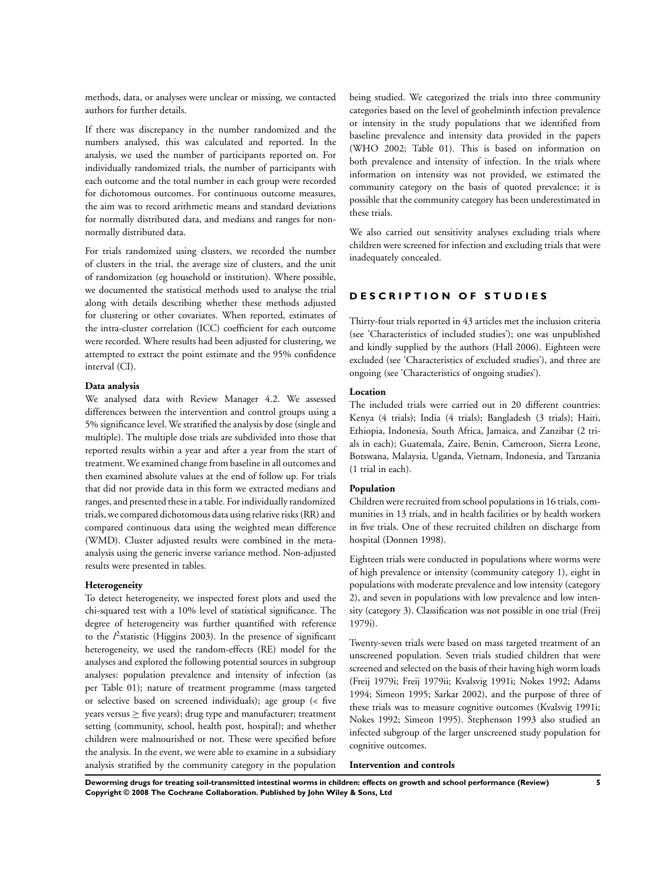methods, data, or analyses were unclear or missing, we contacted authors for further details.

If there was discrepancy in the number randomized and the numbers analysed, this was calculated and reported. In the analysis, we used the number of participants reported on. For individually randomized trials, the number of participants with each outcome and the total number in each group were recorded for dichotomous outcomes. For continuous outcome measures, the aim was to record arithmetic means and standard deviations for normally distributed data, and medians and ranges for non-normally distributed data.

For trials randomized using clusters, we recorded the number of clusters in the trial, the average size of clusters, and the unit of randomization (eg household or institution). Where possible, we documented the statistical methods used to analyse the trial along with details describing whether these methods adjusted for clustering or other covariates. When reported, estimates of the intra-cluster correlation (ICC) coefficient for each outcome were recorded. Where results had been adjusted for clustering, we attempted to extract the point estimate and the 95% confidence interval (CI).

**Data analysis**

We analysed data with Review Manager 4.2. We assessed differences between the intervention and control groups using a 5% significance level. We stratified the analysis by dose (single and multiple). The multiple dose trials are subdivided into those that reported results within a year and after a year from the start of treatment. We examined change from baseline in all outcomes and then examined absolute values at the end of follow up. For trials that did not provide data in this form we extracted medians and ranges, and presented these in a table. For individually randomized trials, we compared dichotomous data using relative risks (RR) and compared continuous data using the weighted mean difference (WMD). Cluster adjusted results were combined in the meta-analysis using the generic inverse variance method. Non-adjusted results were presented in tables.

**Heterogeneity**

To detect heterogeneity, we inspected forest plots and used the chi-squared test with a 10% level of statistical significance. The degree of heterogeneity was further quantified with reference to the $I^2$ statistic (Higgins 2003). In the presence of significant heterogeneity, we used the random-effects (RE) model for the analyses and explored the following potential sources in subgroup analyses: population prevalence and intensity of infection (as per Table 01); nature of treatment programme (mass targeted or selective based on screened individuals); age group (< five years versus ≥ five years); drug type and manufacturer; treatment setting (community, school, health post, hospital); and whether children were malnourished or not. These were specified before the analysis. In the event, we were able to examine in a subsidiary analysis stratified by the community category in the population being studied. We categorized the trials into three community categories based on the level of geohelminth infection prevalence or intensity in the study populations that we identified from baseline prevalence and intensity data provided in the papers (WHO 2002; Table 01). This is based on information on both prevalence and intensity of infection. In the trials where information on intensity was not provided, we estimated the community category on the basis of quoted prevalence; it is possible that the community category has been underestimated in these trials.

We also carried out sensitivity analyses excluding trials where children were screened for infection and excluding trials that were inadequately concealed.

## DESCRIPTION OF STUDIES

Thirty-four trials reported in 43 articles met the inclusion criteria (see 'Characteristics of included studies'); one was unpublished and kindly supplied by the authors (Hall 2006). Eighteen were excluded (see 'Characteristics of excluded studies'), and three are ongoing (see 'Characteristics of ongoing studies').

**Location**

The included trials were carried out in 20 different countries: Kenya (4 trials); India (4 trials); Bangladesh (3 trials); Haiti, Ethiopia, Indonesia, South Africa, Jamaica, and Zanzibar (2 trials in each); Guatemala, Zaire, Benin, Cameroon, Sierra Leone, Botswana, Malaysia, Uganda, Vietnam, Indonesia, and Tanzania (1 trial in each).

**Population**

Children were recruited from school populations in 16 trials, communities in 13 trials, and in health facilities or by health workers in five trials. One of these recruited children on discharge from hospital (Donnen 1998).

Eighteen trials were conducted in populations where worms were of high prevalence or intensity (community category 1), eight in populations with moderate prevalence and low intensity (category 2), and seven in populations with low prevalence and low intensity (category 3). Classification was not possible in one trial (Freij 1979i).

Twenty-seven trials were based on mass targeted treatment of an unscreened population. Seven trials studied children that were screened and selected on the basis of their having high worm loads (Freij 1979i; Freij 1979ii; Kvalsvig 1991i; Nokes 1992; Adams 1994; Simeon 1995; Sarkar 2002), and the purpose of three of these trials was to measure cognitive outcomes (Kvalsvig 1991i; Nokes 1992; Simeon 1995). Stephenson 1993 also studied an infected subgroup of the larger unscreened study population for cognitive outcomes.

**Intervention and controls**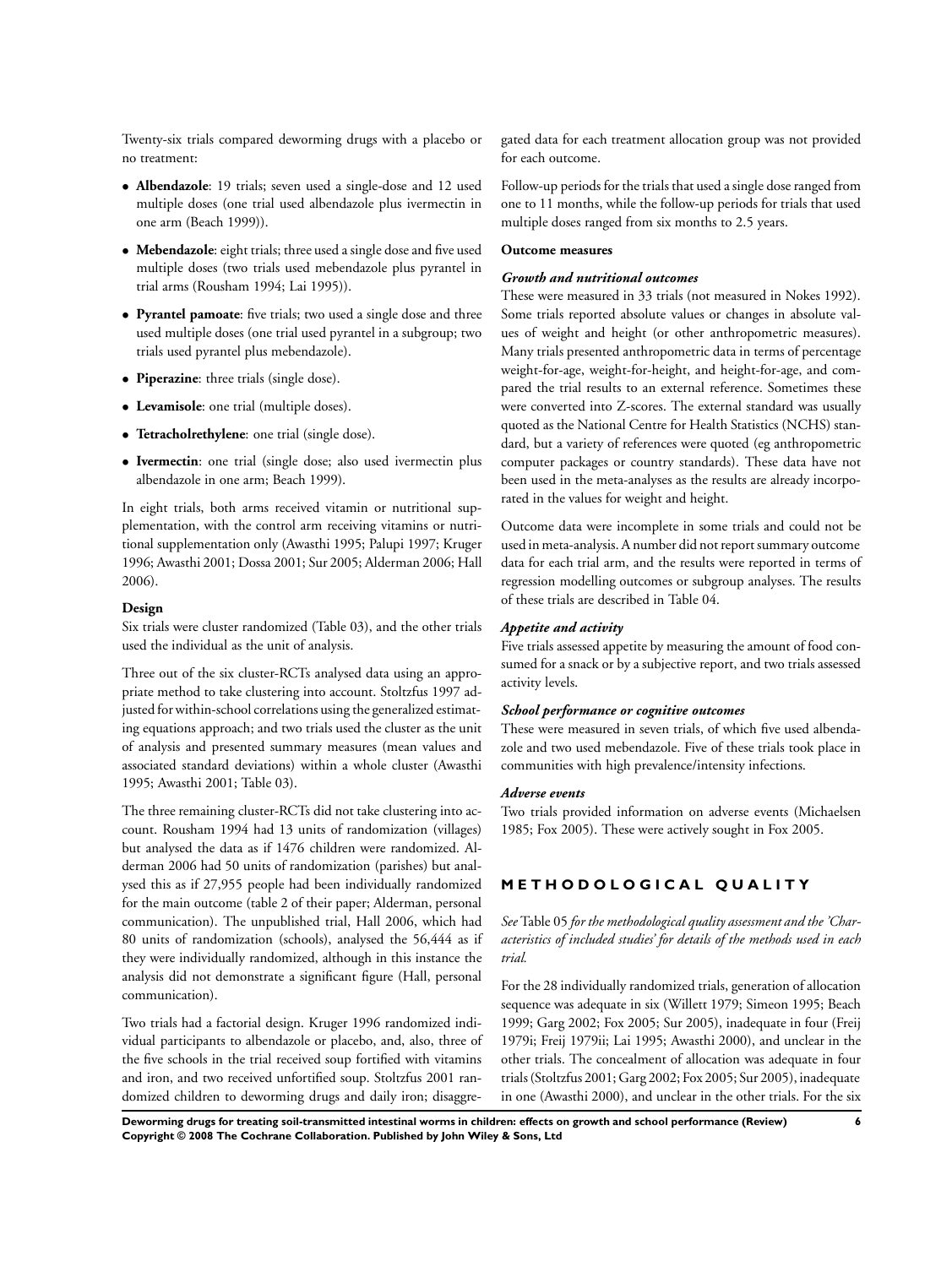Twenty-six trials compared deworming drugs with a placebo or no treatment:

- **Albendazole**: 19 trials; seven used a single-dose and 12 used multiple doses (one trial used albendazole plus ivermectin in one arm (Beach 1999)).
- **Mebendazole**: eight trials; three used a single dose and five used multiple doses (two trials used mebendazole plus pyrantel in trial arms (Rousham 1994; Lai 1995)).
- **Pyrantel pamoate**: five trials; two used a single dose and three used multiple doses (one trial used pyrantel in a subgroup; two trials used pyrantel plus mebendazole).
- **Piperazine**: three trials (single dose).
- **Levamisole**: one trial (multiple doses).
- **Tetracholrethylene**: one trial (single dose).
- **Ivermectin**: one trial (single dose; also used ivermectin plus albendazole in one arm; Beach 1999).

In eight trials, both arms received vitamin or nutritional supplementation, with the control arm receiving vitamins or nutritional supplementation only (Awasthi 1995; Palupi 1997; Kruger 1996; Awasthi 2001; Dossa 2001; Sur 2005; Alderman 2006; Hall 2006).

#### Design

Six trials were cluster randomized (Table 03), and the other trials used the individual as the unit of analysis.

Three out of the six cluster-RCTs analysed data using an appropriate method to take clustering into account. Stoltzfus 1997 adjusted for within-school correlations using the generalized estimating equations approach; and two trials used the cluster as the unit of analysis and presented summary measures (mean values and associated standard deviations) within a whole cluster (Awasthi 1995; Awasthi 2001; Table 03).

The three remaining cluster-RCTs did not take clustering into account. Rousham 1994 had 13 units of randomization (villages) but analysed the data as if 1476 children were randomized. Alderman 2006 had 50 units of randomization (parishes) but analysed this as if 27,955 people had been individually randomized for the main outcome (table 2 of their paper; Alderman, personal communication). The unpublished trial, Hall 2006, which had 80 units of randomization (schools), analysed the 56,444 as if they were individually randomized, although in this instance the analysis did not demonstrate a significant figure (Hall, personal communication).

Two trials had a factorial design. Kruger 1996 randomized individual participants to albendazole or placebo, and, also, three of the five schools in the trial received soup fortified with vitamins and iron, and two received unfortified soup. Stoltzfus 2001 randomized children to deworming drugs and daily iron; disaggregated data for each treatment allocation group was not provided for each outcome.

Follow-up periods for the trials that used a single dose ranged from one to 11 months, while the follow-up periods for trials that used multiple doses ranged from six months to 2.5 years.

#### Outcome measures

##### *Growth and nutritional outcomes*

These were measured in 33 trials (not measured in Nokes 1992). Some trials reported absolute values or changes in absolute values of weight and height (or other anthropometric measures). Many trials presented anthropometric data in terms of percentage weight-for-age, weight-for-height, and height-for-age, and compared the trial results to an external reference. Sometimes these were converted into Z-scores. The external standard was usually quoted as the National Centre for Health Statistics (NCHS) standard, but a variety of references were quoted (eg anthropometric computer packages or country standards). These data have not been used in the meta-analyses as the results are already incorporated in the values for weight and height.

Outcome data were incomplete in some trials and could not be used in meta-analysis. A number did not report summary outcome data for each trial arm, and the results were reported in terms of regression modelling outcomes or subgroup analyses. The results of these trials are described in Table 04.

##### *Appetite and activity*

Five trials assessed appetite by measuring the amount of food consumed for a snack or by a subjective report, and two trials assessed activity levels.

##### *School performance or cognitive outcomes*

These were measured in seven trials, of which five used albendazole and two used mebendazole. Five of these trials took place in communities with high prevalence/intensity infections.

##### *Adverse events*

Two trials provided information on adverse events (Michaelsen 1985; Fox 2005). These were actively sought in Fox 2005.

## METHODOLOGICAL QUALITY

*See* Table 05 *for the methodological quality assessment and the 'Characteristics of included studies' for details of the methods used in each trial.*

For the 28 individually randomized trials, generation of allocation sequence was adequate in six (Willett 1979; Simeon 1995; Beach 1999; Garg 2002; Fox 2005; Sur 2005), inadequate in four (Freij 1979i; Freij 1979ii; Lai 1995; Awasthi 2000), and unclear in the other trials. The concealment of allocation was adequate in four trials (Stoltzfus 2001; Garg 2002; Fox 2005; Sur 2005), inadequate in one (Awasthi 2000), and unclear in the other trials. For the six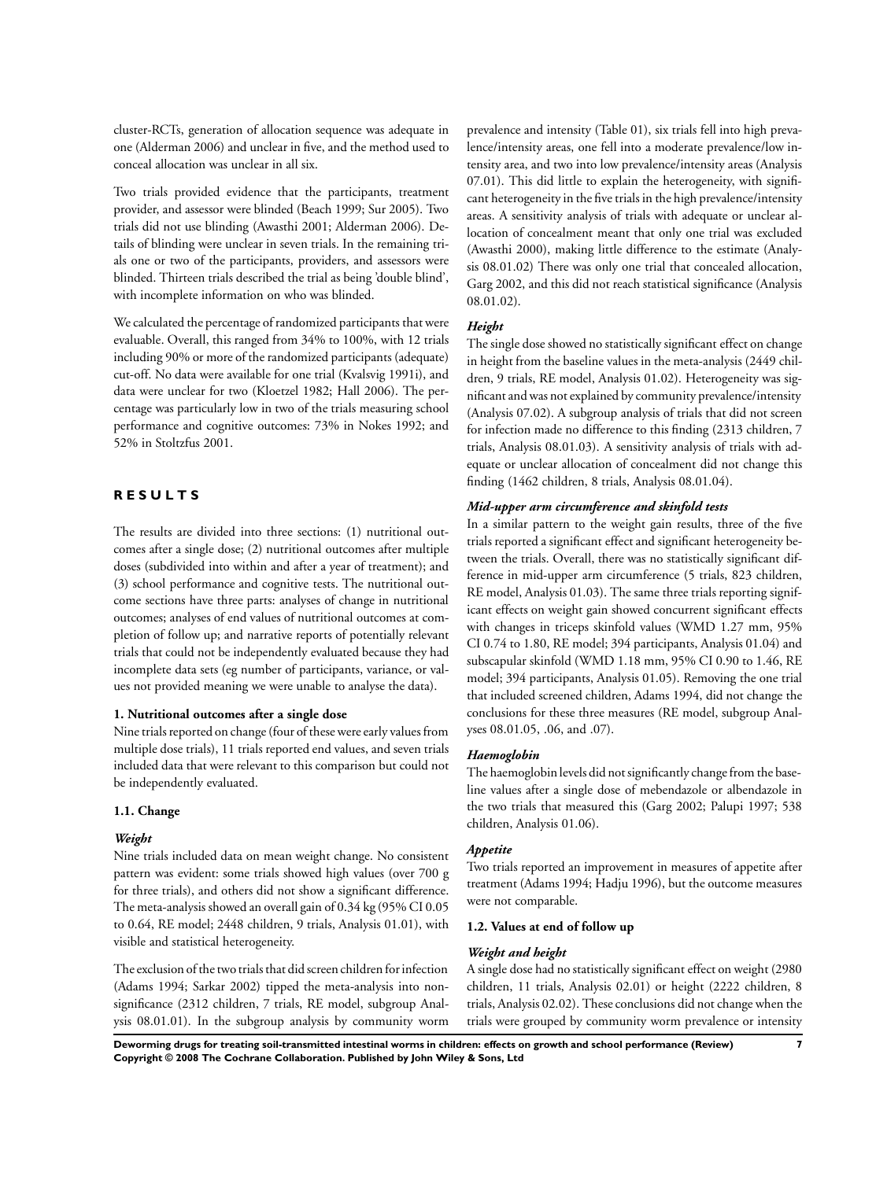cluster-RCTs, generation of allocation sequence was adequate in one (Alderman 2006) and unclear in five, and the method used to conceal allocation was unclear in all six.

Two trials provided evidence that the participants, treatment provider, and assessor were blinded (Beach 1999; Sur 2005). Two trials did not use blinding (Awasthi 2001; Alderman 2006). Details of blinding were unclear in seven trials. In the remaining trials one or two of the participants, providers, and assessors were blinded. Thirteen trials described the trial as being 'double blind', with incomplete information on who was blinded.

We calculated the percentage of randomized participants that were evaluable. Overall, this ranged from 34% to 100%, with 12 trials including 90% or more of the randomized participants (adequate) cut-off. No data were available for one trial (Kvalsvig 1991i), and data were unclear for two (Kloetzel 1982; Hall 2006). The percentage was particularly low in two of the trials measuring school performance and cognitive outcomes: 73% in Nokes 1992; and 52% in Stoltzfus 2001.

# RESULTS

The results are divided into three sections: (1) nutritional outcomes after a single dose; (2) nutritional outcomes after multiple doses (subdivided into within and after a year of treatment); and (3) school performance and cognitive tests. The nutritional outcome sections have three parts: analyses of change in nutritional outcomes; analyses of end values of nutritional outcomes at completion of follow up; and narrative reports of potentially relevant trials that could not be independently evaluated because they had incomplete data sets (eg number of participants, variance, or values not provided meaning we were unable to analyse the data).

### 1. Nutritional outcomes after a single dose

Nine trials reported on change (four of these were early values from multiple dose trials), 11 trials reported end values, and seven trials included data that were relevant to this comparison but could not be independently evaluated.

### 1.1. Change

#### *Weight*

Nine trials included data on mean weight change. No consistent pattern was evident: some trials showed high values (over 700 g for three trials), and others did not show a significant difference. The meta-analysis showed an overall gain of 0.34 kg (95% CI 0.05 to 0.64, RE model; 2448 children, 9 trials, Analysis 01.01), with visible and statistical heterogeneity.

The exclusion of the two trials that did screen children for infection (Adams 1994; Sarkar 2002) tipped the meta-analysis into non-significance (2312 children, 7 trials, RE model, subgroup Analysis 08.01.01). In the subgroup analysis by community worm prevalence and intensity (Table 01), six trials fell into high prevalence/intensity areas, one fell into a moderate prevalence/low intensity area, and two into low prevalence/intensity areas (Analysis 07.01). This did little to explain the heterogeneity, with significant heterogeneity in the five trials in the high prevalence/intensity areas. A sensitivity analysis of trials with adequate or unclear allocation of concealment meant that only one trial was excluded (Awasthi 2000), making little difference to the estimate (Analysis 08.01.02) There was only one trial that concealed allocation, Garg 2002, and this did not reach statistical significance (Analysis 08.01.02).

#### *Height*

The single dose showed no statistically significant effect on change in height from the baseline values in the meta-analysis (2449 children, 9 trials, RE model, Analysis 01.02). Heterogeneity was significant and was not explained by community prevalence/intensity (Analysis 07.02). A subgroup analysis of trials that did not screen for infection made no difference to this finding (2313 children, 7 trials, Analysis 08.01.03). A sensitivity analysis of trials with adequate or unclear allocation of concealment did not change this finding (1462 children, 8 trials, Analysis 08.01.04).

#### *Mid-upper arm circumference and skinfold tests*

In a similar pattern to the weight gain results, three of the five trials reported a significant effect and significant heterogeneity between the trials. Overall, there was no statistically significant difference in mid-upper arm circumference (5 trials, 823 children, RE model, Analysis 01.03). The same three trials reporting significant effects on weight gain showed concurrent significant effects with changes in triceps skinfold values (WMD 1.27 mm, 95% CI 0.74 to 1.80, RE model; 394 participants, Analysis 01.04) and subscapular skinfold (WMD 1.18 mm, 95% CI 0.90 to 1.46, RE model; 394 participants, Analysis 01.05). Removing the one trial that included screened children, Adams 1994, did not change the conclusions for these three measures (RE model, subgroup Analyses 08.01.05, .06, and .07).

#### *Haemoglobin*

The haemoglobin levels did not significantly change from the baseline values after a single dose of mebendazole or albendazole in the two trials that measured this (Garg 2002; Palupi 1997; 538 children, Analysis 01.06).

#### *Appetite*

Two trials reported an improvement in measures of appetite after treatment (Adams 1994; Hadju 1996), but the outcome measures were not comparable.

### 1.2. Values at end of follow up

#### *Weight and height*

A single dose had no statistically significant effect on weight (2980 children, 11 trials, Analysis 02.01) or height (2222 children, 8 trials, Analysis 02.02). These conclusions did not change when the trials were grouped by community worm prevalence or intensity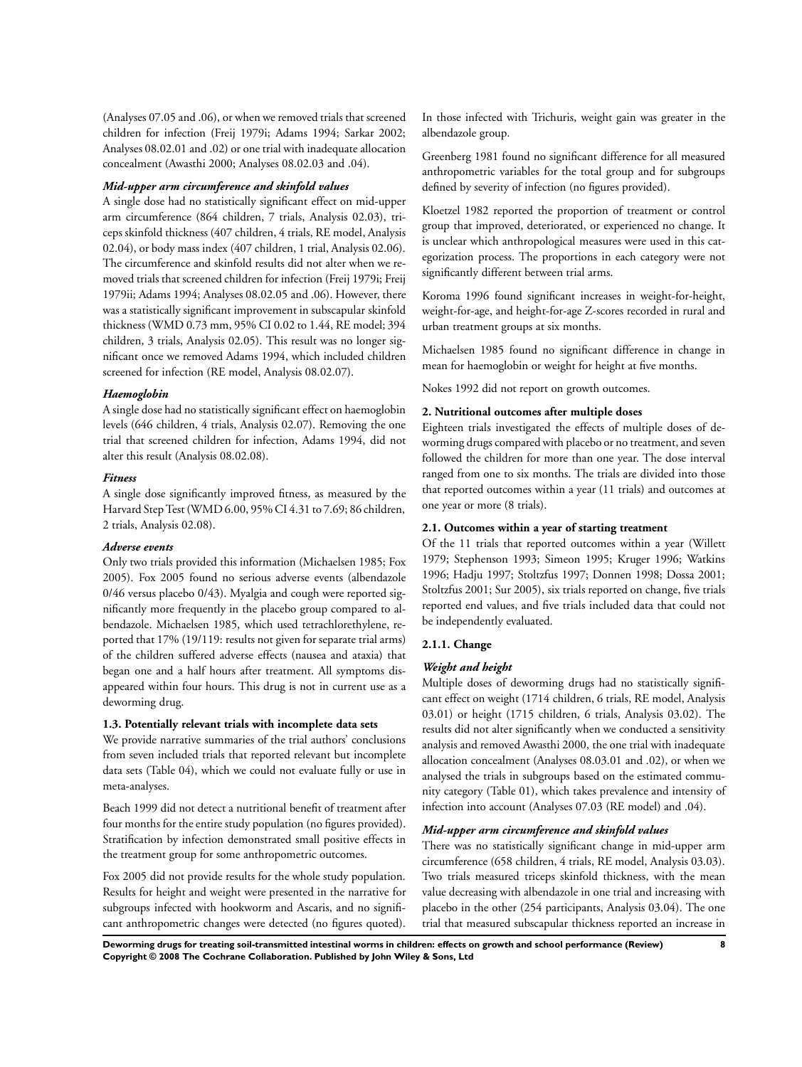(Analyses 07.05 and .06), or when we removed trials that screened children for infection (Freij 1979i; Adams 1994; Sarkar 2002; Analyses 08.02.01 and .02) or one trial with inadequate allocation concealment (Awasthi 2000; Analyses 08.02.03 and .04).

### *Mid-upper arm circumference and skinfold values*

A single dose had no statistically significant effect on mid-upper arm circumference (864 children, 7 trials, Analysis 02.03), triceps skinfold thickness (407 children, 4 trials, RE model, Analysis 02.04), or body mass index (407 children, 1 trial, Analysis 02.06). The circumference and skinfold results did not alter when we removed trials that screened children for infection (Freij 1979i; Freij 1979ii; Adams 1994; Analyses 08.02.05 and .06). However, there was a statistically significant improvement in subscapular skinfold thickness (WMD 0.73 mm, 95% CI 0.02 to 1.44, RE model; 394 children, 3 trials, Analysis 02.05). This result was no longer significant once we removed Adams 1994, which included children screened for infection (RE model, Analysis 08.02.07).

### *Haemoglobin*

A single dose had no statistically significant effect on haemoglobin levels (646 children, 4 trials, Analysis 02.07). Removing the one trial that screened children for infection, Adams 1994, did not alter this result (Analysis 08.02.08).

### *Fitness*

A single dose significantly improved fitness, as measured by the Harvard Step Test (WMD 6.00, 95% CI 4.31 to 7.69; 86 children, 2 trials, Analysis 02.08).

### *Adverse events*

Only two trials provided this information (Michaelsen 1985; Fox 2005). Fox 2005 found no serious adverse events (albendazole 0/46 versus placebo 0/43). Myalgia and cough were reported significantly more frequently in the placebo group compared to albendazole. Michaelsen 1985, which used tetrachlorethylene, reported that 17% (19/119: results not given for separate trial arms) of the children suffered adverse effects (nausea and ataxia) that began one and a half hours after treatment. All symptoms disappeared within four hours. This drug is not in current use as a deworming drug.

### **1.3. Potentially relevant trials with incomplete data sets**

We provide narrative summaries of the trial authors' conclusions from seven included trials that reported relevant but incomplete data sets (Table 04), which we could not evaluate fully or use in meta-analyses.

Beach 1999 did not detect a nutritional benefit of treatment after four months for the entire study population (no figures provided). Stratification by infection demonstrated small positive effects in the treatment group for some anthropometric outcomes.

Fox 2005 did not provide results for the whole study population. Results for height and weight were presented in the narrative for subgroups infected with hookworm and Ascaris, and no significant anthropometric changes were detected (no figures quoted). In those infected with Trichuris, weight gain was greater in the albendazole group.

Greenberg 1981 found no significant difference for all measured anthropometric variables for the total group and for subgroups defined by severity of infection (no figures provided).

Kloetzel 1982 reported the proportion of treatment or control group that improved, deteriorated, or experienced no change. It is unclear which anthropological measures were used in this categorization process. The proportions in each category were not significantly different between trial arms.

Koroma 1996 found significant increases in weight-for-height, weight-for-age, and height-for-age Z-scores recorded in rural and urban treatment groups at six months.

Michaelsen 1985 found no significant difference in change in mean for haemoglobin or weight for height at five months.

Nokes 1992 did not report on growth outcomes.

### **2. Nutritional outcomes after multiple doses**

Eighteen trials investigated the effects of multiple doses of deworming drugs compared with placebo or no treatment, and seven followed the children for more than one year. The dose interval ranged from one to six months. The trials are divided into those that reported outcomes within a year (11 trials) and outcomes at one year or more (8 trials).

### **2.1. Outcomes within a year of starting treatment**

Of the 11 trials that reported outcomes within a year (Willett 1979; Stephenson 1993; Simeon 1995; Kruger 1996; Watkins 1996; Hadju 1997; Stoltzfus 1997; Donnen 1998; Dossa 2001; Stoltzfus 2001; Sur 2005), six trials reported on change, five trials reported end values, and five trials included data that could not be independently evaluated.

### **2.1.1. Change**

### *Weight and height*

Multiple doses of deworming drugs had no statistically significant effect on weight (1714 children, 6 trials, RE model, Analysis 03.01) or height (1715 children, 6 trials, Analysis 03.02). The results did not alter significantly when we conducted a sensitivity analysis and removed Awasthi 2000, the one trial with inadequate allocation concealment (Analyses 08.03.01 and .02), or when we analysed the trials in subgroups based on the estimated community category (Table 01), which takes prevalence and intensity of infection into account (Analyses 07.03 (RE model) and .04).

### *Mid-upper arm circumference and skinfold values*

There was no statistically significant change in mid-upper arm circumference (658 children, 4 trials, RE model, Analysis 03.03). Two trials measured triceps skinfold thickness, with the mean value decreasing with albendazole in one trial and increasing with placebo in the other (254 participants, Analysis 03.04). The one trial that measured subscapular thickness reported an increase in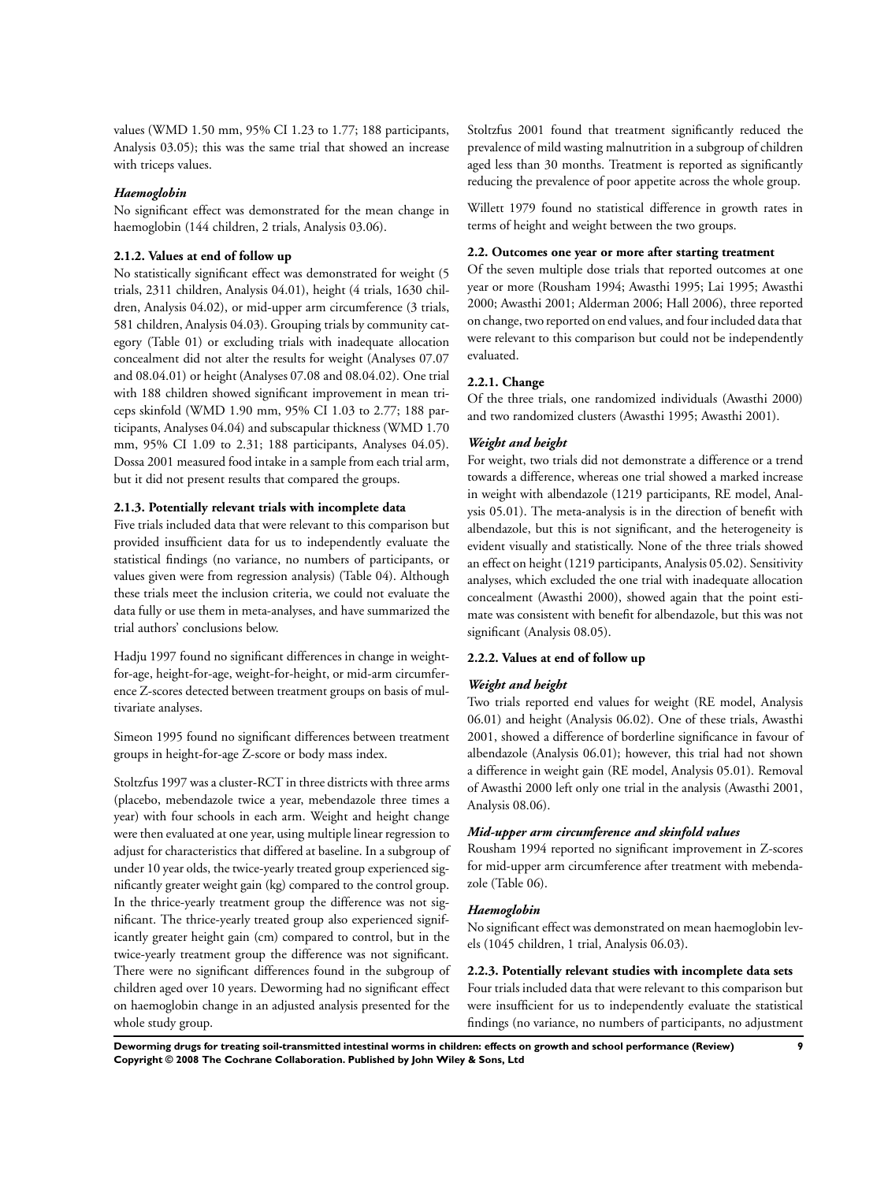values (WMD 1.50 mm, 95% CI 1.23 to 1.77; 188 participants, Analysis 03.05); this was the same trial that showed an increase with triceps values.

***Haemoglobin***

No significant effect was demonstrated for the mean change in haemoglobin (144 children, 2 trials, Analysis 03.06).

**2.1.2. Values at end of follow up**

No statistically significant effect was demonstrated for weight (5 trials, 2311 children, Analysis 04.01), height (4 trials, 1630 children, Analysis 04.02), or mid-upper arm circumference (3 trials, 581 children, Analysis 04.03). Grouping trials by community category (Table 01) or excluding trials with inadequate allocation concealment did not alter the results for weight (Analyses 07.07 and 08.04.01) or height (Analyses 07.08 and 08.04.02). One trial with 188 children showed significant improvement in mean triceps skinfold (WMD 1.90 mm, 95% CI 1.03 to 2.77; 188 participants, Analyses 04.04) and subscapular thickness (WMD 1.70 mm, 95% CI 1.09 to 2.31; 188 participants, Analyses 04.05). Dossa 2001 measured food intake in a sample from each trial arm, but it did not present results that compared the groups.

**2.1.3. Potentially relevant trials with incomplete data**

Five trials included data that were relevant to this comparison but provided insufficient data for us to independently evaluate the statistical findings (no variance, no numbers of participants, or values given were from regression analysis) (Table 04). Although these trials meet the inclusion criteria, we could not evaluate the data fully or use them in meta-analyses, and have summarized the trial authors' conclusions below.

Hadju 1997 found no significant differences in change in weight-for-age, height-for-age, weight-for-height, or mid-arm circumference Z-scores detected between treatment groups on basis of multivariate analyses.

Simeon 1995 found no significant differences between treatment groups in height-for-age Z-score or body mass index.

Stoltzfus 1997 was a cluster-RCT in three districts with three arms (placebo, mebendazole twice a year, mebendazole three times a year) with four schools in each arm. Weight and height change were then evaluated at one year, using multiple linear regression to adjust for characteristics that differed at baseline. In a subgroup of under 10 year olds, the twice-yearly treated group experienced significantly greater weight gain (kg) compared to the control group. In the thrice-yearly treatment group the difference was not significant. The thrice-yearly treated group also experienced significantly greater height gain (cm) compared to control, but in the twice-yearly treatment group the difference was not significant. There were no significant differences found in the subgroup of children aged over 10 years. Deworming had no significant effect on haemoglobin change in an adjusted analysis presented for the whole study group.

Stoltzfus 2001 found that treatment significantly reduced the prevalence of mild wasting malnutrition in a subgroup of children aged less than 30 months. Treatment is reported as significantly reducing the prevalence of poor appetite across the whole group.

Willett 1979 found no statistical difference in growth rates in terms of height and weight between the two groups.

**2.2. Outcomes one year or more after starting treatment**

Of the seven multiple dose trials that reported outcomes at one year or more (Rousham 1994; Awasthi 1995; Lai 1995; Awasthi 2000; Awasthi 2001; Alderman 2006; Hall 2006), three reported on change, two reported on end values, and four included data that were relevant to this comparison but could not be independently evaluated.

**2.2.1. Change**

Of the three trials, one randomized individuals (Awasthi 2000) and two randomized clusters (Awasthi 1995; Awasthi 2001).

***Weight and height***

For weight, two trials did not demonstrate a difference or a trend towards a difference, whereas one trial showed a marked increase in weight with albendazole (1219 participants, RE model, Analysis 05.01). The meta-analysis is in the direction of benefit with albendazole, but this is not significant, and the heterogeneity is evident visually and statistically. None of the three trials showed an effect on height (1219 participants, Analysis 05.02). Sensitivity analyses, which excluded the one trial with inadequate allocation concealment (Awasthi 2000), showed again that the point estimate was consistent with benefit for albendazole, but this was not significant (Analysis 08.05).

**2.2.2. Values at end of follow up**

***Weight and height***

Two trials reported end values for weight (RE model, Analysis 06.01) and height (Analysis 06.02). One of these trials, Awasthi 2001, showed a difference of borderline significance in favour of albendazole (Analysis 06.01); however, this trial had not shown a difference in weight gain (RE model, Analysis 05.01). Removal of Awasthi 2000 left only one trial in the analysis (Awasthi 2001, Analysis 08.06).

***Mid-upper arm circumference and skinfold values***

Rousham 1994 reported no significant improvement in Z-scores for mid-upper arm circumference after treatment with mebendazole (Table 06).

***Haemoglobin***

No significant effect was demonstrated on mean haemoglobin levels (1045 children, 1 trial, Analysis 06.03).

**2.2.3. Potentially relevant studies with incomplete data sets**

Four trials included data that were relevant to this comparison but were insufficient for us to independently evaluate the statistical findings (no variance, no numbers of participants, no adjustment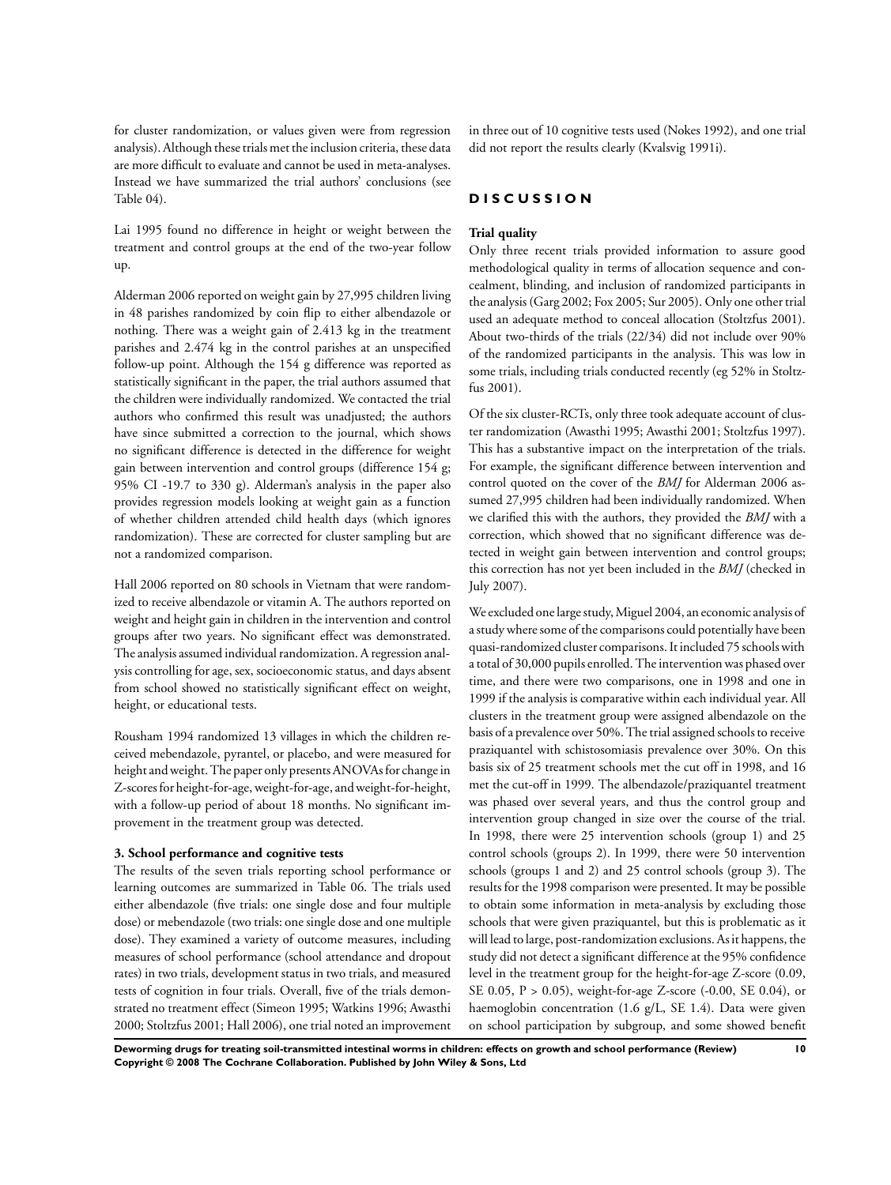for cluster randomization, or values given were from regression analysis). Although these trials met the inclusion criteria, these data are more difficult to evaluate and cannot be used in meta-analyses. Instead we have summarized the trial authors' conclusions (see Table 04).

Lai 1995 found no difference in height or weight between the treatment and control groups at the end of the two-year follow up.

Alderman 2006 reported on weight gain by 27,995 children living in 48 parishes randomized by coin flip to either albendazole or nothing. There was a weight gain of 2.413 kg in the treatment parishes and 2.474 kg in the control parishes at an unspecified follow-up point. Although the 154 g difference was reported as statistically significant in the paper, the trial authors assumed that the children were individually randomized. We contacted the trial authors who confirmed this result was unadjusted; the authors have since submitted a correction to the journal, which shows no significant difference is detected in the difference for weight gain between intervention and control groups (difference 154 g; 95% CI -19.7 to 330 g). Alderman's analysis in the paper also provides regression models looking at weight gain as a function of whether children attended child health days (which ignores randomization). These are corrected for cluster sampling but are not a randomized comparison.

Hall 2006 reported on 80 schools in Vietnam that were randomized to receive albendazole or vitamin A. The authors reported on weight and height gain in children in the intervention and control groups after two years. No significant effect was demonstrated. The analysis assumed individual randomization. A regression analysis controlling for age, sex, socioeconomic status, and days absent from school showed no statistically significant effect on weight, height, or educational tests.

Rousham 1994 randomized 13 villages in which the children received mebendazole, pyrantel, or placebo, and were measured for height and weight. The paper only presents ANOVAs for change in Z-scores for height-for-age, weight-for-age, and weight-for-height, with a follow-up period of about 18 months. No significant improvement in the treatment group was detected.

#### 3. School performance and cognitive tests

The results of the seven trials reporting school performance or learning outcomes are summarized in Table 06. The trials used either albendazole (five trials: one single dose and four multiple dose) or mebendazole (two trials: one single dose and one multiple dose). They examined a variety of outcome measures, including measures of school performance (school attendance and dropout rates) in two trials, development status in two trials, and measured tests of cognition in four trials. Overall, five of the trials demonstrated no treatment effect (Simeon 1995; Watkins 1996; Awasthi 2000; Stoltzfus 2001; Hall 2006), one trial noted an improvement in three out of 10 cognitive tests used (Nokes 1992), and one trial did not report the results clearly (Kvalsvig 1991i).

## DISCUSSION

#### Trial quality

Only three recent trials provided information to assure good methodological quality in terms of allocation sequence and concealment, blinding, and inclusion of randomized participants in the analysis (Garg 2002; Fox 2005; Sur 2005). Only one other trial used an adequate method to conceal allocation (Stoltzfus 2001). About two-thirds of the trials (22/34) did not include over 90% of the randomized participants in the analysis. This was low in some trials, including trials conducted recently (eg 52% in Stoltzfus 2001).

Of the six cluster-RCTs, only three took adequate account of cluster randomization (Awasthi 1995; Awasthi 2001; Stoltzfus 1997). This has a substantive impact on the interpretation of the trials. For example, the significant difference between intervention and control quoted on the cover of the *BMJ* for Alderman 2006 assumed 27,995 children had been individually randomized. When we clarified this with the authors, they provided the *BMJ* with a correction, which showed that no significant difference was detected in weight gain between intervention and control groups; this correction has not yet been included in the *BMJ* (checked in July 2007).

We excluded one large study, Miguel 2004, an economic analysis of a study where some of the comparisons could potentially have been quasi-randomized cluster comparisons. It included 75 schools with a total of 30,000 pupils enrolled. The intervention was phased over time, and there were two comparisons, one in 1998 and one in 1999 if the analysis is comparative within each individual year. All clusters in the treatment group were assigned albendazole on the basis of a prevalence over 50%. The trial assigned schools to receive praziquantel with schistosomiasis prevalence over 30%. On this basis six of 25 treatment schools met the cut off in 1998, and 16 met the cut-off in 1999. The albendazole/praziquantel treatment was phased over several years, and thus the control group and intervention group changed in size over the course of the trial. In 1998, there were 25 intervention schools (group 1) and 25 control schools (groups 2). In 1999, there were 50 intervention schools (groups 1 and 2) and 25 control schools (group 3). The results for the 1998 comparison were presented. It may be possible to obtain some information in meta-analysis by excluding those schools that were given praziquantel, but this is problematic as it will lead to large, post-randomization exclusions. As it happens, the study did not detect a significant difference at the 95% confidence level in the treatment group for the height-for-age Z-score (0.09, SE 0.05, P > 0.05), weight-for-age Z-score (-0.00, SE 0.04), or haemoglobin concentration (1.6 g/L, SE 1.4). Data were given on school participation by subgroup, and some showed benefit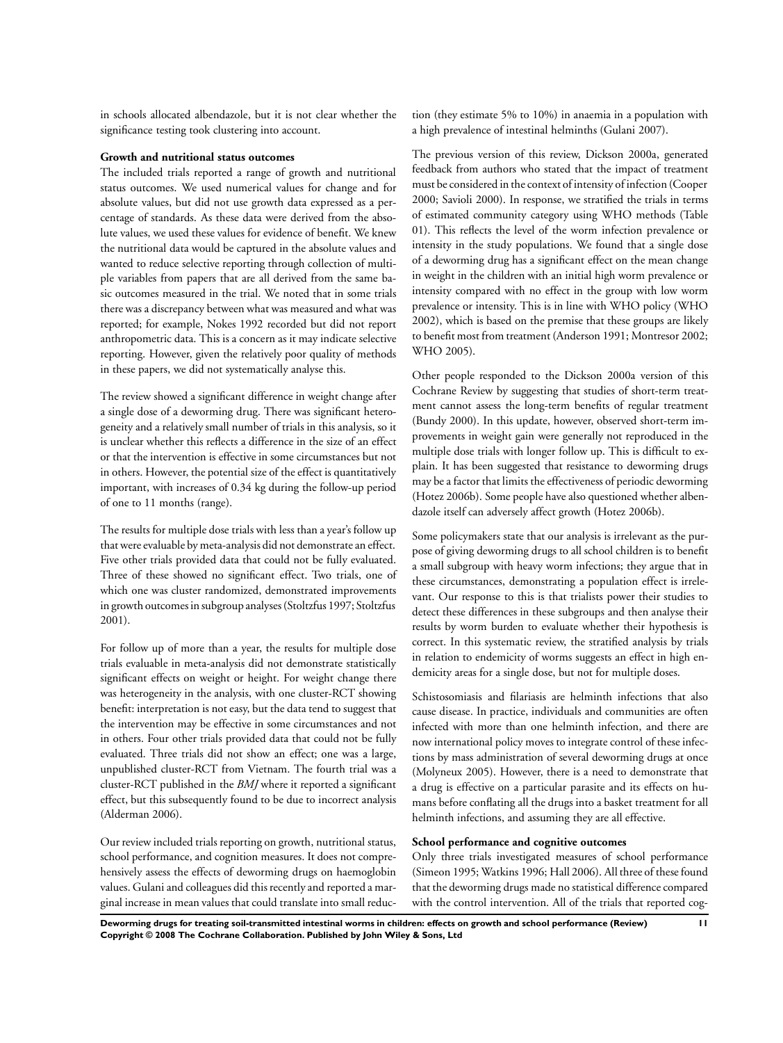in schools allocated albendazole, but it is not clear whether the significance testing took clustering into account.

**Growth and nutritional status outcomes**

The included trials reported a range of growth and nutritional status outcomes. We used numerical values for change and for absolute values, but did not use growth data expressed as a percentage of standards. As these data were derived from the absolute values, we used these values for evidence of benefit. We knew the nutritional data would be captured in the absolute values and wanted to reduce selective reporting through collection of multiple variables from papers that are all derived from the same basic outcomes measured in the trial. We noted that in some trials there was a discrepancy between what was measured and what was reported; for example, Nokes 1992 recorded but did not report anthropometric data. This is a concern as it may indicate selective reporting. However, given the relatively poor quality of methods in these papers, we did not systematically analyse this.

The review showed a significant difference in weight change after a single dose of a deworming drug. There was significant heterogeneity and a relatively small number of trials in this analysis, so it is unclear whether this reflects a difference in the size of an effect or that the intervention is effective in some circumstances but not in others. However, the potential size of the effect is quantitatively important, with increases of 0.34 kg during the follow-up period of one to 11 months (range).

The results for multiple dose trials with less than a year's follow up that were evaluable by meta-analysis did not demonstrate an effect. Five other trials provided data that could not be fully evaluated. Three of these showed no significant effect. Two trials, one of which one was cluster randomized, demonstrated improvements in growth outcomes in subgroup analyses (Stoltzfus 1997; Stoltzfus 2001).

For follow up of more than a year, the results for multiple dose trials evaluable in meta-analysis did not demonstrate statistically significant effects on weight or height. For weight change there was heterogeneity in the analysis, with one cluster-RCT showing benefit: interpretation is not easy, but the data tend to suggest that the intervention may be effective in some circumstances and not in others. Four other trials provided data that could not be fully evaluated. Three trials did not show an effect; one was a large, unpublished cluster-RCT from Vietnam. The fourth trial was a cluster-RCT published in the *BMJ* where it reported a significant effect, but this subsequently found to be due to incorrect analysis (Alderman 2006).

Our review included trials reporting on growth, nutritional status, school performance, and cognition measures. It does not comprehensively assess the effects of deworming drugs on haemoglobin values. Gulani and colleagues did this recently and reported a marginal increase in mean values that could translate into small reduction (they estimate 5% to 10%) in anaemia in a population with a high prevalence of intestinal helminths (Gulani 2007).

The previous version of this review, Dickson 2000a, generated feedback from authors who stated that the impact of treatment must be considered in the context of intensity of infection (Cooper 2000; Savioli 2000). In response, we stratified the trials in terms of estimated community category using WHO methods (Table 01). This reflects the level of the worm infection prevalence or intensity in the study populations. We found that a single dose of a deworming drug has a significant effect on the mean change in weight in the children with an initial high worm prevalence or intensity compared with no effect in the group with low worm prevalence or intensity. This is in line with WHO policy (WHO 2002), which is based on the premise that these groups are likely to benefit most from treatment (Anderson 1991; Montresor 2002; WHO 2005).

Other people responded to the Dickson 2000a version of this Cochrane Review by suggesting that studies of short-term treatment cannot assess the long-term benefits of regular treatment (Bundy 2000). In this update, however, observed short-term improvements in weight gain were generally not reproduced in the multiple dose trials with longer follow up. This is difficult to explain. It has been suggested that resistance to deworming drugs may be a factor that limits the effectiveness of periodic deworming (Hotez 2006b). Some people have also questioned whether albendazole itself can adversely affect growth (Hotez 2006b).

Some policymakers state that our analysis is irrelevant as the purpose of giving deworming drugs to all school children is to benefit a small subgroup with heavy worm infections; they argue that in these circumstances, demonstrating a population effect is irrelevant. Our response to this is that trialists power their studies to detect these differences in these subgroups and then analyse their results by worm burden to evaluate whether their hypothesis is correct. In this systematic review, the stratified analysis by trials in relation to endemicity of worms suggests an effect in high endemicity areas for a single dose, but not for multiple doses.

Schistosomiasis and filariasis are helminth infections that also cause disease. In practice, individuals and communities are often infected with more than one helminth infection, and there are now international policy moves to integrate control of these infections by mass administration of several deworming drugs at once (Molyneux 2005). However, there is a need to demonstrate that a drug is effective on a particular parasite and its effects on humans before conflating all the drugs into a basket treatment for all helminth infections, and assuming they are all effective.

**School performance and cognitive outcomes**

Only three trials investigated measures of school performance (Simeon 1995; Watkins 1996; Hall 2006). All three of these found that the deworming drugs made no statistical difference compared with the control intervention. All of the trials that reported cog-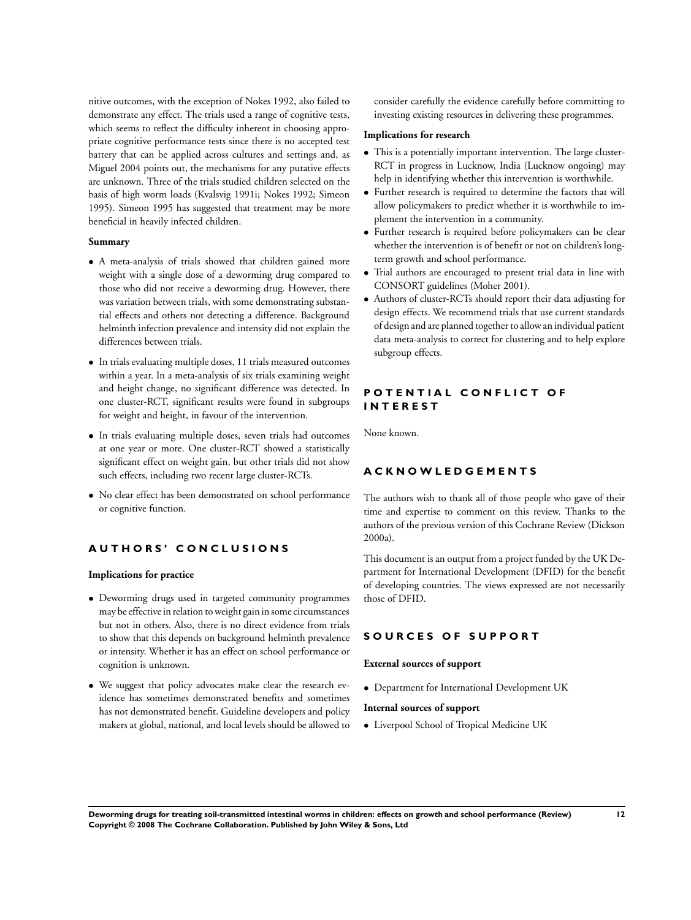nitive outcomes, with the exception of Nokes 1992, also failed to demonstrate any effect. The trials used a range of cognitive tests, which seems to reflect the difficulty inherent in choosing appropriate cognitive performance tests since there is no accepted test battery that can be applied across cultures and settings and, as Miguel 2004 points out, the mechanisms for any putative effects are unknown. Three of the trials studied children selected on the basis of high worm loads (Kvalsvig 1991i; Nokes 1992; Simeon 1995). Simeon 1995 has suggested that treatment may be more beneficial in heavily infected children.

**Summary**

- A meta-analysis of trials showed that children gained more weight with a single dose of a deworming drug compared to those who did not receive a deworming drug. However, there was variation between trials, with some demonstrating substantial effects and others not detecting a difference. Background helminth infection prevalence and intensity did not explain the differences between trials.
- In trials evaluating multiple doses, 11 trials measured outcomes within a year. In a meta-analysis of six trials examining weight and height change, no significant difference was detected. In one cluster-RCT, significant results were found in subgroups for weight and height, in favour of the intervention.
- In trials evaluating multiple doses, seven trials had outcomes at one year or more. One cluster-RCT showed a statistically significant effect on weight gain, but other trials did not show such effects, including two recent large cluster-RCTs.
- No clear effect has been demonstrated on school performance or cognitive function.

## AUTHORS' CONCLUSIONS

**Implications for practice**

- Deworming drugs used in targeted community programmes may be effective in relation to weight gain in some circumstances but not in others. Also, there is no direct evidence from trials to show that this depends on background helminth prevalence or intensity. Whether it has an effect on school performance or cognition is unknown.
- We suggest that policy advocates make clear the research evidence has sometimes demonstrated benefits and sometimes has not demonstrated benefit. Guideline developers and policy makers at global, national, and local levels should be allowed to consider carefully the evidence carefully before committing to investing existing resources in delivering these programmes.

**Implications for research**

- This is a potentially important intervention. The large cluster-RCT in progress in Lucknow, India (Lucknow ongoing) may help in identifying whether this intervention is worthwhile.
- Further research is required to determine the factors that will allow policymakers to predict whether it is worthwhile to implement the intervention in a community.
- Further research is required before policymakers can be clear whether the intervention is of benefit or not on children's long-term growth and school performance.
- Trial authors are encouraged to present trial data in line with CONSORT guidelines (Moher 2001).
- Authors of cluster-RCTs should report their data adjusting for design effects. We recommend trials that use current standards of design and are planned together to allow an individual patient data meta-analysis to correct for clustering and to help explore subgroup effects.

## POTENTIAL CONFLICT OF INTEREST

None known.

## ACKNOWLEDGEMENTS

The authors wish to thank all of those people who gave of their time and expertise to comment on this review. Thanks to the authors of the previous version of this Cochrane Review (Dickson 2000a).

This document is an output from a project funded by the UK Department for International Development (DFID) for the benefit of developing countries. The views expressed are not necessarily those of DFID.

## SOURCES OF SUPPORT

**External sources of support**

- Department for International Development UK

**Internal sources of support**

- Liverpool School of Tropical Medicine UK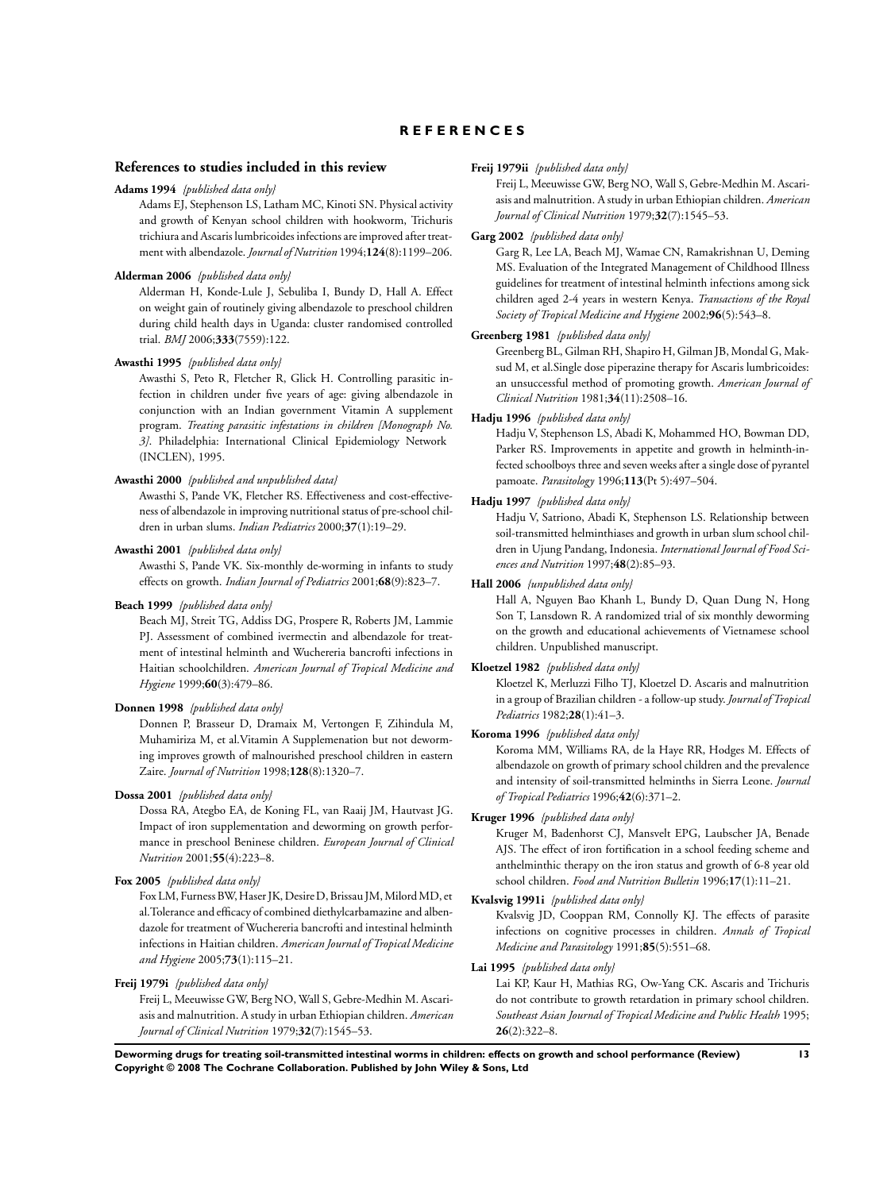# REFERENCES

## References to studies included in this review

**Adams 1994** *{published data only}*

Adams EJ, Stephenson LS, Latham MC, Kinoti SN. Physical activity and growth of Kenyan school children with hookworm, Trichuris trichiura and Ascaris lumbricoides infections are improved after treatment with albendazole. *Journal of Nutrition* 1994;**124**(8):1199–206.

**Alderman 2006** *{published data only}*

Alderman H, Konde-Lule J, Sebuliba I, Bundy D, Hall A. Effect on weight gain of routinely giving albendazole to preschool children during child health days in Uganda: cluster randomised controlled trial. *BMJ* 2006;**333**(7559):122.

**Awasthi 1995** *{published data only}*

Awasthi S, Peto R, Fletcher R, Glick H. Controlling parasitic infection in children under five years of age: giving albendazole in conjunction with an Indian government Vitamin A supplement program. *Treating parasitic infestations in children [Monograph No. 3]*. Philadelphia: International Clinical Epidemiology Network (INCLEN), 1995.

**Awasthi 2000** *{published and unpublished data}*

Awasthi S, Pande VK, Fletcher RS. Effectiveness and cost-effectiveness of albendazole in improving nutritional status of pre-school children in urban slums. *Indian Pediatrics* 2000;**37**(1):19–29.

**Awasthi 2001** *{published data only}*

Awasthi S, Pande VK. Six-monthly de-worming in infants to study effects on growth. *Indian Journal of Pediatrics* 2001;**68**(9):823–7.

**Beach 1999** *{published data only}*

Beach MJ, Streit TG, Addiss DG, Prospere R, Roberts JM, Lammie PJ. Assessment of combined ivermectin and albendazole for treatment of intestinal helminth and Wuchereria bancrofti infections in Haitian schoolchildren. *American Journal of Tropical Medicine and Hygiene* 1999;**60**(3):479–86.

**Donnen 1998** *{published data only}*

Donnen P, Brasseur D, Dramaix M, Vertongen F, Zihindula M, Muhamiriza M, et al.Vitamin A Supplemenation but not deworming improves growth of malnourished preschool children in eastern Zaire. *Journal of Nutrition* 1998;**128**(8):1320–7.

**Dossa 2001** *{published data only}*

Dossa RA, Ategbo EA, de Koning FL, van Raaij JM, Hautvast JG. Impact of iron supplementation and deworming on growth performance in preschool Beninese children. *European Journal of Clinical Nutrition* 2001;**55**(4):223–8.

**Fox 2005** *{published data only}*

Fox LM, Furness BW, Haser JK, Desire D, Brissau JM, Milord MD, et al.Tolerance and efficacy of combined diethylcarbamazine and albendazole for treatment of Wuchereria bancrofti and intestinal helminth infections in Haitian children. *American Journal of Tropical Medicine and Hygiene* 2005;**73**(1):115–21.

**Freij 1979i** *{published data only}*

Freij L, Meeuwisse GW, Berg NO, Wall S, Gebre-Medhin M. Ascariasis and malnutrition. A study in urban Ethiopian children. *American Journal of Clinical Nutrition* 1979;**32**(7):1545–53.

**Freij 1979ii** *{published data only}*

Freij L, Meeuwisse GW, Berg NO, Wall S, Gebre-Medhin M. Ascariasis and malnutrition. A study in urban Ethiopian children. *American Journal of Clinical Nutrition* 1979;**32**(7):1545–53.

**Garg 2002** *{published data only}*

Garg R, Lee LA, Beach MJ, Wamae CN, Ramakrishnan U, Deming MS. Evaluation of the Integrated Management of Childhood Illness guidelines for treatment of intestinal helminth infections among sick children aged 2-4 years in western Kenya. *Transactions of the Royal Society of Tropical Medicine and Hygiene* 2002;**96**(5):543–8.

**Greenberg 1981** *{published data only}*

Greenberg BL, Gilman RH, Shapiro H, Gilman JB, Mondal G, Maksud M, et al.Single dose piperazine therapy for Ascaris lumbricoides: an unsuccessful method of promoting growth. *American Journal of Clinical Nutrition* 1981;**34**(11):2508–16.

**Hadju 1996** *{published data only}*

Hadju V, Stephenson LS, Abadi K, Mohammed HO, Bowman DD, Parker RS. Improvements in appetite and growth in helminth-infected schoolboys three and seven weeks after a single dose of pyrantel pamoate. *Parasitology* 1996;**113**(Pt 5):497–504.

**Hadju 1997** *{published data only}*

Hadju V, Satriono, Abadi K, Stephenson LS. Relationship between soil-transmitted helminthiases and growth in urban slum school children in Ujung Pandang, Indonesia. *International Journal of Food Sciences and Nutrition* 1997;**48**(2):85–93.

**Hall 2006** *{unpublished data only}*

Hall A, Nguyen Bao Khanh L, Bundy D, Quan Dung N, Hong Son T, Lansdown R. A randomized trial of six monthly deworming on the growth and educational achievements of Vietnamese school children. Unpublished manuscript.

**Kloetzel 1982** *{published data only}*

Kloetzel K, Merluzzi Filho TJ, Kloetzel D. Ascaris and malnutrition in a group of Brazilian children - a follow-up study. *Journal of Tropical Pediatrics* 1982;**28**(1):41–3.

**Koroma 1996** *{published data only}*

Koroma MM, Williams RA, de la Haye RR, Hodges M. Effects of albendazole on growth of primary school children and the prevalence and intensity of soil-transmitted helminths in Sierra Leone. *Journal of Tropical Pediatrics* 1996;**42**(6):371–2.

**Kruger 1996** *{published data only}*

Kruger M, Badenhorst CJ, Mansvelt EPG, Laubscher JA, Benade AJS. The effect of iron fortification in a school feeding scheme and anthelminthic therapy on the iron status and growth of 6-8 year old school children. *Food and Nutrition Bulletin* 1996;**17**(1):11–21.

**Kvalsvig 1991i** *{published data only}*

Kvalsvig JD, Cooppan RM, Connolly KJ. The effects of parasite infections on cognitive processes in children. *Annals of Tropical Medicine and Parasitology* 1991;**85**(5):551–68.

**Lai 1995** *{published data only}*

Lai KP, Kaur H, Mathias RG, Ow-Yang CK. Ascaris and Trichuris do not contribute to growth retardation in primary school children. *Southeast Asian Journal of Tropical Medicine and Public Health* 1995;**26**(2):322–8.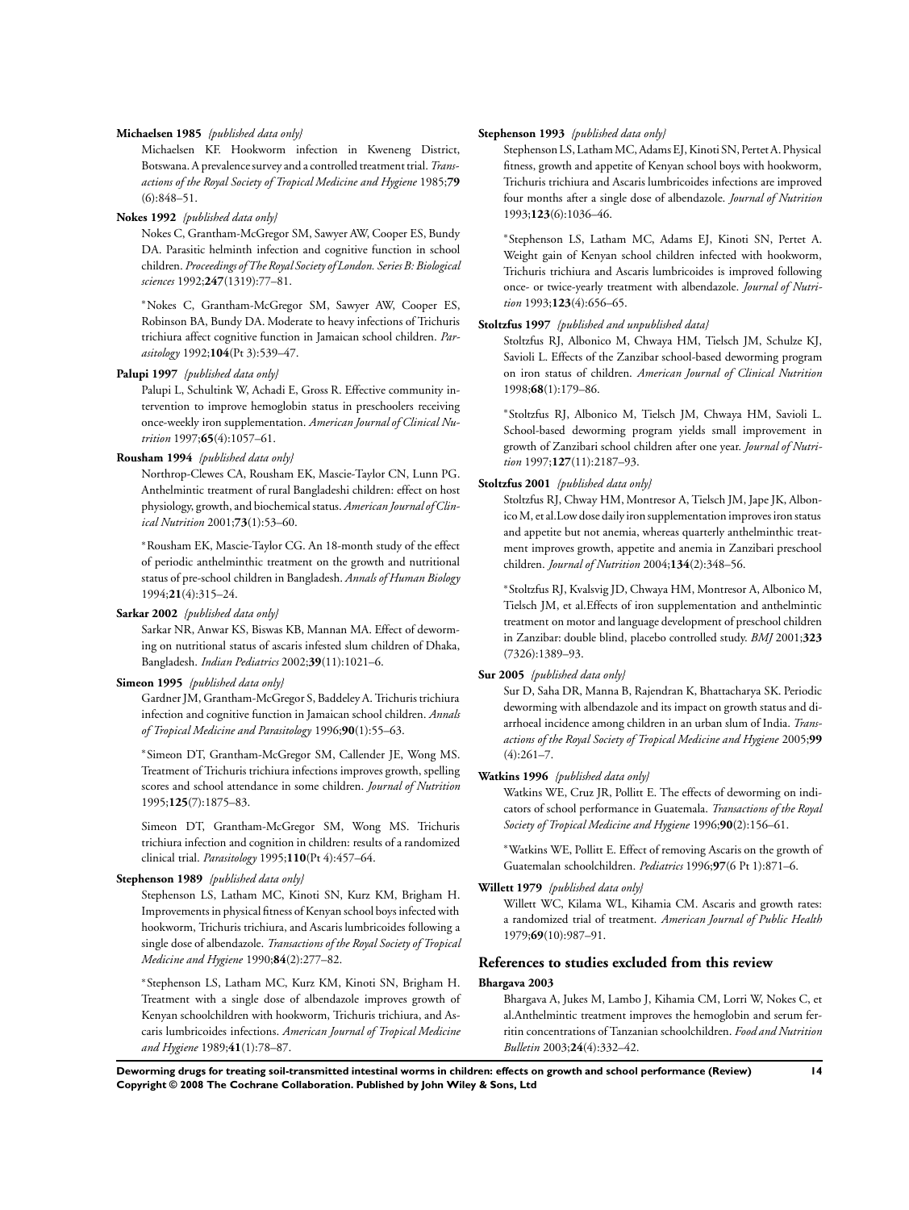**Michaelsen 1985** *{published data only}*

Michaelsen KF. Hookworm infection in Kweneng District, Botswana. A prevalence survey and a controlled treatment trial. *Transactions of the Royal Society of Tropical Medicine and Hygiene* 1985;**79**(6):848–51.

**Nokes 1992** *{published data only}*

Nokes C, Grantham-McGregor SM, Sawyer AW, Cooper ES, Bundy DA. Parasitic helminth infection and cognitive function in school children. *Proceedings of The Royal Society of London. Series B: Biological sciences* 1992;**247**(1319):77–81.

*Nokes C, Grantham-McGregor SM, Sawyer AW, Cooper ES, Robinson BA, Bundy DA. Moderate to heavy infections of Trichuris trichiura affect cognitive function in Jamaican school children. *Parasitology* 1992;**104**(Pt 3):539–47.

**Palupi 1997** *{published data only}*

Palupi L, Schultink W, Achadi E, Gross R. Effective community intervention to improve hemoglobin status in preschoolers receiving once-weekly iron supplementation. *American Journal of Clinical Nutrition* 1997;**65**(4):1057–61.

**Rousham 1994** *{published data only}*

Northrop-Clewes CA, Rousham EK, Mascie-Taylor CN, Lunn PG. Anthelmintic treatment of rural Bangladeshi children: effect on host physiology, growth, and biochemical status. *American Journal of Clinical Nutrition* 2001;**73**(1):53–60.

*Rousham EK, Mascie-Taylor CG. An 18-month study of the effect of periodic anthelminthic treatment on the growth and nutritional status of pre-school children in Bangladesh. *Annals of Human Biology* 1994;**21**(4):315–24.

**Sarkar 2002** *{published data only}*

Sarkar NR, Anwar KS, Biswas KB, Mannan MA. Effect of deworming on nutritional status of ascaris infested slum children of Dhaka, Bangladesh. *Indian Pediatrics* 2002;**39**(11):1021–6.

**Simeon 1995** *{published data only}*

Gardner JM, Grantham-McGregor S, Baddeley A. Trichuris trichiura infection and cognitive function in Jamaican school children. *Annals of Tropical Medicine and Parasitology* 1996;**90**(1):55–63.

*Simeon DT, Grantham-McGregor SM, Callender JE, Wong MS. Treatment of Trichuris trichiura infections improves growth, spelling scores and school attendance in some children. *Journal of Nutrition* 1995;**125**(7):1875–83.

Simeon DT, Grantham-McGregor SM, Wong MS. Trichuris trichiura infection and cognition in children: results of a randomized clinical trial. *Parasitology* 1995;**110**(Pt 4):457–64.

**Stephenson 1989** *{published data only}*

Stephenson LS, Latham MC, Kinoti SN, Kurz KM, Brigham H. Improvements in physical fitness of Kenyan school boys infected with hookworm, Trichuris trichiura, and Ascaris lumbricoides following a single dose of albendazole. *Transactions of the Royal Society of Tropical Medicine and Hygiene* 1990;**84**(2):277–82.

*Stephenson LS, Latham MC, Kurz KM, Kinoti SN, Brigham H. Treatment with a single dose of albendazole improves growth of Kenyan schoolchildren with hookworm, Trichuris trichiura, and Ascaris lumbricoides infections. *American Journal of Tropical Medicine and Hygiene* 1989;**41**(1):78–87.

**Stephenson 1993** *{published data only}*

Stephenson LS, Latham MC, Adams EJ, Kinoti SN, Pertet A. Physical fitness, growth and appetite of Kenyan school boys with hookworm, Trichuris trichiura and Ascaris lumbricoides infections are improved four months after a single dose of albendazole. *Journal of Nutrition* 1993;**123**(6):1036–46.

*Stephenson LS, Latham MC, Adams EJ, Kinoti SN, Pertet A. Weight gain of Kenyan school children infected with hookworm, Trichuris trichiura and Ascaris lumbricoides is improved following once- or twice-yearly treatment with albendazole. *Journal of Nutrition* 1993;**123**(4):656–65.

**Stoltzfus 1997** *{published and unpublished data}*

Stoltzfus RJ, Albonico M, Chwaya HM, Tielsch JM, Schulze KJ, Savioli L. Effects of the Zanzibar school-based deworming program on iron status of children. *American Journal of Clinical Nutrition* 1998;**68**(1):179–86.

*Stoltzfus RJ, Albonico M, Tielsch JM, Chwaya HM, Savioli L. School-based deworming program yields small improvement in growth of Zanzibari school children after one year. *Journal of Nutrition* 1997;**127**(11):2187–93.

**Stoltzfus 2001** *{published data only}*

Stoltzfus RJ, Chway HM, Montresor A, Tielsch JM, Jape JK, Albonico M, et al.Low dose daily iron supplementation improves iron status and appetite but not anemia, whereas quarterly anthelminthic treatment improves growth, appetite and anemia in Zanzibari preschool children. *Journal of Nutrition* 2004;**134**(2):348–56.

*Stoltzfus RJ, Kvalsvig JD, Chwaya HM, Montresor A, Albonico M, Tielsch JM, et al.Effects of iron supplementation and anthelmintic treatment on motor and language development of preschool children in Zanzibar: double blind, placebo controlled study. *BMJ* 2001;**323**(7326):1389–93.

**Sur 2005** *{published data only}*

Sur D, Saha DR, Manna B, Rajendran K, Bhattacharya SK. Periodic deworming with albendazole and its impact on growth status and diarrhoeal incidence among children in an urban slum of India. *Transactions of the Royal Society of Tropical Medicine and Hygiene* 2005;**99**(4):261–7.

**Watkins 1996** *{published data only}*

Watkins WE, Cruz JR, Pollitt E. The effects of deworming on indicators of school performance in Guatemala. *Transactions of the Royal Society of Tropical Medicine and Hygiene* 1996;**90**(2):156–61.

*Watkins WE, Pollitt E. Effect of removing Ascaris on the growth of Guatemalan schoolchildren. *Pediatrics* 1996;**97**(6 Pt 1):871–6.

**Willett 1979** *{published data only}*

Willett WC, Kilama WL, Kihamia CM. Ascaris and growth rates: a randomized trial of treatment. *American Journal of Public Health* 1979;**69**(10):987–91.

## References to studies excluded from this review

**Bhargava 2003**

Bhargava A, Jukes M, Lambo J, Kihamia CM, Lorri W, Nokes C, et al.Anthelmintic treatment improves the hemoglobin and serum ferritin concentrations of Tanzanian schoolchildren. *Food and Nutrition Bulletin* 2003;**24**(4):332–42.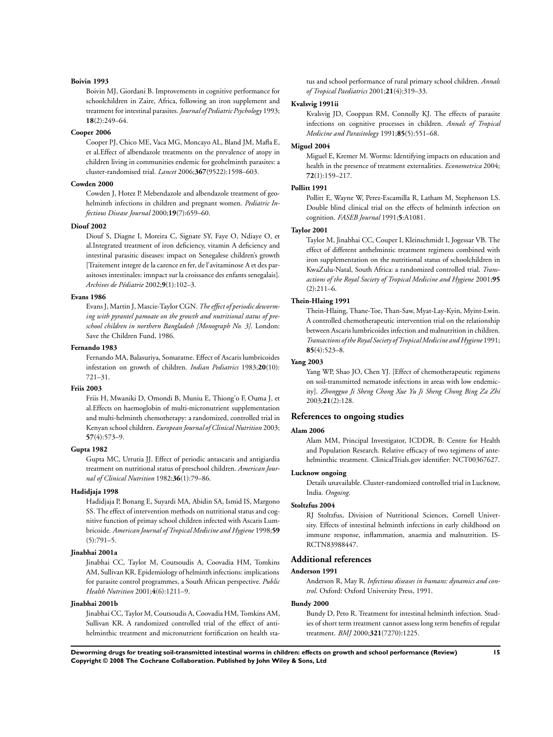**Boivin 1993**

Boivin MJ, Giordani B. Improvements in cognitive performance for schoolchildren in Zaire, Africa, following an iron supplement and treatment for intestinal parasites. *Journal of Pediatric Psychology* 1993; **18**(2):249–64.

**Cooper 2006**

Cooper PJ, Chico ME, Vaca MG, Moncayo AL, Bland JM, Mafla E, et al.Effect of albendazole treatments on the prevalence of atopy in children living in communities endemic for geohelminth parasites: a cluster-randomised trial. *Lancet* 2006;**367**(9522):1598–603.

**Cowden 2000**

Cowden J, Hotez P. Mebendazole and albendazole treatment of geohelminth infections in children and pregnant women. *Pediatric Infectious Disease Journal* 2000;**19**(7):659–60.

**Diouf 2002**

Diouf S, Diagne I, Moreira C, Signate SY, Faye O, Ndiaye O, et al.Integrated treatment of iron deficiency, vitamin A deficiency and intestinal parasitic diseases: impact on Senegalese children's growth [Traitement integre de la carence en fer, de l'avitaminose A et des parasitoses intestinales: imnpact sur la croissance des enfants senegalais]. *Archives de Pédiatrie* 2002;**9**(1):102–3.

**Evans 1986**

Evans J, Martin J, Mascie-Taylor CGN. *The effect of periodic deworming with pyrantel pamoate on the growth and nutritional status of preschool children in northern Bangladesh [Monograph No. 3]*. London: Save the Children Fund, 1986.

**Fernando 1983**

Fernando MA, Balasuriya, Somaratne. Effect of Ascaris lumbricoides infestation on growth of children. *Indian Pediatrics* 1983;**20**(10): 721–31.

**Friis 2003**

Friis H, Mwaniki D, Omondi B, Muniu E, Thiong'o F, Ouma J, et al.Effects on haemoglobin of multi-micronutrient supplementation and multi-helminth chemotherapy: a randomized, controlled trial in Kenyan school children. *European Journal of Clinical Nutrition* 2003; **57**(4):573–9.

**Gupta 1982**

Gupta MC, Urrutia JJ. Effect of periodic antascaris and antigiardia treatment on nutritional status of preschool children. *American Journal of Clinical Nutrition* 1982;**36**(1):79–86.

**Hadidjaja 1998**

Hadidjaja P, Bonang E, Suyardi MA, Abidin SA, Ismid IS, Margono SS. The effect of intervention methods on nutritional status and cognitive function of primay school children infected with Ascaris Lumbricoide. *American Journal of Tropical Medicine and Hygiene* 1998;**59** (5):791–5.

**Jinabhai 2001a**

Jinabhai CC, Taylor M, Coutsoudis A, Coovadia HM, Tomkins AM, Sullivan KR. Epidemiology of helminth infections: implications for parasite control programmes, a South African perspective. *Public Health Nutrition* 2001;**4**(6):1211–9.

**Jinabhai 2001b**

Jinabhai CC, Taylor M, Coutsoudis A, Coovadia HM, Tomkins AM, Sullivan KR. A randomized controlled trial of the effect of antihelminthic treatment and micronutrient fortification on health status and school performance of rural primary school children. *Annals of Tropical Paediatrics* 2001;**21**(4):319–33.

**Kvalsvig 1991ii**

Kvalsvig JD, Cooppan RM, Connolly KJ. The effects of parasite infections on cognitive processes in children. *Annals of Tropical Medicine and Parasitology* 1991;**85**(5):551–68.

**Miguel 2004**

Miguel E, Kremer M. Worms: Identifying impacts on education and health in the presence of treatment externalities. *Econometrica* 2004; **72**(1):159–217.

**Pollitt 1991**

Pollitt E, Wayne W, Perez-Escamilla R, Latham M, Stephenson LS. Double blind clinical trial on the effects of helminth infection on cognition. *FASEB Journal* 1991;**5**:A1081.

**Taylor 2001**

Taylor M, Jinabhai CC, Couper I, Kleinschmidt I, Jogessar VB. The effect of different anthelmintic treatment regimens combined with iron supplementation on the nutritional status of schoolchildren in KwaZulu-Natal, South Africa: a randomized controlled trial. *Transactions of the Royal Society of Tropical Medicine and Hygiene* 2001;**95** (2):211–6.

**Thein-Hlaing 1991**

Thein-Hlaing, Thane-Toe, Than-Saw, Myat-Lay-Kyin, Myint-Lwin. A controlled chemotherapeutic intervention trial on the relationship between Ascaris lumbricoides infection and malnutrition in children. *Transactions of the Royal Society of Tropical Medicine and Hygiene* 1991; **85**(4):523–8.

**Yang 2003**

Yang WP, Shao JO, Chen YJ. [Effect of chemotherapeutic regimens on soil-transmitted nematode infections in areas with low endemicity]. *Zhongguo Ji Sheng Chong Xue Yu Ji Sheng Chong Bing Za Zhi* 2003;**21**(2):128.

## References to ongoing studies

**Alam 2006**

Alam MM, Principal Investigator, ICDDR, B: Centre for Health and Population Research. Relative efficacy of two tegimens of antehelminthic treatment. ClinicalTrials.gov identifier: NCT00367627.

**Lucknow ongoing**

Details unavailable. Cluster-randomized controlled trial in Lucknow, India. *Ongoing*.

**Stoltzfus 2004**

RJ Stoltzfus, Division of Nutritional Sciences, Cornell University. Effects of intestinal helminth infections in early childhood on immune response, inflammation, anaemia and malnutrition. ISRCTN83988447.

## Additional references

**Anderson 1991**

Anderson R, May R. *Infectious diseases in humans: dynamics and control*. Oxford: Oxford University Press, 1991.

**Bundy 2000**

Bundy D, Peto R. Treatment for intestinal helminth infection. Studies of short term treatment cannot assess long term benefits of regular treatment. *BMJ* 2000;**321**(7270):1225.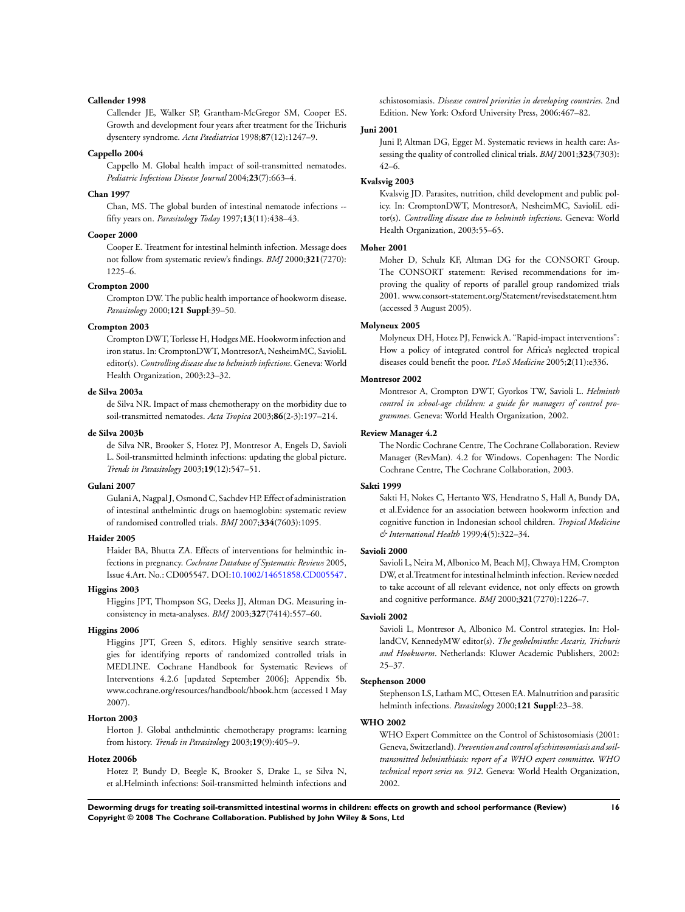**Callender 1998**

Callender JE, Walker SP, Grantham-McGregor SM, Cooper ES. Growth and development four years after treatment for the Trichuris dysentery syndrome. *Acta Paediatrica* 1998;**87**(12):1247–9.

**Cappello 2004**

Cappello M. Global health impact of soil-transmitted nematodes. *Pediatric Infectious Disease Journal* 2004;**23**(7):663–4.

**Chan 1997**

Chan, MS. The global burden of intestinal nematode infections -- fifty years on. *Parasitology Today* 1997;**13**(11):438–43.

**Cooper 2000**

Cooper E. Treatment for intestinal helminth infection. Message does not follow from systematic review's findings. *BMJ* 2000;**321**(7270): 1225–6.

**Crompton 2000**

Crompton DW. The public health importance of hookworm disease. *Parasitology* 2000;**121 Suppl**:39–50.

**Crompton 2003**

Crompton DWT, Torlesse H, Hodges ME. Hookworm infection and iron status. In: CromptonDWT, MontresorA, NesheimMC, SavioliL editor(s). *Controlling disease due to helminth infections*. Geneva: World Health Organization, 2003:23–32.

**de Silva 2003a**

de Silva NR. Impact of mass chemotherapy on the morbidity due to soil-transmitted nematodes. *Acta Tropica* 2003;**86**(2-3):197–214.

**de Silva 2003b**

de Silva NR, Brooker S, Hotez PJ, Montresor A, Engels D, Savioli L. Soil-transmitted helminth infections: updating the global picture. *Trends in Parasitology* 2003;**19**(12):547–51.

**Gulani 2007**

Gulani A, Nagpal J, Osmond C, Sachdev HP. Effect of administration of intestinal anthelmintic drugs on haemoglobin: systematic review of randomised controlled trials. *BMJ* 2007;**334**(7603):1095.

**Haider 2005**

Haider BA, Bhutta ZA. Effects of interventions for helminthic infections in pregnancy. *Cochrane Database of Systematic Reviews* 2005, Issue 4.Art. No.: CD005547. DOI:10.1002/14651858.CD005547.

**Higgins 2003**

Higgins JPT, Thompson SG, Deeks JJ, Altman DG. Measuring inconsistency in meta-analyses. *BMJ* 2003;**327**(7414):557–60.

**Higgins 2006**

Higgins JPT, Green S, editors. Highly sensitive search strategies for identifying reports of randomized controlled trials in MEDLINE. Cochrane Handbook for Systematic Reviews of Interventions 4.2.6 [updated September 2006]; Appendix 5b. www.cochrane.org/resources/handbook/hbook.htm (accessed 1 May 2007).

**Horton 2003**

Horton J. Global anthelmintic chemotherapy programs: learning from history. *Trends in Parasitology* 2003;**19**(9):405–9.

**Hotez 2006b**

Hotez P, Bundy D, Beegle K, Brooker S, Drake L, se Silva N, et al.Helminth infections: Soil-transmitted helminth infections and schistosomiasis. *Disease control priorities in developing countries*. 2nd Edition. New York: Oxford University Press, 2006:467–82.

**Juni 2001**

Juni P, Altman DG, Egger M. Systematic reviews in health care: Assessing the quality of controlled clinical trials. *BMJ* 2001;**323**(7303): 42–6.

**Kvalsvig 2003**

Kvalsvig JD. Parasites, nutrition, child development and public policy. In: CromptonDWT, MontresorA, NesheimMC, SavioliL editor(s). *Controlling disease due to helminth infections*. Geneva: World Health Organization, 2003:55–65.

**Moher 2001**

Moher D, Schulz KF, Altman DG for the CONSORT Group. The CONSORT statement: Revised recommendations for improving the quality of reports of parallel group randomized trials 2001. www.consort-statement.org/Statement/revisedstatement.htm (accessed 3 August 2005).

**Molyneux 2005**

Molyneux DH, Hotez PJ, Fenwick A. "Rapid-impact interventions": How a policy of integrated control for Africa's neglected tropical diseases could benefit the poor. *PLoS Medicine* 2005;**2**(11):e336.

**Montresor 2002**

Montresor A, Crompton DWT, Gyorkos TW, Savioli L. *Helminth control in school-age children: a guide for managers of control programmes*. Geneva: World Health Organization, 2002.

**Review Manager 4.2**

The Nordic Cochrane Centre, The Cochrane Collaboration. Review Manager (RevMan). 4.2 for Windows. Copenhagen: The Nordic Cochrane Centre, The Cochrane Collaboration, 2003.

**Sakti 1999**

Sakti H, Nokes C, Hertanto WS, Hendratno S, Hall A, Bundy DA, et al.Evidence for an association between hookworm infection and cognitive function in Indonesian school children. *Tropical Medicine & International Health* 1999;**4**(5):322–34.

**Savioli 2000**

Savioli L, Neira M, Albonico M, Beach MJ, Chwaya HM, Crompton DW, et al.Treatment for intestinal helminth infection. Review needed to take account of all relevant evidence, not only effects on growth and cognitive performance. *BMJ* 2000;**321**(7270):1226–7.

**Savioli 2002**

Savioli L, Montresor A, Albonico M. Control strategies. In: HollandCV, KennedyMW editor(s). *The geohelminths: Ascaris, Trichuris and Hookworm*. Netherlands: Kluwer Academic Publishers, 2002: 25–37.

**Stephenson 2000**

Stephenson LS, Latham MC, Ottesen EA. Malnutrition and parasitic helminth infections. *Parasitology* 2000;**121 Suppl**:23–38.

**WHO 2002**

WHO Expert Committee on the Control of Schistosomiasis (2001: Geneva, Switzerland). *Prevention and control of schistosomiasis and soil-transmitted helminthiasis: report of a WHO expert committee. WHO technical report series no. 912*. Geneva: World Health Organization, 2002.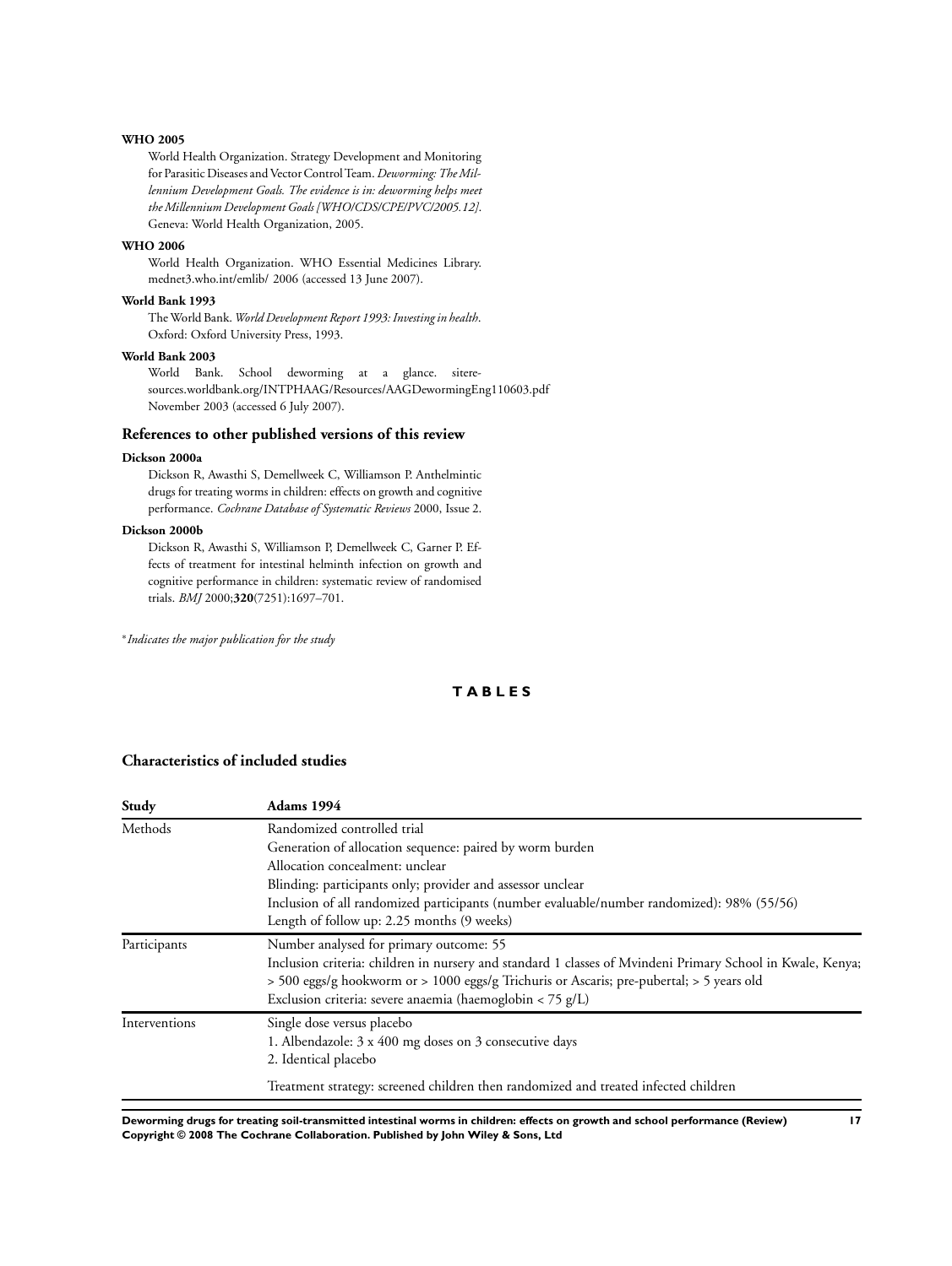**WHO 2005**

World Health Organization. Strategy Development and Monitoring for Parasitic Diseases and Vector Control Team. *Deworming: The Millennium Development Goals. The evidence is in: deworming helps meet the Millennium Development Goals [WHO/CDS/CPE/PVC/2005.12]*. Geneva: World Health Organization, 2005.

**WHO 2006**

World Health Organization. WHO Essential Medicines Library. mednet3.who.int/emlib/ 2006 (accessed 13 June 2007).

**World Bank 1993**

The World Bank. *World Development Report 1993: Investing in health*. Oxford: Oxford University Press, 1993.

**World Bank 2003**

World Bank. School deworming at a glance. siteresources.worldbank.org/INTPHAAG/Resources/AAGDewormingEng110603.pdf November 2003 (accessed 6 July 2007).

### References to other published versions of this review

**Dickson 2000a**

Dickson R, Awasthi S, Demellweek C, Williamson P. Anthelmintic drugs for treating worms in children: effects on growth and cognitive performance. *Cochrane Database of Systematic Reviews* 2000, Issue 2.

**Dickson 2000b**

Dickson R, Awasthi S, Williamson P, Demellweek C, Garner P. Effects of treatment for intestinal helminth infection on growth and cognitive performance in children: systematic review of randomised trials. *BMJ* 2000;**320**(7251):1697–701.

* *Indicates the major publication for the study*

## TABLES

### Characteristics of included studies

| Study | Adams 1994 |
|---|---|
| Methods | Randomized controlled trial<br>Generation of allocation sequence: paired by worm burden<br>Allocation concealment: unclear<br>Blinding: participants only; provider and assessor unclear<br>Inclusion of all randomized participants (number evaluable/number randomized): 98% (55/56)<br>Length of follow up: 2.25 months (9 weeks) |
| Participants | Number analysed for primary outcome: 55<br>Inclusion criteria: children in nursery and standard 1 classes of Mvindeni Primary School in Kwale, Kenya; > 500 eggs/g hookworm or > 1000 eggs/g Trichuris or Ascaris; pre-pubertal; > 5 years old<br>Exclusion criteria: severe anaemia (haemoglobin < 75 g/L) |
| Interventions | Single dose versus placebo<br>1. Albendazole: 3 x 400 mg doses on 3 consecutive days<br>2. Identical placebo<br><br>Treatment strategy: screened children then randomized and treated infected children |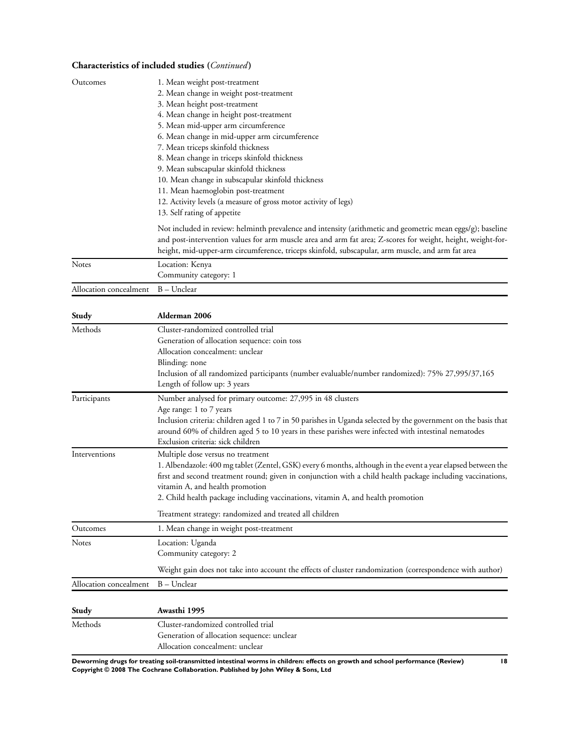**Characteristics of included studies (*Continued*)**

| | |
|---|---|
| Outcomes | 1. Mean weight post-treatment<br>2. Mean change in weight post-treatment<br>3. Mean height post-treatment<br>4. Mean change in height post-treatment<br>5. Mean mid-upper arm circumference<br>6. Mean change in mid-upper arm circumference<br>7. Mean triceps skinfold thickness<br>8. Mean change in triceps skinfold thickness<br>9. Mean subscapular skinfold thickness<br>10. Mean change in subscapular skinfold thickness<br>11. Mean haemoglobin post-treatment<br>12. Activity levels (a measure of gross motor activity of legs)<br>13. Self rating of appetite<br><br>Not included in review: helminth prevalence and intensity (arithmetic and geometric mean eggs/g); baseline and post-intervention values for arm muscle area and arm fat area; Z-scores for weight, height, weight-for-height, mid-upper-arm circumference, triceps skinfold, subscapular, arm muscle, and arm fat area |
| Notes | Location: Kenya<br>Community category: 1 |
| Allocation concealment | B – Unclear |

| Study | Alderman 2006 |
|---|---|
| Methods | Cluster-randomized controlled trial<br>Generation of allocation sequence: coin toss<br>Allocation concealment: unclear<br>Blinding: none<br>Inclusion of all randomized participants (number evaluable/number randomized): 75% 27,995/37,165<br>Length of follow up: 3 years |
| Participants | Number analysed for primary outcome: 27,995 in 48 clusters<br>Age range: 1 to 7 years<br>Inclusion criteria: children aged 1 to 7 in 50 parishes in Uganda selected by the government on the basis that around 60% of children aged 5 to 10 years in these parishes were infected with intestinal nematodes<br>Exclusion criteria: sick children |
| Interventions | Multiple dose versus no treatment<br>1. Albendazole: 400 mg tablet (Zentel, GSK) every 6 months, although in the event a year elapsed between the first and second treatment round; given in conjunction with a child health package including vaccinations, vitamin A, and health promotion<br>2. Child health package including vaccinations, vitamin A, and health promotion<br><br>Treatment strategy: randomized and treated all children |
| Outcomes | 1. Mean change in weight post-treatment |
| Notes | Location: Uganda<br>Community category: 2<br><br>Weight gain does not take into account the effects of cluster randomization (correspondence with author) |
| Allocation concealment | B – Unclear |

| Study | Awasthi 1995 |
|---|---|
| Methods | Cluster-randomized controlled trial<br>Generation of allocation sequence: unclear<br>Allocation concealment: unclear |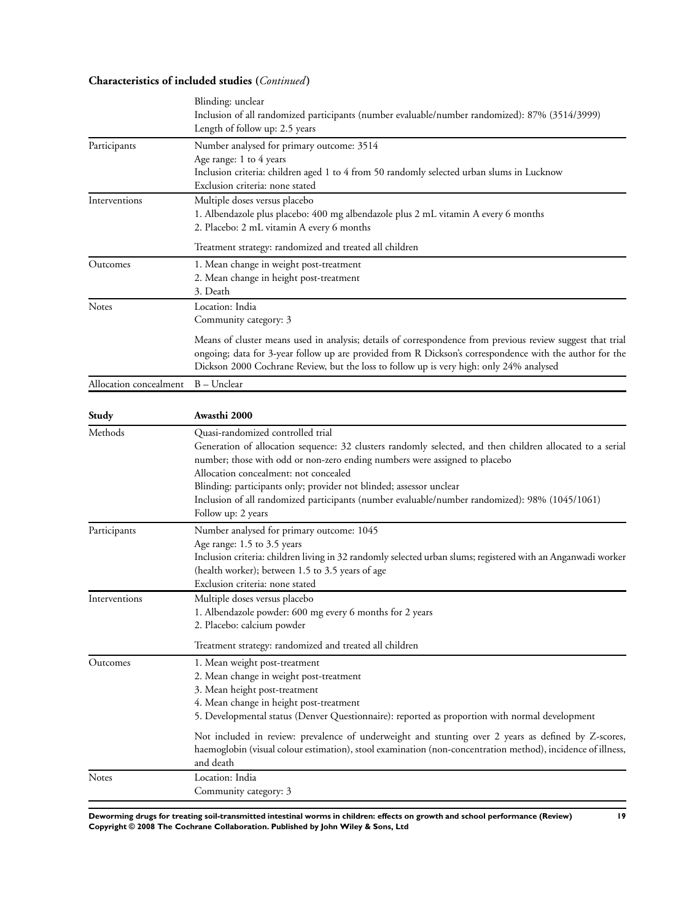## Characteristics of included studies (*Continued*)

| | |
|---|---|
| | Blinding: unclear<br>Inclusion of all randomized participants (number evaluable/number randomized): 87% (3514/3999)<br>Length of follow up: 2.5 years |
| Participants | Number analysed for primary outcome: 3514<br>Age range: 1 to 4 years<br>Inclusion criteria: children aged 1 to 4 from 50 randomly selected urban slums in Lucknow<br>Exclusion criteria: none stated |
| Interventions | Multiple doses versus placebo<br>1. Albendazole plus placebo: 400 mg albendazole plus 2 mL vitamin A every 6 months<br>2. Placebo: 2 mL vitamin A every 6 months<br><br>Treatment strategy: randomized and treated all children |
| Outcomes | 1. Mean change in weight post-treatment<br>2. Mean change in height post-treatment<br>3. Death |
| Notes | Location: India<br>Community category: 3<br><br>Means of cluster means used in analysis; details of correspondence from previous review suggest that trial ongoing; data for 3-year follow up are provided from R Dickson's correspondence with the author for the Dickson 2000 Cochrane Review, but the loss to follow up is very high: only 24% analysed |
| Allocation concealment | B – Unclear |

| Study | Awasthi 2000 |
|---|---|
| Methods | Quasi-randomized controlled trial<br>Generation of allocation sequence: 32 clusters randomly selected, and then children allocated to a serial number; those with odd or non-zero ending numbers were assigned to placebo<br>Allocation concealment: not concealed<br>Blinding: participants only; provider not blinded; assessor unclear<br>Inclusion of all randomized participants (number evaluable/number randomized): 98% (1045/1061)<br>Follow up: 2 years |
| Participants | Number analysed for primary outcome: 1045<br>Age range: 1.5 to 3.5 years<br>Inclusion criteria: children living in 32 randomly selected urban slums; registered with an Anganwadi worker (health worker); between 1.5 to 3.5 years of age<br>Exclusion criteria: none stated |
| Interventions | Multiple doses versus placebo<br>1. Albendazole powder: 600 mg every 6 months for 2 years<br>2. Placebo: calcium powder<br><br>Treatment strategy: randomized and treated all children |
| Outcomes | 1. Mean weight post-treatment<br>2. Mean change in weight post-treatment<br>3. Mean height post-treatment<br>4. Mean change in height post-treatment<br>5. Developmental status (Denver Questionnaire): reported as proportion with normal development<br><br>Not included in review: prevalence of underweight and stunting over 2 years as defined by Z-scores, haemoglobin (visual colour estimation), stool examination (non-concentration method), incidence of illness, and death |
| Notes | Location: India<br>Community category: 3 |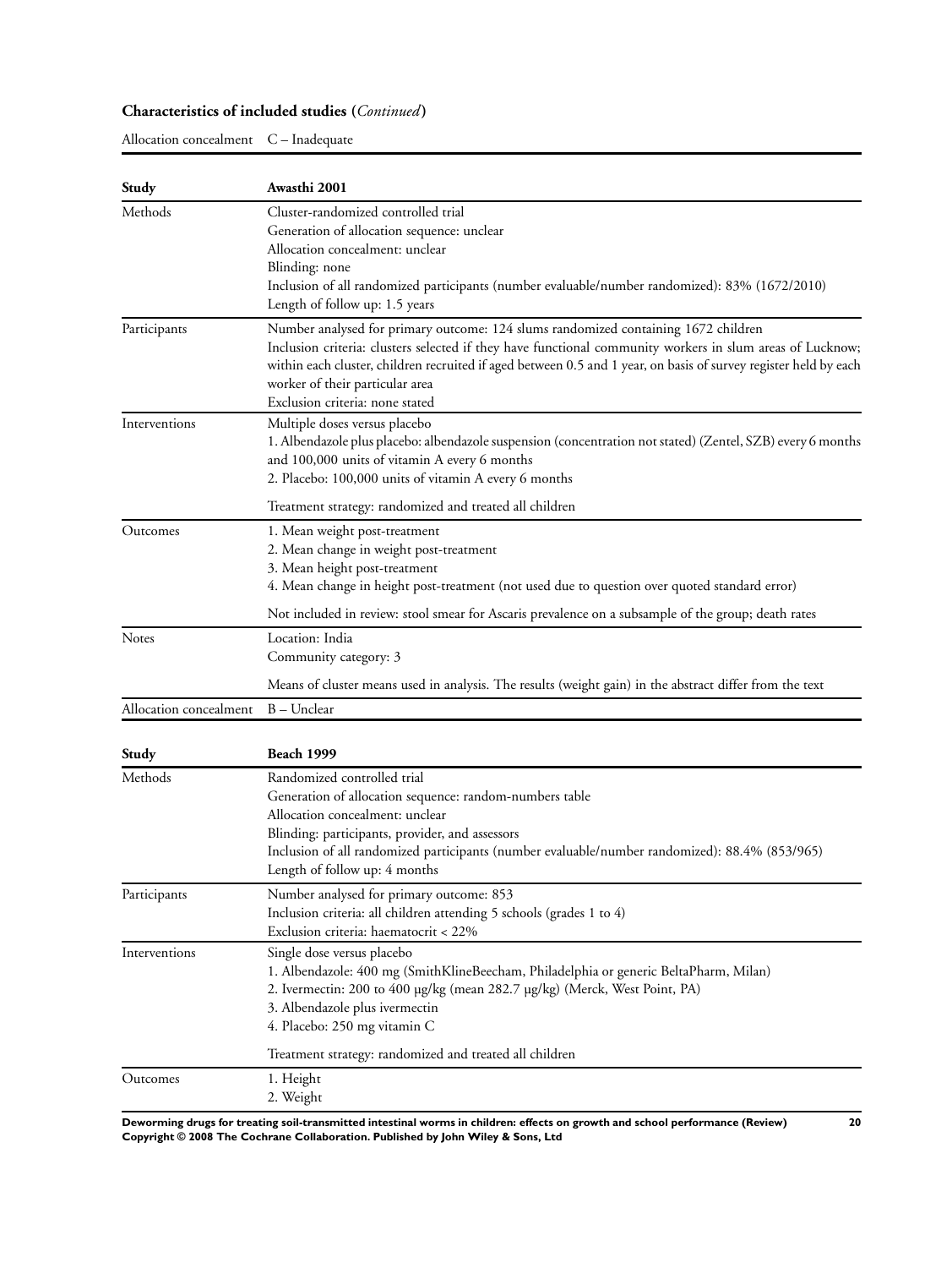## Characteristics of included studies (*Continued*)

| | |
|---|---|
| Allocation concealment | C – Inadequate |

| Study | Awasthi 2001 |
|---|---|
| Methods | Cluster-randomized controlled trial<br>Generation of allocation sequence: unclear<br>Allocation concealment: unclear<br>Blinding: none<br>Inclusion of all randomized participants (number evaluable/number randomized): 83% (1672/2010)<br>Length of follow up: 1.5 years |
| Participants | Number analysed for primary outcome: 124 slums randomized containing 1672 children<br>Inclusion criteria: clusters selected if they have functional community workers in slum areas of Lucknow; within each cluster, children recruited if aged between 0.5 and 1 year, on basis of survey register held by each worker of their particular area<br>Exclusion criteria: none stated |
| Interventions | Multiple doses versus placebo<br>1. Albendazole plus placebo: albendazole suspension (concentration not stated) (Zentel, SZB) every 6 months and 100,000 units of vitamin A every 6 months<br>2. Placebo: 100,000 units of vitamin A every 6 months<br><br>Treatment strategy: randomized and treated all children |
| Outcomes | 1. Mean weight post-treatment<br>2. Mean change in weight post-treatment<br>3. Mean height post-treatment<br>4. Mean change in height post-treatment (not used due to question over quoted standard error)<br><br>Not included in review: stool smear for Ascaris prevalence on a subsample of the group; death rates |
| Notes | Location: India<br>Community category: 3<br><br>Means of cluster means used in analysis. The results (weight gain) in the abstract differ from the text |
| Allocation concealment | B – Unclear |

| Study | Beach 1999 |
|---|---|
| Methods | Randomized controlled trial<br>Generation of allocation sequence: random-numbers table<br>Allocation concealment: unclear<br>Blinding: participants, provider, and assessors<br>Inclusion of all randomized participants (number evaluable/number randomized): 88.4% (853/965)<br>Length of follow up: 4 months |
| Participants | Number analysed for primary outcome: 853<br>Inclusion criteria: all children attending 5 schools (grades 1 to 4)<br>Exclusion criteria: haematocrit < 22% |
| Interventions | Single dose versus placebo<br>1. Albendazole: 400 mg (SmithKlineBeecham, Philadelphia or generic BeltaPharm, Milan)<br>2. Ivermectin: 200 to 400 μg/kg (mean 282.7 μg/kg) (Merck, West Point, PA)<br>3. Albendazole plus ivermectin<br>4. Placebo: 250 mg vitamin C<br><br>Treatment strategy: randomized and treated all children |
| Outcomes | 1. Height<br>2. Weight |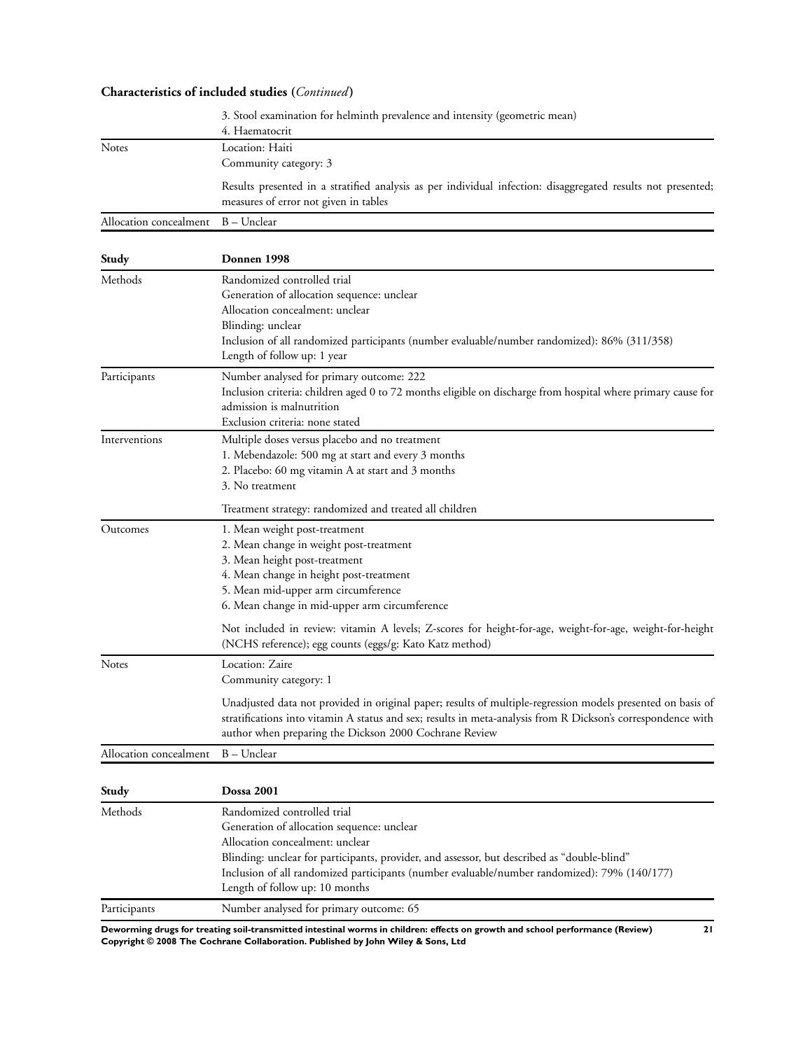**Characteristics of included studies (*Continued*)**

| | |
|---|---|
| | 3. Stool examination for helminth prevalence and intensity (geometric mean)<br>4. Haematocrit |
| Notes | Location: Haiti<br>Community category: 3<br><br>Results presented in a stratified analysis as per individual infection: disaggregated results not presented; measures of error not given in tables |
| Allocation concealment | B – Unclear |

| Study | Donnen 1998 |
|---|---|
| Methods | Randomized controlled trial<br>Generation of allocation sequence: unclear<br>Allocation concealment: unclear<br>Blinding: unclear<br>Inclusion of all randomized participants (number evaluable/number randomized): 86% (311/358)<br>Length of follow up: 1 year |
| Participants | Number analysed for primary outcome: 222<br>Inclusion criteria: children aged 0 to 72 months eligible on discharge from hospital where primary cause for admission is malnutrition<br>Exclusion criteria: none stated |
| Interventions | Multiple doses versus placebo and no treatment<br>1. Mebendazole: 500 mg at start and every 3 months<br>2. Placebo: 60 mg vitamin A at start and 3 months<br>3. No treatment<br><br>Treatment strategy: randomized and treated all children |
| Outcomes | 1. Mean weight post-treatment<br>2. Mean change in weight post-treatment<br>3. Mean height post-treatment<br>4. Mean change in height post-treatment<br>5. Mean mid-upper arm circumference<br>6. Mean change in mid-upper arm circumference<br><br>Not included in review: vitamin A levels; Z-scores for height-for-age, weight-for-age, weight-for-height (NCHS reference); egg counts (eggs/g: Kato Katz method) |
| Notes | Location: Zaire<br>Community category: 1<br><br>Unadjusted data not provided in original paper; results of multiple-regression models presented on basis of stratifications into vitamin A status and sex; results in meta-analysis from R Dickson's correspondence with author when preparing the Dickson 2000 Cochrane Review |
| Allocation concealment | B – Unclear |

| Study | Dossa 2001 |
|---|---|
| Methods | Randomized controlled trial<br>Generation of allocation sequence: unclear<br>Allocation concealment: unclear<br>Blinding: unclear for participants, provider, and assessor, but described as "double-blind"<br>Inclusion of all randomized participants (number evaluable/number randomized): 79% (140/177)<br>Length of follow up: 10 months |
| Participants | Number analysed for primary outcome: 65 |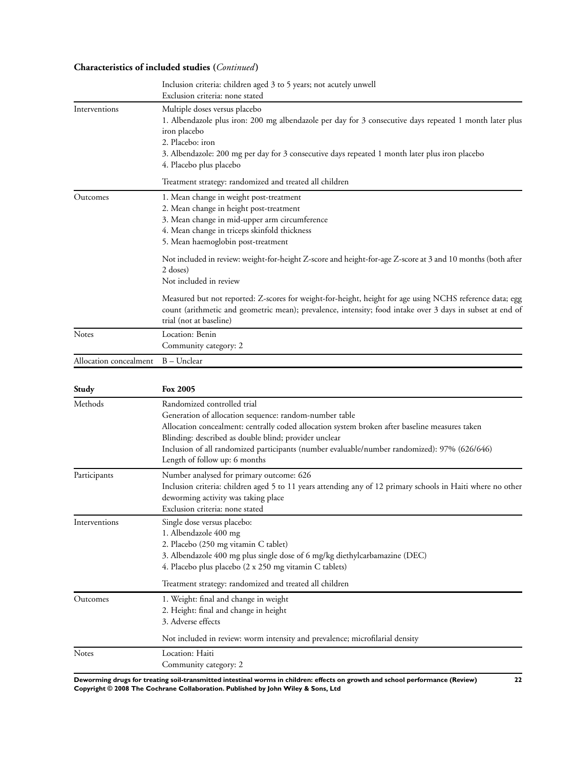**Characteristics of included studies** (*Continued*)

| | |
|---|---|
| | Inclusion criteria: children aged 3 to 5 years; not acutely unwell<br>Exclusion criteria: none stated |
| Interventions | Multiple doses versus placebo<br>1. Albendazole plus iron: 200 mg albendazole per day for 3 consecutive days repeated 1 month later plus iron placebo<br>2. Placebo: iron<br>3. Albendazole: 200 mg per day for 3 consecutive days repeated 1 month later plus iron placebo<br>4. Placebo plus placebo<br><br>Treatment strategy: randomized and treated all children |
| Outcomes | 1. Mean change in weight post-treatment<br>2. Mean change in height post-treatment<br>3. Mean change in mid-upper arm circumference<br>4. Mean change in triceps skinfold thickness<br>5. Mean haemoglobin post-treatment<br><br>Not included in review: weight-for-height Z-score and height-for-age Z-score at 3 and 10 months (both after 2 doses)<br>Not included in review<br><br>Measured but not reported: Z-scores for weight-for-height, height for age using NCHS reference data; egg count (arithmetic and geometric mean); prevalence, intensity; food intake over 3 days in subset at end of trial (not at baseline) |
| Notes | Location: Benin<br>Community category: 2 |
| Allocation concealment | B – Unclear |

| Study | Fox 2005 |
|---|---|
| Methods | Randomized controlled trial<br>Generation of allocation sequence: random-number table<br>Allocation concealment: centrally coded allocation system broken after baseline measures taken<br>Blinding: described as double blind; provider unclear<br>Inclusion of all randomized participants (number evaluable/number randomized): 97% (626/646)<br>Length of follow up: 6 months |
| Participants | Number analysed for primary outcome: 626<br>Inclusion criteria: children aged 5 to 11 years attending any of 12 primary schools in Haiti where no other deworming activity was taking place<br>Exclusion criteria: none stated |
| Interventions | Single dose versus placebo:<br>1. Albendazole 400 mg<br>2. Placebo (250 mg vitamin C tablet)<br>3. Albendazole 400 mg plus single dose of 6 mg/kg diethylcarbamazine (DEC)<br>4. Placebo plus placebo (2 x 250 mg vitamin C tablets)<br><br>Treatment strategy: randomized and treated all children |
| Outcomes | 1. Weight: final and change in weight<br>2. Height: final and change in height<br>3. Adverse effects<br><br>Not included in review: worm intensity and prevalence; microfilarial density |
| Notes | Location: Haiti<br>Community category: 2 |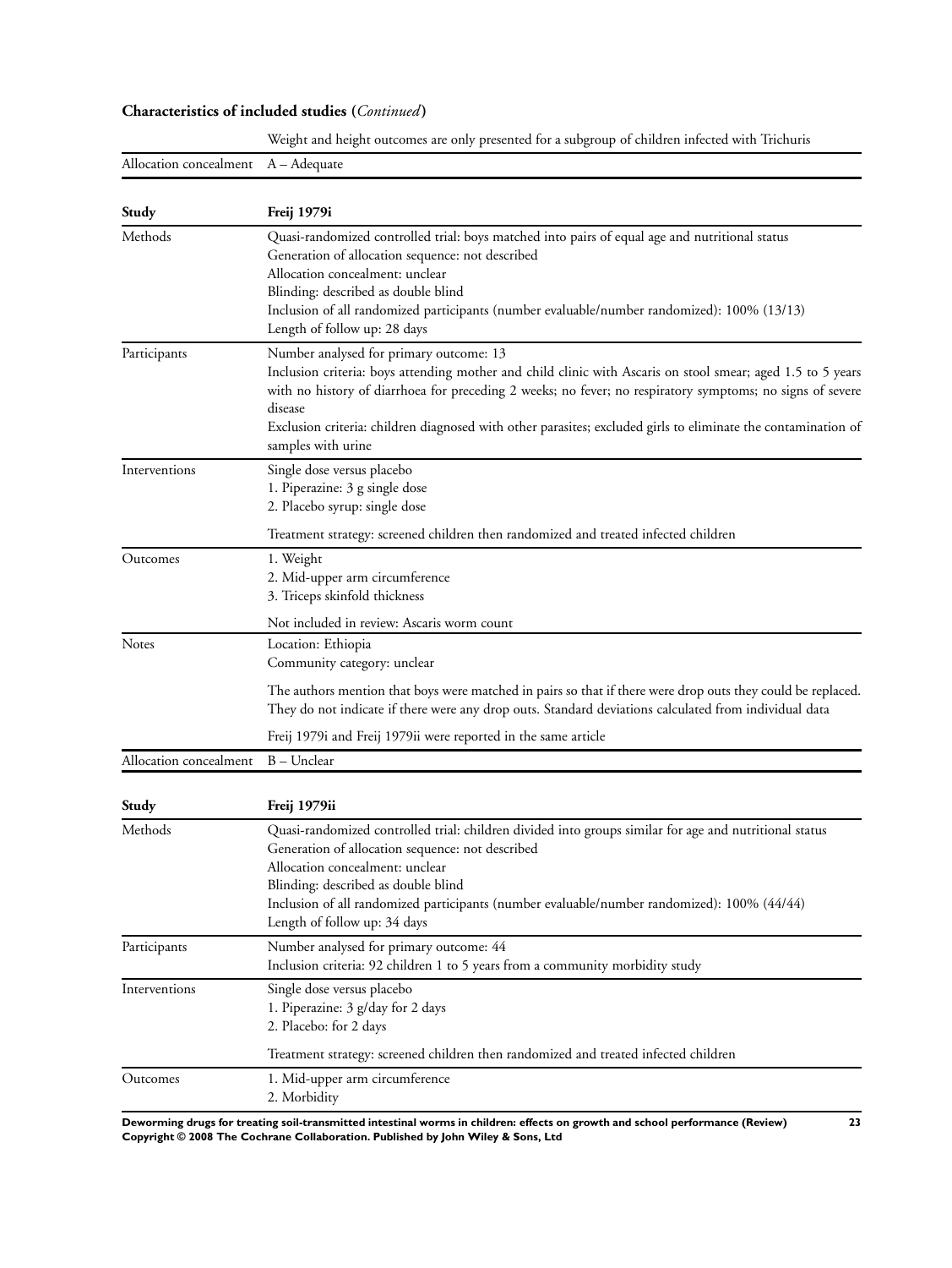**Characteristics of included studies** (*Continued*)

| | |
|---|---|
| | Weight and height outcomes are only presented for a subgroup of children infected with Trichuris |
| Allocation concealment | A – Adequate |

| **Study** | **Freij 1979i** |
|---|---|
| Methods | Quasi-randomized controlled trial: boys matched into pairs of equal age and nutritional status<br>Generation of allocation sequence: not described<br>Allocation concealment: unclear<br>Blinding: described as double blind<br>Inclusion of all randomized participants (number evaluable/number randomized): 100% (13/13)<br>Length of follow up: 28 days |
| Participants | Number analysed for primary outcome: 13<br>Inclusion criteria: boys attending mother and child clinic with Ascaris on stool smear; aged 1.5 to 5 years with no history of diarrhoea for preceding 2 weeks; no fever; no respiratory symptoms; no signs of severe disease<br>Exclusion criteria: children diagnosed with other parasites; excluded girls to eliminate the contamination of samples with urine |
| Interventions | Single dose versus placebo<br>1. Piperazine: 3 g single dose<br>2. Placebo syrup: single dose<br><br>Treatment strategy: screened children then randomized and treated infected children |
| Outcomes | 1. Weight<br>2. Mid-upper arm circumference<br>3. Triceps skinfold thickness<br><br>Not included in review: Ascaris worm count |
| Notes | Location: Ethiopia<br>Community category: unclear<br><br>The authors mention that boys were matched in pairs so that if there were drop outs they could be replaced. They do not indicate if there were any drop outs. Standard deviations calculated from individual data<br><br>Freij 1979i and Freij 1979ii were reported in the same article |
| Allocation concealment | B – Unclear |

| **Study** | **Freij 1979ii** |
|---|---|
| Methods | Quasi-randomized controlled trial: children divided into groups similar for age and nutritional status<br>Generation of allocation sequence: not described<br>Allocation concealment: unclear<br>Blinding: described as double blind<br>Inclusion of all randomized participants (number evaluable/number randomized): 100% (44/44)<br>Length of follow up: 34 days |
| Participants | Number analysed for primary outcome: 44<br>Inclusion criteria: 92 children 1 to 5 years from a community morbidity study |
| Interventions | Single dose versus placebo<br>1. Piperazine: 3 g/day for 2 days<br>2. Placebo: for 2 days<br><br>Treatment strategy: screened children then randomized and treated infected children |
| Outcomes | 1. Mid-upper arm circumference<br>2. Morbidity |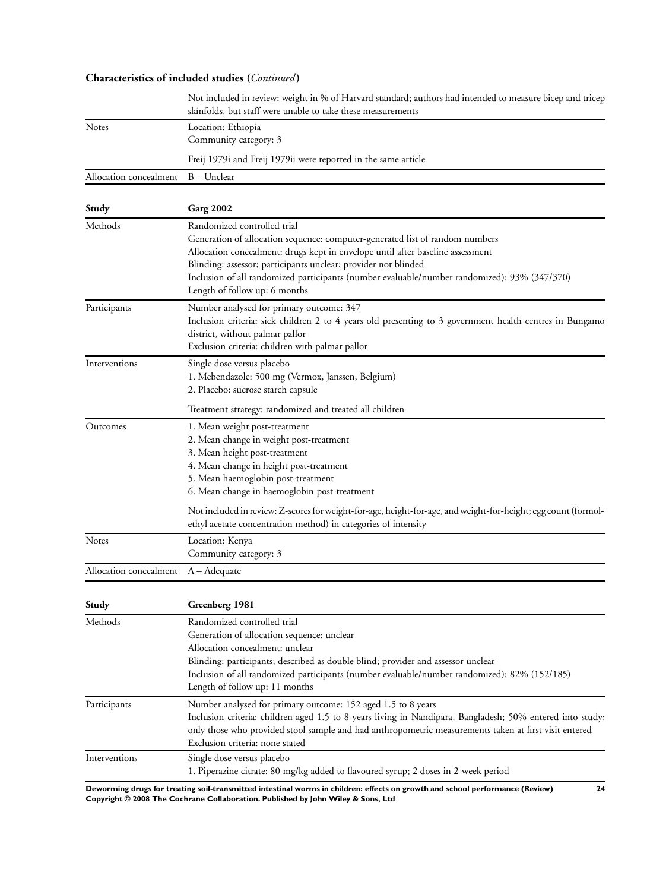**Characteristics of included studies** (*Continued*)

| | |
|---|---|
| | Not included in review: weight in % of Harvard standard; authors had intended to measure bicep and tricep skinfolds, but staff were unable to take these measurements |
| Notes | Location: Ethiopia<br>Community category: 3<br><br>Freij 1979i and Freij 1979ii were reported in the same article |
| Allocation concealment | B – Unclear |

| Study | Garg 2002 |
|---|---|
| Methods | Randomized controlled trial<br>Generation of allocation sequence: computer-generated list of random numbers<br>Allocation concealment: drugs kept in envelope until after baseline assessment<br>Blinding: assessor; participants unclear; provider not blinded<br>Inclusion of all randomized participants (number evaluable/number randomized): 93% (347/370)<br>Length of follow up: 6 months |
| Participants | Number analysed for primary outcome: 347<br>Inclusion criteria: sick children 2 to 4 years old presenting to 3 government health centres in Bungamo district, without palmar pallor<br>Exclusion criteria: children with palmar pallor |
| Interventions | Single dose versus placebo<br>1. Mebendazole: 500 mg (Vermox, Janssen, Belgium)<br>2. Placebo: sucrose starch capsule<br><br>Treatment strategy: randomized and treated all children |
| Outcomes | 1. Mean weight post-treatment<br>2. Mean change in weight post-treatment<br>3. Mean height post-treatment<br>4. Mean change in height post-treatment<br>5. Mean haemoglobin post-treatment<br>6. Mean change in haemoglobin post-treatment<br><br>Not included in review: Z-scores for weight-for-age, height-for-age, and weight-for-height; egg count (formol-ethyl acetate concentration method) in categories of intensity |
| Notes | Location: Kenya<br>Community category: 3 |
| Allocation concealment | A – Adequate |

| Study | Greenberg 1981 |
|---|---|
| Methods | Randomized controlled trial<br>Generation of allocation sequence: unclear<br>Allocation concealment: unclear<br>Blinding: participants; described as double blind; provider and assessor unclear<br>Inclusion of all randomized participants (number evaluable/number randomized): 82% (152/185)<br>Length of follow up: 11 months |
| Participants | Number analysed for primary outcome: 152 aged 1.5 to 8 years<br>Inclusion criteria: children aged 1.5 to 8 years living in Nandipara, Bangladesh; 50% entered into study; only those who provided stool sample and had anthropometric measurements taken at first visit entered<br>Exclusion criteria: none stated |
| Interventions | Single dose versus placebo<br>1. Piperazine citrate: 80 mg/kg added to flavoured syrup; 2 doses in 2-week period |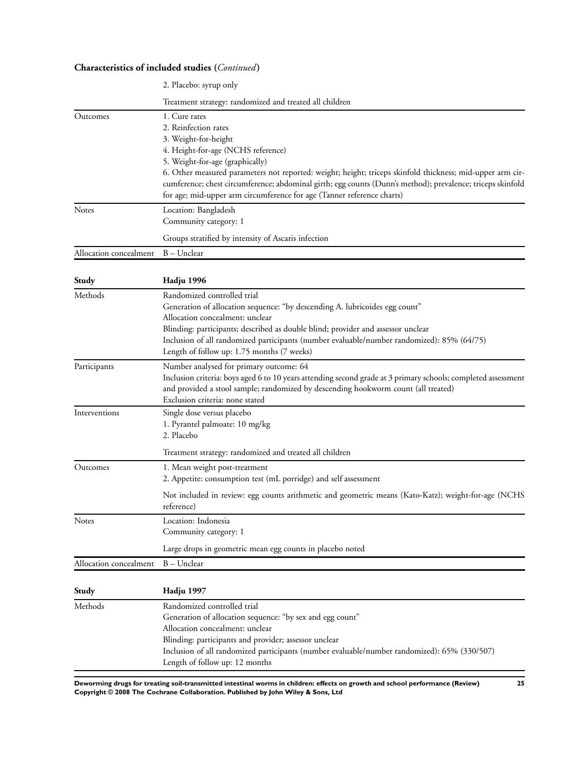**Characteristics of included studies (*Continued*)**

| | |
|---|---|
| | 2. Placebo: syrup only<br><br>Treatment strategy: randomized and treated all children |
| Outcomes | 1. Cure rates<br>2. Reinfection rates<br>3. Weight-for-height<br>4. Height-for-age (NCHS reference)<br>5. Weight-for-age (graphically)<br>6. Other measured parameters not reported: weight; height; triceps skinfold thickness; mid-upper arm circumference; chest circumference; abdominal girth; egg counts (Dunn's method); prevalence; triceps skinfold for age; mid-upper arm circumference for age (Tanner reference charts) |
| Notes | Location: Bangladesh<br>Community category: 1<br><br>Groups stratified by intensity of Ascaris infection |
| Allocation concealment | B – Unclear |

| Study | Hadju 1996 |
|---|---|
| Methods | Randomized controlled trial<br>Generation of allocation sequence: "by descending A. lubricoides egg count"<br>Allocation concealment: unclear<br>Blinding: participants; described as double blind; provider and assessor unclear<br>Inclusion of all randomized participants (number evaluable/number randomized): 85% (64/75)<br>Length of follow up: 1.75 months (7 weeks) |
| Participants | Number analysed for primary outcome: 64<br>Inclusion criteria: boys aged 6 to 10 years attending second grade at 3 primary schools; completed assessment and provided a stool sample; randomized by descending hookworm count (all treated)<br>Exclusion criteria: none stated |
| Interventions | Single dose versus placebo<br>1. Pyrantel palmoate: 10 mg/kg<br>2. Placebo<br><br>Treatment strategy: randomized and treated all children |
| Outcomes | 1. Mean weight post-treatment<br>2. Appetite: consumption test (mL porridge) and self assessment<br><br>Not included in review: egg counts arithmetic and geometric means (Kato-Katz); weight-for-age (NCHS reference) |
| Notes | Location: Indonesia<br>Community category: 1<br><br>Large drops in geometric mean egg counts in placebo noted |
| Allocation concealment | B – Unclear |

| Study | Hadju 1997 |
|---|---|
| Methods | Randomized controlled trial<br>Generation of allocation sequence: "by sex and egg count"<br>Allocation concealment: unclear<br>Blinding: participants and provider; assessor unclear<br>Inclusion of all randomized participants (number evaluable/number randomized): 65% (330/507)<br>Length of follow up: 12 months |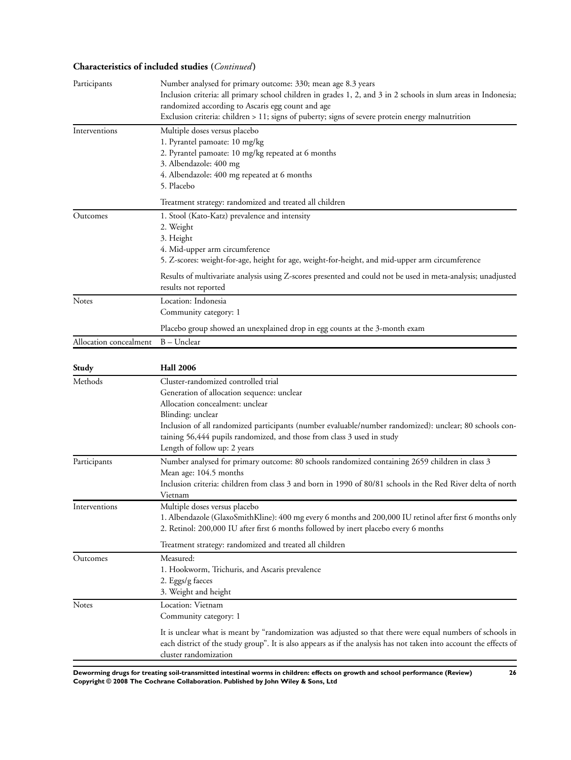**Characteristics of included studies (*Continued*)**

| | |
|---|---|
| Participants | Number analysed for primary outcome: 330; mean age 8.3 years<br>Inclusion criteria: all primary school children in grades 1, 2, and 3 in 2 schools in slum areas in Indonesia; randomized according to Ascaris egg count and age<br>Exclusion criteria: children > 11; signs of puberty; signs of severe protein energy malnutrition |
| Interventions | Multiple doses versus placebo<br>1. Pyrantel pamoate: 10 mg/kg<br>2. Pyrantel pamoate: 10 mg/kg repeated at 6 months<br>3. Albendazole: 400 mg<br>4. Albendazole: 400 mg repeated at 6 months<br>5. Placebo<br><br>Treatment strategy: randomized and treated all children |
| Outcomes | 1. Stool (Kato-Katz) prevalence and intensity<br>2. Weight<br>3. Height<br>4. Mid-upper arm circumference<br>5. Z-scores: weight-for-age, height for age, weight-for-height, and mid-upper arm circumference<br><br>Results of multivariate analysis using Z-scores presented and could not be used in meta-analysis; unadjusted results not reported |
| Notes | Location: Indonesia<br>Community category: 1<br><br>Placebo group showed an unexplained drop in egg counts at the 3-month exam |
| Allocation concealment | B – Unclear |

| **Study** | **Hall 2006** |
|---|---|
| Methods | Cluster-randomized controlled trial<br>Generation of allocation sequence: unclear<br>Allocation concealment: unclear<br>Blinding: unclear<br>Inclusion of all randomized participants (number evaluable/number randomized): unclear; 80 schools containing 56,444 pupils randomized, and those from class 3 used in study<br>Length of follow up: 2 years |
| Participants | Number analysed for primary outcome: 80 schools randomized containing 2659 children in class 3<br>Mean age: 104.5 months<br>Inclusion criteria: children from class 3 and born in 1990 of 80/81 schools in the Red River delta of north Vietnam |
| Interventions | Multiple doses versus placebo<br>1. Albendazole (GlaxoSmithKline): 400 mg every 6 months and 200,000 IU retinol after first 6 months only<br>2. Retinol: 200,000 IU after first 6 months followed by inert placebo every 6 months<br><br>Treatment strategy: randomized and treated all children |
| Outcomes | Measured:<br>1. Hookworm, Trichuris, and Ascaris prevalence<br>2. Eggs/g faeces<br>3. Weight and height |
| Notes | Location: Vietnam<br>Community category: 1<br><br>It is unclear what is meant by "randomization was adjusted so that there were equal numbers of schools in each district of the study group". It is also appears as if the analysis has not taken into account the effects of cluster randomization |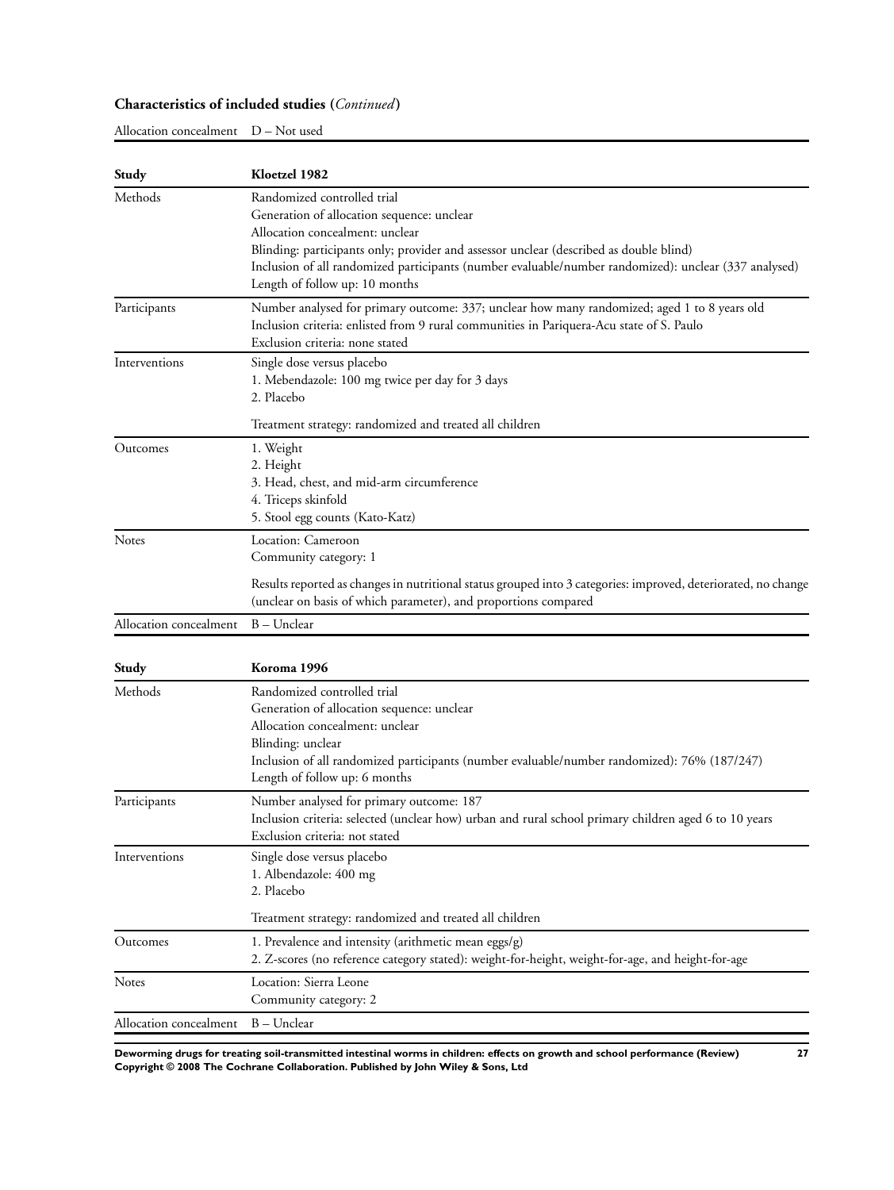**Characteristics of included studies** (*Continued*)

| | |
|---|---|
| Allocation concealment | D – Not used |

| Study | Kloetzel 1982 |
|---|---|
| Methods | Randomized controlled trial<br>Generation of allocation sequence: unclear<br>Allocation concealment: unclear<br>Blinding: participants only; provider and assessor unclear (described as double blind)<br>Inclusion of all randomized participants (number evaluable/number randomized): unclear (337 analysed)<br>Length of follow up: 10 months |
| Participants | Number analysed for primary outcome: 337; unclear how many randomized; aged 1 to 8 years old<br>Inclusion criteria: enlisted from 9 rural communities in Pariquera-Acu state of S. Paulo<br>Exclusion criteria: none stated |
| Interventions | Single dose versus placebo<br>1. Mebendazole: 100 mg twice per day for 3 days<br>2. Placebo<br><br>Treatment strategy: randomized and treated all children |
| Outcomes | 1. Weight<br>2. Height<br>3. Head, chest, and mid-arm circumference<br>4. Triceps skinfold<br>5. Stool egg counts (Kato-Katz) |
| Notes | Location: Cameroon<br>Community category: 1<br><br>Results reported as changes in nutritional status grouped into 3 categories: improved, deteriorated, no change (unclear on basis of which parameter), and proportions compared |
| Allocation concealment | B – Unclear |

| Study | Koroma 1996 |
|---|---|
| Methods | Randomized controlled trial<br>Generation of allocation sequence: unclear<br>Allocation concealment: unclear<br>Blinding: unclear<br>Inclusion of all randomized participants (number evaluable/number randomized): 76% (187/247)<br>Length of follow up: 6 months |
| Participants | Number analysed for primary outcome: 187<br>Inclusion criteria: selected (unclear how) urban and rural school primary children aged 6 to 10 years<br>Exclusion criteria: not stated |
| Interventions | Single dose versus placebo<br>1. Albendazole: 400 mg<br>2. Placebo<br><br>Treatment strategy: randomized and treated all children |
| Outcomes | 1. Prevalence and intensity (arithmetic mean eggs/g)<br>2. Z-scores (no reference category stated): weight-for-height, weight-for-age, and height-for-age |
| Notes | Location: Sierra Leone<br>Community category: 2 |
| Allocation concealment | B – Unclear |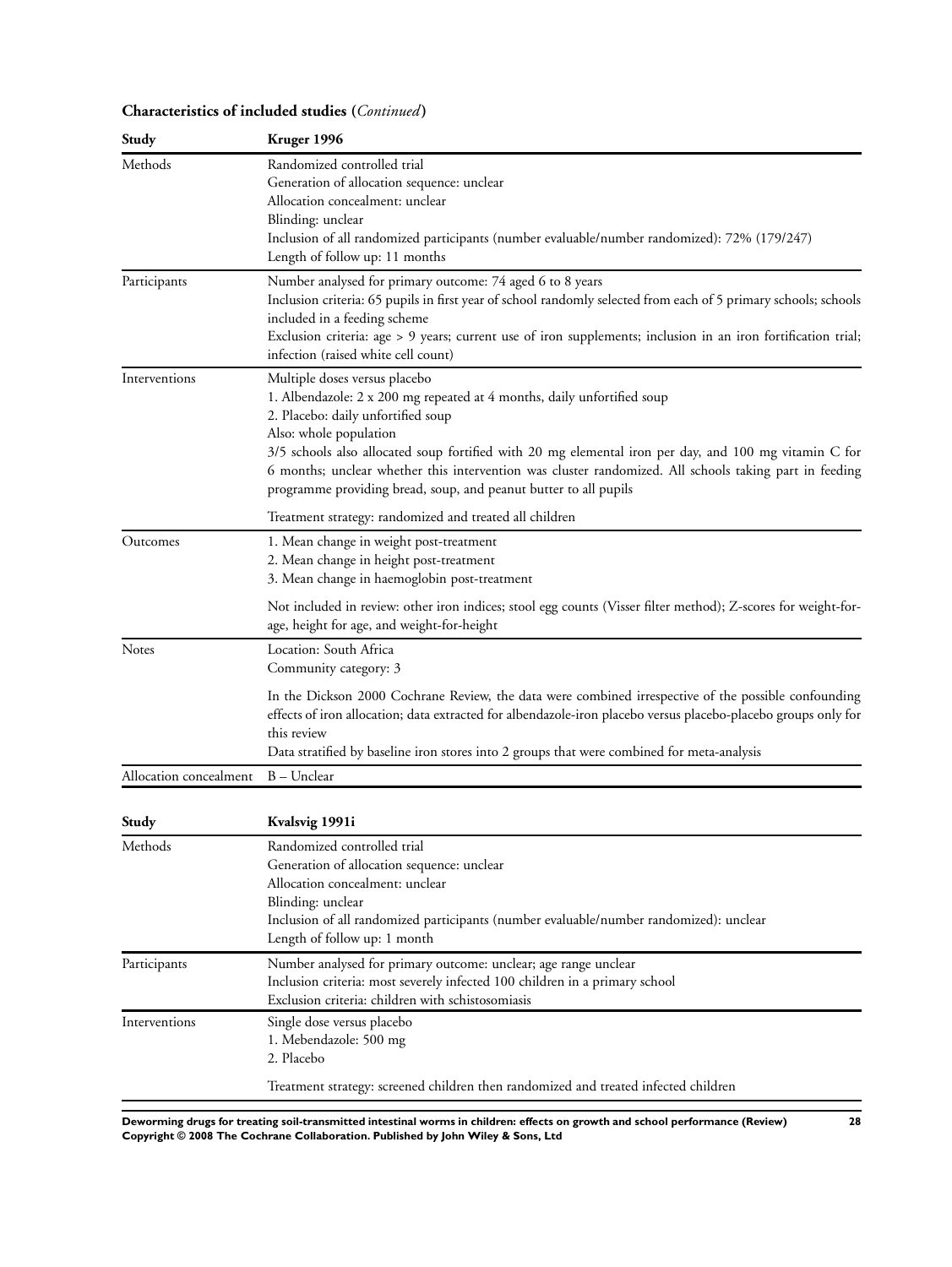**Characteristics of included studies** (*Continued*)

| Study | Kruger 1996 |
|---|---|
| Methods | Randomized controlled trial<br>Generation of allocation sequence: unclear<br>Allocation concealment: unclear<br>Blinding: unclear<br>Inclusion of all randomized participants (number evaluable/number randomized): 72% (179/247)<br>Length of follow up: 11 months |
| Participants | Number analysed for primary outcome: 74 aged 6 to 8 years<br>Inclusion criteria: 65 pupils in first year of school randomly selected from each of 5 primary schools; schools included in a feeding scheme<br>Exclusion criteria: age > 9 years; current use of iron supplements; inclusion in an iron fortification trial; infection (raised white cell count) |
| Interventions | Multiple doses versus placebo<br>1. Albendazole: 2 x 200 mg repeated at 4 months, daily unfortified soup<br>2. Placebo: daily unfortified soup<br>Also: whole population<br>3/5 schools also allocated soup fortified with 20 mg elemental iron per day, and 100 mg vitamin C for 6 months; unclear whether this intervention was cluster randomized. All schools taking part in feeding programme providing bread, soup, and peanut butter to all pupils<br><br>Treatment strategy: randomized and treated all children |
| Outcomes | 1. Mean change in weight post-treatment<br>2. Mean change in height post-treatment<br>3. Mean change in haemoglobin post-treatment<br><br>Not included in review: other iron indices; stool egg counts (Visser filter method); Z-scores for weight-for-age, height for age, and weight-for-height |
| Notes | Location: South Africa<br>Community category: 3<br><br>In the Dickson 2000 Cochrane Review, the data were combined irrespective of the possible confounding effects of iron allocation; data extracted for albendazole-iron placebo versus placebo-placebo groups only for this review<br>Data stratified by baseline iron stores into 2 groups that were combined for meta-analysis |
| Allocation concealment | B – Unclear |

| Study | Kvalsvig 1991i |
|---|---|
| Methods | Randomized controlled trial<br>Generation of allocation sequence: unclear<br>Allocation concealment: unclear<br>Blinding: unclear<br>Inclusion of all randomized participants (number evaluable/number randomized): unclear<br>Length of follow up: 1 month |
| Participants | Number analysed for primary outcome: unclear; age range unclear<br>Inclusion criteria: most severely infected 100 children in a primary school<br>Exclusion criteria: children with schistosomiasis |
| Interventions | Single dose versus placebo<br>1. Mebendazole: 500 mg<br>2. Placebo<br><br>Treatment strategy: screened children then randomized and treated infected children |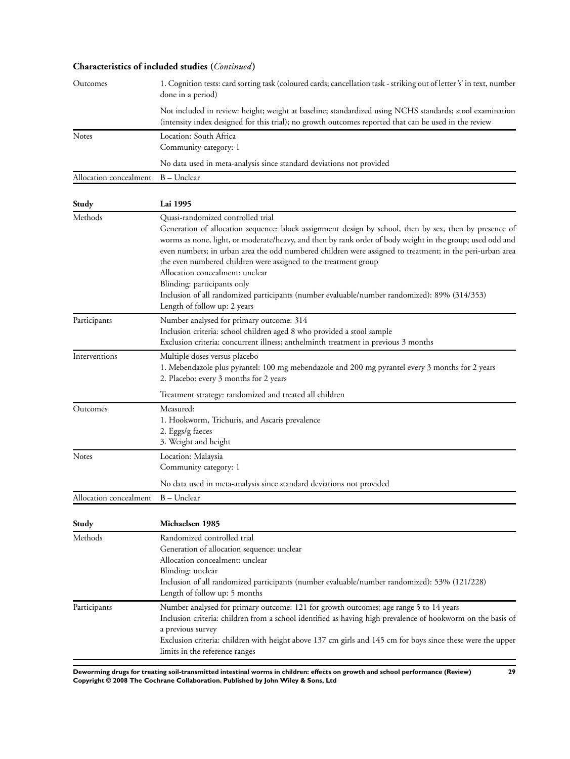**Characteristics of included studies (*Continued*)**

| | |
|---|---|
| Outcomes | 1. Cognition tests: card sorting task (coloured cards; cancellation task - striking out of letter 's' in text, number done in a period)<br><br>Not included in review: height; weight at baseline; standardized using NCHS standards; stool examination (intensity index designed for this trial); no growth outcomes reported that can be used in the review |
| Notes | Location: South Africa<br>Community category: 1<br><br>No data used in meta-analysis since standard deviations not provided |
| Allocation concealment | B – Unclear |

| **Study** | **Lai 1995** |
|---|---|
| Methods | Quasi-randomized controlled trial<br>Generation of allocation sequence: block assignment design by school, then by sex, then by presence of worms as none, light, or moderate/heavy, and then by rank order of body weight in the group; used odd and even numbers; in urban area the odd numbered children were assigned to treatment; in the peri-urban area the even numbered children were assigned to the treatment group<br>Allocation concealment: unclear<br>Blinding: participants only<br>Inclusion of all randomized participants (number evaluable/number randomized): 89% (314/353)<br>Length of follow up: 2 years |
| Participants | Number analysed for primary outcome: 314<br>Inclusion criteria: school children aged 8 who provided a stool sample<br>Exclusion criteria: concurrent illness; anthelminth treatment in previous 3 months |
| Interventions | Multiple doses versus placebo<br>1. Mebendazole plus pyrantel: 100 mg mebendazole and 200 mg pyrantel every 3 months for 2 years<br>2. Placebo: every 3 months for 2 years<br><br>Treatment strategy: randomized and treated all children |
| Outcomes | Measured:<br>1. Hookworm, Trichuris, and Ascaris prevalence<br>2. Eggs/g faeces<br>3. Weight and height |
| Notes | Location: Malaysia<br>Community category: 1<br><br>No data used in meta-analysis since standard deviations not provided |
| Allocation concealment | B – Unclear |

| **Study** | **Michaelsen 1985** |
|---|---|
| Methods | Randomized controlled trial<br>Generation of allocation sequence: unclear<br>Allocation concealment: unclear<br>Blinding: unclear<br>Inclusion of all randomized participants (number evaluable/number randomized): 53% (121/228)<br>Length of follow up: 5 months |
| Participants | Number analysed for primary outcome: 121 for growth outcomes; age range 5 to 14 years<br>Inclusion criteria: children from a school identified as having high prevalence of hookworm on the basis of a previous survey<br>Exclusion criteria: children with height above 137 cm girls and 145 cm for boys since these were the upper limits in the reference ranges |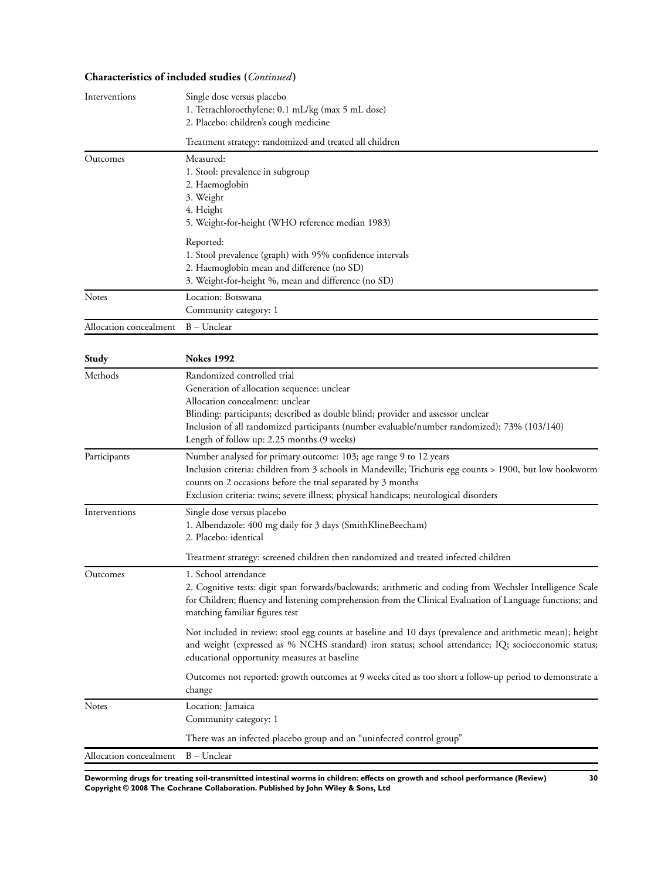**Characteristics of included studies (*Continued*)**

| | |
|---|---|
| Interventions | Single dose versus placebo<br>1. Tetrachloroethylene: 0.1 mL/kg (max 5 mL dose)<br>2. Placebo: children's cough medicine<br><br>Treatment strategy: randomized and treated all children |
| Outcomes | Measured:<br>1. Stool: prevalence in subgroup<br>2. Haemoglobin<br>3. Weight<br>4. Height<br>5. Weight-for-height (WHO reference median 1983)<br><br>Reported:<br>1. Stool prevalence (graph) with 95% confidence intervals<br>2. Haemoglobin mean and difference (no SD)<br>3. Weight-for-height %, mean and difference (no SD) |
| Notes | Location: Botswana<br>Community category: 1 |
| Allocation concealment | B – Unclear |

| Study | Nokes 1992 |
|---|---|
| Methods | Randomized controlled trial<br>Generation of allocation sequence: unclear<br>Allocation concealment: unclear<br>Blinding: participants; described as double blind; provider and assessor unclear<br>Inclusion of all randomized participants (number evaluable/number randomized): 73% (103/140)<br>Length of follow up: 2.25 months (9 weeks) |
| Participants | Number analysed for primary outcome: 103; age range 9 to 12 years<br>Inclusion criteria: children from 3 schools in Mandeville; Trichuris egg counts > 1900, but low hookworm counts on 2 occasions before the trial separated by 3 months<br>Exclusion criteria: twins; severe illness; physical handicaps; neurological disorders |
| Interventions | Single dose versus placebo<br>1. Albendazole: 400 mg daily for 3 days (SmithKlineBeecham)<br>2. Placebo: identical<br><br>Treatment strategy: screened children then randomized and treated infected children |
| Outcomes | 1. School attendance<br>2. Cognitive tests: digit span forwards/backwards; arithmetic and coding from Wechsler Intelligence Scale for Children; fluency and listening comprehension from the Clinical Evaluation of Language functions; and matching familiar figures test<br><br>Not included in review: stool egg counts at baseline and 10 days (prevalence and arithmetic mean); height and weight (expressed as % NCHS standard) iron status; school attendance; IQ; socioeconomic status; educational opportunity measures at baseline<br><br>Outcomes not reported: growth outcomes at 9 weeks cited as too short a follow-up period to demonstrate a change |
| Notes | Location: Jamaica<br>Community category: 1<br><br>There was an infected placebo group and an "uninfected control group" |
| Allocation concealment | B – Unclear |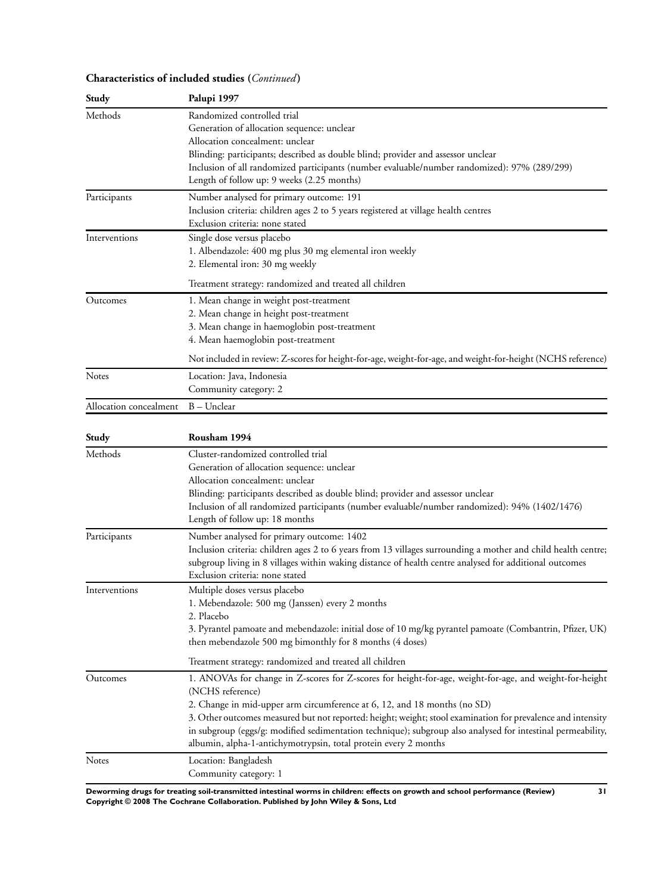**Characteristics of included studies** (*Continued*)

| Study | Palupi 1997 |
|---|---|
| Methods | Randomized controlled trial<br>Generation of allocation sequence: unclear<br>Allocation concealment: unclear<br>Blinding: participants; described as double blind; provider and assessor unclear<br>Inclusion of all randomized participants (number evaluable/number randomized): 97% (289/299)<br>Length of follow up: 9 weeks (2.25 months) |
| Participants | Number analysed for primary outcome: 191<br>Inclusion criteria: children ages 2 to 5 years registered at village health centres<br>Exclusion criteria: none stated |
| Interventions | Single dose versus placebo<br>1. Albendazole: 400 mg plus 30 mg elemental iron weekly<br>2. Elemental iron: 30 mg weekly<br><br>Treatment strategy: randomized and treated all children |
| Outcomes | 1. Mean change in weight post-treatment<br>2. Mean change in height post-treatment<br>3. Mean change in haemoglobin post-treatment<br>4. Mean haemoglobin post-treatment<br><br>Not included in review: Z-scores for height-for-age, weight-for-age, and weight-for-height (NCHS reference) |
| Notes | Location: Java, Indonesia<br>Community category: 2 |
| Allocation concealment | B – Unclear |

| Study | Rousham 1994 |
|---|---|
| Methods | Cluster-randomized controlled trial<br>Generation of allocation sequence: unclear<br>Allocation concealment: unclear<br>Blinding: participants described as double blind; provider and assessor unclear<br>Inclusion of all randomized participants (number evaluable/number randomized): 94% (1402/1476)<br>Length of follow up: 18 months |
| Participants | Number analysed for primary outcome: 1402<br>Inclusion criteria: children ages 2 to 6 years from 13 villages surrounding a mother and child health centre; subgroup living in 8 villages within waking distance of health centre analysed for additional outcomes<br>Exclusion criteria: none stated |
| Interventions | Multiple doses versus placebo<br>1. Mebendazole: 500 mg (Janssen) every 2 months<br>2. Placebo<br>3. Pyrantel pamoate and mebendazole: initial dose of 10 mg/kg pyrantel pamoate (Combantrin, Pfizer, UK) then mebendazole 500 mg bimonthly for 8 months (4 doses)<br><br>Treatment strategy: randomized and treated all children |
| Outcomes | 1. ANOVAs for change in Z-scores for Z-scores for height-for-age, weight-for-age, and weight-for-height (NCHS reference)<br>2. Change in mid-upper arm circumference at 6, 12, and 18 months (no SD)<br>3. Other outcomes measured but not reported: height; weight; stool examination for prevalence and intensity in subgroup (eggs/g: modified sedimentation technique); subgroup also analysed for intestinal permeability, albumin, alpha-1-antichymotrypsin, total protein every 2 months |
| Notes | Location: Bangladesh<br>Community category: 1 |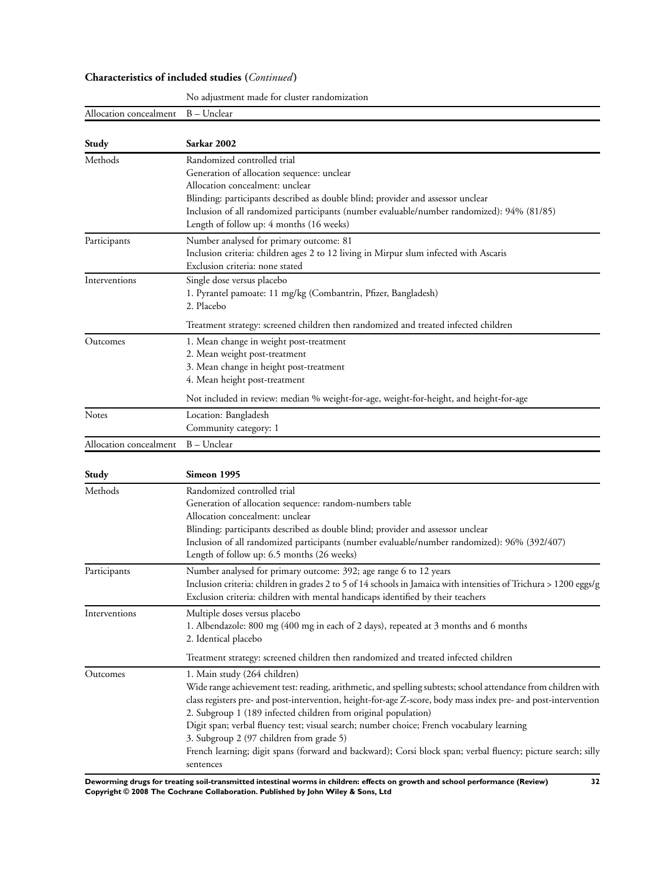**Characteristics of included studies (*Continued*)**

| | |
|---|---|
| | No adjustment made for cluster randomization |
| Allocation concealment | B – Unclear |

| Study | Sarkar 2002 |
|---|---|
| Methods | Randomized controlled trial<br>Generation of allocation sequence: unclear<br>Allocation concealment: unclear<br>Blinding: participants described as double blind; provider and assessor unclear<br>Inclusion of all randomized participants (number evaluable/number randomized): 94% (81/85)<br>Length of follow up: 4 months (16 weeks) |
| Participants | Number analysed for primary outcome: 81<br>Inclusion criteria: children ages 2 to 12 living in Mirpur slum infected with Ascaris<br>Exclusion criteria: none stated |
| Interventions | Single dose versus placebo<br>1. Pyrantel pamoate: 11 mg/kg (Combantrin, Pfizer, Bangladesh)<br>2. Placebo<br><br>Treatment strategy: screened children then randomized and treated infected children |
| Outcomes | 1. Mean change in weight post-treatment<br>2. Mean weight post-treatment<br>3. Mean change in height post-treatment<br>4. Mean height post-treatment<br><br>Not included in review: median % weight-for-age, weight-for-height, and height-for-age |
| Notes | Location: Bangladesh<br>Community category: 1 |
| Allocation concealment | B – Unclear |

| Study | Simeon 1995 |
|---|---|
| Methods | Randomized controlled trial<br>Generation of allocation sequence: random-numbers table<br>Allocation concealment: unclear<br>Blinding: participants described as double blind; provider and assessor unclear<br>Inclusion of all randomized participants (number evaluable/number randomized): 96% (392/407)<br>Length of follow up: 6.5 months (26 weeks) |
| Participants | Number analysed for primary outcome: 392; age range 6 to 12 years<br>Inclusion criteria: children in grades 2 to 5 of 14 schools in Jamaica with intensities of Trichura > 1200 eggs/g<br>Exclusion criteria: children with mental handicaps identified by their teachers |
| Interventions | Multiple doses versus placebo<br>1. Albendazole: 800 mg (400 mg in each of 2 days), repeated at 3 months and 6 months<br>2. Identical placebo<br><br>Treatment strategy: screened children then randomized and treated infected children |
| Outcomes | 1. Main study (264 children)<br>Wide range achievement test: reading, arithmetic, and spelling subtests; school attendance from children with class registers pre- and post-intervention, height-for-age Z-score, body mass index pre- and post-intervention<br>2. Subgroup 1 (189 infected children from original population)<br>Digit span; verbal fluency test; visual search; number choice; French vocabulary learning<br>3. Subgroup 2 (97 children from grade 5)<br>French learning; digit spans (forward and backward); Corsi block span; verbal fluency; picture search; silly sentences |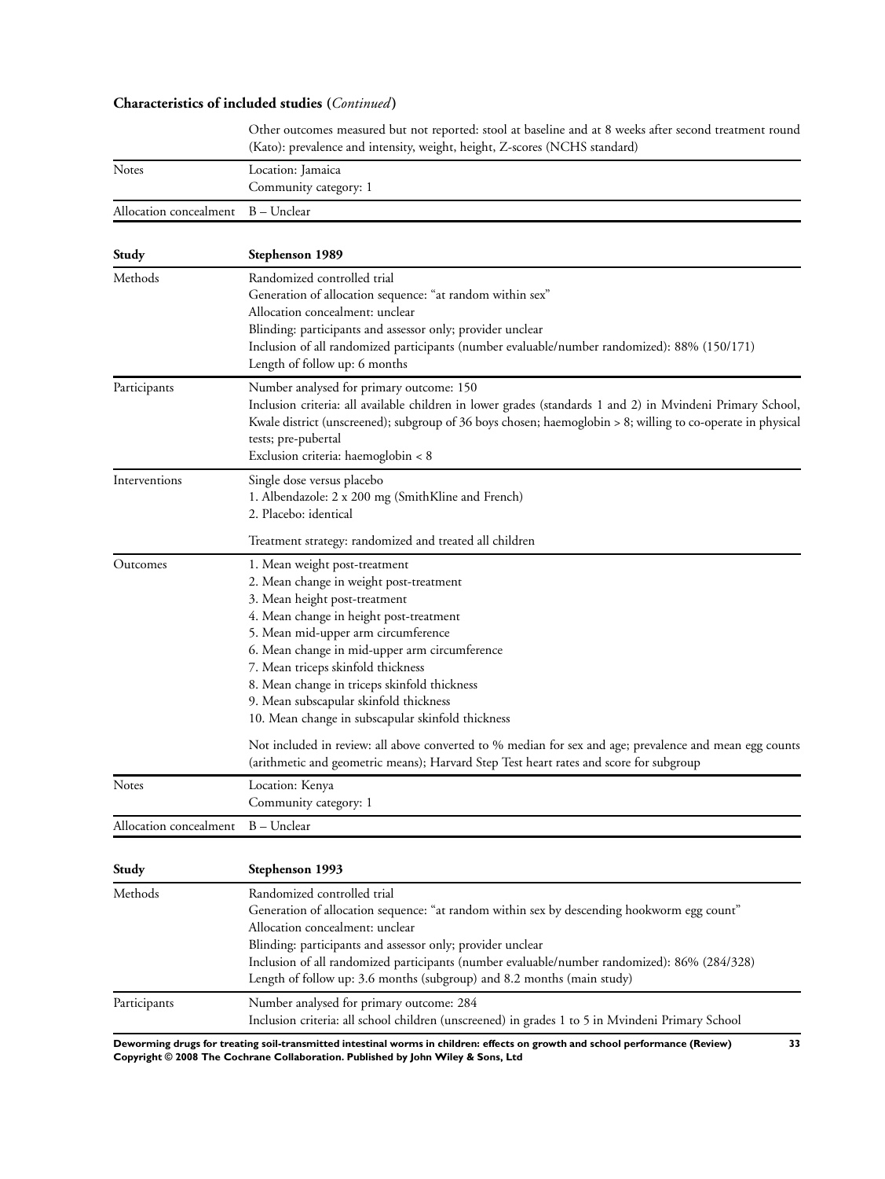## Characteristics of included studies (*Continued*)

| | |
|---|---|
| | Other outcomes measured but not reported: stool at baseline and at 8 weeks after second treatment round (Kato): prevalence and intensity, weight, height, Z-scores (NCHS standard) |
| Notes | Location: Jamaica<br>Community category: 1 |
| Allocation concealment | B – Unclear |

| **Study** | **Stephenson 1989** |
|---|---|
| Methods | Randomized controlled trial<br>Generation of allocation sequence: "at random within sex"<br>Allocation concealment: unclear<br>Blinding: participants and assessor only; provider unclear<br>Inclusion of all randomized participants (number evaluable/number randomized): 88% (150/171)<br>Length of follow up: 6 months |
| Participants | Number analysed for primary outcome: 150<br>Inclusion criteria: all available children in lower grades (standards 1 and 2) in Mvindeni Primary School, Kwale district (unscreened); subgroup of 36 boys chosen; haemoglobin > 8; willing to co-operate in physical tests; pre-pubertal<br>Exclusion criteria: haemoglobin < 8 |
| Interventions | Single dose versus placebo<br>1. Albendazole: 2 x 200 mg (SmithKline and French)<br>2. Placebo: identical<br><br>Treatment strategy: randomized and treated all children |
| Outcomes | 1. Mean weight post-treatment<br>2. Mean change in weight post-treatment<br>3. Mean height post-treatment<br>4. Mean change in height post-treatment<br>5. Mean mid-upper arm circumference<br>6. Mean change in mid-upper arm circumference<br>7. Mean triceps skinfold thickness<br>8. Mean change in triceps skinfold thickness<br>9. Mean subscapular skinfold thickness<br>10. Mean change in subscapular skinfold thickness<br><br>Not included in review: all above converted to % median for sex and age; prevalence and mean egg counts (arithmetic and geometric means); Harvard Step Test heart rates and score for subgroup |
| Notes | Location: Kenya<br>Community category: 1 |
| Allocation concealment | B – Unclear |

| **Study** | **Stephenson 1993** |
|---|---|
| Methods | Randomized controlled trial<br>Generation of allocation sequence: "at random within sex by descending hookworm egg count"<br>Allocation concealment: unclear<br>Blinding: participants and assessor only; provider unclear<br>Inclusion of all randomized participants (number evaluable/number randomized): 86% (284/328)<br>Length of follow up: 3.6 months (subgroup) and 8.2 months (main study) |
| Participants | Number analysed for primary outcome: 284<br>Inclusion criteria: all school children (unscreened) in grades 1 to 5 in Mvindeni Primary School |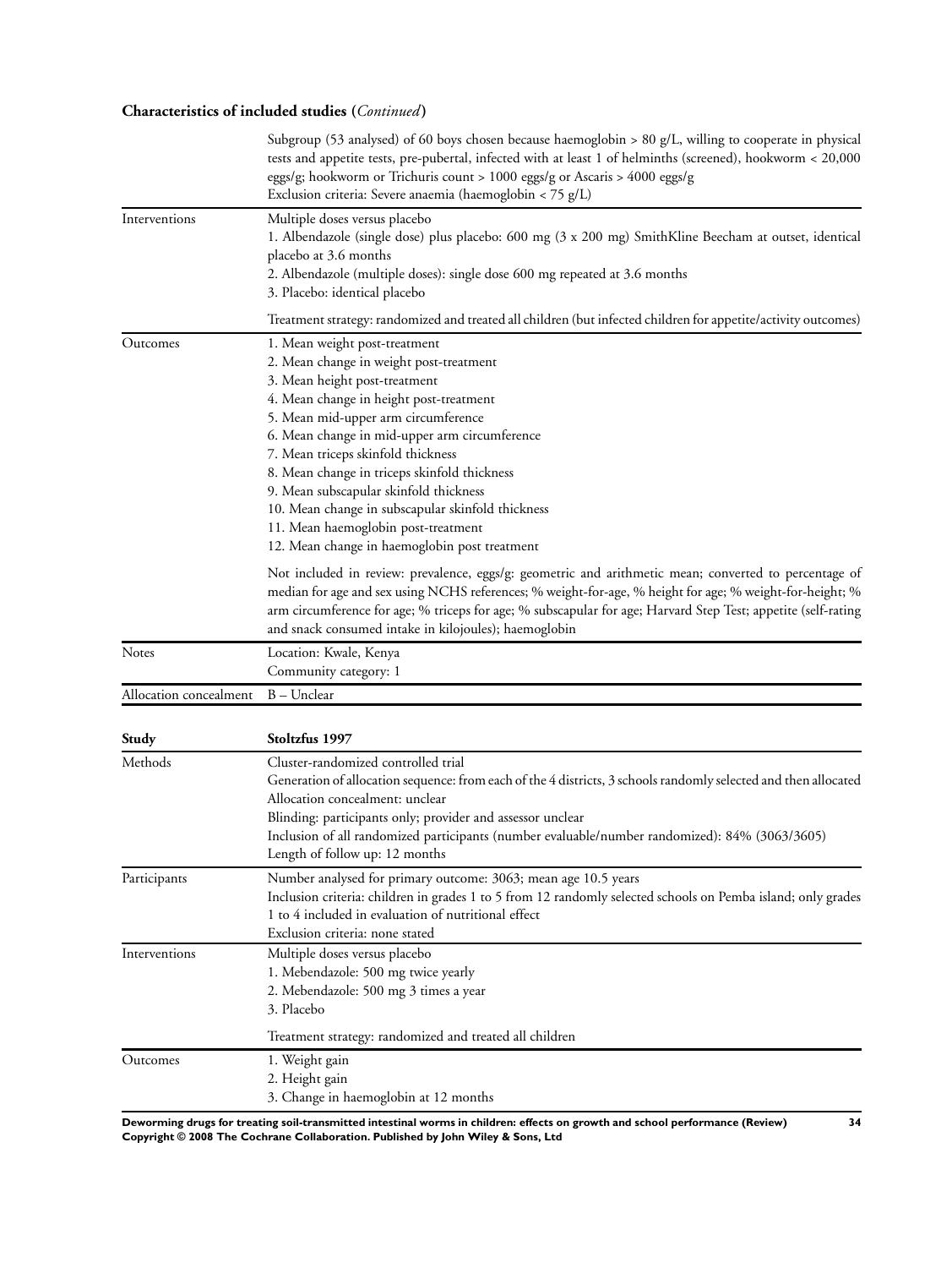## Characteristics of included studies (*Continued*)

| | |
|---|---|
| | Subgroup (53 analysed) of 60 boys chosen because haemoglobin > 80 g/L, willing to cooperate in physical tests and appetite tests, pre-pubertal, infected with at least 1 of helminths (screened), hookworm < 20,000 eggs/g; hookworm or Trichuris count > 1000 eggs/g or Ascaris > 4000 eggs/g<br>Exclusion criteria: Severe anaemia (haemoglobin < 75 g/L) |
| Interventions | Multiple doses versus placebo<br>1. Albendazole (single dose) plus placebo: 600 mg (3 x 200 mg) SmithKline Beecham at outset, identical placebo at 3.6 months<br>2. Albendazole (multiple doses): single dose 600 mg repeated at 3.6 months<br>3. Placebo: identical placebo<br><br>Treatment strategy: randomized and treated all children (but infected children for appetite/activity outcomes) |
| Outcomes | 1. Mean weight post-treatment<br>2. Mean change in weight post-treatment<br>3. Mean height post-treatment<br>4. Mean change in height post-treatment<br>5. Mean mid-upper arm circumference<br>6. Mean change in mid-upper arm circumference<br>7. Mean triceps skinfold thickness<br>8. Mean change in triceps skinfold thickness<br>9. Mean subscapular skinfold thickness<br>10. Mean change in subscapular skinfold thickness<br>11. Mean haemoglobin post-treatment<br>12. Mean change in haemoglobin post treatment<br><br>Not included in review: prevalence, eggs/g: geometric and arithmetic mean; converted to percentage of median for age and sex using NCHS references; % weight-for-age, % height for age; % weight-for-height; % arm circumference for age; % triceps for age; % subscapular for age; Harvard Step Test; appetite (self-rating and snack consumed intake in kilojoules); haemoglobin |
| Notes | Location: Kwale, Kenya<br>Community category: 1 |
| Allocation concealment | B – Unclear |

| **Study** | **Stoltzfus 1997** |
|---|---|
| Methods | Cluster-randomized controlled trial<br>Generation of allocation sequence: from each of the 4 districts, 3 schools randomly selected and then allocated<br>Allocation concealment: unclear<br>Blinding: participants only; provider and assessor unclear<br>Inclusion of all randomized participants (number evaluable/number randomized): 84% (3063/3605)<br>Length of follow up: 12 months |
| Participants | Number analysed for primary outcome: 3063; mean age 10.5 years<br>Inclusion criteria: children in grades 1 to 5 from 12 randomly selected schools on Pemba island; only grades 1 to 4 included in evaluation of nutritional effect<br>Exclusion criteria: none stated |
| Interventions | Multiple doses versus placebo<br>1. Mebendazole: 500 mg twice yearly<br>2. Mebendazole: 500 mg 3 times a year<br>3. Placebo<br><br>Treatment strategy: randomized and treated all children |
| Outcomes | 1. Weight gain<br>2. Height gain<br>3. Change in haemoglobin at 12 months |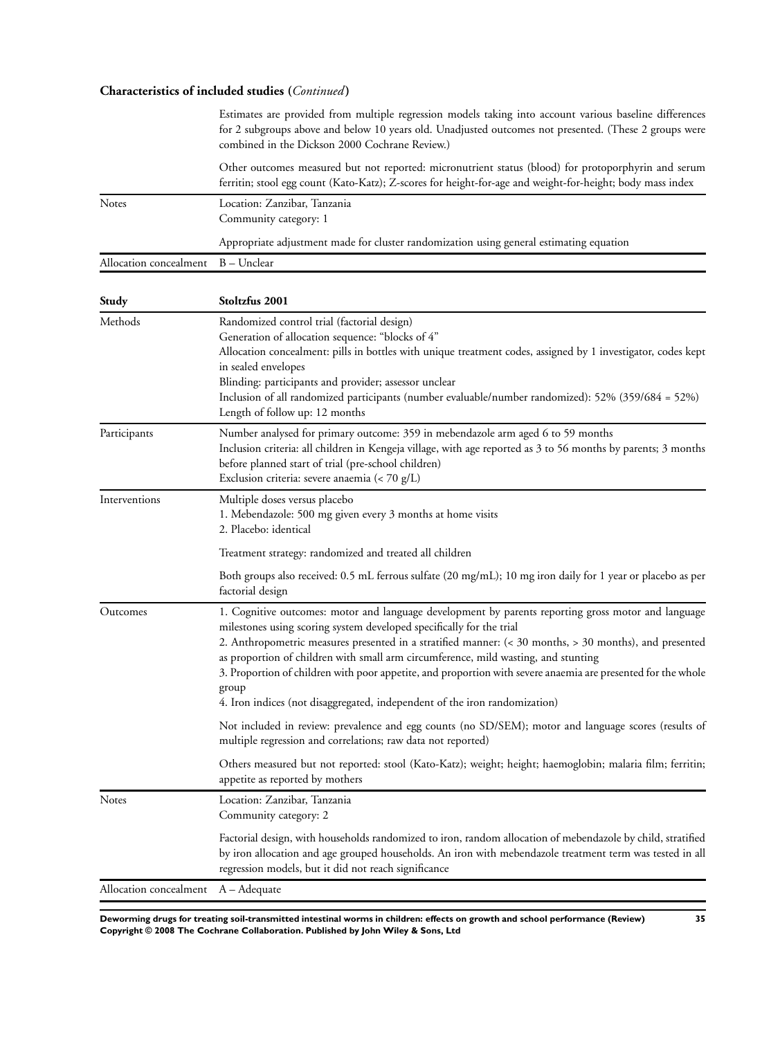**Characteristics of included studies (*Continued*)**

| | |
|---|---|
| | Estimates are provided from multiple regression models taking into account various baseline differences for 2 subgroups above and below 10 years old. Unadjusted outcomes not presented. (These 2 groups were combined in the Dickson 2000 Cochrane Review.)<br><br>Other outcomes measured but not reported: micronutrient status (blood) for protoporphyrin and serum ferritin; stool egg count (Kato-Katz); Z-scores for height-for-age and weight-for-height; body mass index |
| Notes | Location: Zanzibar, Tanzania<br>Community category: 1<br><br>Appropriate adjustment made for cluster randomization using general estimating equation |
| Allocation concealment | B – Unclear |

| **Study** | **Stoltzfus 2001** |
|---|---|
| Methods | Randomized control trial (factorial design)<br>Generation of allocation sequence: "blocks of 4"<br>Allocation concealment: pills in bottles with unique treatment codes, assigned by 1 investigator, codes kept in sealed envelopes<br>Blinding: participants and provider; assessor unclear<br>Inclusion of all randomized participants (number evaluable/number randomized): 52% (359/684 = 52%)<br>Length of follow up: 12 months |
| Participants | Number analysed for primary outcome: 359 in mebendazole arm aged 6 to 59 months<br>Inclusion criteria: all children in Kengeja village, with age reported as 3 to 56 months by parents; 3 months before planned start of trial (pre-school children)<br>Exclusion criteria: severe anaemia (< 70 g/L) |
| Interventions | Multiple doses versus placebo<br>1. Mebendazole: 500 mg given every 3 months at home visits<br>2. Placebo: identical<br><br>Treatment strategy: randomized and treated all children<br><br>Both groups also received: 0.5 mL ferrous sulfate (20 mg/mL); 10 mg iron daily for 1 year or placebo as per factorial design |
| Outcomes | 1. Cognitive outcomes: motor and language development by parents reporting gross motor and language milestones using scoring system developed specifically for the trial<br>2. Anthropometric measures presented in a stratified manner: (< 30 months, > 30 months), and presented as proportion of children with small arm circumference, mild wasting, and stunting<br>3. Proportion of children with poor appetite, and proportion with severe anaemia are presented for the whole group<br>4. Iron indices (not disaggregated, independent of the iron randomization)<br><br>Not included in review: prevalence and egg counts (no SD/SEM); motor and language scores (results of multiple regression and correlations; raw data not reported)<br><br>Others measured but not reported: stool (Kato-Katz); weight; height; haemoglobin; malaria film; ferritin; appetite as reported by mothers |
| Notes | Location: Zanzibar, Tanzania<br>Community category: 2<br><br>Factorial design, with households randomized to iron, random allocation of mebendazole by child, stratified by iron allocation and age grouped households. An iron with mebendazole treatment term was tested in all regression models, but it did not reach significance |
| Allocation concealment | A – Adequate |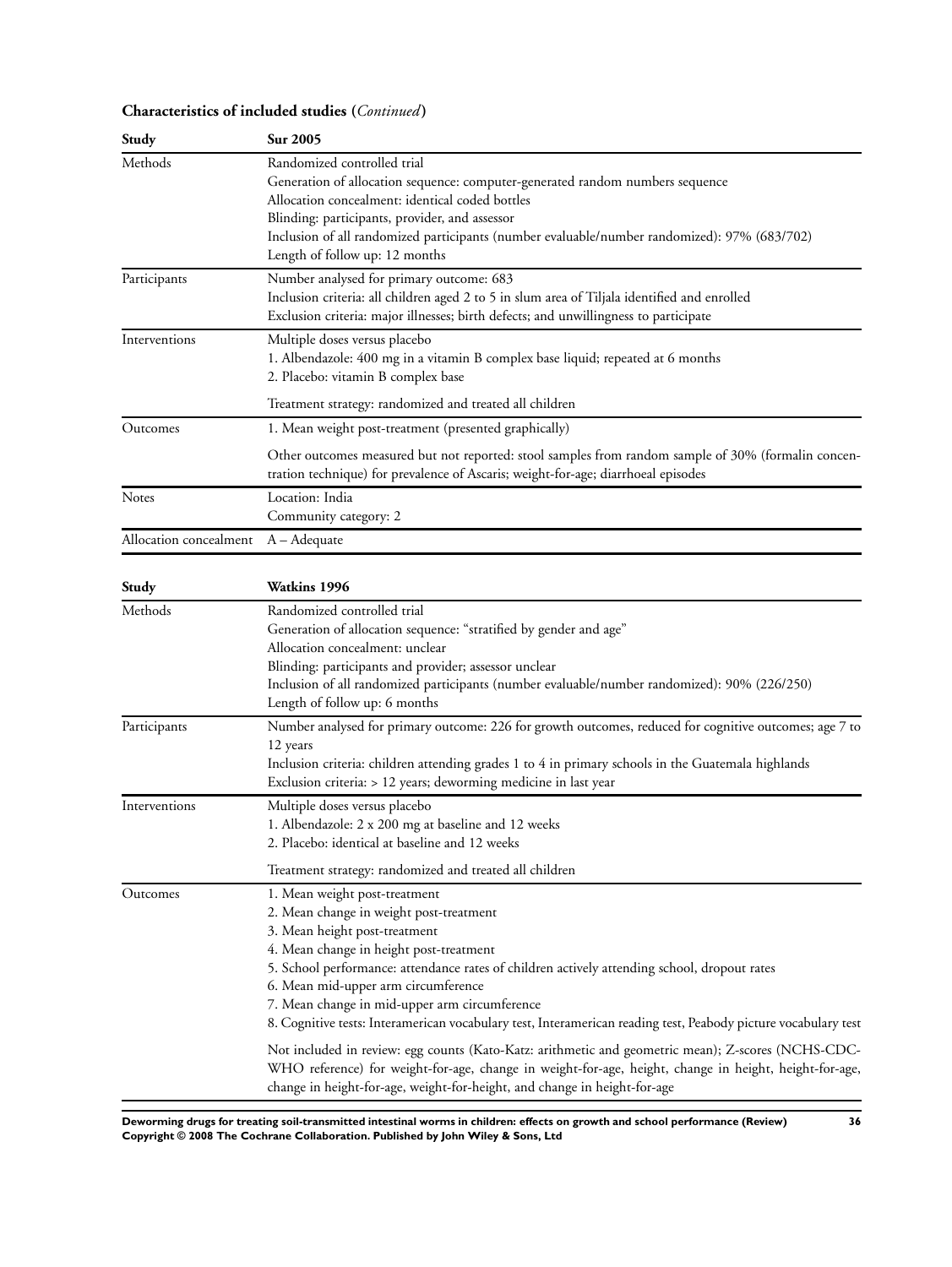**Characteristics of included studies** (*Continued*)

| Study | Sur 2005 |
|---|---|
| Methods | Randomized controlled trial<br>Generation of allocation sequence: computer-generated random numbers sequence<br>Allocation concealment: identical coded bottles<br>Blinding: participants, provider, and assessor<br>Inclusion of all randomized participants (number evaluable/number randomized): 97% (683/702)<br>Length of follow up: 12 months |
| Participants | Number analysed for primary outcome: 683<br>Inclusion criteria: all children aged 2 to 5 in slum area of Tiljala identified and enrolled<br>Exclusion criteria: major illnesses; birth defects; and unwillingness to participate |
| Interventions | Multiple doses versus placebo<br>1. Albendazole: 400 mg in a vitamin B complex base liquid; repeated at 6 months<br>2. Placebo: vitamin B complex base<br><br>Treatment strategy: randomized and treated all children |
| Outcomes | 1. Mean weight post-treatment (presented graphically)<br><br>Other outcomes measured but not reported: stool samples from random sample of 30% (formalin concentration technique) for prevalence of Ascaris; weight-for-age; diarrhoeal episodes |
| Notes | Location: India<br>Community category: 2 |
| Allocation concealment | A – Adequate |

| Study | Watkins 1996 |
|---|---|
| Methods | Randomized controlled trial<br>Generation of allocation sequence: "stratified by gender and age"<br>Allocation concealment: unclear<br>Blinding: participants and provider; assessor unclear<br>Inclusion of all randomized participants (number evaluable/number randomized): 90% (226/250)<br>Length of follow up: 6 months |
| Participants | Number analysed for primary outcome: 226 for growth outcomes, reduced for cognitive outcomes; age 7 to 12 years<br>Inclusion criteria: children attending grades 1 to 4 in primary schools in the Guatemala highlands<br>Exclusion criteria: > 12 years; deworming medicine in last year |
| Interventions | Multiple doses versus placebo<br>1. Albendazole: 2 x 200 mg at baseline and 12 weeks<br>2. Placebo: identical at baseline and 12 weeks<br><br>Treatment strategy: randomized and treated all children |
| Outcomes | 1. Mean weight post-treatment<br>2. Mean change in weight post-treatment<br>3. Mean height post-treatment<br>4. Mean change in height post-treatment<br>5. School performance: attendance rates of children actively attending school, dropout rates<br>6. Mean mid-upper arm circumference<br>7. Mean change in mid-upper arm circumference<br>8. Cognitive tests: Interamerican vocabulary test, Interamerican reading test, Peabody picture vocabulary test<br><br>Not included in review: egg counts (Kato-Katz: arithmetic and geometric mean); Z-scores (NCHS-CDC-WHO reference) for weight-for-age, change in weight-for-age, height, change in height, height-for-age, change in height-for-age, weight-for-height, and change in height-for-age |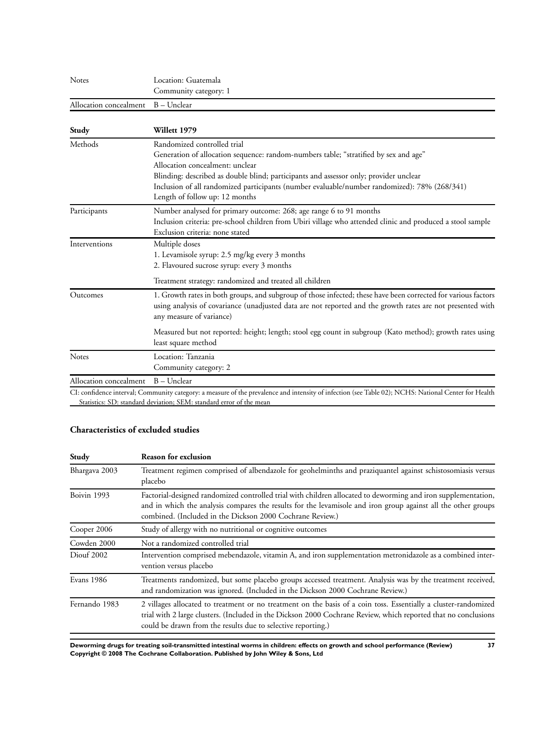| | |
|---|---|
| Notes | Location: Guatemala<br>Community category: 1 |
| Allocation concealment | B – Unclear |

| Study | Willett 1979 |
|---|---|
| Methods | Randomized controlled trial<br>Generation of allocation sequence: random-numbers table; “stratified by sex and age”<br>Allocation concealment: unclear<br>Blinding: described as double blind; participants and assessor only; provider unclear<br>Inclusion of all randomized participants (number evaluable/number randomized): 78% (268/341)<br>Length of follow up: 12 months |
| Participants | Number analysed for primary outcome: 268; age range 6 to 91 months<br>Inclusion criteria: pre-school children from Ubiri village who attended clinic and produced a stool sample<br>Exclusion criteria: none stated |
| Interventions | Multiple doses<br>1. Levamisole syrup: 2.5 mg/kg every 3 months<br>2. Flavoured sucrose syrup: every 3 months<br><br>Treatment strategy: randomized and treated all children |
| Outcomes | 1. Growth rates in both groups, and subgroup of those infected; these have been corrected for various factors using analysis of covariance (unadjusted data are not reported and the growth rates are not presented with any measure of variance)<br><br>Measured but not reported: height; length; stool egg count in subgroup (Kato method); growth rates using least square method |
| Notes | Location: Tanzania<br>Community category: 2 |
| Allocation concealment | B – Unclear |

CI: confidence interval; Community category: a measure of the prevalence and intensity of infection (see Table 02); NCHS: National Center for Health Statistics: SD: standard deviation; SEM: standard error of the mean

### Characteristics of excluded studies

| Study | Reason for exclusion |
|---|---|
| Bhargava 2003 | Treatment regimen comprised of albendazole for geohelminths and praziquantel against schistosomiasis versus placebo |
| Boivin 1993 | Factorial-designed randomized controlled trial with children allocated to deworming and iron supplementation, and in which the analysis compares the results for the levamisole and iron group against all the other groups combined. (Included in the Dickson 2000 Cochrane Review.) |
| Cooper 2006 | Study of allergy with no nutritional or cognitive outcomes |
| Cowden 2000 | Not a randomized controlled trial |
| Diouf 2002 | Intervention comprised mebendazole, vitamin A, and iron supplementation metronidazole as a combined intervention versus placebo |
| Evans 1986 | Treatments randomized, but some placebo groups accessed treatment. Analysis was by the treatment received, and randomization was ignored. (Included in the Dickson 2000 Cochrane Review.) |
| Fernando 1983 | 2 villages allocated to treatment or no treatment on the basis of a coin toss. Essentially a cluster-randomized trial with 2 large clusters. (Included in the Dickson 2000 Cochrane Review, which reported that no conclusions could be drawn from the results due to selective reporting.) |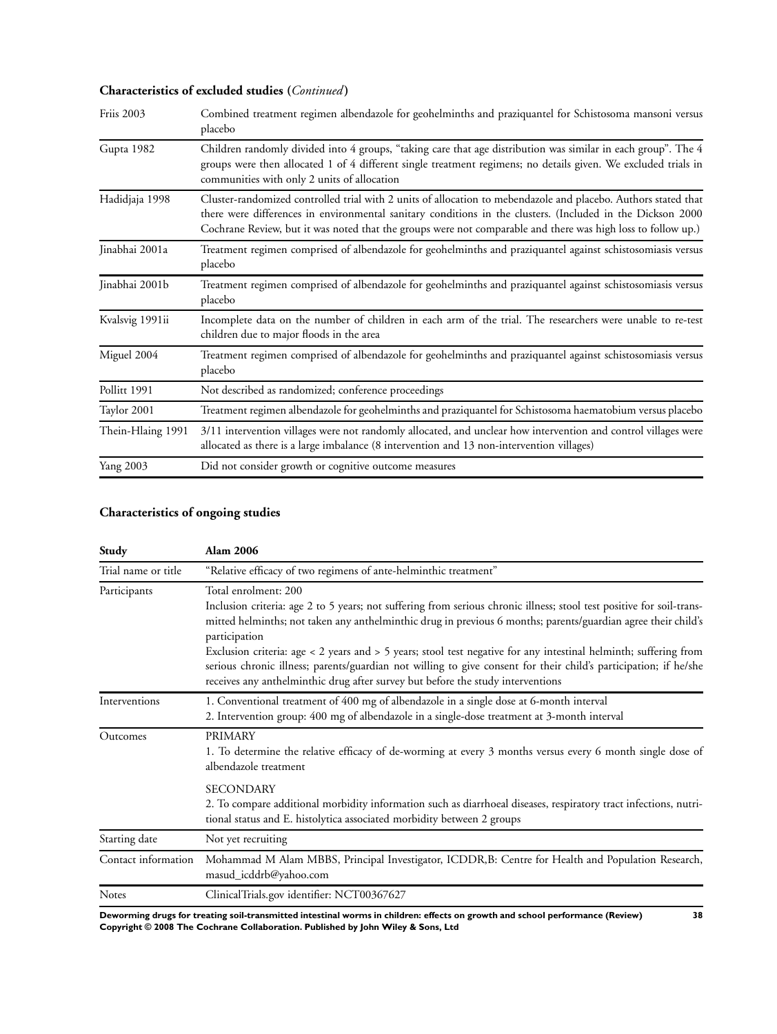**Characteristics of excluded studies (*Continued*)**

| | |
|---|---|
| Friis 2003 | Combined treatment regimen albendazole for geohelminths and praziquantel for Schistosoma mansoni versus placebo |
| Gupta 1982 | Children randomly divided into 4 groups, "taking care that age distribution was similar in each group". The 4 groups were then allocated 1 of 4 different single treatment regimens; no details given. We excluded trials in communities with only 2 units of allocation |
| Hadidjaja 1998 | Cluster-randomized controlled trial with 2 units of allocation to mebendazole and placebo. Authors stated that there were differences in environmental sanitary conditions in the clusters. (Included in the Dickson 2000 Cochrane Review, but it was noted that the groups were not comparable and there was high loss to follow up.) |
| Jinabhai 2001a | Treatment regimen comprised of albendazole for geohelminths and praziquantel against schistosomiasis versus placebo |
| Jinabhai 2001b | Treatment regimen comprised of albendazole for geohelminths and praziquantel against schistosomiasis versus placebo |
| Kvalsvig 1991ii | Incomplete data on the number of children in each arm of the trial. The researchers were unable to re-test children due to major floods in the area |
| Miguel 2004 | Treatment regimen comprised of albendazole for geohelminths and praziquantel against schistosomiasis versus placebo |
| Pollitt 1991 | Not described as randomized; conference proceedings |
| Taylor 2001 | Treatment regimen albendazole for geohelminths and praziquantel for Schistosoma haematobium versus placebo |
| Thein-Hlaing 1991 | 3/11 intervention villages were not randomly allocated, and unclear how intervention and control villages were allocated as there is a large imbalance (8 intervention and 13 non-intervention villages) |
| Yang 2003 | Did not consider growth or cognitive outcome measures |

## Characteristics of ongoing studies

| **Study** | **Alam 2006** |
|---|---|
| Trial name or title | "Relative efficacy of two regimens of ante-helminthic treatment" |
| Participants | Total enrolment: 200<br>Inclusion criteria: age 2 to 5 years; not suffering from serious chronic illness; stool test positive for soil-transmitted helminths; not taken any anthelminthic drug in previous 6 months; parents/guardian agree their child's participation<br>Exclusion criteria: age < 2 years and > 5 years; stool test negative for any intestinal helminth; suffering from serious chronic illness; parents/guardian not willing to give consent for their child's participation; if he/she receives any anthelminthic drug after survey but before the study interventions |
| Interventions | 1. Conventional treatment of 400 mg of albendazole in a single dose at 6-month interval<br>2. Intervention group: 400 mg of albendazole in a single-dose treatment at 3-month interval |
| Outcomes | PRIMARY<br>1. To determine the relative efficacy of de-worming at every 3 months versus every 6 month single dose of albendazole treatment<br>SECONDARY<br>2. To compare additional morbidity information such as diarrhoeal diseases, respiratory tract infections, nutritional status and E. histolytica associated morbidity between 2 groups |
| Starting date | Not yet recruiting |
| Contact information | Mohammad M Alam MBBS, Principal Investigator, ICDDR,B: Centre for Health and Population Research, masud_icddrb@yahoo.com |
| Notes | ClinicalTrials.gov identifier: NCT00367627 |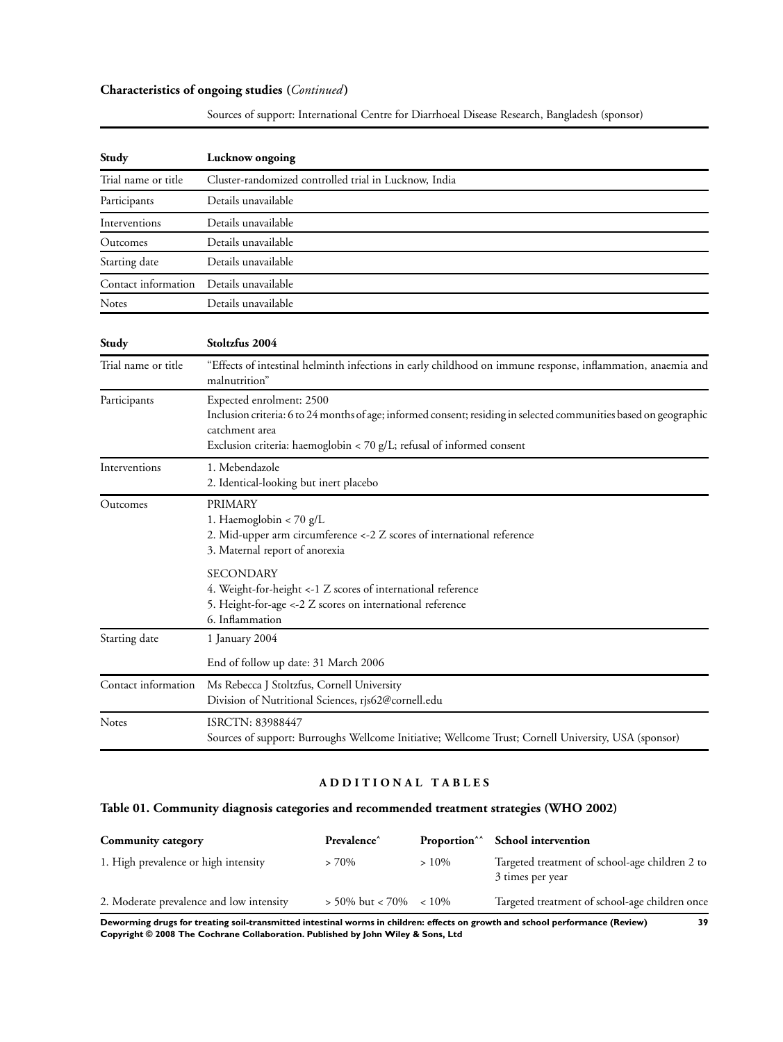## Characteristics of ongoing studies (*Continued*)

| | |
|---|---|
| | Sources of support: International Centre for Diarrhoeal Disease Research, Bangladesh (sponsor) |

| Study | Lucknow ongoing |
|---|---|
| Trial name or title | Cluster-randomized controlled trial in Lucknow, India |
| Participants | Details unavailable |
| Interventions | Details unavailable |
| Outcomes | Details unavailable |
| Starting date | Details unavailable |
| Contact information | Details unavailable |
| Notes | Details unavailable |

| Study | Stoltzfus 2004 |
|---|---|
| Trial name or title | "Effects of intestinal helminth infections in early childhood on immune response, inflammation, anaemia and malnutrition" |
| Participants | Expected enrolment: 2500<br>Inclusion criteria: 6 to 24 months of age; informed consent; residing in selected communities based on geographic catchment area<br>Exclusion criteria: haemoglobin < 70 g/L; refusal of informed consent |
| Interventions | 1. Mebendazole<br>2. Identical-looking but inert placebo |
| Outcomes | PRIMARY<br>1. Haemoglobin < 70 g/L<br>2. Mid-upper arm circumference <-2 Z scores of international reference<br>3. Maternal report of anorexia<br><br>SECONDARY<br>4. Weight-for-height <-1 Z scores of international reference<br>5. Height-for-age <-2 Z scores on international reference<br>6. Inflammation |
| Starting date | 1 January 2004<br><br>End of follow up date: 31 March 2006 |
| Contact information | Ms Rebecca J Stoltzfus, Cornell University<br>Division of Nutritional Sciences, rjs62@cornell.edu |
| Notes | ISRCTN: 83988447<br>Sources of support: Burroughs Wellcome Initiative; Wellcome Trust; Cornell University, USA (sponsor) |

## ADDITIONAL TABLES

### Table 01. Community diagnosis categories and recommended treatment strategies (WHO 2002)

| Community category | Prevalence^ | Proportion^^ | School intervention |
|---|---|---|---|
| 1. High prevalence or high intensity | > 70% | > 10% | Targeted treatment of school-age children 2 to 3 times per year |
| 2. Moderate prevalence and low intensity | > 50% but < 70% | < 10% | Targeted treatment of school-age children once |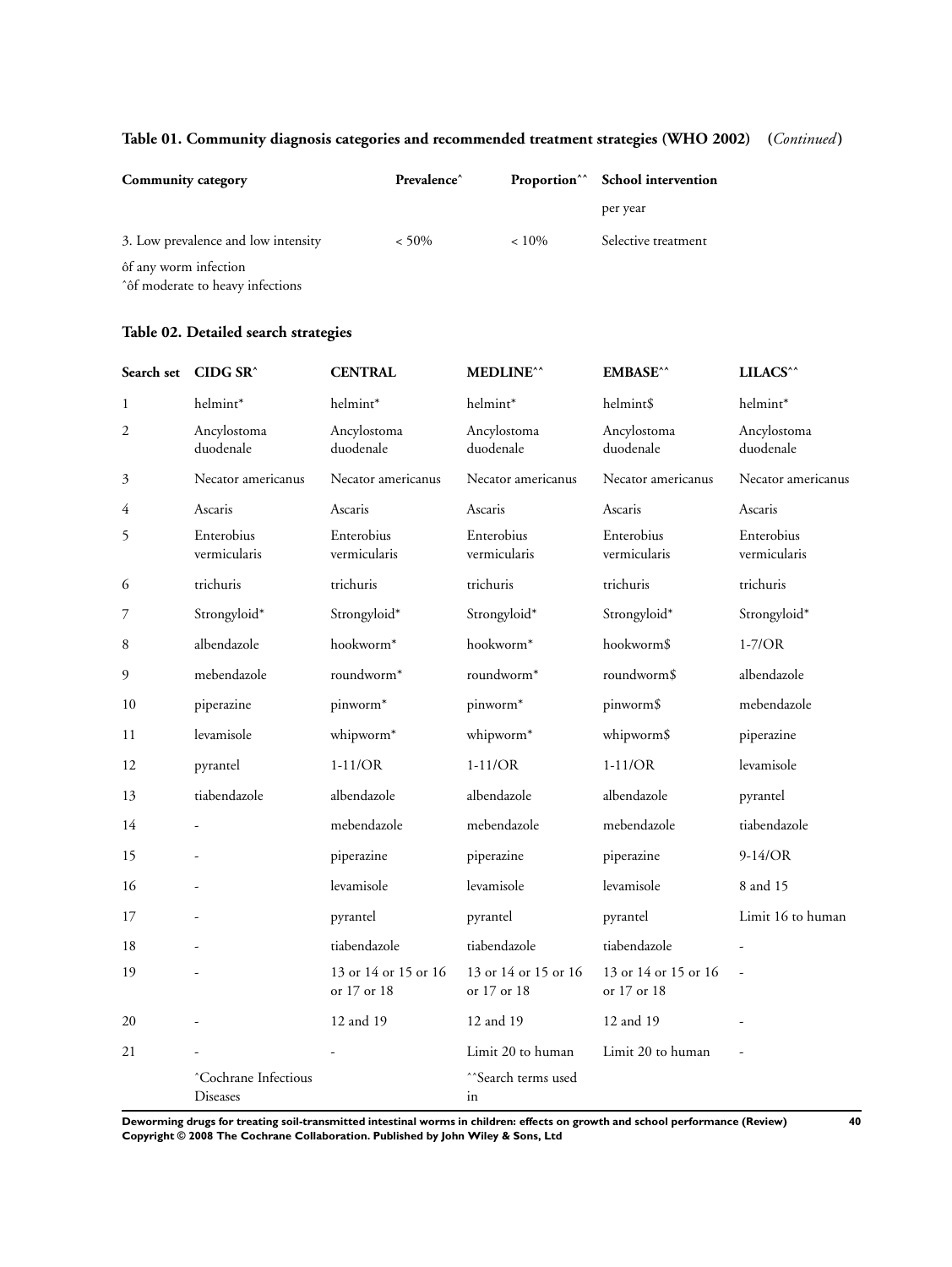**Table 01. Community diagnosis categories and recommended treatment strategies (WHO 2002)** (*Continued*)

| Community category | Prevalence^ | Proportion^^ | School intervention per year |
|---|---|---|---|
| 3. Low prevalence and low intensity | < 50% | < 10% | Selective treatment |

ôf any worm infection
^ôf moderate to heavy infections

**Table 02. Detailed search strategies**

| Search set | CIDG SR^ | CENTRAL | MEDLINE^^ | EMBASE^^ | LILACS^^ |
|---|---|---|---|---|---|
| 1 | helmint* | helmint* | helmint* | helmint$ | helmint* |
| 2 | Ancylostoma duodenale | Ancylostoma duodenale | Ancylostoma duodenale | Ancylostoma duodenale | Ancylostoma duodenale |
| 3 | Necator americanus | Necator americanus | Necator americanus | Necator americanus | Necator americanus |
| 4 | Ascaris | Ascaris | Ascaris | Ascaris | Ascaris |
| 5 | Enterobius vermicularis | Enterobius vermicularis | Enterobius vermicularis | Enterobius vermicularis | Enterobius vermicularis |
| 6 | trichuris | trichuris | trichuris | trichuris | trichuris |
| 7 | Strongyloid* | Strongyloid* | Strongyloid* | Strongyloid* | Strongyloid* |
| 8 | albendazole | hookworm* | hookworm* | hookworm$ | 1-7/OR |
| 9 | mebendazole | roundworm* | roundworm* | roundworm$ | albendazole |
| 10 | piperazine | pinworm* | pinworm* | pinworm$ | mebendazole |
| 11 | levamisole | whipworm* | whipworm* | whipworm$ | piperazine |
| 12 | pyrantel | 1-11/OR | 1-11/OR | 1-11/OR | levamisole |
| 13 | tiabendazole | albendazole | albendazole | albendazole | pyrantel |
| 14 | - | mebendazole | mebendazole | mebendazole | tiabendazole |
| 15 | - | piperazine | piperazine | piperazine | 9-14/OR |
| 16 | - | levamisole | levamisole | levamisole | 8 and 15 |
| 17 | - | pyrantel | pyrantel | pyrantel | Limit 16 to human |
| 18 | - | tiabendazole | tiabendazole | tiabendazole | - |
| 19 | - | 13 or 14 or 15 or 16 or 17 or 18 | 13 or 14 or 15 or 16 or 17 or 18 | 13 or 14 or 15 or 16 or 17 or 18 | - |
| 20 | - | 12 and 19 | 12 and 19 | 12 and 19 | - |
| 21 | - | - | Limit 20 to human | Limit 20 to human | - |
| | ^Cochrane Infectious Diseases | | ^^Search terms used in | | |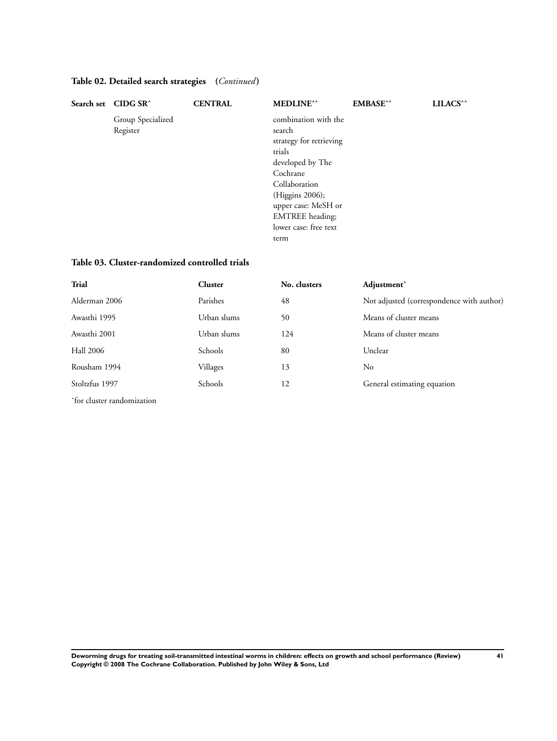**Table 02. Detailed search strategies** (*Continued*)

| Search set | CIDG SR^ | CENTRAL | MEDLINE^^ | EMBASE^^ | LILACS^^ |
|---|---|---|---|---|---|
| | Group Specialized Register | | combination with the search strategy for retrieving trials developed by The Cochrane Collaboration (Higgins 2006); upper case: MeSH or EMTREE heading; lower case: free text term | | |

**Table 03. Cluster-randomized controlled trials**

| Trial | Cluster | No. clusters | Adjustment^ |
|---|---|---|---|
| Alderman 2006 | Parishes | 48 | Not adjusted (correspondence with author) |
| Awasthi 1995 | Urban slums | 50 | Means of cluster means |
| Awasthi 2001 | Urban slums | 124 | Means of cluster means |
| Hall 2006 | Schools | 80 | Unclear |
| Rousham 1994 | Villages | 13 | No |
| Stoltzfus 1997 | Schools | 12 | General estimating equation |

^for cluster randomization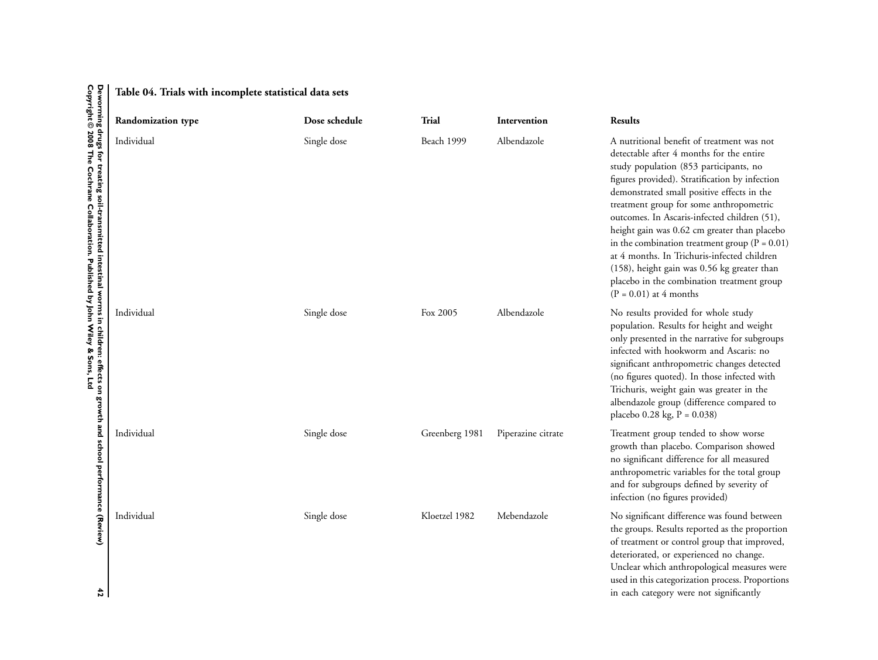**Table 04. Trials with incomplete statistical data sets**

| Randomization type | Dose schedule | Trial | Intervention | Results |
|---|---|---|---|---|
| Individual | Single dose | Beach 1999 | Albendazole | A nutritional benefit of treatment was not detectable after 4 months for the entire study population (853 participants, no figures provided). Stratification by infection demonstrated small positive effects in the treatment group for some anthropometric outcomes. In Ascaris-infected children (51), height gain was 0.62 cm greater than placebo in the combination treatment group (P = 0.01) at 4 months. In Trichuris-infected children (158), height gain was 0.56 kg greater than placebo in the combination treatment group (P = 0.01) at 4 months |
| Individual | Single dose | Fox 2005 | Albendazole | No results provided for whole study population. Results for height and weight only presented in the narrative for subgroups infected with hookworm and Ascaris: no significant anthropometric changes detected (no figures quoted). In those infected with Trichuris, weight gain was greater in the albendazole group (difference compared to placebo 0.28 kg, P = 0.038) |
| Individual | Single dose | Greenberg 1981 | Piperazine citrate | Treatment group tended to show worse growth than placebo. Comparison showed no significant difference for all measured anthropometric variables for the total group and for subgroups defined by severity of infection (no figures provided) |
| Individual | Single dose | Kloetzel 1982 | Mebendazole | No significant difference was found between the groups. Results reported as the proportion of treatment or control group that improved, deteriorated, or experienced no change. Unclear which anthropological measures were used in this categorization process. Proportions in each category were not significantly |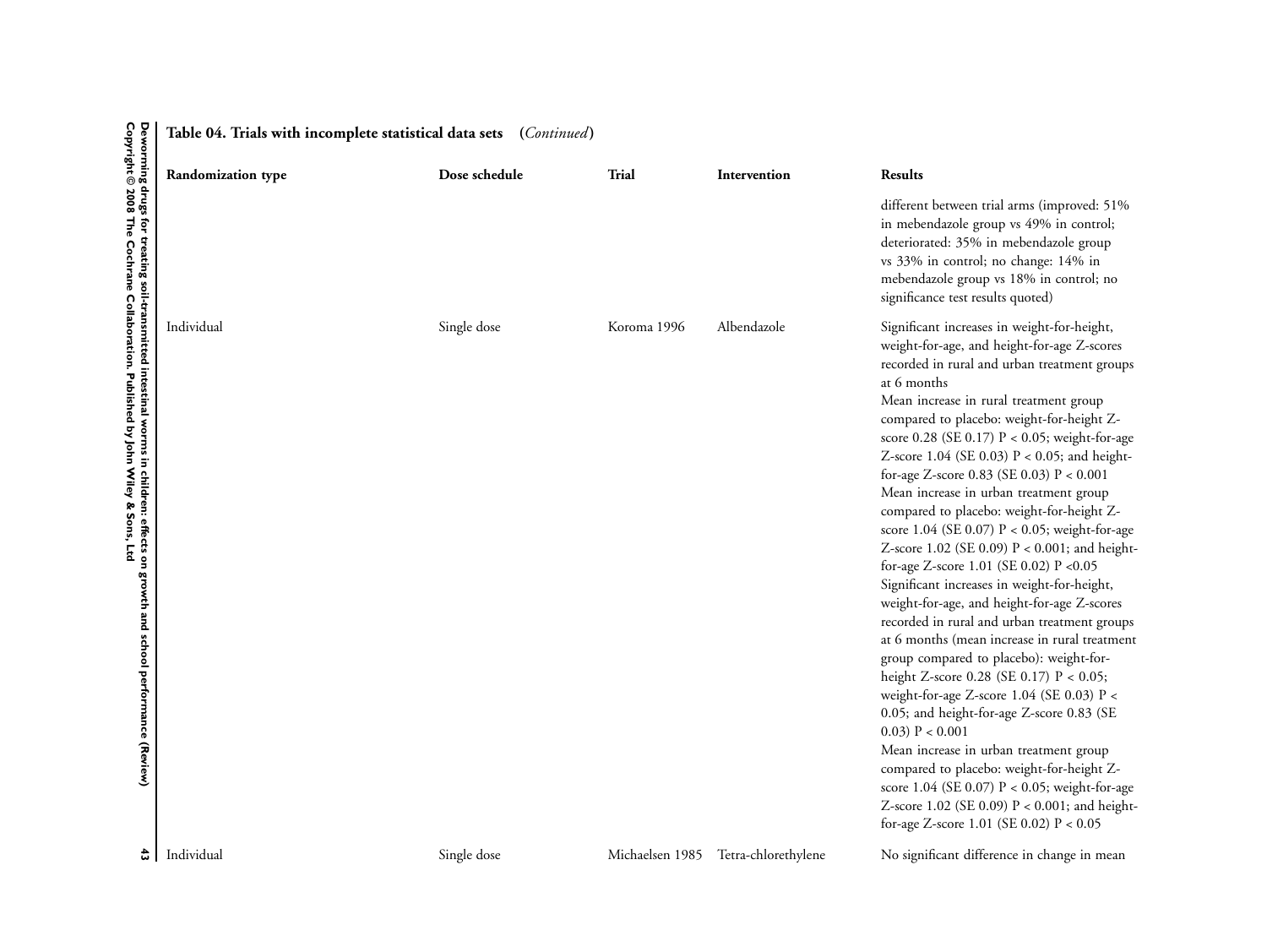**Table 04. Trials with incomplete statistical data sets** (*Continued*)

| Randomization type | Dose schedule | Trial | Intervention | Results |
|---|---|---|---|---|
| | | | | different between trial arms (improved: 51% in mebendazole group vs 49% in control; deteriorated: 35% in mebendazole group vs 33% in control; no change: 14% in mebendazole group vs 18% in control; no significance test results quoted) |
| Individual | Single dose | Koroma 1996 | Albendazole | Significant increases in weight-for-height, weight-for-age, and height-for-age Z-scores recorded in rural and urban treatment groups at 6 months<br>Mean increase in rural treatment group compared to placebo: weight-for-height Z-score 0.28 (SE 0.17) $P < 0.05$; weight-for-age Z-score 1.04 (SE 0.03) $P < 0.05$; and height-for-age Z-score 0.83 (SE 0.03) $P < 0.001$<br>Mean increase in urban treatment group compared to placebo: weight-for-height Z-score 1.04 (SE 0.07) $P < 0.05$; weight-for-age Z-score 1.02 (SE 0.09) $P < 0.001$; and height-for-age Z-score 1.01 (SE 0.02) $P < 0.05$<br>Significant increases in weight-for-height, weight-for-age, and height-for-age Z-scores recorded in rural and urban treatment groups at 6 months (mean increase in rural treatment group compared to placebo): weight-for-height Z-score 0.28 (SE 0.17) $P < 0.05$; weight-for-age Z-score 1.04 (SE 0.03) $P < 0.05$; and height-for-age Z-score 0.83 (SE 0.03) $P < 0.001$<br>Mean increase in urban treatment group compared to placebo: weight-for-height Z-score 1.04 (SE 0.07) $P < 0.05$; weight-for-age Z-score 1.02 (SE 0.09) $P < 0.001$; and height-for-age Z-score 1.01 (SE 0.02) $P < 0.05$ |
| Individual | Single dose | Michaelsen 1985 | Tetra-chlorethylene | No significant difference in change in mean |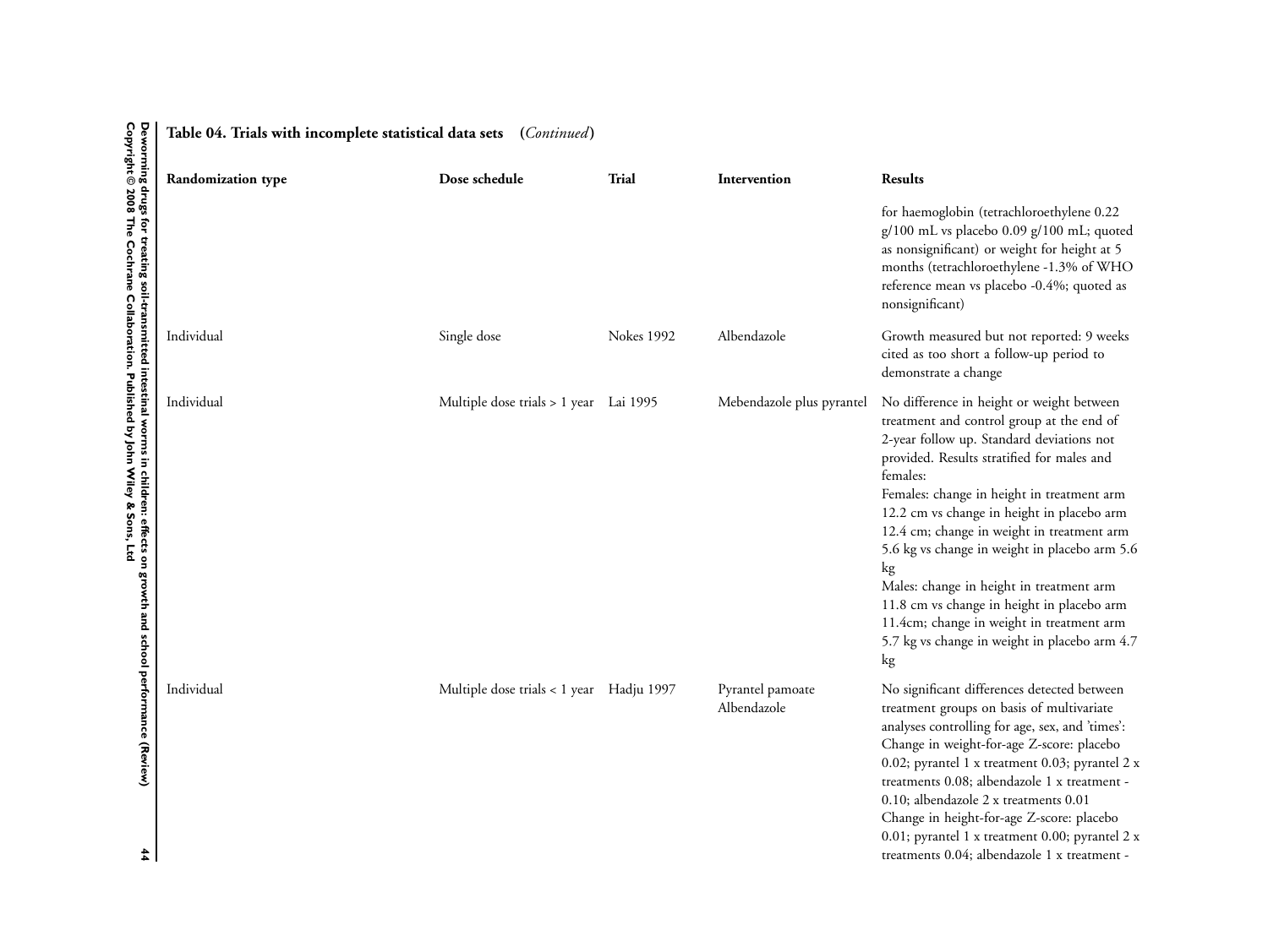**Table 04. Trials with incomplete statistical data sets** (*Continued*)

| Randomization type | Dose schedule | Trial | Intervention | Results |
|---|---|---|---|---|
| | | | | for haemoglobin (tetrachloroethylene 0.22 g/100 mL vs placebo 0.09 g/100 mL; quoted as nonsignificant) or weight for height at 5 months (tetrachloroethylene -1.3% of WHO reference mean vs placebo -0.4%; quoted as nonsignificant) |
| Individual | Single dose | Nokes 1992 | Albendazole | Growth measured but not reported: 9 weeks cited as too short a follow-up period to demonstrate a change |
| Individual | Multiple dose trials > 1 year | Lai 1995 | Mebendazole plus pyrantel | No difference in height or weight between treatment and control group at the end of 2-year follow up. Standard deviations not provided. Results stratified for males and females:<br>Females: change in height in treatment arm 12.2 cm vs change in height in placebo arm 12.4 cm; change in weight in treatment arm 5.6 kg vs change in weight in placebo arm 5.6 kg<br>Males: change in height in treatment arm 11.8 cm vs change in height in placebo arm 11.4cm; change in weight in treatment arm 5.7 kg vs change in weight in placebo arm 4.7 kg |
| Individual | Multiple dose trials < 1 year | Hadju 1997 | Pyrantel pamoate<br>Albendazole | No significant differences detected between treatment groups on basis of multivariate analyses controlling for age, sex, and 'times':<br>Change in weight-for-age Z-score: placebo 0.02; pyrantel 1 x treatment 0.03; pyrantel 2 x treatments 0.08; albendazole 1 x treatment -0.10; albendazole 2 x treatments 0.01<br>Change in height-for-age Z-score: placebo 0.01; pyrantel 1 x treatment 0.00; pyrantel 2 x treatments 0.04; albendazole 1 x treatment - |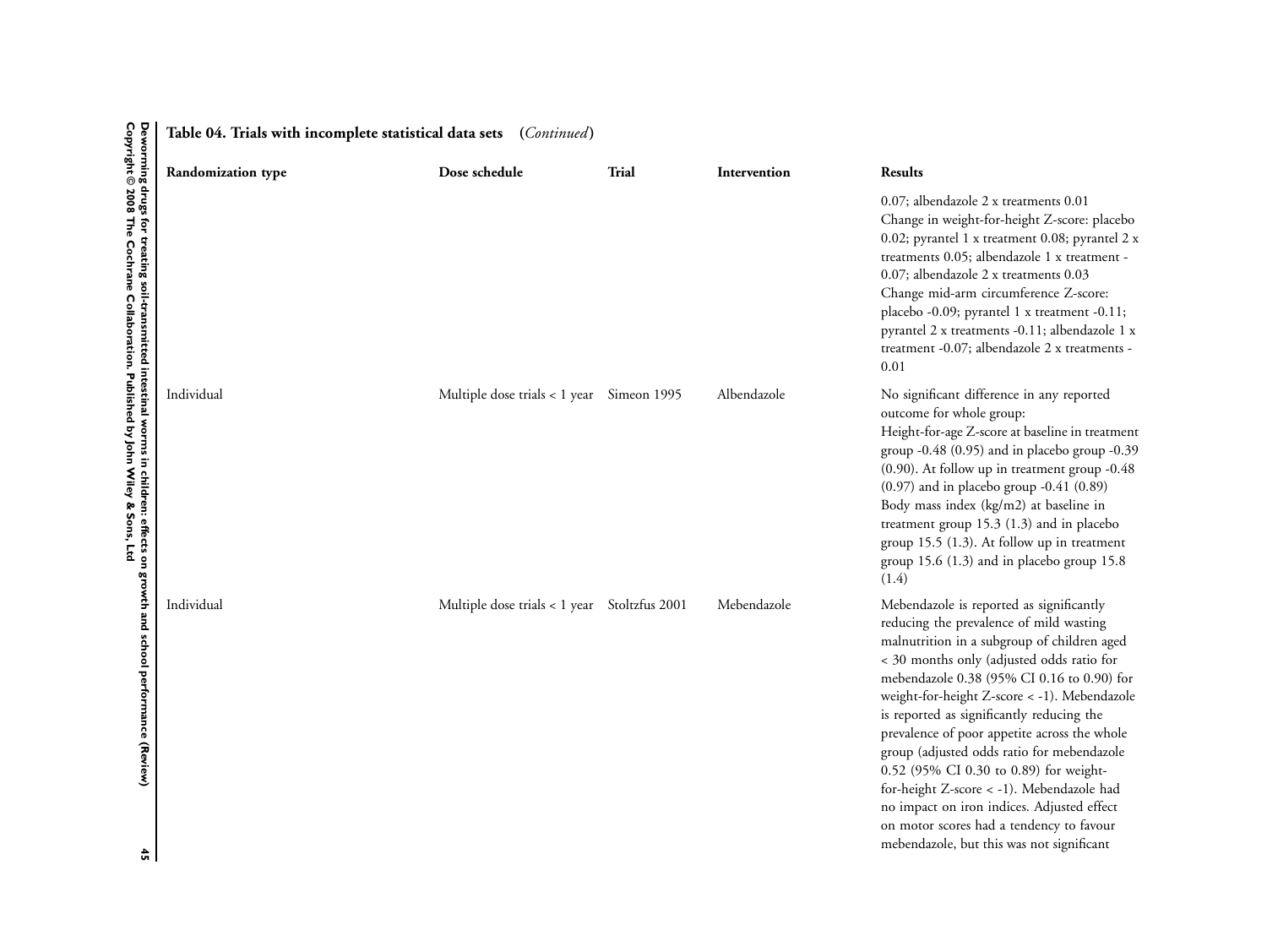**Table 04. Trials with incomplete statistical data sets** (*Continued*)

| Randomization type | Dose schedule | Trial | Intervention | Results |
|---|---|---|---|---|
| | | | | 0.07; albendazole 2 x treatments 0.01<br>Change in weight-for-height Z-score: placebo 0.02; pyrantel 1 x treatment 0.08; pyrantel 2 x treatments 0.05; albendazole 1 x treatment -0.07; albendazole 2 x treatments 0.03<br>Change mid-arm circumference Z-score: placebo -0.09; pyrantel 1 x treatment -0.11; pyrantel 2 x treatments -0.11; albendazole 1 x treatment -0.07; albendazole 2 x treatments -0.01 |
| Individual | Multiple dose trials < 1 year | Simeon 1995 | Albendazole | No significant difference in any reported outcome for whole group:<br>Height-for-age Z-score at baseline in treatment group -0.48 (0.95) and in placebo group -0.39 (0.90). At follow up in treatment group -0.48 (0.97) and in placebo group -0.41 (0.89)<br>Body mass index (kg/m2) at baseline in treatment group 15.3 (1.3) and in placebo group 15.5 (1.3). At follow up in treatment group 15.6 (1.3) and in placebo group 15.8 (1.4) |
| Individual | Multiple dose trials < 1 year | Stoltzfus 2001 | Mebendazole | Mebendazole is reported as significantly reducing the prevalence of mild wasting malnutrition in a subgroup of children aged < 30 months only (adjusted odds ratio for mebendazole 0.38 (95% CI 0.16 to 0.90) for weight-for-height Z-score < -1). Mebendazole is reported as significantly reducing the prevalence of poor appetite across the whole group (adjusted odds ratio for mebendazole 0.52 (95% CI 0.30 to 0.89) for weight-for-height Z-score < -1). Mebendazole had no impact on iron indices. Adjusted effect on motor scores had a tendency to favour mebendazole, but this was not significant |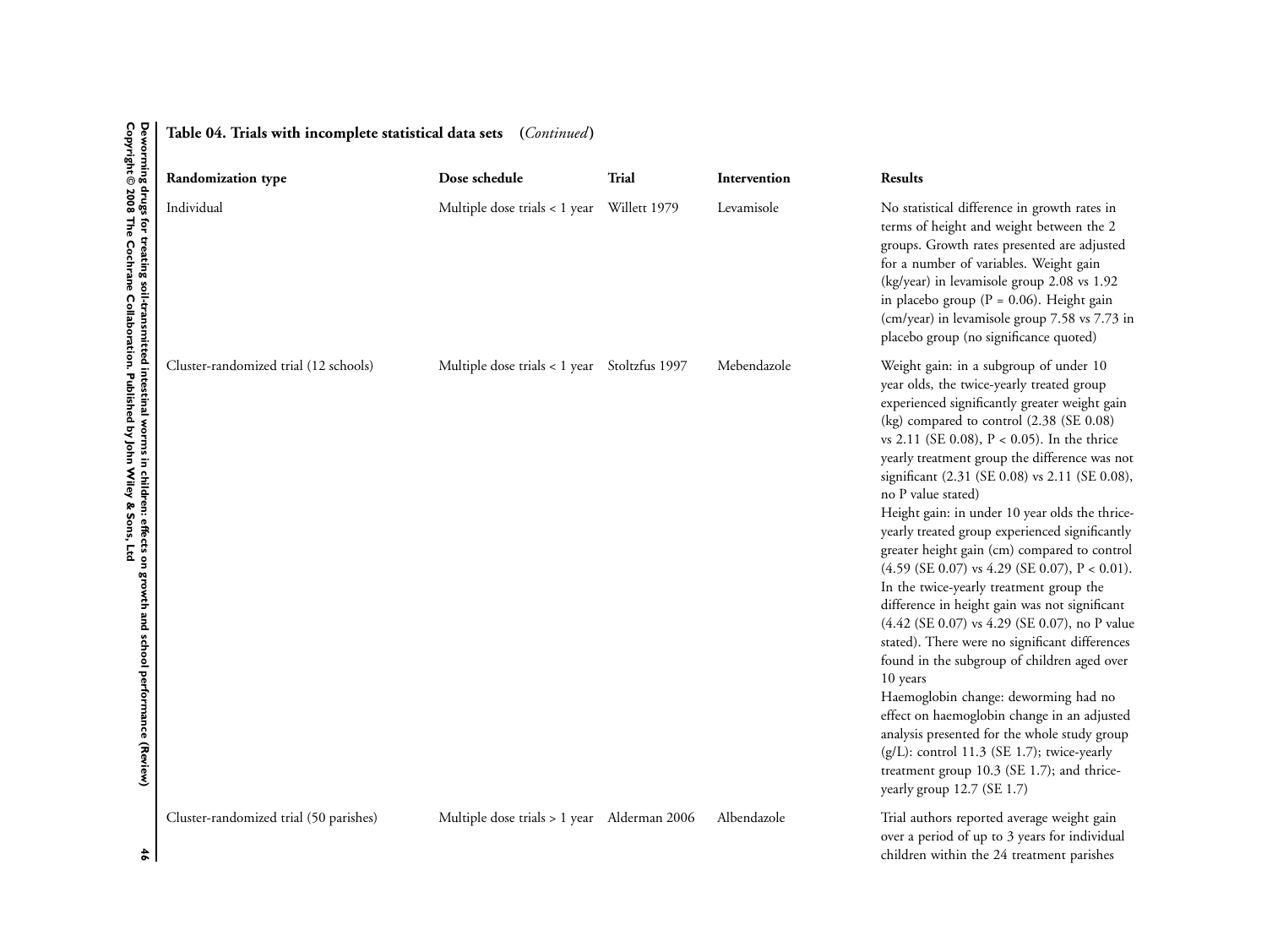**Table 04. Trials with incomplete statistical data sets** (*Continued*)

| Randomization type | Dose schedule | Trial | Intervention | Results |
|---|---|---|---|---|
| Individual | Multiple dose trials < 1 year | Willett 1979 | Levamisole | No statistical difference in growth rates in terms of height and weight between the 2 groups. Growth rates presented are adjusted for a number of variables. Weight gain (kg/year) in levamisole group 2.08 vs 1.92 in placebo group (P = 0.06). Height gain (cm/year) in levamisole group 7.58 vs 7.73 in placebo group (no significance quoted) |
| Cluster-randomized trial (12 schools) | Multiple dose trials < 1 year | Stoltzfus 1997 | Mebendazole | Weight gain: in a subgroup of under 10 year olds, the twice-yearly treated group experienced significantly greater weight gain (kg) compared to control (2.38 (SE 0.08) vs 2.11 (SE 0.08), P < 0.05). In the thrice yearly treatment group the difference was not significant (2.31 (SE 0.08) vs 2.11 (SE 0.08), no P value stated)<br>Height gain: in under 10 year olds the thrice-yearly treated group experienced significantly greater height gain (cm) compared to control (4.59 (SE 0.07) vs 4.29 (SE 0.07), P < 0.01). In the twice-yearly treatment group the difference in height gain was not significant (4.42 (SE 0.07) vs 4.29 (SE 0.07), no P value stated). There were no significant differences found in the subgroup of children aged over 10 years<br>Haemoglobin change: deworming had no effect on haemoglobin change in an adjusted analysis presented for the whole study group (g/L): control 11.3 (SE 1.7); twice-yearly treatment group 10.3 (SE 1.7); and thrice-yearly group 12.7 (SE 1.7) |
| Cluster-randomized trial (50 parishes) | Multiple dose trials > 1 year | Alderman 2006 | Albendazole | Trial authors reported average weight gain over a period of up to 3 years for individual children within the 24 treatment parishes |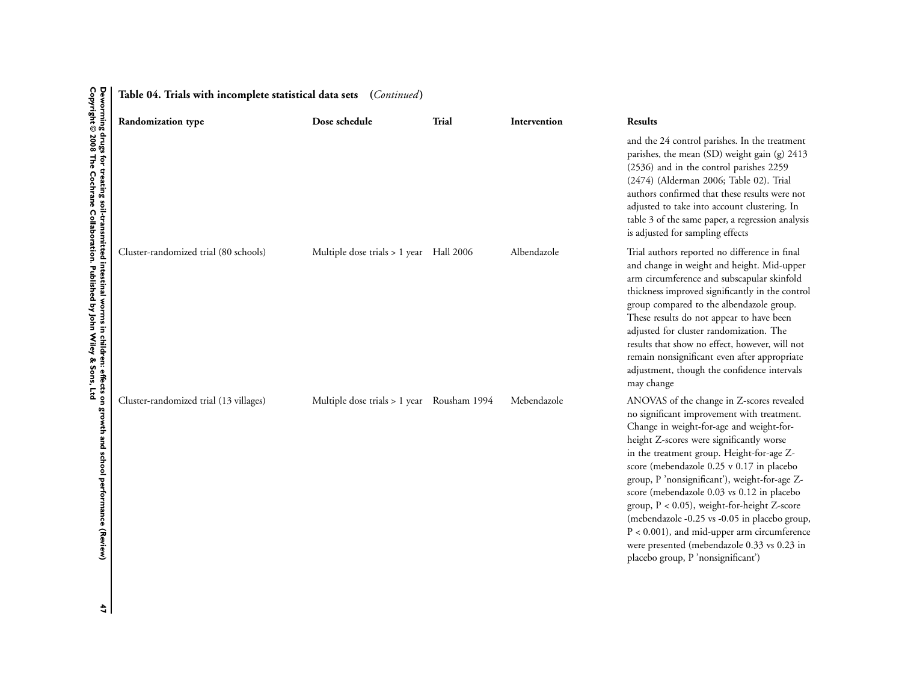**Table 04. Trials with incomplete statistical data sets** (*Continued*)

| Randomization type | Dose schedule | Trial | Intervention | Results |
|---|---|---|---|---|
| | | | | and the 24 control parishes. In the treatment parishes, the mean (SD) weight gain (g) 2413 (2536) and in the control parishes 2259 (2474) (Alderman 2006; Table 02). Trial authors confirmed that these results were not adjusted to take into account clustering. In table 3 of the same paper, a regression analysis is adjusted for sampling effects |
| Cluster-randomized trial (80 schools) | Multiple dose trials > 1 year | Hall 2006 | Albendazole | Trial authors reported no difference in final and change in weight and height. Mid-upper arm circumference and subscapular skinfold thickness improved significantly in the control group compared to the albendazole group. These results do not appear to have been adjusted for cluster randomization. The results that show no effect, however, will not remain nonsignificant even after appropriate adjustment, though the confidence intervals may change |
| Cluster-randomized trial (13 villages) | Multiple dose trials > 1 year | Rousham 1994 | Mebendazole | ANOVAS of the change in Z-scores revealed no significant improvement with treatment. Change in weight-for-age and weight-for-height Z-scores were significantly worse in the treatment group. Height-for-age Z-score (mebendazole 0.25 v 0.17 in placebo group, P 'nonsignificant'), weight-for-age Z-score (mebendazole 0.03 vs 0.12 in placebo group, $P < 0.05$), weight-for-height Z-score (mebendazole -0.25 vs -0.05 in placebo group, $P < 0.001$), and mid-upper arm circumference were presented (mebendazole 0.33 vs 0.23 in placebo group, P 'nonsignificant') |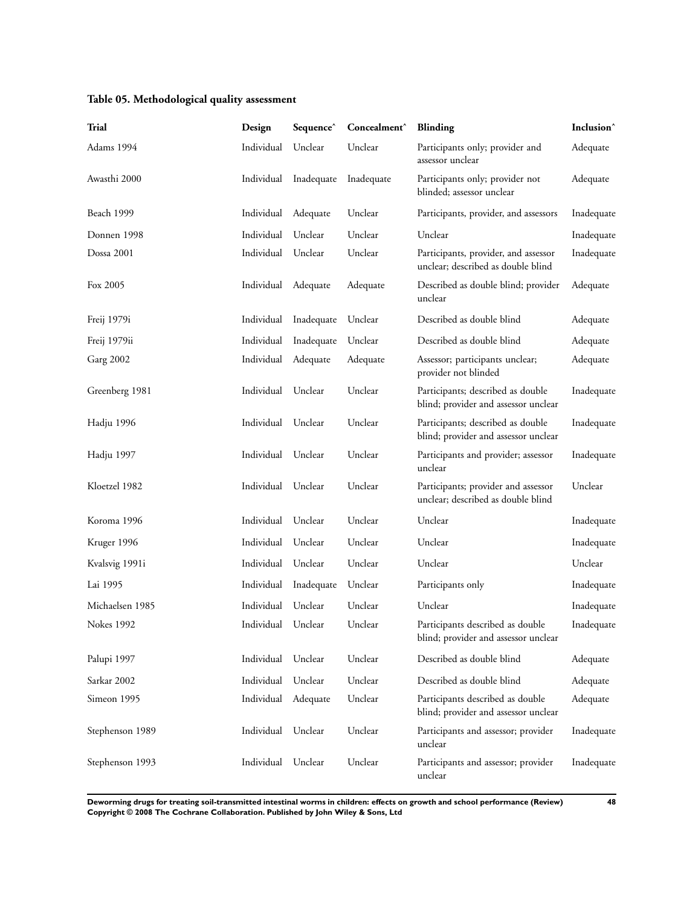### Table 05. Methodological quality assessment

| Trial | Design | Sequence^ | Concealment^ | Blinding | Inclusion^ |
|---|---|---|---|---|---|
| Adams 1994 | Individual | Unclear | Unclear | Participants only; provider and assessor unclear | Adequate |
| Awasthi 2000 | Individual | Inadequate | Inadequate | Participants only; provider not blinded; assessor unclear | Adequate |
| Beach 1999 | Individual | Adequate | Unclear | Participants, provider, and assessors | Inadequate |
| Donnen 1998 | Individual | Unclear | Unclear | Unclear | Inadequate |
| Dossa 2001 | Individual | Unclear | Unclear | Participants, provider, and assessor unclear; described as double blind | Inadequate |
| Fox 2005 | Individual | Adequate | Adequate | Described as double blind; provider unclear | Adequate |
| Freij 1979i | Individual | Inadequate | Unclear | Described as double blind | Adequate |
| Freij 1979ii | Individual | Inadequate | Unclear | Described as double blind | Adequate |
| Garg 2002 | Individual | Adequate | Adequate | Assessor; participants unclear; provider not blinded | Adequate |
| Greenberg 1981 | Individual | Unclear | Unclear | Participants; described as double blind; provider and assessor unclear | Inadequate |
| Hadju 1996 | Individual | Unclear | Unclear | Participants; described as double blind; provider and assessor unclear | Inadequate |
| Hadju 1997 | Individual | Unclear | Unclear | Participants and provider; assessor unclear | Inadequate |
| Kloetzel 1982 | Individual | Unclear | Unclear | Participants; provider and assessor unclear; described as double blind | Unclear |
| Koroma 1996 | Individual | Unclear | Unclear | Unclear | Inadequate |
| Kruger 1996 | Individual | Unclear | Unclear | Unclear | Inadequate |
| Kvalsvig 1991i | Individual | Unclear | Unclear | Unclear | Unclear |
| Lai 1995 | Individual | Inadequate | Unclear | Participants only | Inadequate |
| Michaelsen 1985 | Individual | Unclear | Unclear | Unclear | Inadequate |
| Nokes 1992 | Individual | Unclear | Unclear | Participants described as double blind; provider and assessor unclear | Inadequate |
| Palupi 1997 | Individual | Unclear | Unclear | Described as double blind | Adequate |
| Sarkar 2002 | Individual | Unclear | Unclear | Described as double blind | Adequate |
| Simeon 1995 | Individual | Adequate | Unclear | Participants described as double blind; provider and assessor unclear | Adequate |
| Stephenson 1989 | Individual | Unclear | Unclear | Participants and assessor; provider unclear | Inadequate |
| Stephenson 1993 | Individual | Unclear | Unclear | Participants and assessor; provider unclear | Inadequate |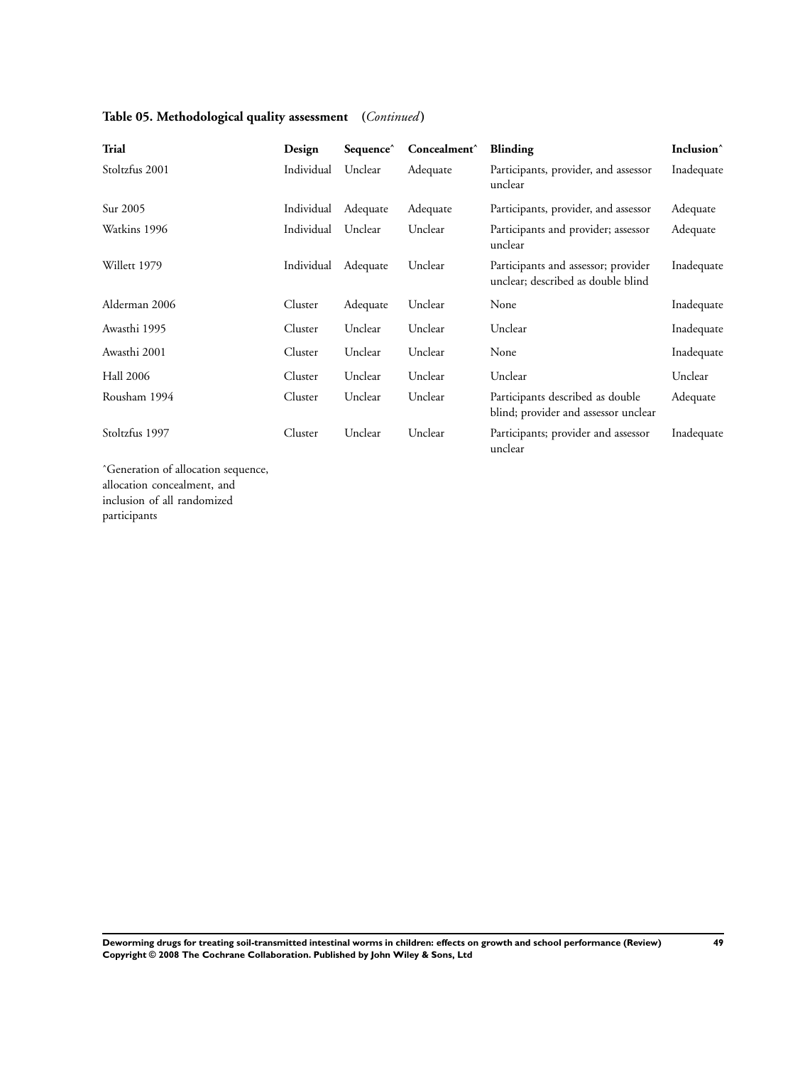**Table 05. Methodological quality assessment** (*Continued*)

| Trial | Design | Sequence^ | Concealment^ | Blinding | Inclusion^ |
|---|---|---|---|---|---|
| Stoltzfus 2001 | Individual | Unclear | Adequate | Participants, provider, and assessor unclear | Inadequate |
| Sur 2005 | Individual | Adequate | Adequate | Participants, provider, and assessor | Adequate |
| Watkins 1996 | Individual | Unclear | Unclear | Participants and provider; assessor unclear | Adequate |
| Willett 1979 | Individual | Adequate | Unclear | Participants and assessor; provider unclear; described as double blind | Inadequate |
| Alderman 2006 | Cluster | Adequate | Unclear | None | Inadequate |
| Awasthi 1995 | Cluster | Unclear | Unclear | Unclear | Inadequate |
| Awasthi 2001 | Cluster | Unclear | Unclear | None | Inadequate |
| Hall 2006 | Cluster | Unclear | Unclear | Unclear | Unclear |
| Rousham 1994 | Cluster | Unclear | Unclear | Participants described as double blind; provider and assessor unclear | Adequate |
| Stoltzfus 1997 | Cluster | Unclear | Unclear | Participants; provider and assessor unclear | Inadequate |

^Generation of allocation sequence, allocation concealment, and inclusion of all randomized participants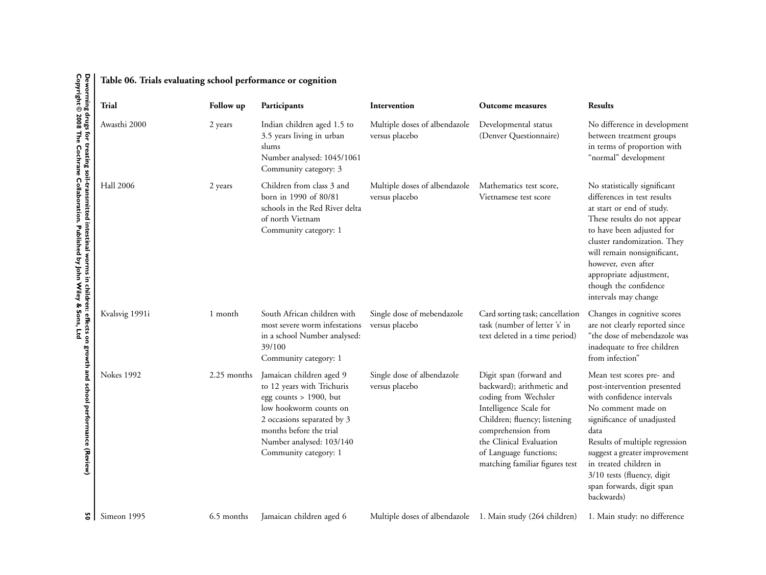**Table 06. Trials evaluating school performance or cognition**

| Trial | Follow up | Participants | Intervention | Outcome measures | Results |
|---|---|---|---|---|---|
| Awasthi 2000 | 2 years | Indian children aged 1.5 to 3.5 years living in urban slums<br>Number analysed: 1045/1061<br>Community category: 3 | Multiple doses of albendazole versus placebo | Developmental status (Denver Questionnaire) | No difference in development between treatment groups in terms of proportion with "normal" development |
| Hall 2006 | 2 years | Children from class 3 and born in 1990 of 80/81 schools in the Red River delta of north Vietnam<br>Community category: 1 | Multiple doses of albendazole versus placebo | Mathematics test score, Vietnamese test score | No statistically significant differences in test results at start or end of study. These results do not appear to have been adjusted for cluster randomization. They will remain nonsignificant, however, even after appropriate adjustment, though the confidence intervals may change |
| Kvalsvig 1991i | 1 month | South African children with most severe worm infestations in a school Number analysed: 39/100<br>Community category: 1 | Single dose of mebendazole versus placebo | Card sorting task; cancellation task (number of letter 's' in text deleted in a time period) | Changes in cognitive scores are not clearly reported since "the dose of mebendazole was inadequate to free children from infection" |
| Nokes 1992 | 2.25 months | Jamaican children aged 9 to 12 years with Trichuris egg counts > 1900, but low hookworm counts on 2 occasions separated by 3 months before the trial<br>Number analysed: 103/140<br>Community category: 1 | Single dose of albendazole versus placebo | Digit span (forward and backward); arithmetic and coding from Wechsler Intelligence Scale for Children; fluency; listening comprehension from the Clinical Evaluation of Language functions; matching familiar figures test | Mean test scores pre- and post-intervention presented with confidence intervals<br>No comment made on significance of unadjusted data<br>Results of multiple regression suggest a greater improvement in treated children in 3/10 tests (fluency, digit span forwards, digit span backwards) |
| Simeon 1995 | 6.5 months | Jamaican children aged 6 | Multiple doses of albendazole | 1. Main study (264 children) | 1. Main study: no difference |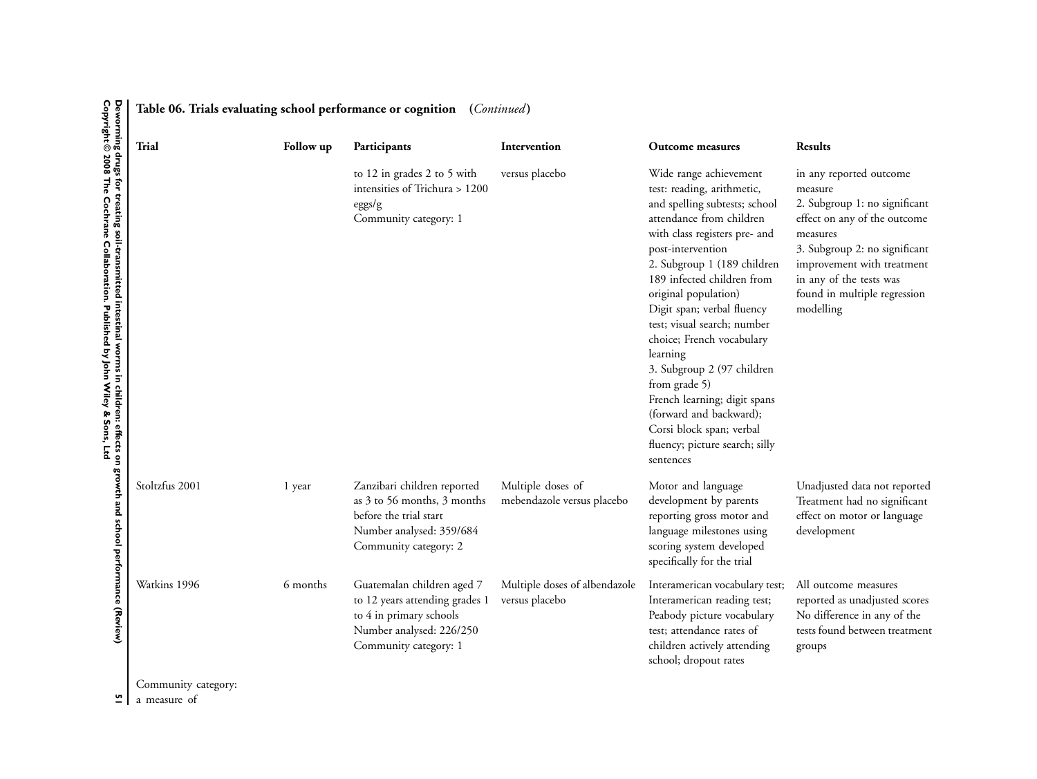**Table 06. Trials evaluating school performance or cognition (*Continued*)**

| Trial | Follow up | Participants | Intervention | Outcome measures | Results |
|---|---|---|---|---|---|
| | | to 12 in grades 2 to 5 with intensities of Trichura > 1200 eggs/g<br>Community category: 1 | versus placebo | Wide range achievement test: reading, arithmetic, and spelling subtests; school attendance from children with class registers pre- and post-intervention<br>2. Subgroup 1 (189 children 189 infected children from original population)<br>Digit span; verbal fluency test; visual search; number choice; French vocabulary learning<br>3. Subgroup 2 (97 children from grade 5)<br>French learning; digit spans (forward and backward); Corsi block span; verbal fluency; picture search; silly sentences | in any reported outcome measure<br>2. Subgroup 1: no significant effect on any of the outcome measures<br>3. Subgroup 2: no significant improvement with treatment in any of the tests was found in multiple regression modelling |
| Stoltzfus 2001 | 1 year | Zanzibari children reported as 3 to 56 months, 3 months before the trial start<br>Number analysed: 359/684<br>Community category: 2 | Multiple doses of mebendazole versus placebo | Motor and language development by parents reporting gross motor and language milestones using scoring system developed specifically for the trial | Unadjusted data not reported<br>Treatment had no significant effect on motor or language development |
| Watkins 1996 | 6 months | Guatemalan children aged 7 to 12 years attending grades 1 to 4 in primary schools<br>Number analysed: 226/250<br>Community category: 1 | Multiple doses of albendazole versus placebo | Interamerican vocabulary test; Interamerican reading test; Peabody picture vocabulary test; attendance rates of children actively attending school; dropout rates | All outcome measures reported as unadjusted scores<br>No difference in any of the tests found between treatment groups |

Community category:
a measure of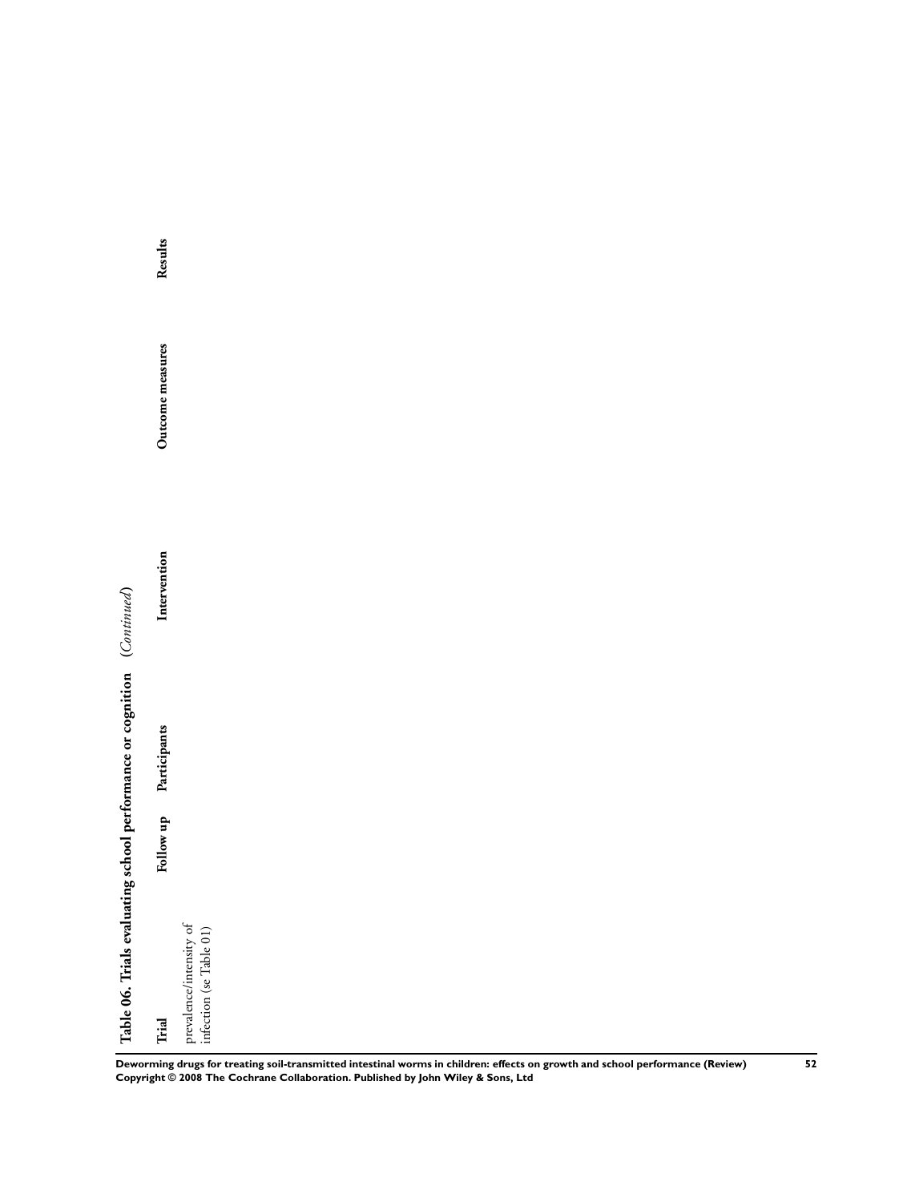**Table 06. Trials evaluating school performance or cognition** *(Continued)*

| Trial | Follow up | Participants | Intervention | Outcome measures | Results |
|---|---|---|---|---|---|
| prevalence/intensity of infection (se Table 01) | | | | | |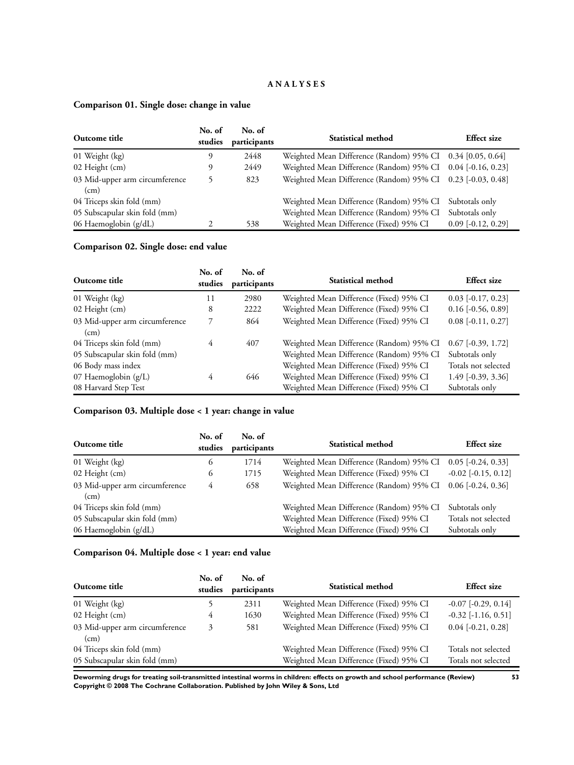# ANALYSES

## Comparison 01. Single dose: change in value

| Outcome title | No. of studies | No. of participants | Statistical method | Effect size |
|---|---|---|---|---|
| 01 Weight (kg) | 9 | 2448 | Weighted Mean Difference (Random) 95% CI | 0.34 [0.05, 0.64] |
| 02 Height (cm) | 9 | 2449 | Weighted Mean Difference (Random) 95% CI | 0.04 [-0.16, 0.23] |
| 03 Mid-upper arm circumference (cm) | 5 | 823 | Weighted Mean Difference (Random) 95% CI | 0.23 [-0.03, 0.48] |
| 04 Triceps skin fold (mm) | | | Weighted Mean Difference (Random) 95% CI | Subtotals only |
| 05 Subscapular skin fold (mm) | | | Weighted Mean Difference (Random) 95% CI | Subtotals only |
| 06 Haemoglobin (g/dL) | 2 | 538 | Weighted Mean Difference (Fixed) 95% CI | 0.09 [-0.12, 0.29] |

## Comparison 02. Single dose: end value

| Outcome title | No. of studies | No. of participants | Statistical method | Effect size |
|---|---|---|---|---|
| 01 Weight (kg) | 11 | 2980 | Weighted Mean Difference (Fixed) 95% CI | 0.03 [-0.17, 0.23] |
| 02 Height (cm) | 8 | 2222 | Weighted Mean Difference (Fixed) 95% CI | 0.16 [-0.56, 0.89] |
| 03 Mid-upper arm circumference (cm) | 7 | 864 | Weighted Mean Difference (Fixed) 95% CI | 0.08 [-0.11, 0.27] |
| 04 Triceps skin fold (mm) | 4 | 407 | Weighted Mean Difference (Random) 95% CI | 0.67 [-0.39, 1.72] |
| 05 Subscapular skin fold (mm) | | | Weighted Mean Difference (Random) 95% CI | Subtotals only |
| 06 Body mass index | | | Weighted Mean Difference (Fixed) 95% CI | Totals not selected |
| 07 Haemoglobin (g/L) | 4 | 646 | Weighted Mean Difference (Fixed) 95% CI | 1.49 [-0.39, 3.36] |
| 08 Harvard Step Test | | | Weighted Mean Difference (Fixed) 95% CI | Subtotals only |

## Comparison 03. Multiple dose < 1 year: change in value

| Outcome title | No. of studies | No. of participants | Statistical method | Effect size |
|---|---|---|---|---|
| 01 Weight (kg) | 6 | 1714 | Weighted Mean Difference (Random) 95% CI | 0.05 [-0.24, 0.33] |
| 02 Height (cm) | 6 | 1715 | Weighted Mean Difference (Fixed) 95% CI | -0.02 [-0.15, 0.12] |
| 03 Mid-upper arm circumference (cm) | 4 | 658 | Weighted Mean Difference (Random) 95% CI | 0.06 [-0.24, 0.36] |
| 04 Triceps skin fold (mm) | | | Weighted Mean Difference (Random) 95% CI | Subtotals only |
| 05 Subscapular skin fold (mm) | | | Weighted Mean Difference (Fixed) 95% CI | Totals not selected |
| 06 Haemoglobin (g/dL) | | | Weighted Mean Difference (Fixed) 95% CI | Subtotals only |

## Comparison 04. Multiple dose < 1 year: end value

| Outcome title | No. of studies | No. of participants | Statistical method | Effect size |
|---|---|---|---|---|
| 01 Weight (kg) | 5 | 2311 | Weighted Mean Difference (Fixed) 95% CI | -0.07 [-0.29, 0.14] |
| 02 Height (cm) | 4 | 1630 | Weighted Mean Difference (Fixed) 95% CI | -0.32 [-1.16, 0.51] |
| 03 Mid-upper arm circumference (cm) | 3 | 581 | Weighted Mean Difference (Fixed) 95% CI | 0.04 [-0.21, 0.28] |
| 04 Triceps skin fold (mm) | | | Weighted Mean Difference (Fixed) 95% CI | Totals not selected |
| 05 Subscapular skin fold (mm) | | | Weighted Mean Difference (Fixed) 95% CI | Totals not selected |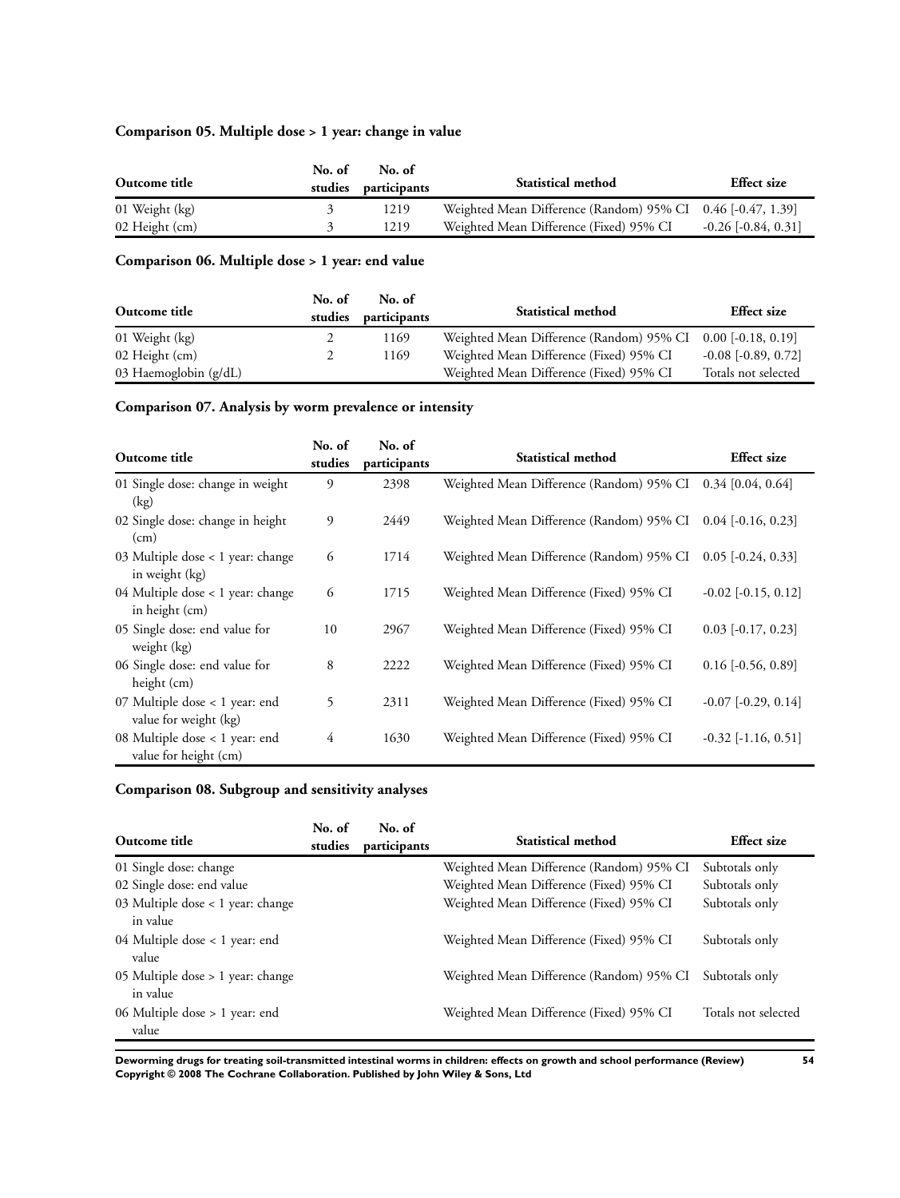### Comparison 05. Multiple dose > 1 year: change in value

| Outcome title | No. of studies | No. of participants | Statistical method | Effect size |
|---|---|---|---|---|
| 01 Weight (kg) | 3 | 1219 | Weighted Mean Difference (Random) 95% CI | 0.46 [-0.47, 1.39] |
| 02 Height (cm) | 3 | 1219 | Weighted Mean Difference (Fixed) 95% CI | -0.26 [-0.84, 0.31] |

### Comparison 06. Multiple dose > 1 year: end value

| Outcome title | No. of studies | No. of participants | Statistical method | Effect size |
|---|---|---|---|---|
| 01 Weight (kg) | 2 | 1169 | Weighted Mean Difference (Random) 95% CI | 0.00 [-0.18, 0.19] |
| 02 Height (cm) | 2 | 1169 | Weighted Mean Difference (Fixed) 95% CI | -0.08 [-0.89, 0.72] |
| 03 Haemoglobin (g/dL) | | | Weighted Mean Difference (Fixed) 95% CI | Totals not selected |

### Comparison 07. Analysis by worm prevalence or intensity

| Outcome title | No. of studies | No. of participants | Statistical method | Effect size |
|---|---|---|---|---|
| 01 Single dose: change in weight (kg) | 9 | 2398 | Weighted Mean Difference (Random) 95% CI | 0.34 [0.04, 0.64] |
| 02 Single dose: change in height (cm) | 9 | 2449 | Weighted Mean Difference (Random) 95% CI | 0.04 [-0.16, 0.23] |
| 03 Multiple dose < 1 year: change in weight (kg) | 6 | 1714 | Weighted Mean Difference (Random) 95% CI | 0.05 [-0.24, 0.33] |
| 04 Multiple dose < 1 year: change in height (cm) | 6 | 1715 | Weighted Mean Difference (Fixed) 95% CI | -0.02 [-0.15, 0.12] |
| 05 Single dose: end value for weight (kg) | 10 | 2967 | Weighted Mean Difference (Fixed) 95% CI | 0.03 [-0.17, 0.23] |
| 06 Single dose: end value for height (cm) | 8 | 2222 | Weighted Mean Difference (Fixed) 95% CI | 0.16 [-0.56, 0.89] |
| 07 Multiple dose < 1 year: end value for weight (kg) | 5 | 2311 | Weighted Mean Difference (Fixed) 95% CI | -0.07 [-0.29, 0.14] |
| 08 Multiple dose < 1 year: end value for height (cm) | 4 | 1630 | Weighted Mean Difference (Fixed) 95% CI | -0.32 [-1.16, 0.51] |

### Comparison 08. Subgroup and sensitivity analyses

| Outcome title | No. of studies | No. of participants | Statistical method | Effect size |
|---|---|---|---|---|
| 01 Single dose: change | | | Weighted Mean Difference (Random) 95% CI | Subtotals only |
| 02 Single dose: end value | | | Weighted Mean Difference (Fixed) 95% CI | Subtotals only |
| 03 Multiple dose < 1 year: change in value | | | Weighted Mean Difference (Fixed) 95% CI | Subtotals only |
| 04 Multiple dose < 1 year: end value | | | Weighted Mean Difference (Fixed) 95% CI | Subtotals only |
| 05 Multiple dose > 1 year: change in value | | | Weighted Mean Difference (Random) 95% CI | Subtotals only |
| 06 Multiple dose > 1 year: end value | | | Weighted Mean Difference (Fixed) 95% CI | Totals not selected |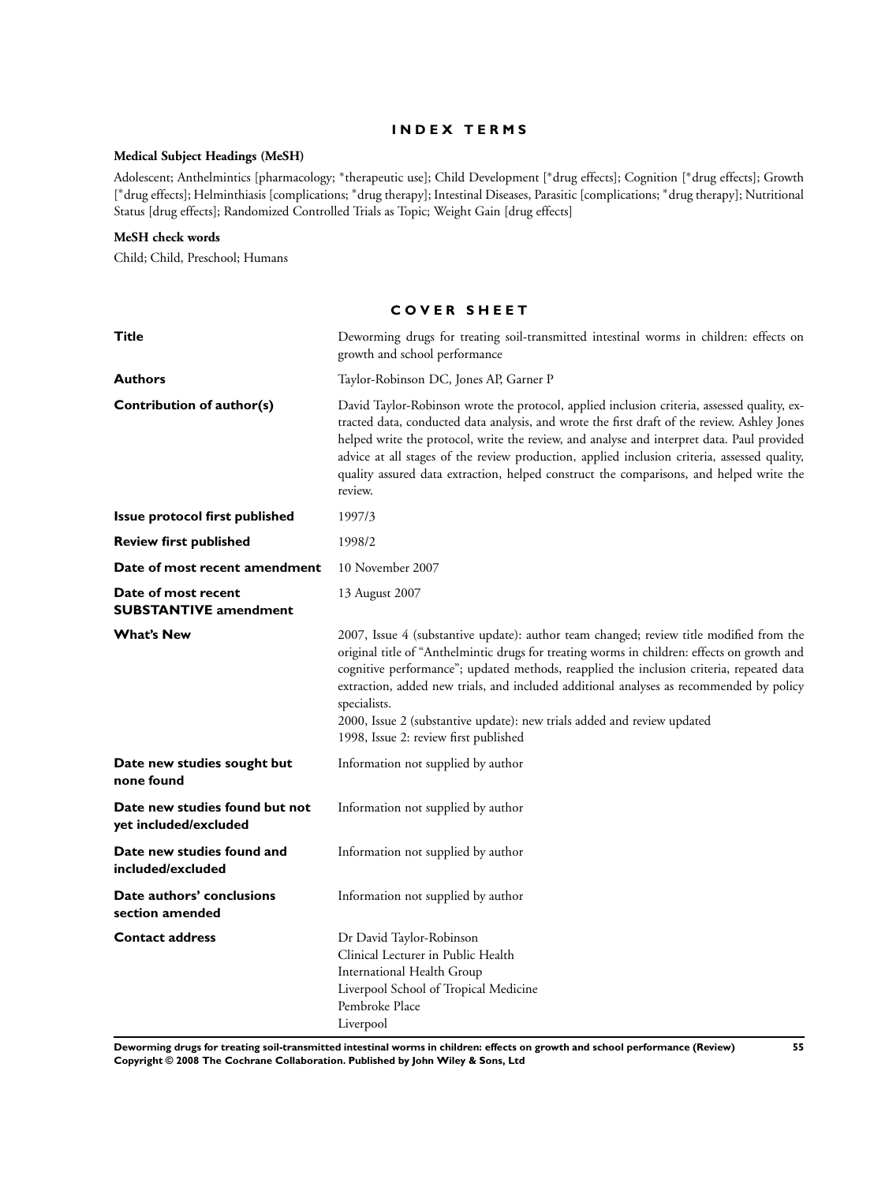# INDEX TERMS

### Medical Subject Headings (MeSH)

Adolescent; Anthelmintics [pharmacology; *therapeutic use]; Child Development [*drug effects]; Cognition [*drug effects]; Growth [*drug effects]; Helminthiasis [complications; *drug therapy]; Intestinal Diseases, Parasitic [complications; *drug therapy]; Nutritional Status [drug effects]; Randomized Controlled Trials as Topic; Weight Gain [drug effects]

### MeSH check words

Child; Child, Preschool; Humans

# COVER SHEET

| | |
|---|---|
| **Title** | Deworming drugs for treating soil-transmitted intestinal worms in children: effects on growth and school performance |
| **Authors** | Taylor-Robinson DC, Jones AP, Garner P |
| **Contribution of author(s)** | David Taylor-Robinson wrote the protocol, applied inclusion criteria, assessed quality, extracted data, conducted data analysis, and wrote the first draft of the review. Ashley Jones helped write the protocol, write the review, and analyse and interpret data. Paul provided advice at all stages of the review production, applied inclusion criteria, assessed quality, quality assured data extraction, helped construct the comparisons, and helped write the review. |
| **Issue protocol first published** | 1997/3 |
| **Review first published** | 1998/2 |
| **Date of most recent amendment** | 10 November 2007 |
| **Date of most recent SUBSTANTIVE amendment** | 13 August 2007 |
| **What's New** | 2007, Issue 4 (substantive update): author team changed; review title modified from the original title of "Anthelmintic drugs for treating worms in children: effects on growth and cognitive performance"; updated methods, reapplied the inclusion criteria, repeated data extraction, added new trials, and included additional analyses as recommended by policy specialists.<br>2000, Issue 2 (substantive update): new trials added and review updated<br>1998, Issue 2: review first published |
| **Date new studies sought but none found** | Information not supplied by author |
| **Date new studies found but not yet included/excluded** | Information not supplied by author |
| **Date new studies found and included/excluded** | Information not supplied by author |
| **Date authors' conclusions section amended** | Information not supplied by author |
| **Contact address** | Dr David Taylor-Robinson<br>Clinical Lecturer in Public Health<br>International Health Group<br>Liverpool School of Tropical Medicine<br>Pembroke Place<br>Liverpool |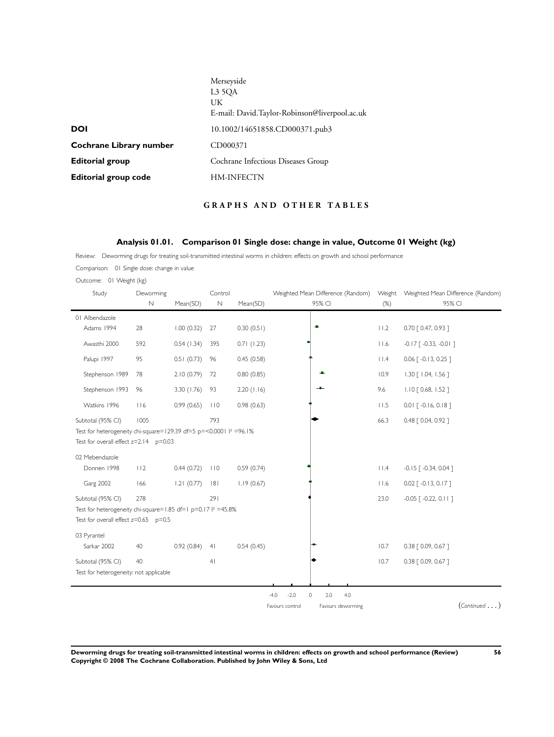Merseyside
L3 5QA
UK
E-mail: David.Taylor-Robinson@liverpool.ac.uk

| | |
|---|---|
| **DOI** | 10.1002/14651858.CD000371.pub3 |
| **Cochrane Library number** | CD000371 |
| **Editorial group** | Cochrane Infectious Diseases Group |
| **Editorial group code** | HM-INFECTN |

## GRAPHS AND OTHER TABLES

### Analysis 01.01. Comparison 01 Single dose: change in value, Outcome 01 Weight (kg)

Review: Deworming drugs for treating soil-transmitted intestinal worms in children: effects on growth and school performance

Comparison: 01 Single dose: change in value

Outcome: 01 Weight (kg)

| Study | Deworming N | Mean(SD) | Control N | Mean(SD) | Weighted Mean Difference (Random) 95% CI | Weight (%) | Weighted Mean Difference (Random) 95% CI |
|---|---|---|---|---|---|---|---|
| 01 Albendazole | | | | | | | |
| Adams 1994 | 28 | 1.00 (0.32) | 27 | 0.30 (0.51) | | 11.2 | 0.70 [ 0.47, 0.93 ] |
| Awasthi 2000 | 592 | 0.54 (1.34) | 395 | 0.71 (1.23) | | 11.6 | -0.17 [ -0.33, -0.01 ] |
| Palupi 1997 | 95 | 0.51 (0.73) | 96 | 0.45 (0.58) | | 11.4 | 0.06 [ -0.13, 0.25 ] |
| Stephenson 1989 | 78 | 2.10 (0.79) | 72 | 0.80 (0.85) | | 10.9 | 1.30 [ 1.04, 1.56 ] |
| Stephenson 1993 | 96 | 3.30 (1.76) | 93 | 2.20 (1.16) | | 9.6 | 1.10 [ 0.68, 1.52 ] |
| Watkins 1996 | 116 | 0.99 (0.65) | 110 | 0.98 (0.63) | | 11.5 | 0.01 [ -0.16, 0.18 ] |
| Subtotal (95% CI) | 1005 | | 793 | | | 66.3 | 0.48 [ 0.04, 0.92 ] |
| Test for heterogeneity chi-square=129.39 df=5 p=<0.0001 I² =96.1% | | | | | | | |
| Test for overall effect z=2.14 p=0.03 | | | | | | | |
| 02 Mebendazole | | | | | | | |
| Donnen 1998 | 112 | 0.44 (0.72) | 110 | 0.59 (0.74) | | 11.4 | -0.15 [ -0.34, 0.04 ] |
| Garg 2002 | 166 | 1.21 (0.77) | 181 | 1.19 (0.67) | | 11.6 | 0.02 [ -0.13, 0.17 ] |
| Subtotal (95% CI) | 278 | | 291 | | | 23.0 | -0.05 [ -0.22, 0.11 ] |
| Test for heterogeneity chi-square=1.85 df=1 p=0.17 I² =45.8% | | | | | | | |
| Test for overall effect z=0.65 p=0.5 | | | | | | | |
| 03 Pyrantel | | | | | | | |
| Sarkar 2002 | 40 | 0.92 (0.84) | 41 | 0.54 (0.45) | | 10.7 | 0.38 [ 0.09, 0.67 ] |
| Subtotal (95% CI) | 40 | | 41 | | | 10.7 | 0.38 [ 0.09, 0.67 ] |
| Test for heterogeneity: not applicable | | | | | | | |

-4.0 -2.0 0 2.0 4.0

Favours control Favours deworming

(*Continued* . . . )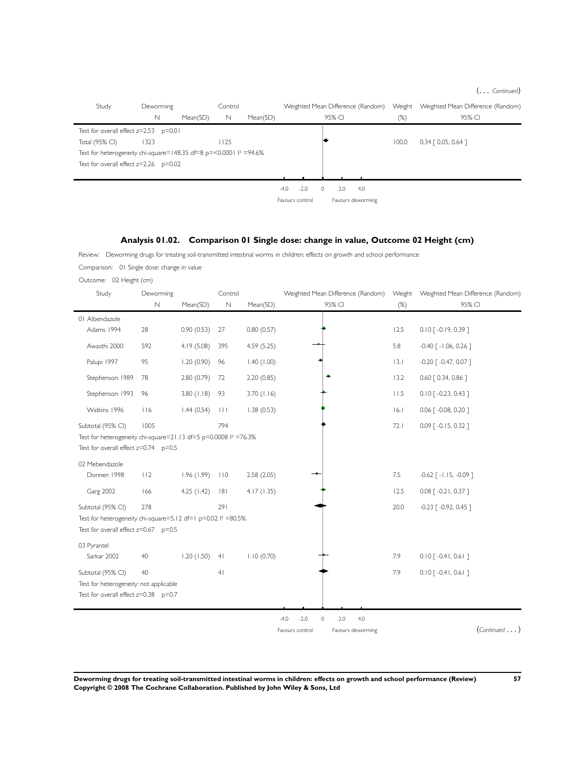(. . . *Continued*)

| Study | Deworming N | Mean(SD) | Control N | Mean(SD) | Weighted Mean Difference (Random) 95% CI | Weight (%) | Weighted Mean Difference (Random) 95% CI |
|---|---|---|---|---|---|---|---|
| Test for overall effect z=2.53 p=0.01 | | | | | | | |
| Total (95% CI) | 1323 | | 1125 | | | 100.0 | 0.34 [ 0.05, 0.64 ] |
| Test for heterogeneity chi-square=148.35 df=8 p=<0.0001 I² =94.6% | | | | | | | |
| Test for overall effect z=2.26 p=0.02 | | | | | | | |

-4.0 -2.0 0 2.0 4.0

Favours control Favours deworming

## Analysis 01.02. Comparison 01 Single dose: change in value, Outcome 02 Height (cm)

Review: Deworming drugs for treating soil-transmitted intestinal worms in children: effects on growth and school performance

Comparison: 01 Single dose: change in value

Outcome: 02 Height (cm)

| Study | Deworming N | Mean(SD) | Control N | Mean(SD) | Weighted Mean Difference (Random) 95% CI | Weight (%) | Weighted Mean Difference (Random) 95% CI |
|---|---|---|---|---|---|---|---|
| 01 Albendazole | | | | | | | |
| Adams 1994 | 28 | 0.90 (0.53) | 27 | 0.80 (0.57) | | 12.5 | 0.10 [ -0.19, 0.39 ] |
| Awasthi 2000 | 592 | 4.19 (5.08) | 395 | 4.59 (5.25) | | 5.8 | -0.40 [ -1.06, 0.26 ] |
| Palupi 1997 | 95 | 1.20 (0.90) | 96 | 1.40 (1.00) | | 13.1 | -0.20 [ -0.47, 0.07 ] |
| Stephenson 1989 | 78 | 2.80 (0.79) | 72 | 2.20 (0.85) | | 13.2 | 0.60 [ 0.34, 0.86 ] |
| Stephenson 1993 | 96 | 3.80 (1.18) | 93 | 3.70 (1.16) | | 11.5 | 0.10 [ -0.23, 0.43 ] |
| Watkins 1996 | 116 | 1.44 (0.54) | 111 | 1.38 (0.53) | | 16.1 | 0.06 [ -0.08, 0.20 ] |
| Subtotal (95% CI) | 1005 | | 794 | | | 72.1 | 0.09 [ -0.15, 0.32 ] |
| Test for heterogeneity chi-square=21.13 df=5 p=0.0008 I² =76.3% | | | | | | | |
| Test for overall effect z=0.74 p=0.5 | | | | | | | |
| 02 Mebendazole | | | | | | | |
| Donnen 1998 | 112 | 1.96 (1.99) | 110 | 2.58 (2.05) | | 7.5 | -0.62 [ -1.15, -0.09 ] |
| Garg 2002 | 166 | 4.25 (1.42) | 181 | 4.17 (1.35) | | 12.5 | 0.08 [ -0.21, 0.37 ] |
| Subtotal (95% CI) | 278 | | 291 | | | 20.0 | -0.23 [ -0.92, 0.45 ] |
| Test for heterogeneity chi-square=5.12 df=1 p=0.02 I² =80.5% | | | | | | | |
| Test for overall effect z=0.67 p=0.5 | | | | | | | |
| 03 Pyrantel | | | | | | | |
| Sarkar 2002 | 40 | 1.20 (1.50) | 41 | 1.10 (0.70) | | 7.9 | 0.10 [ -0.41, 0.61 ] |
| Subtotal (95% CI) | 40 | | 41 | | | 7.9 | 0.10 [ -0.41, 0.61 ] |
| Test for heterogeneity: not applicable | | | | | | | |
| Test for overall effect z=0.38 p=0.7 | | | | | | | |

-4.0 -2.0 0 2.0 4.0

Favours control Favours deworming

(*Continued* . . . )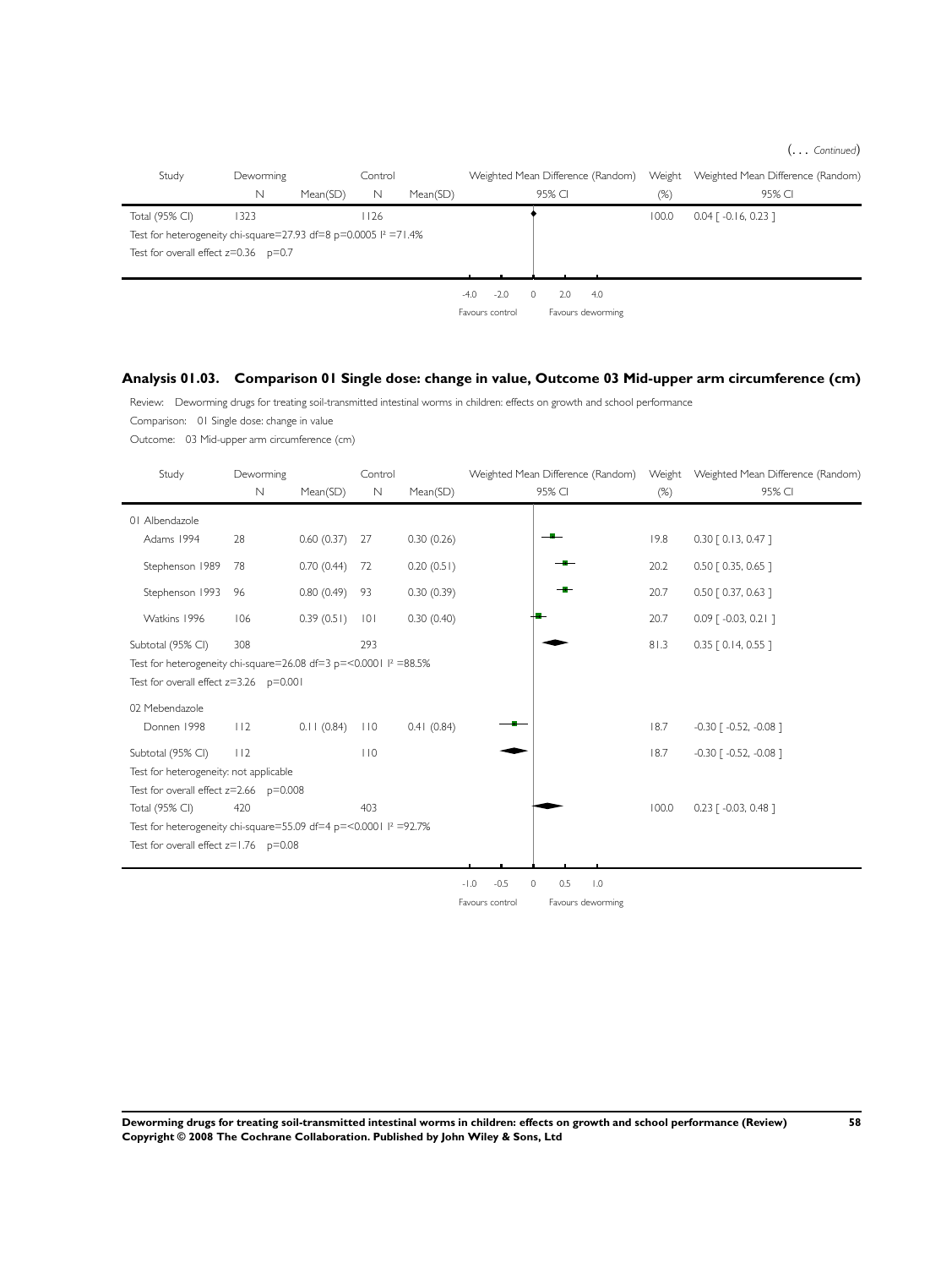(... *Continued*)

| Study | Deworming | | Control | | Weighted Mean Difference (Random) | Weight | Weighted Mean Difference (Random) |
|---|---|---|---|---|---|---|---|
| | N | Mean(SD) | N | Mean(SD) | 95% CI | (%) | 95% CI |
| Total (95% CI) | 1323 | | 1126 | | | 100.0 | 0.04 [ -0.16, 0.23 ] |
| Test for heterogeneity chi-square=27.93 df=8 p=0.0005 I² =71.4% | | | | | | | |
| Test for overall effect z=0.36 p=0.7 | | | | | | | |

-4.0 -2.0 0 2.0 4.0

Favours control Favours deworming

## Analysis 01.03. Comparison 01 Single dose: change in value, Outcome 03 Mid-upper arm circumference (cm)

Review: Deworming drugs for treating soil-transmitted intestinal worms in children: effects on growth and school performance

Comparison: 01 Single dose: change in value

Outcome: 03 Mid-upper arm circumference (cm)

| Study | Deworming | | Control | | Weighted Mean Difference (Random) | Weight | Weighted Mean Difference (Random) |
|---|---|---|---|---|---|---|---|
| | N | Mean(SD) | N | Mean(SD) | 95% CI | (%) | 95% CI |
| 01 Albendazole | | | | | | | |
| Adams 1994 | 28 | 0.60 (0.37) | 27 | 0.30 (0.26) | | 19.8 | 0.30 [ 0.13, 0.47 ] |
| Stephenson 1989 | 78 | 0.70 (0.44) | 72 | 0.20 (0.51) | | 20.2 | 0.50 [ 0.35, 0.65 ] |
| Stephenson 1993 | 96 | 0.80 (0.49) | 93 | 0.30 (0.39) | | 20.7 | 0.50 [ 0.37, 0.63 ] |
| Watkins 1996 | 106 | 0.39 (0.51) | 101 | 0.30 (0.40) | | 20.7 | 0.09 [ -0.03, 0.21 ] |
| Subtotal (95% CI) | 308 | | 293 | | | 81.3 | 0.35 [ 0.14, 0.55 ] |
| Test for heterogeneity chi-square=26.08 df=3 p=<0.0001 I² =88.5% | | | | | | | |
| Test for overall effect z=3.26 p=0.001 | | | | | | | |
| 02 Mebendazole | | | | | | | |
| Donnen 1998 | 112 | 0.11 (0.84) | 110 | 0.41 (0.84) | | 18.7 | -0.30 [ -0.52, -0.08 ] |
| Subtotal (95% CI) | 112 | | 110 | | | 18.7 | -0.30 [ -0.52, -0.08 ] |
| Test for heterogeneity: not applicable | | | | | | | |
| Test for overall effect z=2.66 p=0.008 | | | | | | | |
| Total (95% CI) | 420 | | 403 | | | 100.0 | 0.23 [ -0.03, 0.48 ] |
| Test for heterogeneity chi-square=55.09 df=4 p=<0.0001 I² =92.7% | | | | | | | |
| Test for overall effect z=1.76 p=0.08 | | | | | | | |

-1.0 -0.5 0 0.5 1.0

Favours control Favours deworming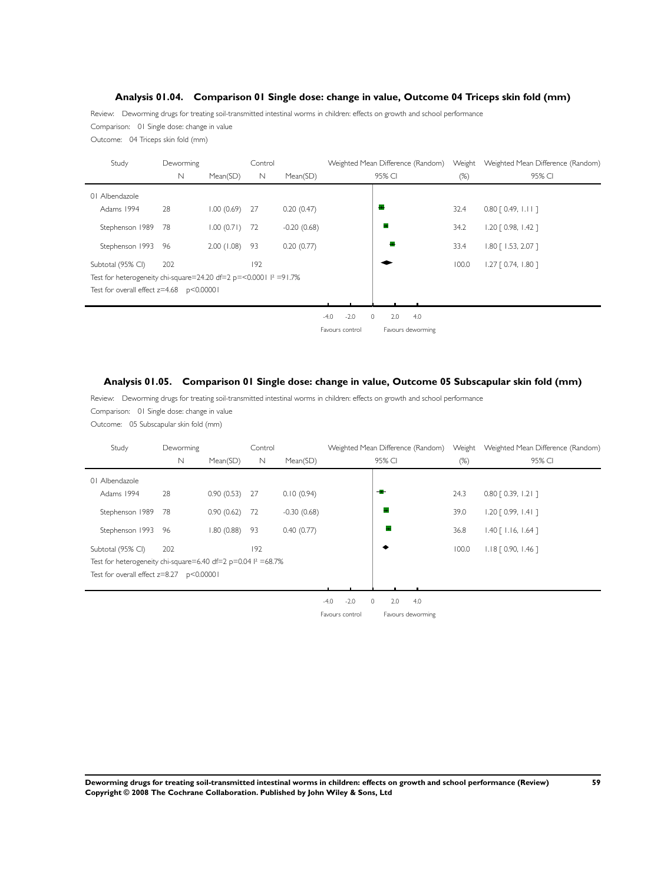### Analysis 01.04. Comparison 01 Single dose: change in value, Outcome 04 Triceps skin fold (mm)

Review: Deworming drugs for treating soil-transmitted intestinal worms in children: effects on growth and school performance

Comparison: 01 Single dose: change in value

Outcome: 04 Triceps skin fold (mm)

| Study | Deworming | | Control | | Weighted Mean Difference (Random) | Weight | Weighted Mean Difference (Random) |
|---|---|---|---|---|---|---|---|
| | N | Mean(SD) | N | Mean(SD) | 95% CI | (%) | 95% CI |
| 01 Albendazole | | | | | | | |
| Adams 1994 | 28 | 1.00 (0.69) | 27 | 0.20 (0.47) | | 32.4 | 0.80 [ 0.49, 1.11 ] |
| Stephenson 1989 | 78 | 1.00 (0.71) | 72 | -0.20 (0.68) | | 34.2 | 1.20 [ 0.98, 1.42 ] |
| Stephenson 1993 | 96 | 2.00 (1.08) | 93 | 0.20 (0.77) | | 33.4 | 1.80 [ 1.53, 2.07 ] |
| Subtotal (95% CI) | 202 | | 192 | | | 100.0 | 1.27 [ 0.74, 1.80 ] |

Test for heterogeneity chi-square=24.20 df=2 p=<0.0001 $I^2$ =91.7%

Test for overall effect z=4.68 p<0.00001

-4.0 -2.0 0 2.0 4.0

Favours control Favours deworming

### Analysis 01.05. Comparison 01 Single dose: change in value, Outcome 05 Subscapular skin fold (mm)

Review: Deworming drugs for treating soil-transmitted intestinal worms in children: effects on growth and school performance

Comparison: 01 Single dose: change in value

Outcome: 05 Subscapular skin fold (mm)

| Study | Deworming | | Control | | Weighted Mean Difference (Random) | Weight | Weighted Mean Difference (Random) |
|---|---|---|---|---|---|---|---|
| | N | Mean(SD) | N | Mean(SD) | 95% CI | (%) | 95% CI |
| 01 Albendazole | | | | | | | |
| Adams 1994 | 28 | 0.90 (0.53) | 27 | 0.10 (0.94) | | 24.3 | 0.80 [ 0.39, 1.21 ] |
| Stephenson 1989 | 78 | 0.90 (0.62) | 72 | -0.30 (0.68) | | 39.0 | 1.20 [ 0.99, 1.41 ] |
| Stephenson 1993 | 96 | 1.80 (0.88) | 93 | 0.40 (0.77) | | 36.8 | 1.40 [ 1.16, 1.64 ] |
| Subtotal (95% CI) | 202 | | 192 | | | 100.0 | 1.18 [ 0.90, 1.46 ] |

Test for heterogeneity chi-square=6.40 df=2 p=0.04 $I^2$ =68.7%

Test for overall effect z=8.27 p<0.00001

-4.0 -2.0 0 2.0 4.0

Favours control Favours deworming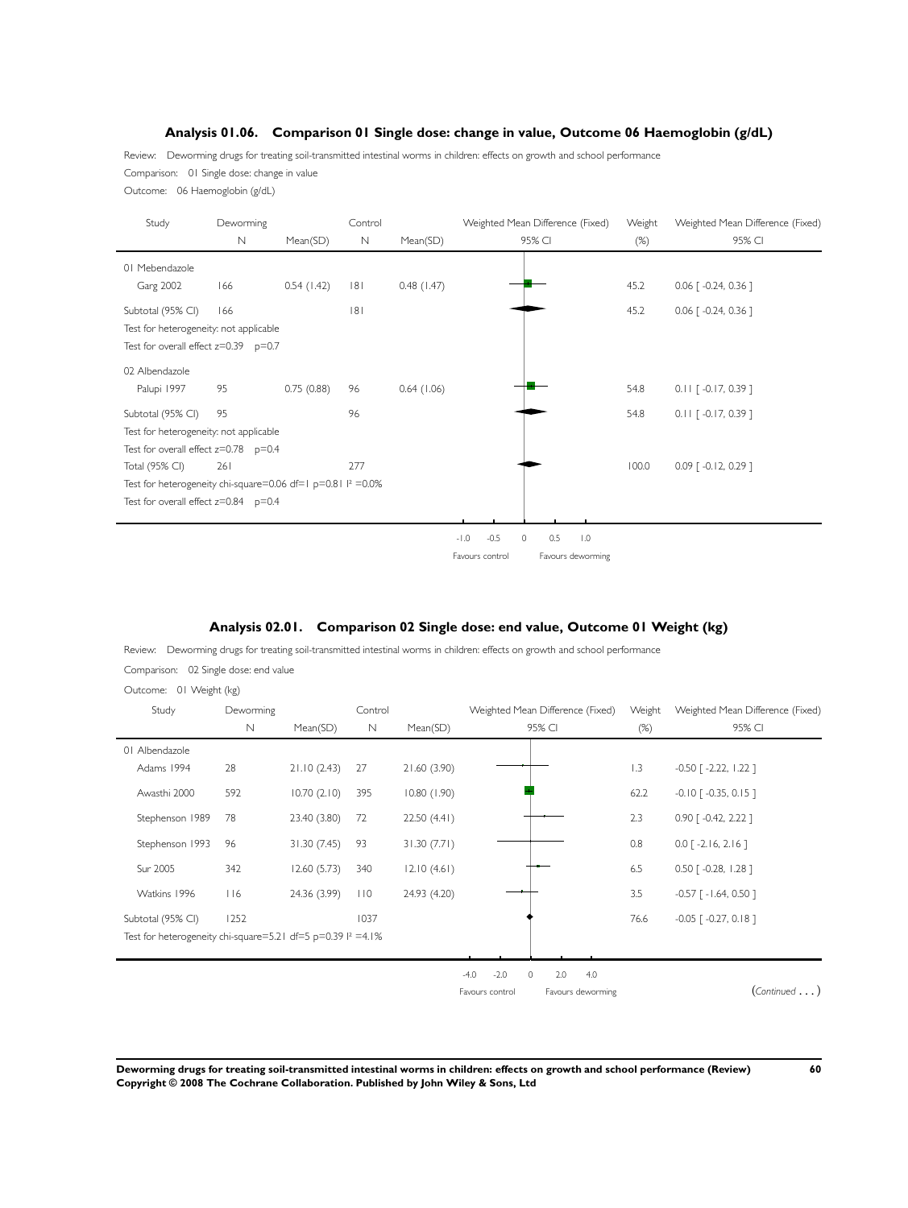### Analysis 01.06. Comparison 01 Single dose: change in value, Outcome 06 Haemoglobin (g/dL)

Review: Deworming drugs for treating soil-transmitted intestinal worms in children: effects on growth and school performance

Comparison: 01 Single dose: change in value

Outcome: 06 Haemoglobin (g/dL)

| Study | Deworming N | Deworming Mean(SD) | Control N | Control Mean(SD) | Weighted Mean Difference (Fixed) 95% CI | Weight (%) | Weighted Mean Difference (Fixed) 95% CI |
|---|---|---|---|---|---|---|---|
| **01 Mebendazole** | | | | | | | |
| Garg 2002 | 166 | 0.54 (1.42) | 181 | 0.48 (1.47) | | 45.2 | 0.06 [ -0.24, 0.36 ] |
| Subtotal (95% CI) | 166 | | 181 | | | 45.2 | 0.06 [ -0.24, 0.36 ] |
| Test for heterogeneity: not applicable | | | | | | | |
| Test for overall effect z=0.39 p=0.7 | | | | | | | |
| **02 Albendazole** | | | | | | | |
| Palupi 1997 | 95 | 0.75 (0.88) | 96 | 0.64 (1.06) | | 54.8 | 0.11 [ -0.17, 0.39 ] |
| Subtotal (95% CI) | 95 | | 96 | | | 54.8 | 0.11 [ -0.17, 0.39 ] |
| Test for heterogeneity: not applicable | | | | | | | |
| Test for overall effect z=0.78 p=0.4 | | | | | | | |
| Total (95% CI) | 261 | | 277 | | | 100.0 | 0.09 [ -0.12, 0.29 ] |
| Test for heterogeneity chi-square=0.06 df=1 p=0.81 I² =0.0% | | | | | | | |
| Test for overall effect z=0.84 p=0.4 | | | | | | | |

-1.0 -0.5 0 0.5 1.0

Favours control | Favours deworming

### Analysis 02.01. Comparison 02 Single dose: end value, Outcome 01 Weight (kg)

Review: Deworming drugs for treating soil-transmitted intestinal worms in children: effects on growth and school performance

Comparison: 02 Single dose: end value

Outcome: 01 Weight (kg)

| Study | Deworming N | Deworming Mean(SD) | Control N | Control Mean(SD) | Weighted Mean Difference (Fixed) 95% CI | Weight (%) | Weighted Mean Difference (Fixed) 95% CI |
|---|---|---|---|---|---|---|---|
| **01 Albendazole** | | | | | | | |
| Adams 1994 | 28 | 21.10 (2.43) | 27 | 21.60 (3.90) | | 1.3 | -0.50 [ -2.22, 1.22 ] |
| Awasthi 2000 | 592 | 10.70 (2.10) | 395 | 10.80 (1.90) | | 62.2 | -0.10 [ -0.35, 0.15 ] |
| Stephenson 1989 | 78 | 23.40 (3.80) | 72 | 22.50 (4.41) | | 2.3 | 0.90 [ -0.42, 2.22 ] |
| Stephenson 1993 | 96 | 31.30 (7.45) | 93 | 31.30 (7.71) | | 0.8 | 0.0 [ -2.16, 2.16 ] |
| Sur 2005 | 342 | 12.60 (5.73) | 340 | 12.10 (4.61) | | 6.5 | 0.50 [ -0.28, 1.28 ] |
| Watkins 1996 | 116 | 24.36 (3.99) | 110 | 24.93 (4.20) | | 3.5 | -0.57 [ -1.64, 0.50 ] |
| Subtotal (95% CI) | 1252 | | 1037 | | | 76.6 | -0.05 [ -0.27, 0.18 ] |
| Test for heterogeneity chi-square=5.21 df=5 p=0.39 I² =4.1% | | | | | | | |

-4.0 -2.0 0 2.0 4.0

Favours control | Favours deworming

(*Continued . . .*)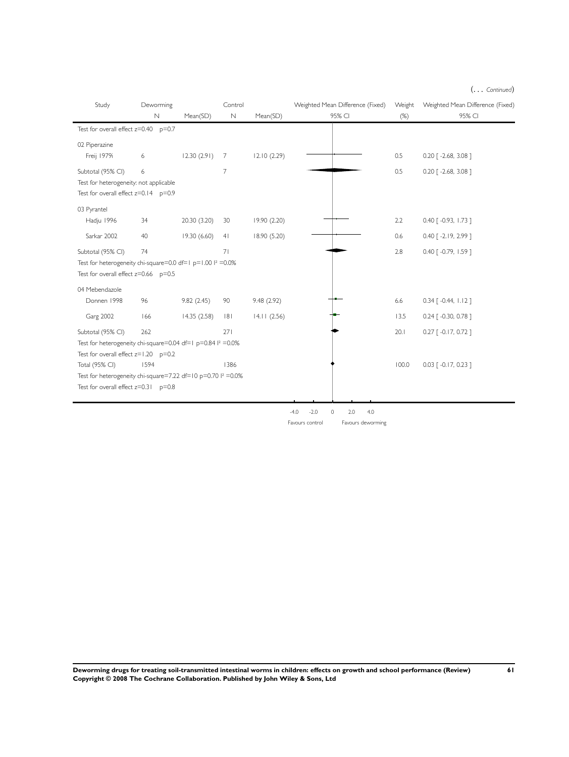(... *Continued*)

| Study | Deworming N | Mean(SD) | Control N | Mean(SD) | Weighted Mean Difference (Fixed) 95% CI | Weight (%) | Weighted Mean Difference (Fixed) 95% CI |
|---|---|---|---|---|---|---|---|
| Test for overall effect z=0.40 p=0.7 | | | | | | | |
| 02 Piperazine | | | | | | | |
| Freij 1979i | 6 | 12.30 (2.91) | 7 | 12.10 (2.29) | | 0.5 | 0.20 [ -2.68, 3.08 ] |
| Subtotal (95% CI) | 6 | | 7 | | | 0.5 | 0.20 [ -2.68, 3.08 ] |
| Test for heterogeneity: not applicable | | | | | | | |
| Test for overall effect z=0.14 p=0.9 | | | | | | | |
| 03 Pyrantel | | | | | | | |
| Hadju 1996 | 34 | 20.30 (3.20) | 30 | 19.90 (2.20) | | 2.2 | 0.40 [ -0.93, 1.73 ] |
| Sarkar 2002 | 40 | 19.30 (6.60) | 41 | 18.90 (5.20) | | 0.6 | 0.40 [ -2.19, 2.99 ] |
| Subtotal (95% CI) | 74 | | 71 | | | 2.8 | 0.40 [ -0.79, 1.59 ] |
| Test for heterogeneity chi-square=0.0 df=1 p=1.00 $I^2$ =0.0% | | | | | | | |
| Test for overall effect z=0.66 p=0.5 | | | | | | | |
| 04 Mebendazole | | | | | | | |
| Donnen 1998 | 96 | 9.82 (2.45) | 90 | 9.48 (2.92) | | 6.6 | 0.34 [ -0.44, 1.12 ] |
| Garg 2002 | 166 | 14.35 (2.58) | 181 | 14.11 (2.56) | | 13.5 | 0.24 [ -0.30, 0.78 ] |
| Subtotal (95% CI) | 262 | | 271 | | | 20.1 | 0.27 [ -0.17, 0.72 ] |
| Test for heterogeneity chi-square=0.04 df=1 p=0.84 $I^2$ =0.0% | | | | | | | |
| Test for overall effect z=1.20 p=0.2 | | | | | | | |
| Total (95% CI) | 1594 | | 1386 | | | 100.0 | 0.03 [ -0.17, 0.23 ] |
| Test for heterogeneity chi-square=7.22 df=10 p=0.70 $I^2$ =0.0% | | | | | | | |
| Test for overall effect z=0.31 p=0.8 | | | | | | | |

-4.0 -2.0 0 2.0 4.0

Favours control Favours deworming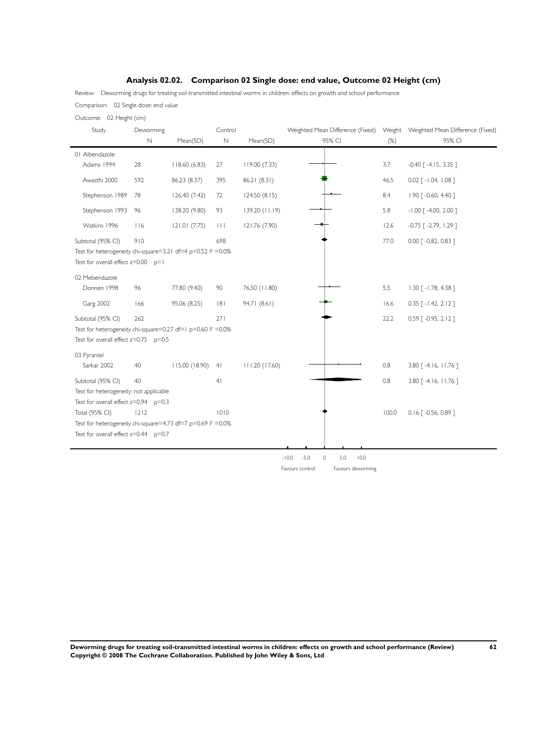## Analysis 02.02. Comparison 02 Single dose: end value, Outcome 02 Height (cm)

Review: Deworming drugs for treating soil-transmitted intestinal worms in children: effects on growth and school performance

Comparison: 02 Single dose: end value

Outcome: 02 Height (cm)

| Study | Deworming N | Deworming Mean(SD) | Control N | Control Mean(SD) | Weighted Mean Difference (Fixed) 95% CI | Weight (%) | Weighted Mean Difference (Fixed) 95% CI |
|---|---|---|---|---|---|---|---|
| **01 Albendazole** | | | | | | | |
| Adams 1994 | 28 | 118.60 (6.83) | 27 | 119.00 (7.33) | | 3.7 | -0.40 [ -4.15, 3.35 ] |
| Awasthi 2000 | 592 | 86.23 (8.37) | 395 | 86.21 (8.31) | | 46.5 | 0.02 [ -1.04, 1.08 ] |
| Stephenson 1989 | 78 | 126.40 (7.42) | 72 | 124.50 (8.15) | | 8.4 | 1.90 [ -0.60, 4.40 ] |
| Stephenson 1993 | 96 | 138.20 (9.80) | 93 | 139.20 (11.19) | | 5.8 | -1.00 [ -4.00, 2.00 ] |
| Watkins 1996 | 116 | 121.01 (7.75) | 111 | 121.76 (7.90) | | 12.6 | -0.75 [ -2.79, 1.29 ] |
| Subtotal (95% CI) | 910 | | 698 | | | 77.0 | 0.00 [ -0.82, 0.83 ] |
| Test for heterogeneity chi-square=3.21 df=4 p=0.52 I² =0.0% | | | | | | | |
| Test for overall effect z=0.00 p=1 | | | | | | | |
| **02 Mebendazole** | | | | | | | |
| Donnen 1998 | 96 | 77.80 (9.40) | 90 | 76.50 (11.80) | | 5.5 | 1.30 [ -1.78, 4.38 ] |
| Garg 2002 | 166 | 95.06 (8.25) | 181 | 94.71 (8.61) | | 16.6 | 0.35 [ -1.42, 2.12 ] |
| Subtotal (95% CI) | 262 | | 271 | | | 22.2 | 0.59 [ -0.95, 2.12 ] |
| Test for heterogeneity chi-square=0.27 df=1 p=0.60 I² =0.0% | | | | | | | |
| Test for overall effect z=0.75 p=0.5 | | | | | | | |
| **03 Pyrantel** | | | | | | | |
| Sarkar 2002 | 40 | 115.00 (18.90) | 41 | 111.20 (17.60) | | 0.8 | 3.80 [ -4.16, 11.76 ] |
| Subtotal (95% CI) | 40 | | 41 | | | 0.8 | 3.80 [ -4.16, 11.76 ] |
| Test for heterogeneity: not applicable | | | | | | | |
| Test for overall effect z=0.94 p=0.3 | | | | | | | |
| Total (95% CI) | 1212 | | 1010 | | | 100.0 | 0.16 [ -0.56, 0.89 ] |
| Test for heterogeneity chi-square=4.73 df=7 p=0.69 I² =0.0% | | | | | | | |
| Test for overall effect z=0.44 p=0.7 | | | | | | | |

-10.0 -5.0 0 5.0 10.0

Favours control Favours deworming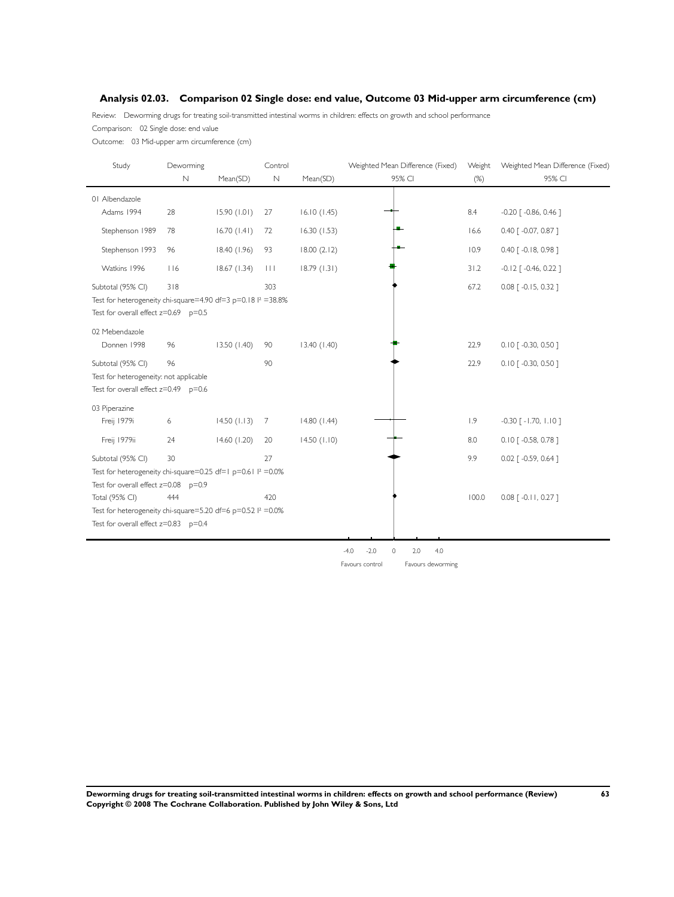### Analysis 02.03. Comparison 02 Single dose: end value, Outcome 03 Mid-upper arm circumference (cm)

Review: Deworming drugs for treating soil-transmitted intestinal worms in children: effects on growth and school performance

Comparison: 02 Single dose: end value

Outcome: 03 Mid-upper arm circumference (cm)

| Study | Deworming N | Deworming Mean(SD) | Control N | Control Mean(SD) | Weighted Mean Difference (Fixed) 95% CI | Weight (%) | Weighted Mean Difference (Fixed) 95% CI |
|---|---|---|---|---|---|---|---|
| **01 Albendazole** | | | | | | | |
| Adams 1994 | 28 | 15.90 (1.01) | 27 | 16.10 (1.45) | | 8.4 | -0.20 [ -0.86, 0.46 ] |
| Stephenson 1989 | 78 | 16.70 (1.41) | 72 | 16.30 (1.53) | | 16.6 | 0.40 [ -0.07, 0.87 ] |
| Stephenson 1993 | 96 | 18.40 (1.96) | 93 | 18.00 (2.12) | | 10.9 | 0.40 [ -0.18, 0.98 ] |
| Watkins 1996 | 116 | 18.67 (1.34) | 111 | 18.79 (1.31) | | 31.2 | -0.12 [ -0.46, 0.22 ] |
| Subtotal (95% CI) | 318 | | 303 | | | 67.2 | 0.08 [ -0.15, 0.32 ] |
| Test for heterogeneity chi-square=4.90 df=3 p=0.18 I² =38.8% | | | | | | | |
| Test for overall effect z=0.69 p=0.5 | | | | | | | |
| **02 Mebendazole** | | | | | | | |
| Donnen 1998 | 96 | 13.50 (1.40) | 90 | 13.40 (1.40) | | 22.9 | 0.10 [ -0.30, 0.50 ] |
| Subtotal (95% CI) | 96 | | 90 | | | 22.9 | 0.10 [ -0.30, 0.50 ] |
| Test for heterogeneity: not applicable | | | | | | | |
| Test for overall effect z=0.49 p=0.6 | | | | | | | |
| **03 Piperazine** | | | | | | | |
| Freij 1979i | 6 | 14.50 (1.13) | 7 | 14.80 (1.44) | | 1.9 | -0.30 [ -1.70, 1.10 ] |
| Freij 1979ii | 24 | 14.60 (1.20) | 20 | 14.50 (1.10) | | 8.0 | 0.10 [ -0.58, 0.78 ] |
| Subtotal (95% CI) | 30 | | 27 | | | 9.9 | 0.02 [ -0.59, 0.64 ] |
| Test for heterogeneity chi-square=0.25 df=1 p=0.61 I² =0.0% | | | | | | | |
| Test for overall effect z=0.08 p=0.9 | | | | | | | |
| Total (95% CI) | 444 | | 420 | | | 100.0 | 0.08 [ -0.11, 0.27 ] |
| Test for heterogeneity chi-square=5.20 df=6 p=0.52 I² =0.0% | | | | | | | |
| Test for overall effect z=0.83 p=0.4 | | | | | | | |

-4.0 -2.0 0 2.0 4.0

Favours control — Favours deworming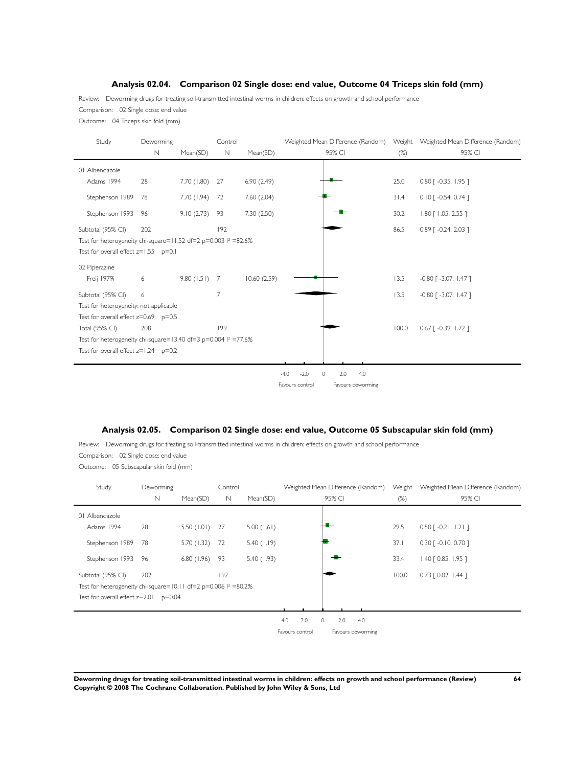### Analysis 02.04. Comparison 02 Single dose: end value, Outcome 04 Triceps skin fold (mm)

Review: Deworming drugs for treating soil-transmitted intestinal worms in children: effects on growth and school performance

Comparison: 02 Single dose: end value

Outcome: 04 Triceps skin fold (mm)

| Study | Deworming N | Deworming Mean(SD) | Control N | Control Mean(SD) | Weight (%) | Weighted Mean Difference (Random) 95% CI |
|---|---|---|---|---|---|---|
| **01 Albendazole** | | | | | | |
| Adams 1994 | 28 | 7.70 (1.80) | 27 | 6.90 (2.49) | 25.0 | 0.80 [ -0.35, 1.95 ] |
| Stephenson 1989 | 78 | 7.70 (1.94) | 72 | 7.60 (2.04) | 31.4 | 0.10 [ -0.54, 0.74 ] |
| Stephenson 1993 | 96 | 9.10 (2.73) | 93 | 7.30 (2.50) | 30.2 | 1.80 [ 1.05, 2.55 ] |
| Subtotal (95% CI) | 202 | | 192 | | 86.5 | 0.89 [ -0.24, 2.03 ] |
| Test for heterogeneity chi-square=11.52 df=2 p=0.003 I² =82.6% | | | | | | |
| Test for overall effect z=1.55 p=0.1 | | | | | | |
| **02 Piperazine** | | | | | | |
| Freij 1979i | 6 | 9.80 (1.51) | 7 | 10.60 (2.59) | 13.5 | -0.80 [ -3.07, 1.47 ] |
| Subtotal (95% CI) | 6 | | 7 | | 13.5 | -0.80 [ -3.07, 1.47 ] |
| Test for heterogeneity: not applicable | | | | | | |
| Test for overall effect z=0.69 p=0.5 | | | | | | |
| Total (95% CI) | 208 | | 199 | | 100.0 | 0.67 [ -0.39, 1.72 ] |
| Test for heterogeneity chi-square=13.40 df=3 p=0.004 I² =77.6% | | | | | | |
| Test for overall effect z=1.24 p=0.2 | | | | | | |

-4.0 -2.0 0 2.0 4.0

Favours control Favours deworming

### Analysis 02.05. Comparison 02 Single dose: end value, Outcome 05 Subscapular skin fold (mm)

Review: Deworming drugs for treating soil-transmitted intestinal worms in children: effects on growth and school performance

Comparison: 02 Single dose: end value

Outcome: 05 Subscapular skin fold (mm)

| Study | Deworming N | Deworming Mean(SD) | Control N | Control Mean(SD) | Weight (%) | Weighted Mean Difference (Random) 95% CI |
|---|---|---|---|---|---|---|
| **01 Albendazole** | | | | | | |
| Adams 1994 | 28 | 5.50 (1.01) | 27 | 5.00 (1.61) | 29.5 | 0.50 [ -0.21, 1.21 ] |
| Stephenson 1989 | 78 | 5.70 (1.32) | 72 | 5.40 (1.19) | 37.1 | 0.30 [ -0.10, 0.70 ] |
| Stephenson 1993 | 96 | 6.80 (1.96) | 93 | 5.40 (1.93) | 33.4 | 1.40 [ 0.85, 1.95 ] |
| Subtotal (95% CI) | 202 | | 192 | | 100.0 | 0.73 [ 0.02, 1.44 ] |
| Test for heterogeneity chi-square=10.11 df=2 p=0.006 I² =80.2% | | | | | | |
| Test for overall effect z=2.01 p=0.04 | | | | | | |

-4.0 -2.0 0 2.0 4.0

Favours control Favours deworming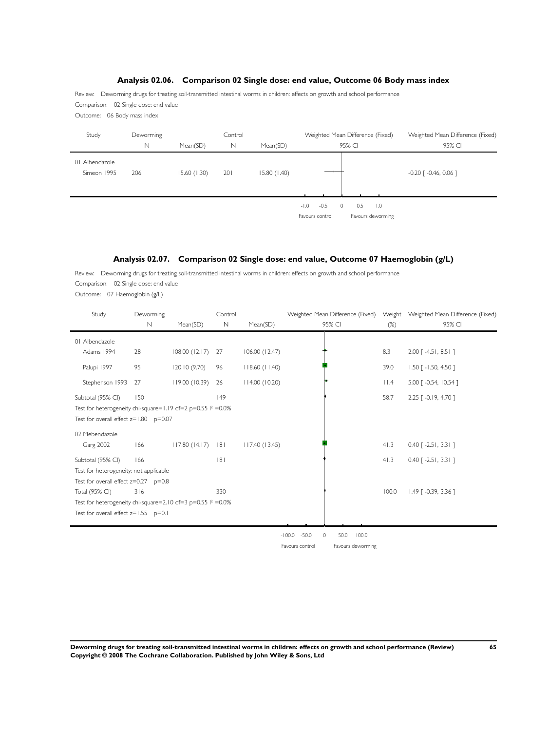## Analysis 02.06. Comparison 02 Single dose: end value, Outcome 06 Body mass index

Review: Deworming drugs for treating soil-transmitted intestinal worms in children: effects on growth and school performance

Comparison: 02 Single dose: end value

Outcome: 06 Body mass index

| Study | Deworming N | Mean(SD) | Control N | Mean(SD) | Weighted Mean Difference (Fixed) 95% CI |
|---|---|---|---|---|---|
| 01 Albendazole | | | | | |
| Simeon 1995 | 206 | 15.60 (1.30) | 201 | 15.80 (1.40) | -0.20 [ -0.46, 0.06 ] |

-1.0 -0.5 0 0.5 1.0

Favours control Favours deworming

## Analysis 02.07. Comparison 02 Single dose: end value, Outcome 07 Haemoglobin (g/L)

Review: Deworming drugs for treating soil-transmitted intestinal worms in children: effects on growth and school performance

Comparison: 02 Single dose: end value

Outcome: 07 Haemoglobin (g/L)

| Study | Deworming N | Mean(SD) | Control N | Mean(SD) | Weight (%) | Weighted Mean Difference (Fixed) 95% CI |
|---|---|---|---|---|---|---|
| 01 Albendazole | | | | | | |
| Adams 1994 | 28 | 108.00 (12.17) | 27 | 106.00 (12.47) | 8.3 | 2.00 [ -4.51, 8.51 ] |
| Palupi 1997 | 95 | 120.10 (9.70) | 96 | 118.60 (11.40) | 39.0 | 1.50 [ -1.50, 4.50 ] |
| Stephenson 1993 | 27 | 119.00 (10.39) | 26 | 114.00 (10.20) | 11.4 | 5.00 [ -0.54, 10.54 ] |
| Subtotal (95% CI) | 150 | | 149 | | 58.7 | 2.25 [ -0.19, 4.70 ] |
| Test for heterogeneity chi-square=1.19 df=2 p=0.55 $I^2$ =0.0% | | | | | | |
| Test for overall effect z=1.80 p=0.07 | | | | | | |
| 02 Mebendazole | | | | | | |
| Garg 2002 | 166 | 117.80 (14.17) | 181 | 117.40 (13.45) | 41.3 | 0.40 [ -2.51, 3.31 ] |
| Subtotal (95% CI) | 166 | | 181 | | 41.3 | 0.40 [ -2.51, 3.31 ] |
| Test for heterogeneity: not applicable | | | | | | |
| Test for overall effect z=0.27 p=0.8 | | | | | | |
| Total (95% CI) | 316 | | 330 | | 100.0 | 1.49 [ -0.39, 3.36 ] |
| Test for heterogeneity chi-square=2.10 df=3 p=0.55 $I^2$ =0.0% | | | | | | |
| Test for overall effect z=1.55 p=0.1 | | | | | | |

-100.0 -50.0 0 50.0 100.0

Favours control Favours deworming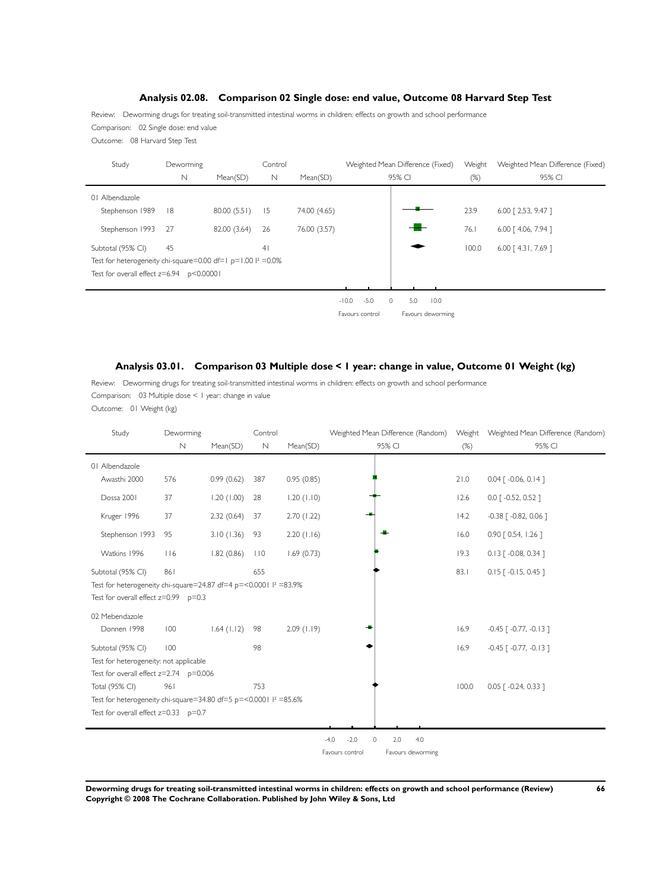## Analysis 02.08. Comparison 02 Single dose: end value, Outcome 08 Harvard Step Test

Review: Deworming drugs for treating soil-transmitted intestinal worms in children: effects on growth and school performance

Comparison: 02 Single dose: end value

Outcome: 08 Harvard Step Test

| Study | Deworming N | Mean(SD) | Control N | Mean(SD) | Weight (%) | Weighted Mean Difference (Fixed) 95% CI |
|---|---|---|---|---|---|---|
| 01 Albendazole | | | | | | |
| Stephenson 1989 | 18 | 80.00 (5.51) | 15 | 74.00 (4.65) | 23.9 | 6.00 [ 2.53, 9.47 ] |
| Stephenson 1993 | 27 | 82.00 (3.64) | 26 | 76.00 (3.57) | 76.1 | 6.00 [ 4.06, 7.94 ] |
| Subtotal (95% CI) | 45 | | 41 | | 100.0 | 6.00 [ 4.31, 7.69 ] |

Test for heterogeneity chi-square=0.00 df=1 p=1.00 $I^2$ =0.0%

Test for overall effect z=6.94 p<0.00001

Scale: -10.0 -5.0 0 5.0 10.0 — Favours control / Favours deworming

## Analysis 03.01. Comparison 03 Multiple dose < 1 year: change in value, Outcome 01 Weight (kg)

Review: Deworming drugs for treating soil-transmitted intestinal worms in children: effects on growth and school performance

Comparison: 03 Multiple dose < 1 year: change in value

Outcome: 01 Weight (kg)

| Study | Deworming N | Mean(SD) | Control N | Mean(SD) | Weight (%) | Weighted Mean Difference (Random) 95% CI |
|---|---|---|---|---|---|---|
| 01 Albendazole | | | | | | |
| Awasthi 2000 | 576 | 0.99 (0.62) | 387 | 0.95 (0.85) | 21.0 | 0.04 [ -0.06, 0.14 ] |
| Dossa 2001 | 37 | 1.20 (1.00) | 28 | 1.20 (1.10) | 12.6 | 0.0 [ -0.52, 0.52 ] |
| Kruger 1996 | 37 | 2.32 (0.64) | 37 | 2.70 (1.22) | 14.2 | -0.38 [ -0.82, 0.06 ] |
| Stephenson 1993 | 95 | 3.10 (1.36) | 93 | 2.20 (1.16) | 16.0 | 0.90 [ 0.54, 1.26 ] |
| Watkins 1996 | 116 | 1.82 (0.86) | 110 | 1.69 (0.73) | 19.3 | 0.13 [ -0.08, 0.34 ] |
| Subtotal (95% CI) | 861 | | 655 | | 83.1 | 0.15 [ -0.15, 0.45 ] |
| Test for heterogeneity chi-square=24.87 df=4 p=<0.0001 $I^2$ =83.9% | | | | | | |
| Test for overall effect z=0.99 p=0.3 | | | | | | |
| 02 Mebendazole | | | | | | |
| Donnen 1998 | 100 | 1.64 (1.12) | 98 | 2.09 (1.19) | 16.9 | -0.45 [ -0.77, -0.13 ] |
| Subtotal (95% CI) | 100 | | 98 | | 16.9 | -0.45 [ -0.77, -0.13 ] |
| Test for heterogeneity: not applicable | | | | | | |
| Test for overall effect z=2.74 p=0.006 | | | | | | |
| Total (95% CI) | 961 | | 753 | | 100.0 | 0.05 [ -0.24, 0.33 ] |

Test for heterogeneity chi-square=34.80 df=5 p=<0.0001 $I^2$ =85.6%

Test for overall effect z=0.33 p=0.7

Scale: -4.0 -2.0 0 2.0 4.0 — Favours control / Favours deworming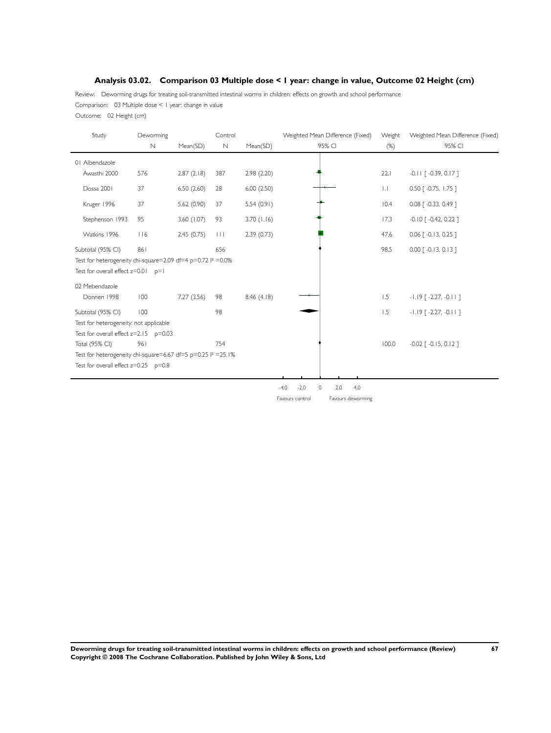### Analysis 03.02. Comparison 03 Multiple dose < 1 year: change in value, Outcome 02 Height (cm)

Review: Deworming drugs for treating soil-transmitted intestinal worms in children: effects on growth and school performance

Comparison: 03 Multiple dose < 1 year: change in value

Outcome: 02 Height (cm)

| Study | Deworming N | Deworming Mean(SD) | Control N | Control Mean(SD) | Weighted Mean Difference (Fixed) 95% CI | Weight (%) | Weighted Mean Difference (Fixed) 95% CI |
|---|---|---|---|---|---|---|---|
| **01 Albendazole** | | | | | | | |
| Awasthi 2000 | 576 | 2.87 (2.18) | 387 | 2.98 (2.20) | | 22.1 | -0.11 [ -0.39, 0.17 ] |
| Dossa 2001 | 37 | 6.50 (2.60) | 28 | 6.00 (2.50) | | 1.1 | 0.50 [ -0.75, 1.75 ] |
| Kruger 1996 | 37 | 5.62 (0.90) | 37 | 5.54 (0.91) | | 10.4 | 0.08 [ -0.33, 0.49 ] |
| Stephenson 1993 | 95 | 3.60 (1.07) | 93 | 3.70 (1.16) | | 17.3 | -0.10 [ -0.42, 0.22 ] |
| Watkins 1996 | 116 | 2.45 (0.75) | 111 | 2.39 (0.73) | | 47.6 | 0.06 [ -0.13, 0.25 ] |
| Subtotal (95% CI) | 861 | | 656 | | | 98.5 | 0.00 [ -0.13, 0.13 ] |
| Test for heterogeneity chi-square=2.09 df=4 p=0.72 $I^2$ =0.0% | | | | | | | |
| Test for overall effect z=0.01 p=1 | | | | | | | |
| **02 Mebendazole** | | | | | | | |
| Donnen 1998 | 100 | 7.27 (3.56) | 98 | 8.46 (4.18) | | 1.5 | -1.19 [ -2.27, -0.11 ] |
| Subtotal (95% CI) | 100 | | 98 | | | 1.5 | -1.19 [ -2.27, -0.11 ] |
| Test for heterogeneity: not applicable | | | | | | | |
| Test for overall effect z=2.15 p=0.03 | | | | | | | |
| Total (95% CI) | 961 | | 754 | | | 100.0 | -0.02 [ -0.15, 0.12 ] |
| Test for heterogeneity chi-square=6.67 df=5 p=0.25 $I^2$ =25.1% | | | | | | | |
| Test for overall effect z=0.25 p=0.8 | | | | | | | |

-4.0 -2.0 0 2.0 4.0

Favours control Favours deworming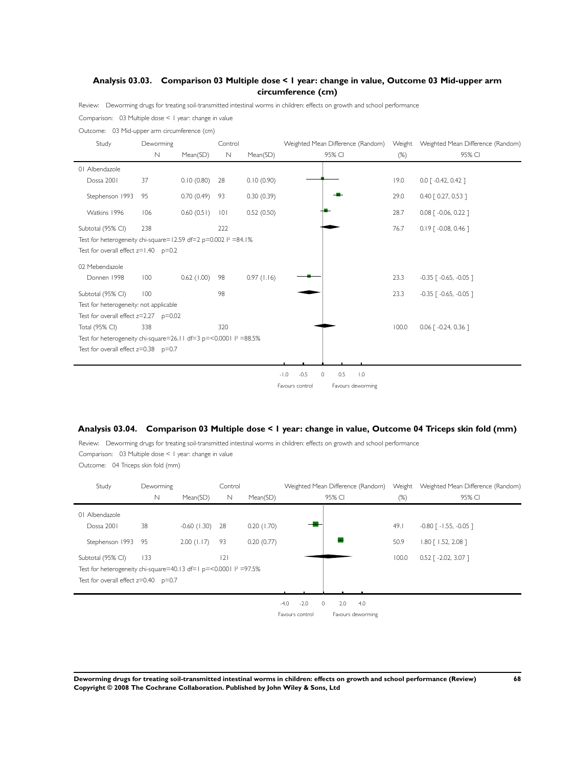## Analysis 03.03. Comparison 03 Multiple dose < 1 year: change in value, Outcome 03 Mid-upper arm circumference (cm)

Review: Deworming drugs for treating soil-transmitted intestinal worms in children: effects on growth and school performance

Comparison: 03 Multiple dose < 1 year: change in value

Outcome: 03 Mid-upper arm circumference (cm)

| Study | Deworming N | Deworming Mean(SD) | Control N | Control Mean(SD) | Weight (%) | Weighted Mean Difference (Random) 95% CI |
|---|---|---|---|---|---|---|
| **01 Albendazole** | | | | | | |
| Dossa 2001 | 37 | 0.10 (0.80) | 28 | 0.10 (0.90) | 19.0 | 0.0 [ -0.42, 0.42 ] |
| Stephenson 1993 | 95 | 0.70 (0.49) | 93 | 0.30 (0.39) | 29.0 | 0.40 [ 0.27, 0.53 ] |
| Watkins 1996 | 106 | 0.60 (0.51) | 101 | 0.52 (0.50) | 28.7 | 0.08 [ -0.06, 0.22 ] |
| Subtotal (95% CI) | 238 | | 222 | | 76.7 | 0.19 [ -0.08, 0.46 ] |
| Test for heterogeneity chi-square=12.59 df=2 p=0.002 I² =84.1% | | | | | | |
| Test for overall effect z=1.40 p=0.2 | | | | | | |
| **02 Mebendazole** | | | | | | |
| Donnen 1998 | 100 | 0.62 (1.00) | 98 | 0.97 (1.16) | 23.3 | -0.35 [ -0.65, -0.05 ] |
| Subtotal (95% CI) | 100 | | 98 | | 23.3 | -0.35 [ -0.65, -0.05 ] |
| Test for heterogeneity: not applicable | | | | | | |
| Test for overall effect z=2.27 p=0.02 | | | | | | |
| Total (95% CI) | 338 | | 320 | | 100.0 | 0.06 [ -0.24, 0.36 ] |
| Test for heterogeneity chi-square=26.11 df=3 p=<0.0001 I² =88.5% | | | | | | |
| Test for overall effect z=0.38 p=0.7 | | | | | | |

Scale: -1.0 -0.5 0 0.5 1.0 — Favours control / Favours deworming

## Analysis 03.04. Comparison 03 Multiple dose < 1 year: change in value, Outcome 04 Triceps skin fold (mm)

Review: Deworming drugs for treating soil-transmitted intestinal worms in children: effects on growth and school performance

Comparison: 03 Multiple dose < 1 year: change in value

Outcome: 04 Triceps skin fold (mm)

| Study | Deworming N | Deworming Mean(SD) | Control N | Control Mean(SD) | Weight (%) | Weighted Mean Difference (Random) 95% CI |
|---|---|---|---|---|---|---|
| **01 Albendazole** | | | | | | |
| Dossa 2001 | 38 | -0.60 (1.30) | 28 | 0.20 (1.70) | 49.1 | -0.80 [ -1.55, -0.05 ] |
| Stephenson 1993 | 95 | 2.00 (1.17) | 93 | 0.20 (0.77) | 50.9 | 1.80 [ 1.52, 2.08 ] |
| Subtotal (95% CI) | 133 | | 121 | | 100.0 | 0.52 [ -2.02, 3.07 ] |
| Test for heterogeneity chi-square=40.13 df=1 p=<0.0001 I² =97.5% | | | | | | |
| Test for overall effect z=0.40 p=0.7 | | | | | | |

Scale: -4.0 -2.0 0 2.0 4.0 — Favours control / Favours deworming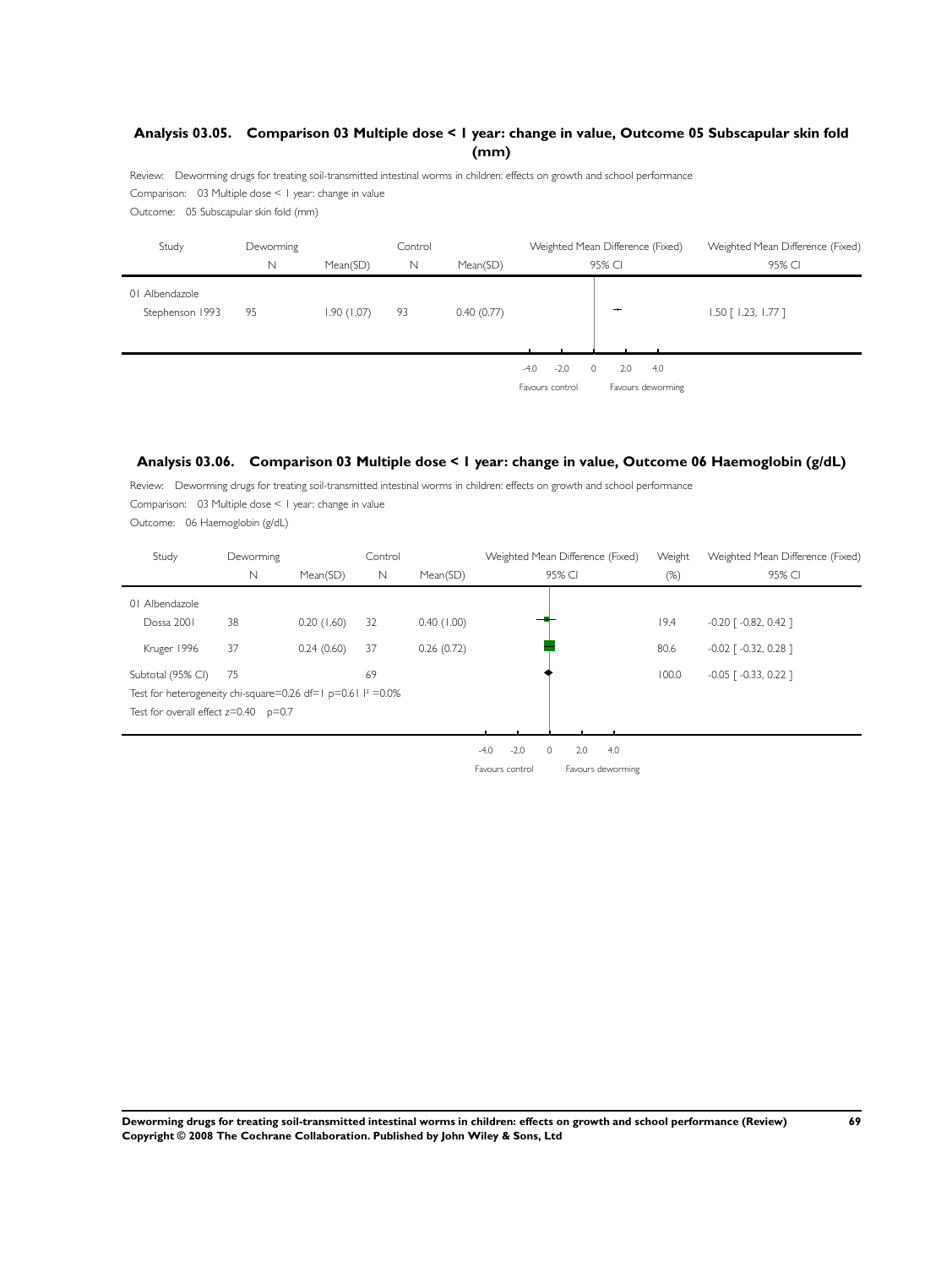## Analysis 03.05. Comparison 03 Multiple dose < 1 year: change in value, Outcome 05 Subscapular skin fold (mm)

Review: Deworming drugs for treating soil-transmitted intestinal worms in children: effects on growth and school performance

Comparison: 03 Multiple dose < 1 year: change in value

Outcome: 05 Subscapular skin fold (mm)

| Study | Deworming N | Mean(SD) | Control N | Mean(SD) | Weighted Mean Difference (Fixed) 95% CI |
|---|---|---|---|---|---|
| 01 Albendazole | | | | | |
| Stephenson 1993 | 95 | 1.90 (1.07) | 93 | 0.40 (0.77) | 1.50 [ 1.23, 1.77 ] |

-4.0 -2.0 0 2.0 4.0

Favours control Favours deworming

## Analysis 03.06. Comparison 03 Multiple dose < 1 year: change in value, Outcome 06 Haemoglobin (g/dL)

Review: Deworming drugs for treating soil-transmitted intestinal worms in children: effects on growth and school performance

Comparison: 03 Multiple dose < 1 year: change in value

Outcome: 06 Haemoglobin (g/dL)

| Study | Deworming N | Mean(SD) | Control N | Mean(SD) | Weight (%) | Weighted Mean Difference (Fixed) 95% CI |
|---|---|---|---|---|---|---|
| 01 Albendazole | | | | | | |
| Dossa 2001 | 38 | 0.20 (1.60) | 32 | 0.40 (1.00) | 19.4 | -0.20 [ -0.82, 0.42 ] |
| Kruger 1996 | 37 | 0.24 (0.60) | 37 | 0.26 (0.72) | 80.6 | -0.02 [ -0.32, 0.28 ] |
| Subtotal (95% CI) | 75 | | 69 | | 100.0 | -0.05 [ -0.33, 0.22 ] |

Test for heterogeneity chi-square=0.26 df=1 p=0.61 $I^2$ =0.0%

Test for overall effect z=0.40 p=0.7

-4.0 -2.0 0 2.0 4.0

Favours control Favours deworming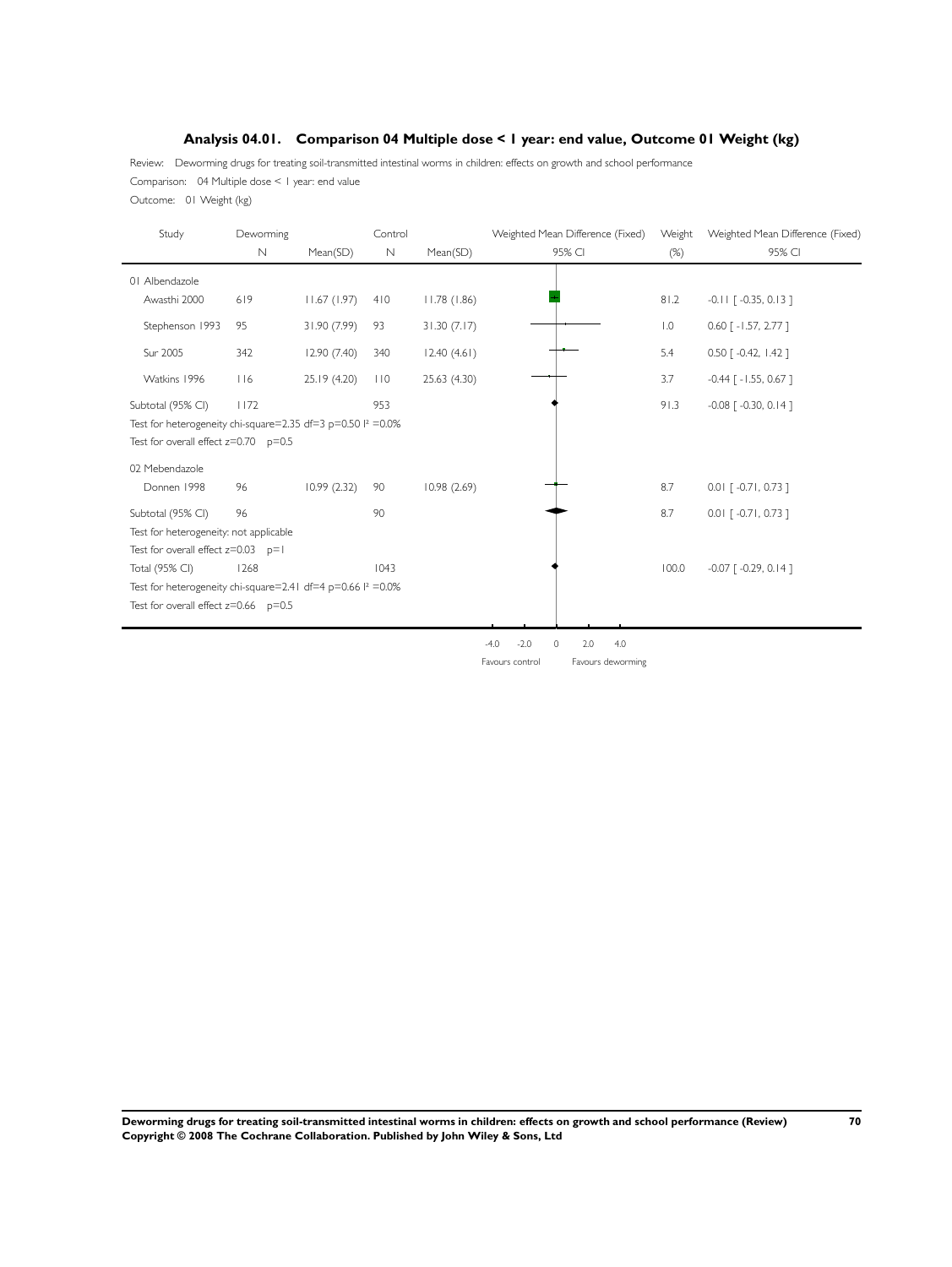## Analysis 04.01. Comparison 04 Multiple dose < 1 year: end value, Outcome 01 Weight (kg)

Review: Deworming drugs for treating soil-transmitted intestinal worms in children: effects on growth and school performance

Comparison: 04 Multiple dose < 1 year: end value

Outcome: 01 Weight (kg)

| Study | Deworming N | Deworming Mean(SD) | Control N | Control Mean(SD) | Weighted Mean Difference (Fixed) 95% CI | Weight (%) | Weighted Mean Difference (Fixed) 95% CI |
|---|---|---|---|---|---|---|---|
| **01 Albendazole** | | | | | | | |
| Awasthi 2000 | 619 | 11.67 (1.97) | 410 | 11.78 (1.86) | | 81.2 | -0.11 [ -0.35, 0.13 ] |
| Stephenson 1993 | 95 | 31.90 (7.99) | 93 | 31.30 (7.17) | | 1.0 | 0.60 [ -1.57, 2.77 ] |
| Sur 2005 | 342 | 12.90 (7.40) | 340 | 12.40 (4.61) | | 5.4 | 0.50 [ -0.42, 1.42 ] |
| Watkins 1996 | 116 | 25.19 (4.20) | 110 | 25.63 (4.30) | | 3.7 | -0.44 [ -1.55, 0.67 ] |
| Subtotal (95% CI) | 1172 | | 953 | | | 91.3 | -0.08 [ -0.30, 0.14 ] |
| Test for heterogeneity chi-square=2.35 df=3 p=0.50 I² =0.0% | | | | | | | |
| Test for overall effect z=0.70 p=0.5 | | | | | | | |
| **02 Mebendazole** | | | | | | | |
| Donnen 1998 | 96 | 10.99 (2.32) | 90 | 10.98 (2.69) | | 8.7 | 0.01 [ -0.71, 0.73 ] |
| Subtotal (95% CI) | 96 | | 90 | | | 8.7 | 0.01 [ -0.71, 0.73 ] |
| Test for heterogeneity: not applicable | | | | | | | |
| Test for overall effect z=0.03 p=1 | | | | | | | |
| Total (95% CI) | 1268 | | 1043 | | | 100.0 | -0.07 [ -0.29, 0.14 ] |
| Test for heterogeneity chi-square=2.41 df=4 p=0.66 I² =0.0% | | | | | | | |
| Test for overall effect z=0.66 p=0.5 | | | | | | | |

-4.0 -2.0 0 2.0 4.0

Favours control Favours deworming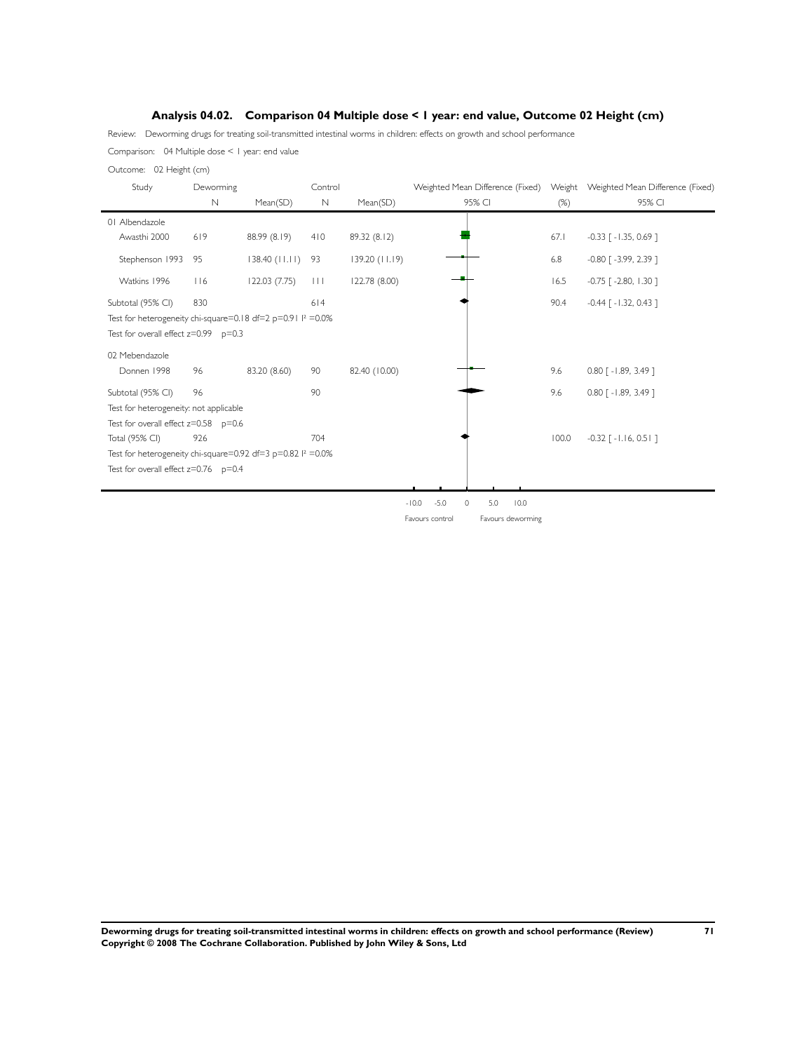### Analysis 04.02. Comparison 04 Multiple dose < 1 year: end value, Outcome 02 Height (cm)

Review: Deworming drugs for treating soil-transmitted intestinal worms in children: effects on growth and school performance

Comparison: 04 Multiple dose < 1 year: end value

Outcome: 02 Height (cm)

| Study | Deworming N | Deworming Mean(SD) | Control N | Control Mean(SD) | Weighted Mean Difference (Fixed) 95% CI | Weight (%) | Weighted Mean Difference (Fixed) 95% CI |
|---|---|---|---|---|---|---|---|
| **01 Albendazole** | | | | | | | |
| Awasthi 2000 | 619 | 88.99 (8.19) | 410 | 89.32 (8.12) | | 67.1 | -0.33 [ -1.35, 0.69 ] |
| Stephenson 1993 | 95 | 138.40 (11.11) | 93 | 139.20 (11.19) | | 6.8 | -0.80 [ -3.99, 2.39 ] |
| Watkins 1996 | 116 | 122.03 (7.75) | 111 | 122.78 (8.00) | | 16.5 | -0.75 [ -2.80, 1.30 ] |
| Subtotal (95% CI) | 830 | | 614 | | | 90.4 | -0.44 [ -1.32, 0.43 ] |
| Test for heterogeneity chi-square=0.18 df=2 p=0.91 I² =0.0% | | | | | | | |
| Test for overall effect z=0.99 p=0.3 | | | | | | | |
| **02 Mebendazole** | | | | | | | |
| Donnen 1998 | 96 | 83.20 (8.60) | 90 | 82.40 (10.00) | | 9.6 | 0.80 [ -1.89, 3.49 ] |
| Subtotal (95% CI) | 96 | | 90 | | | 9.6 | 0.80 [ -1.89, 3.49 ] |
| Test for heterogeneity: not applicable | | | | | | | |
| Test for overall effect z=0.58 p=0.6 | | | | | | | |
| Total (95% CI) | 926 | | 704 | | | 100.0 | -0.32 [ -1.16, 0.51 ] |
| Test for heterogeneity chi-square=0.92 df=3 p=0.82 I² =0.0% | | | | | | | |
| Test for overall effect z=0.76 p=0.4 | | | | | | | |

-10.0 -5.0 0 5.0 10.0

Favours control Favours deworming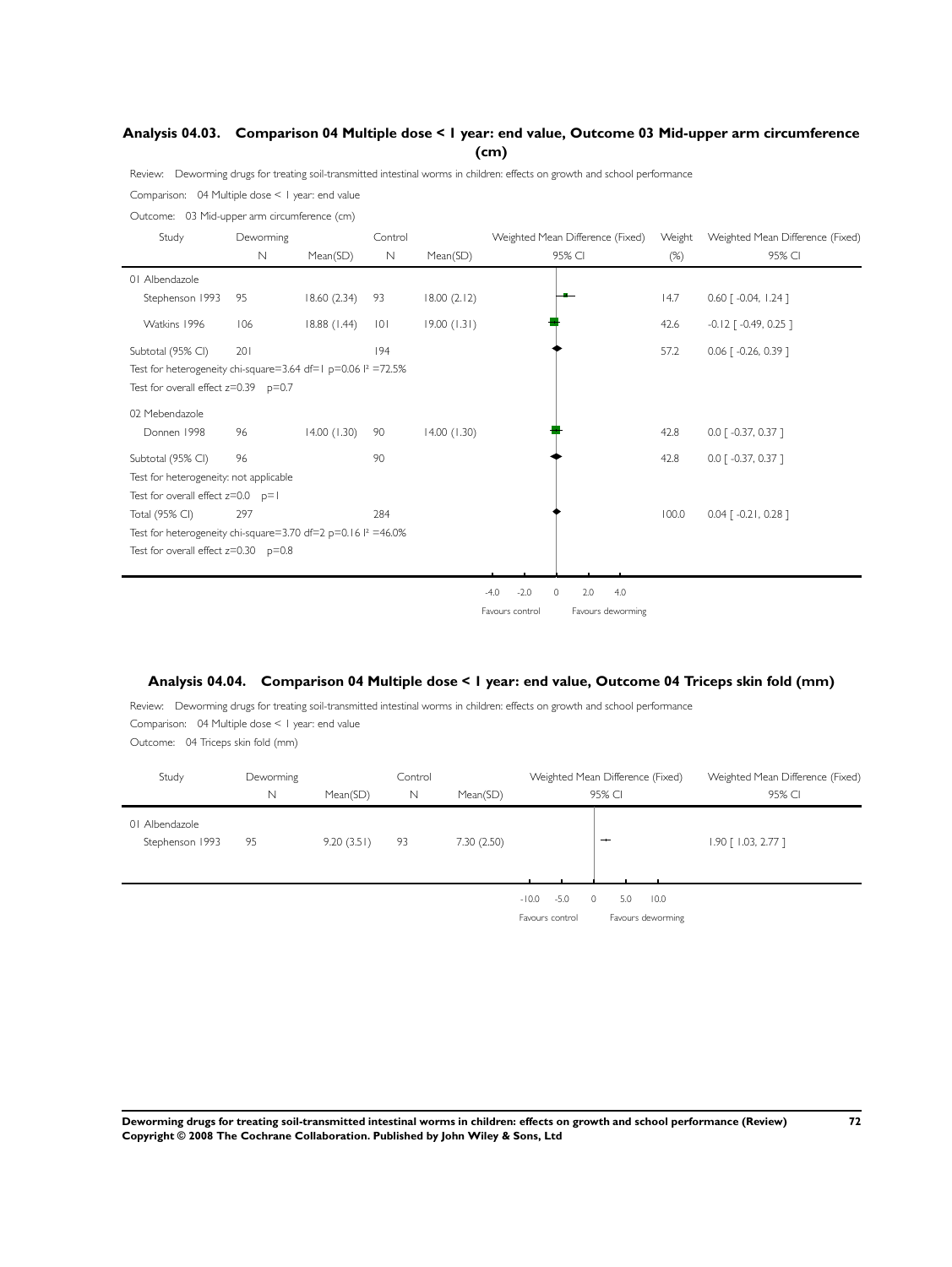## Analysis 04.03. Comparison 04 Multiple dose < 1 year: end value, Outcome 03 Mid-upper arm circumference (cm)

Review: Deworming drugs for treating soil-transmitted intestinal worms in children: effects on growth and school performance

Comparison: 04 Multiple dose < 1 year: end value

Outcome: 03 Mid-upper arm circumference (cm)

| Study | Deworming N | Deworming Mean(SD) | Control N | Control Mean(SD) | Weighted Mean Difference (Fixed) 95% CI | Weight (%) | Weighted Mean Difference (Fixed) 95% CI |
|---|---|---|---|---|---|---|---|
| 01 Albendazole | | | | | | | |
| Stephenson 1993 | 95 | 18.60 (2.34) | 93 | 18.00 (2.12) | | 14.7 | 0.60 [ -0.04, 1.24 ] |
| Watkins 1996 | 106 | 18.88 (1.44) | 101 | 19.00 (1.31) | | 42.6 | -0.12 [ -0.49, 0.25 ] |
| Subtotal (95% CI) | 201 | | 194 | | | 57.2 | 0.06 [ -0.26, 0.39 ] |
| Test for heterogeneity chi-square=3.64 df=1 p=0.06 I² =72.5% | | | | | | | |
| Test for overall effect z=0.39 p=0.7 | | | | | | | |
| 02 Mebendazole | | | | | | | |
| Donnen 1998 | 96 | 14.00 (1.30) | 90 | 14.00 (1.30) | | 42.8 | 0.0 [ -0.37, 0.37 ] |
| Subtotal (95% CI) | 96 | | 90 | | | 42.8 | 0.0 [ -0.37, 0.37 ] |
| Test for heterogeneity: not applicable | | | | | | | |
| Test for overall effect z=0.0 p=1 | | | | | | | |
| Total (95% CI) | 297 | | 284 | | | 100.0 | 0.04 [ -0.21, 0.28 ] |
| Test for heterogeneity chi-square=3.70 df=2 p=0.16 I² =46.0% | | | | | | | |
| Test for overall effect z=0.30 p=0.8 | | | | | | | |

-4.0 -2.0 0 2.0 4.0

Favours control Favours deworming

## Analysis 04.04. Comparison 04 Multiple dose < 1 year: end value, Outcome 04 Triceps skin fold (mm)

Review: Deworming drugs for treating soil-transmitted intestinal worms in children: effects on growth and school performance

Comparison: 04 Multiple dose < 1 year: end value

Outcome: 04 Triceps skin fold (mm)

| Study | Deworming N | Deworming Mean(SD) | Control N | Control Mean(SD) | Weighted Mean Difference (Fixed) 95% CI | Weighted Mean Difference (Fixed) 95% CI |
|---|---|---|---|---|---|---|
| 01 Albendazole | | | | | | |
| Stephenson 1993 | 95 | 9.20 (3.51) | 93 | 7.30 (2.50) | | 1.90 [ 1.03, 2.77 ] |

-10.0 -5.0 0 5.0 10.0

Favours control Favours deworming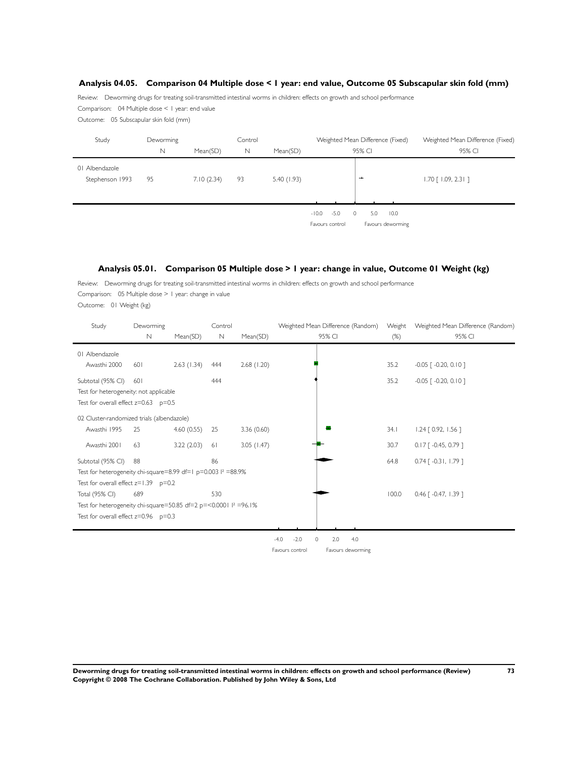## Analysis 04.05. Comparison 04 Multiple dose < 1 year: end value, Outcome 05 Subscapular skin fold (mm)

Review: Deworming drugs for treating soil-transmitted intestinal worms in children: effects on growth and school performance

Comparison: 04 Multiple dose < 1 year: end value

Outcome: 05 Subscapular skin fold (mm)

| Study | Deworming N | Deworming Mean(SD) | Control N | Control Mean(SD) | Weighted Mean Difference (Fixed) 95% CI |
|---|---|---|---|---|---|
| 01 Albendazole | | | | | |
| Stephenson 1993 | 95 | 7.10 (2.34) | 93 | 5.40 (1.93) | 1.70 [ 1.09, 2.31 ] |

-10.0 -5.0 0 5.0 10.0

Favours control Favours deworming

## Analysis 05.01. Comparison 05 Multiple dose > 1 year: change in value, Outcome 01 Weight (kg)

Review: Deworming drugs for treating soil-transmitted intestinal worms in children: effects on growth and school performance

Comparison: 05 Multiple dose > 1 year: change in value

Outcome: 01 Weight (kg)

| Study | Deworming N | Deworming Mean(SD) | Control N | Control Mean(SD) | Weight (%) | Weighted Mean Difference (Random) 95% CI |
|---|---|---|---|---|---|---|
| 01 Albendazole | | | | | | |
| Awasthi 2000 | 601 | 2.63 (1.34) | 444 | 2.68 (1.20) | 35.2 | -0.05 [ -0.20, 0.10 ] |
| Subtotal (95% CI) | 601 | | 444 | | 35.2 | -0.05 [ -0.20, 0.10 ] |
| Test for heterogeneity: not applicable | | | | | | |
| Test for overall effect z=0.63 p=0.5 | | | | | | |
| 02 Cluster-randomized trials (albendazole) | | | | | | |
| Awasthi 1995 | 25 | 4.60 (0.55) | 25 | 3.36 (0.60) | 34.1 | 1.24 [ 0.92, 1.56 ] |
| Awasthi 2001 | 63 | 3.22 (2.03) | 61 | 3.05 (1.47) | 30.7 | 0.17 [ -0.45, 0.79 ] |
| Subtotal (95% CI) | 88 | | 86 | | 64.8 | 0.74 [ -0.31, 1.79 ] |
| Test for heterogeneity chi-square=8.99 df=1 p=0.003 $I^2$ =88.9% | | | | | | |
| Test for overall effect z=1.39 p=0.2 | | | | | | |
| Total (95% CI) | 689 | | 530 | | 100.0 | 0.46 [ -0.47, 1.39 ] |
| Test for heterogeneity chi-square=50.85 df=2 p=<0.0001 $I^2$ =96.1% | | | | | | |
| Test for overall effect z=0.96 p=0.3 | | | | | | |

-4.0 -2.0 0 2.0 4.0

Favours control Favours deworming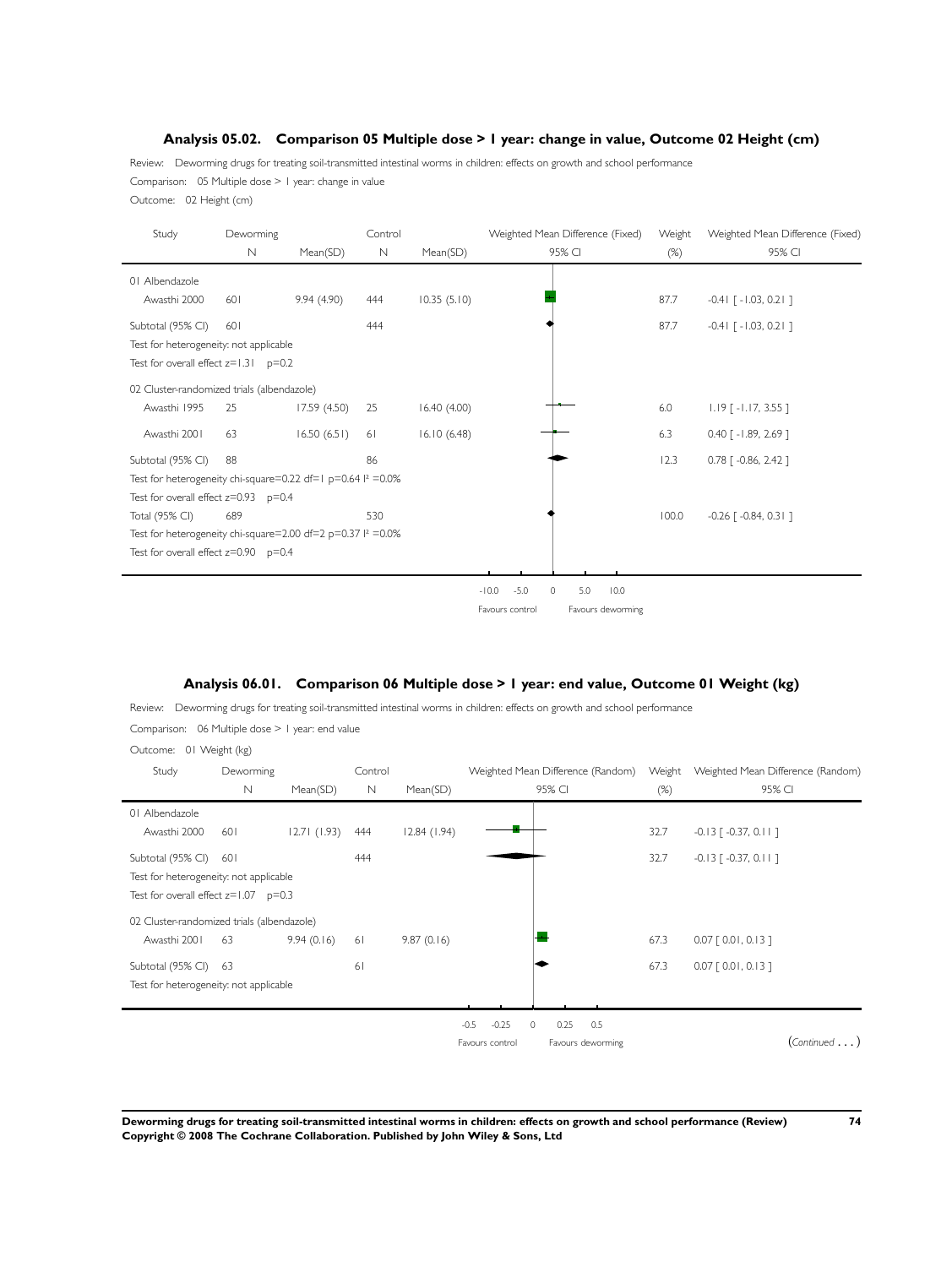### Analysis 05.02. Comparison 05 Multiple dose > 1 year: change in value, Outcome 02 Height (cm)

Review: Deworming drugs for treating soil-transmitted intestinal worms in children: effects on growth and school performance

Comparison: 05 Multiple dose > 1 year: change in value

Outcome: 02 Height (cm)

| Study | Deworming | | Control | | Weighted Mean Difference (Fixed) | Weight | Weighted Mean Difference (Fixed) |
|---|---|---|---|---|---|---|---|
| | N | Mean(SD) | N | Mean(SD) | 95% CI | (%) | 95% CI |
| 01 Albendazole | | | | | | | |
| Awasthi 2000 | 601 | 9.94 (4.90) | 444 | 10.35 (5.10) | | 87.7 | -0.41 [ -1.03, 0.21 ] |
| Subtotal (95% CI) | 601 | | 444 | | | 87.7 | -0.41 [ -1.03, 0.21 ] |
| Test for heterogeneity: not applicable | | | | | | | |
| Test for overall effect z=1.31 p=0.2 | | | | | | | |
| 02 Cluster-randomized trials (albendazole) | | | | | | | |
| Awasthi 1995 | 25 | 17.59 (4.50) | 25 | 16.40 (4.00) | | 6.0 | 1.19 [ -1.17, 3.55 ] |
| Awasthi 2001 | 63 | 16.50 (6.51) | 61 | 16.10 (6.48) | | 6.3 | 0.40 [ -1.89, 2.69 ] |
| Subtotal (95% CI) | 88 | | 86 | | | 12.3 | 0.78 [ -0.86, 2.42 ] |
| Test for heterogeneity chi-square=0.22 df=1 p=0.64 $I^2$ =0.0% | | | | | | | |
| Test for overall effect z=0.93 p=0.4 | | | | | | | |
| Total (95% CI) | 689 | | 530 | | | 100.0 | -0.26 [ -0.84, 0.31 ] |
| Test for heterogeneity chi-square=2.00 df=2 p=0.37 $I^2$ =0.0% | | | | | | | |
| Test for overall effect z=0.90 p=0.4 | | | | | | | |

-10.0 -5.0 0 5.0 10.0

Favours control Favours deworming

### Analysis 06.01. Comparison 06 Multiple dose > 1 year: end value, Outcome 01 Weight (kg)

Review: Deworming drugs for treating soil-transmitted intestinal worms in children: effects on growth and school performance

Comparison: 06 Multiple dose > 1 year: end value

Outcome: 01 Weight (kg)

| Study | Deworming | | Control | | Weighted Mean Difference (Random) | Weight | Weighted Mean Difference (Random) |
|---|---|---|---|---|---|---|---|
| | N | Mean(SD) | N | Mean(SD) | 95% CI | (%) | 95% CI |
| 01 Albendazole | | | | | | | |
| Awasthi 2000 | 601 | 12.71 (1.93) | 444 | 12.84 (1.94) | | 32.7 | -0.13 [ -0.37, 0.11 ] |
| Subtotal (95% CI) | 601 | | 444 | | | 32.7 | -0.13 [ -0.37, 0.11 ] |
| Test for heterogeneity: not applicable | | | | | | | |
| Test for overall effect z=1.07 p=0.3 | | | | | | | |
| 02 Cluster-randomized trials (albendazole) | | | | | | | |
| Awasthi 2001 | 63 | 9.94 (0.16) | 61 | 9.87 (0.16) | | 67.3 | 0.07 [ 0.01, 0.13 ] |
| Subtotal (95% CI) | 63 | | 61 | | | 67.3 | 0.07 [ 0.01, 0.13 ] |
| Test for heterogeneity: not applicable | | | | | | | |

-0.5 -0.25 0 0.25 0.5

Favours control Favours deworming

(*Continued . . .*)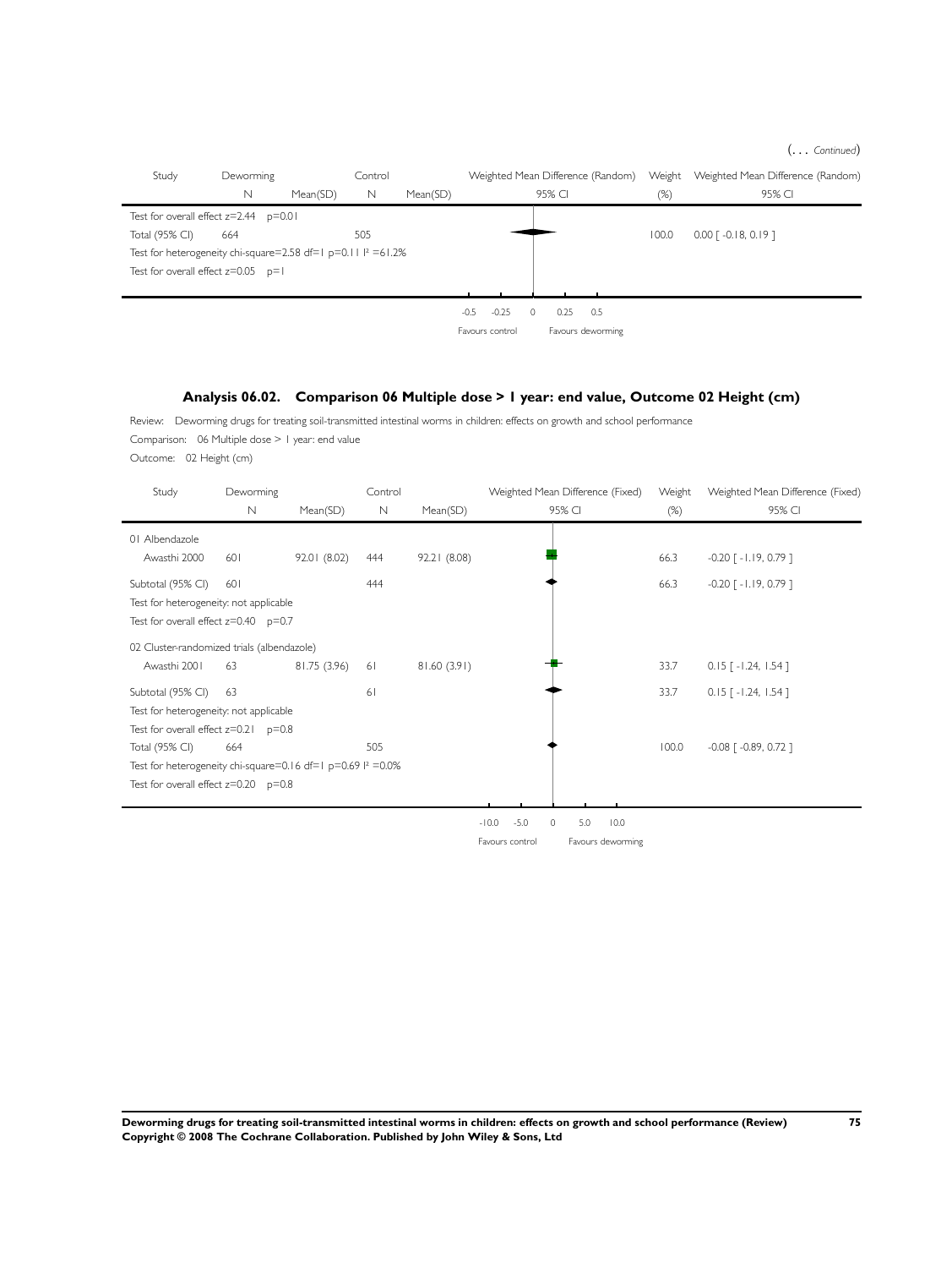(... *Continued*)

| Study | Deworming | | Control | | Weighted Mean Difference (Random) | Weight | Weighted Mean Difference (Random) |
|---|---|---|---|---|---|---|---|
| | N | Mean(SD) | N | Mean(SD) | 95% CI | (%) | 95% CI |
| Test for overall effect z=2.44 p=0.01 | | | | | | | |
| Total (95% CI) | 664 | | 505 | | | 100.0 | 0.00 [ -0.18, 0.19 ] |
| Test for heterogeneity chi-square=2.58 df=1 p=0.11 I² =61.2% | | | | | | | |
| Test for overall effect z=0.05 p=1 | | | | | | | |

-0.5 -0.25 0 0.25 0.5

Favours control Favours deworming

## Analysis 06.02. Comparison 06 Multiple dose > 1 year: end value, Outcome 02 Height (cm)

Review: Deworming drugs for treating soil-transmitted intestinal worms in children: effects on growth and school performance

Comparison: 06 Multiple dose > 1 year: end value

Outcome: 02 Height (cm)

| Study | Deworming | | Control | | Weighted Mean Difference (Fixed) | Weight | Weighted Mean Difference (Fixed) |
|---|---|---|---|---|---|---|---|
| | N | Mean(SD) | N | Mean(SD) | 95% CI | (%) | 95% CI |
| 01 Albendazole | | | | | | | |
| Awasthi 2000 | 601 | 92.01 (8.02) | 444 | 92.21 (8.08) | | 66.3 | -0.20 [ -1.19, 0.79 ] |
| Subtotal (95% CI) | 601 | | 444 | | | 66.3 | -0.20 [ -1.19, 0.79 ] |
| Test for heterogeneity: not applicable | | | | | | | |
| Test for overall effect z=0.40 p=0.7 | | | | | | | |
| 02 Cluster-randomized trials (albendazole) | | | | | | | |
| Awasthi 2001 | 63 | 81.75 (3.96) | 61 | 81.60 (3.91) | | 33.7 | 0.15 [ -1.24, 1.54 ] |
| Subtotal (95% CI) | 63 | | 61 | | | 33.7 | 0.15 [ -1.24, 1.54 ] |
| Test for heterogeneity: not applicable | | | | | | | |
| Test for overall effect z=0.21 p=0.8 | | | | | | | |
| Total (95% CI) | 664 | | 505 | | | 100.0 | -0.08 [ -0.89, 0.72 ] |
| Test for heterogeneity chi-square=0.16 df=1 p=0.69 I² =0.0% | | | | | | | |
| Test for overall effect z=0.20 p=0.8 | | | | | | | |

-10.0 -5.0 0 5.0 10.0

Favours control Favours deworming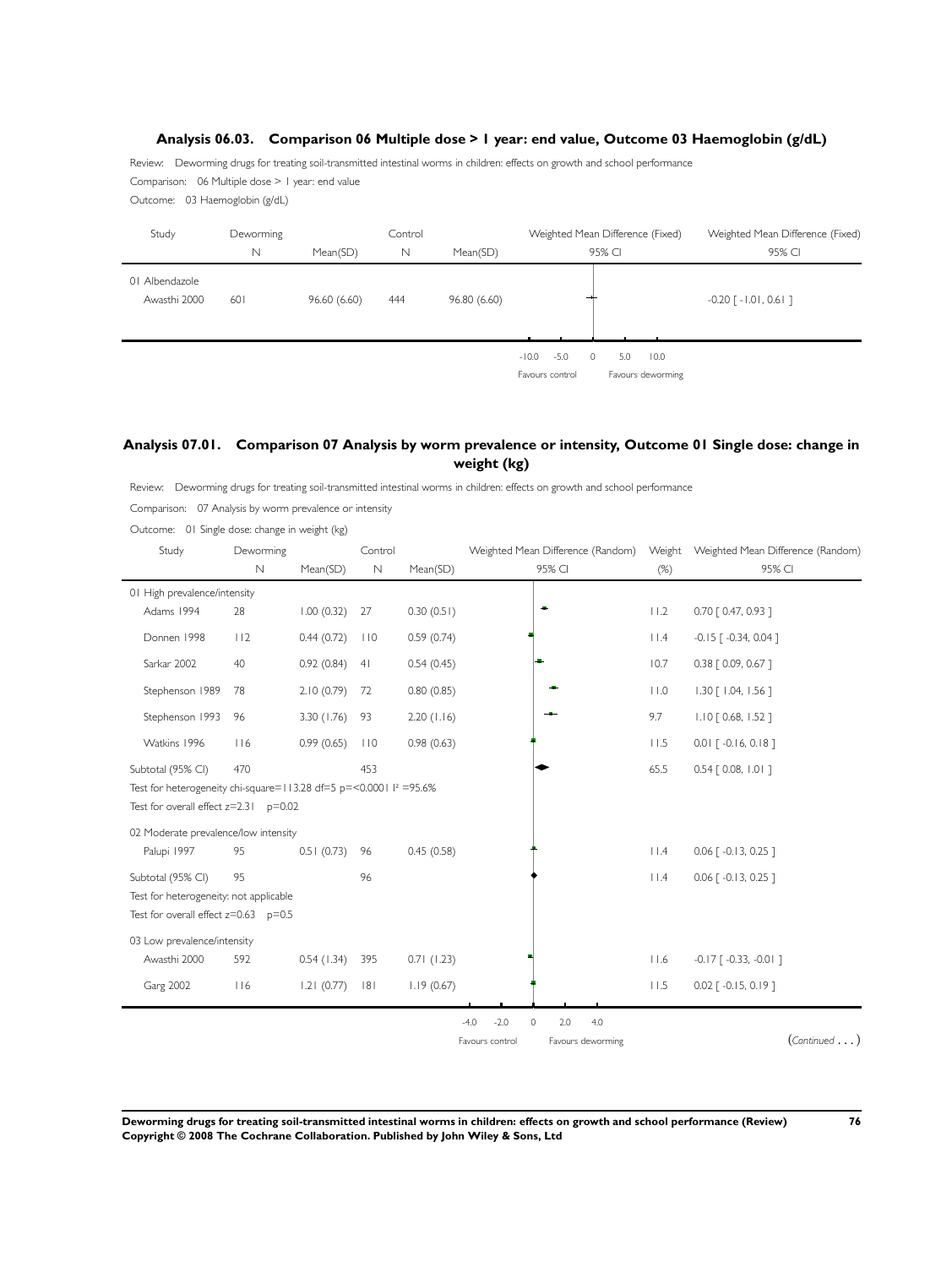### Analysis 06.03. Comparison 06 Multiple dose > 1 year: end value, Outcome 03 Haemoglobin (g/dL)

Review: Deworming drugs for treating soil-transmitted intestinal worms in children: effects on growth and school performance

Comparison: 06 Multiple dose > 1 year: end value

Outcome: 03 Haemoglobin (g/dL)

| Study | Deworming N | Deworming Mean(SD) | Control N | Control Mean(SD) | Weighted Mean Difference (Fixed) 95% CI |
|---|---|---|---|---|---|
| 01 Albendazole | | | | | |
| Awasthi 2000 | 601 | 96.60 (6.60) | 444 | 96.80 (6.60) | -0.20 [ -1.01, 0.61 ] |

-10.0 -5.0 0 5.0 10.0
Favours control Favours deworming

### Analysis 07.01. Comparison 07 Analysis by worm prevalence or intensity, Outcome 01 Single dose: change in weight (kg)

Review: Deworming drugs for treating soil-transmitted intestinal worms in children: effects on growth and school performance

Comparison: 07 Analysis by worm prevalence or intensity

Outcome: 01 Single dose: change in weight (kg)

| Study | Deworming N | Deworming Mean(SD) | Control N | Control Mean(SD) | Weight (%) | Weighted Mean Difference (Random) 95% CI |
|---|---|---|---|---|---|---|
| 01 High prevalence/intensity | | | | | | |
| Adams 1994 | 28 | 1.00 (0.32) | 27 | 0.30 (0.51) | 11.2 | 0.70 [ 0.47, 0.93 ] |
| Donnen 1998 | 112 | 0.44 (0.72) | 110 | 0.59 (0.74) | 11.4 | -0.15 [ -0.34, 0.04 ] |
| Sarkar 2002 | 40 | 0.92 (0.84) | 41 | 0.54 (0.45) | 10.7 | 0.38 [ 0.09, 0.67 ] |
| Stephenson 1989 | 78 | 2.10 (0.79) | 72 | 0.80 (0.85) | 11.0 | 1.30 [ 1.04, 1.56 ] |
| Stephenson 1993 | 96 | 3.30 (1.76) | 93 | 2.20 (1.16) | 9.7 | 1.10 [ 0.68, 1.52 ] |
| Watkins 1996 | 116 | 0.99 (0.65) | 110 | 0.98 (0.63) | 11.5 | 0.01 [ -0.16, 0.18 ] |
| Subtotal (95% CI) | 470 | | 453 | | 65.5 | 0.54 [ 0.08, 1.01 ] |
| Test for heterogeneity chi-square=113.28 df=5 p=<0.0001 I² =95.6% | | | | | | |
| Test for overall effect z=2.31 p=0.02 | | | | | | |
| 02 Moderate prevalence/low intensity | | | | | | |
| Palupi 1997 | 95 | 0.51 (0.73) | 96 | 0.45 (0.58) | 11.4 | 0.06 [ -0.13, 0.25 ] |
| Subtotal (95% CI) | 95 | | 96 | | 11.4 | 0.06 [ -0.13, 0.25 ] |
| Test for heterogeneity: not applicable | | | | | | |
| Test for overall effect z=0.63 p=0.5 | | | | | | |
| 03 Low prevalence/intensity | | | | | | |
| Awasthi 2000 | 592 | 0.54 (1.34) | 395 | 0.71 (1.23) | 11.6 | -0.17 [ -0.33, -0.01 ] |
| Garg 2002 | 116 | 1.21 (0.77) | 181 | 1.19 (0.67) | 11.5 | 0.02 [ -0.15, 0.19 ] |

-4.0 -2.0 0 2.0 4.0
Favours control Favours deworming

(*Continued* . . . )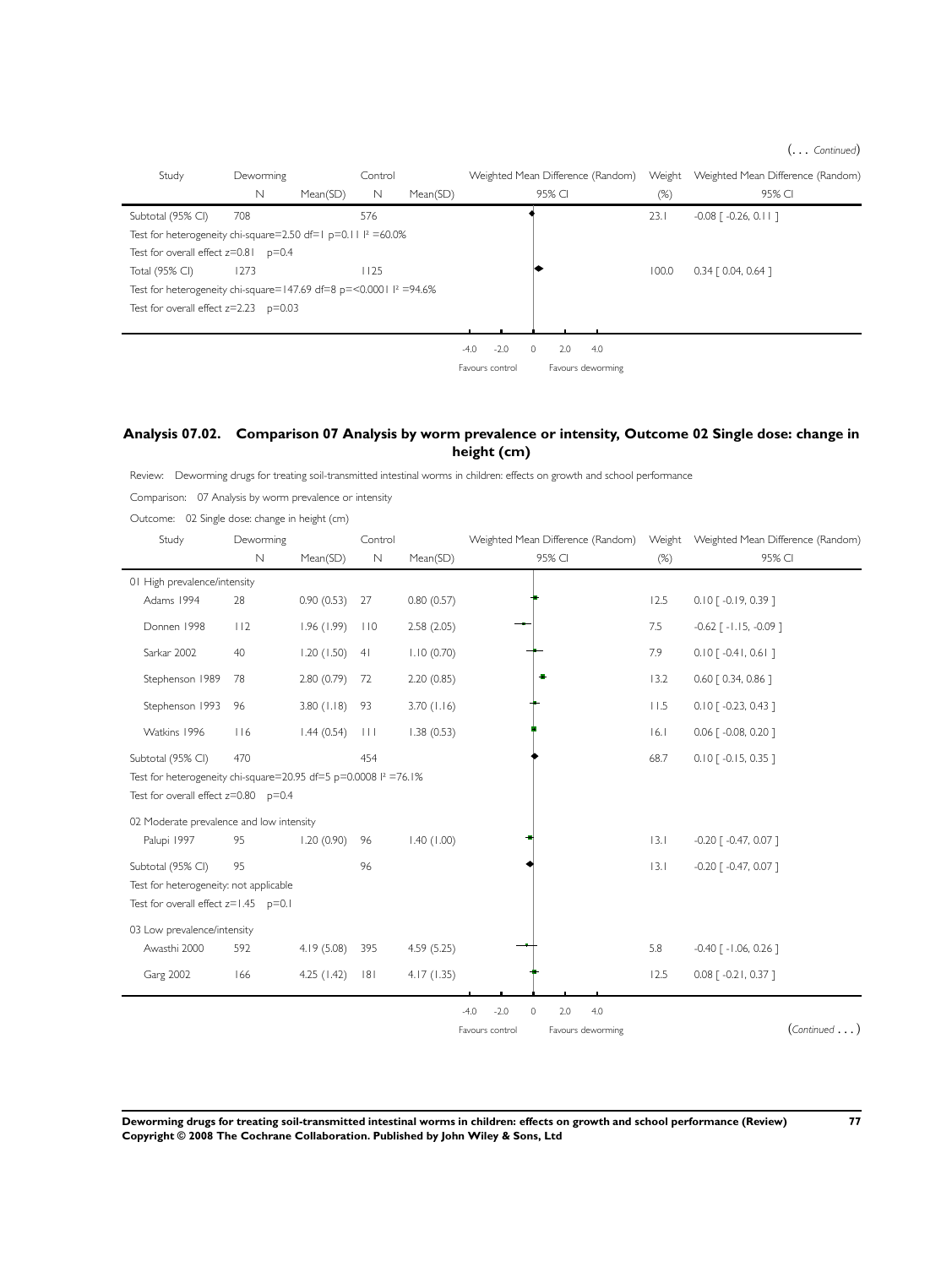(... *Continued*)

| Study | Deworming | | Control | | Weighted Mean Difference (Random) | Weight | Weighted Mean Difference (Random) |
|---|---|---|---|---|---|---|---|
| | N | Mean(SD) | N | Mean(SD) | 95% CI | (%) | 95% CI |
| Subtotal (95% CI) | 708 | | 576 | | | 23.1 | -0.08 [ -0.26, 0.11 ] |
| Test for heterogeneity chi-square=2.50 df=1 p=0.11 $I^2$ =60.0% | | | | | | | |
| Test for overall effect z=0.81 p=0.4 | | | | | | | |
| Total (95% CI) | 1273 | | 1125 | | | 100.0 | 0.34 [ 0.04, 0.64 ] |
| Test for heterogeneity chi-square=147.69 df=8 p=<0.0001 $I^2$ =94.6% | | | | | | | |
| Test for overall effect z=2.23 p=0.03 | | | | | | | |

-4.0 -2.0 0 2.0 4.0

Favours control Favours deworming

## Analysis 07.02. Comparison 07 Analysis by worm prevalence or intensity, Outcome 02 Single dose: change in height (cm)

Review: Deworming drugs for treating soil-transmitted intestinal worms in children: effects on growth and school performance

Comparison: 07 Analysis by worm prevalence or intensity

Outcome: 02 Single dose: change in height (cm)

| Study | Deworming | | Control | | Weighted Mean Difference (Random) | Weight | Weighted Mean Difference (Random) |
|---|---|---|---|---|---|---|---|
| | N | Mean(SD) | N | Mean(SD) | 95% CI | (%) | 95% CI |
| 01 High prevalence/intensity | | | | | | | |
| Adams 1994 | 28 | 0.90 (0.53) | 27 | 0.80 (0.57) | | 12.5 | 0.10 [ -0.19, 0.39 ] |
| Donnen 1998 | 112 | 1.96 (1.99) | 110 | 2.58 (2.05) | | 7.5 | -0.62 [ -1.15, -0.09 ] |
| Sarkar 2002 | 40 | 1.20 (1.50) | 41 | 1.10 (0.70) | | 7.9 | 0.10 [ -0.41, 0.61 ] |
| Stephenson 1989 | 78 | 2.80 (0.79) | 72 | 2.20 (0.85) | | 13.2 | 0.60 [ 0.34, 0.86 ] |
| Stephenson 1993 | 96 | 3.80 (1.18) | 93 | 3.70 (1.16) | | 11.5 | 0.10 [ -0.23, 0.43 ] |
| Watkins 1996 | 116 | 1.44 (0.54) | 111 | 1.38 (0.53) | | 16.1 | 0.06 [ -0.08, 0.20 ] |
| Subtotal (95% CI) | 470 | | 454 | | | 68.7 | 0.10 [ -0.15, 0.35 ] |
| Test for heterogeneity chi-square=20.95 df=5 p=0.0008 $I^2$ =76.1% | | | | | | | |
| Test for overall effect z=0.80 p=0.4 | | | | | | | |
| 02 Moderate prevalence and low intensity | | | | | | | |
| Palupi 1997 | 95 | 1.20 (0.90) | 96 | 1.40 (1.00) | | 13.1 | -0.20 [ -0.47, 0.07 ] |
| Subtotal (95% CI) | 95 | | 96 | | | 13.1 | -0.20 [ -0.47, 0.07 ] |
| Test for heterogeneity: not applicable | | | | | | | |
| Test for overall effect z=1.45 p=0.1 | | | | | | | |
| 03 Low prevalence/intensity | | | | | | | |
| Awasthi 2000 | 592 | 4.19 (5.08) | 395 | 4.59 (5.25) | | 5.8 | -0.40 [ -1.06, 0.26 ] |
| Garg 2002 | 166 | 4.25 (1.42) | 181 | 4.17 (1.35) | | 12.5 | 0.08 [ -0.21, 0.37 ] |

-4.0 -2.0 0 2.0 4.0

Favours control Favours deworming

(*Continued* ...)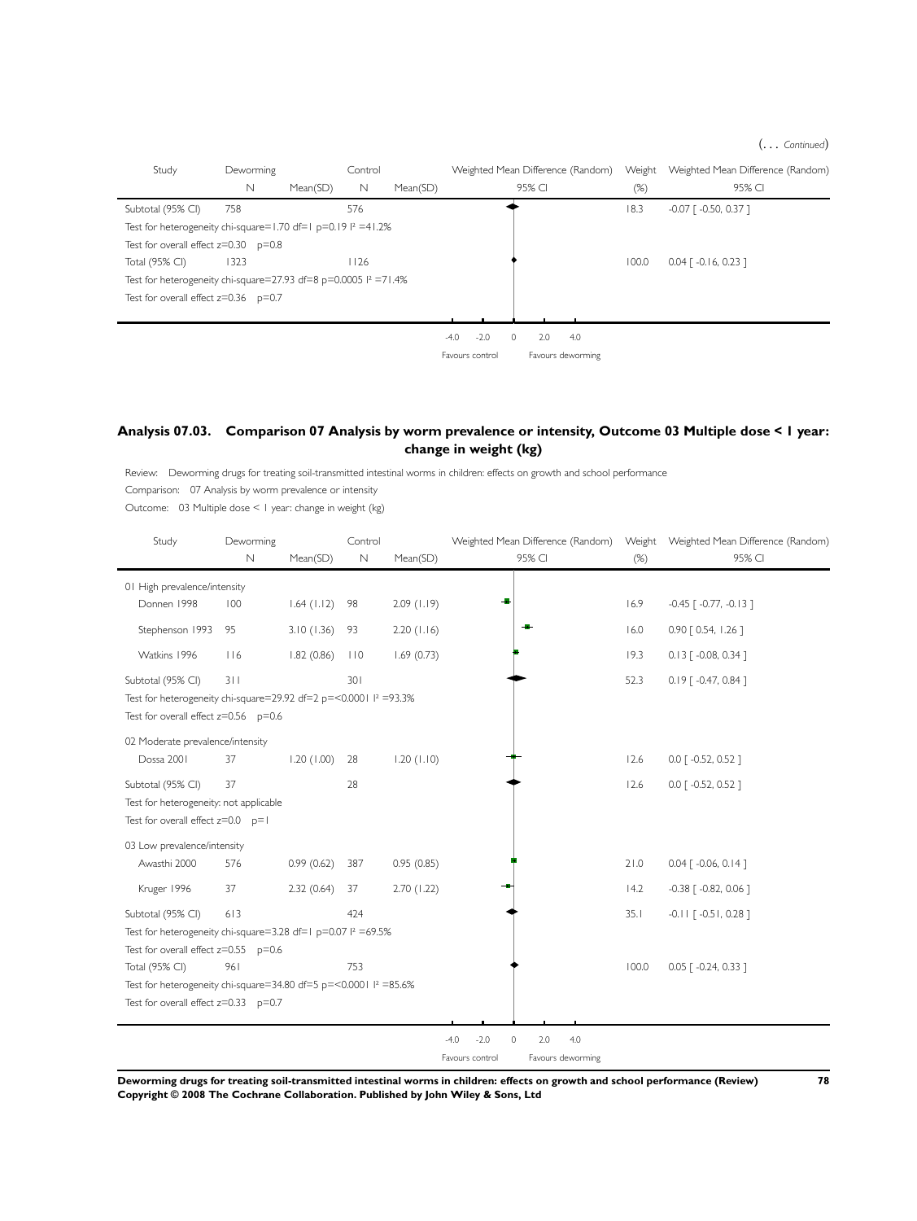(... *Continued*)

| Study | Deworming | | Control | | Weighted Mean Difference (Random) | Weight | Weighted Mean Difference (Random) |
|---|---|---|---|---|---|---|---|
| | N | Mean(SD) | N | Mean(SD) | 95% CI | (%) | 95% CI |
| Subtotal (95% CI) | 758 | | 576 | | | 18.3 | -0.07 [ -0.50, 0.37 ] |
| Test for heterogeneity chi-square=1.70 df=1 p=0.19 I² =41.2% | | | | | | | |
| Test for overall effect z=0.30 p=0.8 | | | | | | | |
| Total (95% CI) | 1323 | | 1126 | | | 100.0 | 0.04 [ -0.16, 0.23 ] |
| Test for heterogeneity chi-square=27.93 df=8 p=0.0005 I² =71.4% | | | | | | | |
| Test for overall effect z=0.36 p=0.7 | | | | | | | |

-4.0 -2.0 0 2.0 4.0

Favours control Favours deworming

## Analysis 07.03. Comparison 07 Analysis by worm prevalence or intensity, Outcome 03 Multiple dose < 1 year: change in weight (kg)

Review: Deworming drugs for treating soil-transmitted intestinal worms in children: effects on growth and school performance

Comparison: 07 Analysis by worm prevalence or intensity

Outcome: 03 Multiple dose < 1 year: change in weight (kg)

| Study | Deworming | | Control | | Weighted Mean Difference (Random) | Weight | Weighted Mean Difference (Random) |
|---|---|---|---|---|---|---|---|
| | N | Mean(SD) | N | Mean(SD) | 95% CI | (%) | 95% CI |
| 01 High prevalence/intensity | | | | | | | |
| Donnen 1998 | 100 | 1.64 (1.12) | 98 | 2.09 (1.19) | | 16.9 | -0.45 [ -0.77, -0.13 ] |
| Stephenson 1993 | 95 | 3.10 (1.36) | 93 | 2.20 (1.16) | | 16.0 | 0.90 [ 0.54, 1.26 ] |
| Watkins 1996 | 116 | 1.82 (0.86) | 110 | 1.69 (0.73) | | 19.3 | 0.13 [ -0.08, 0.34 ] |
| Subtotal (95% CI) | 311 | | 301 | | | 52.3 | 0.19 [ -0.47, 0.84 ] |
| Test for heterogeneity chi-square=29.92 df=2 p=<0.0001 I² =93.3% | | | | | | | |
| Test for overall effect z=0.56 p=0.6 | | | | | | | |
| 02 Moderate prevalence/intensity | | | | | | | |
| Dossa 2001 | 37 | 1.20 (1.00) | 28 | 1.20 (1.10) | | 12.6 | 0.0 [ -0.52, 0.52 ] |
| Subtotal (95% CI) | 37 | | 28 | | | 12.6 | 0.0 [ -0.52, 0.52 ] |
| Test for heterogeneity: not applicable | | | | | | | |
| Test for overall effect z=0.0 p=1 | | | | | | | |
| 03 Low prevalence/intensity | | | | | | | |
| Awasthi 2000 | 576 | 0.99 (0.62) | 387 | 0.95 (0.85) | | 21.0 | 0.04 [ -0.06, 0.14 ] |
| Kruger 1996 | 37 | 2.32 (0.64) | 37 | 2.70 (1.22) | | 14.2 | -0.38 [ -0.82, 0.06 ] |
| Subtotal (95% CI) | 613 | | 424 | | | 35.1 | -0.11 [ -0.51, 0.28 ] |
| Test for heterogeneity chi-square=3.28 df=1 p=0.07 I² =69.5% | | | | | | | |
| Test for overall effect z=0.55 p=0.6 | | | | | | | |
| Total (95% CI) | 961 | | 753 | | | 100.0 | 0.05 [ -0.24, 0.33 ] |
| Test for heterogeneity chi-square=34.80 df=5 p=<0.0001 I² =85.6% | | | | | | | |
| Test for overall effect z=0.33 p=0.7 | | | | | | | |

-4.0 -2.0 0 2.0 4.0

Favours control Favours deworming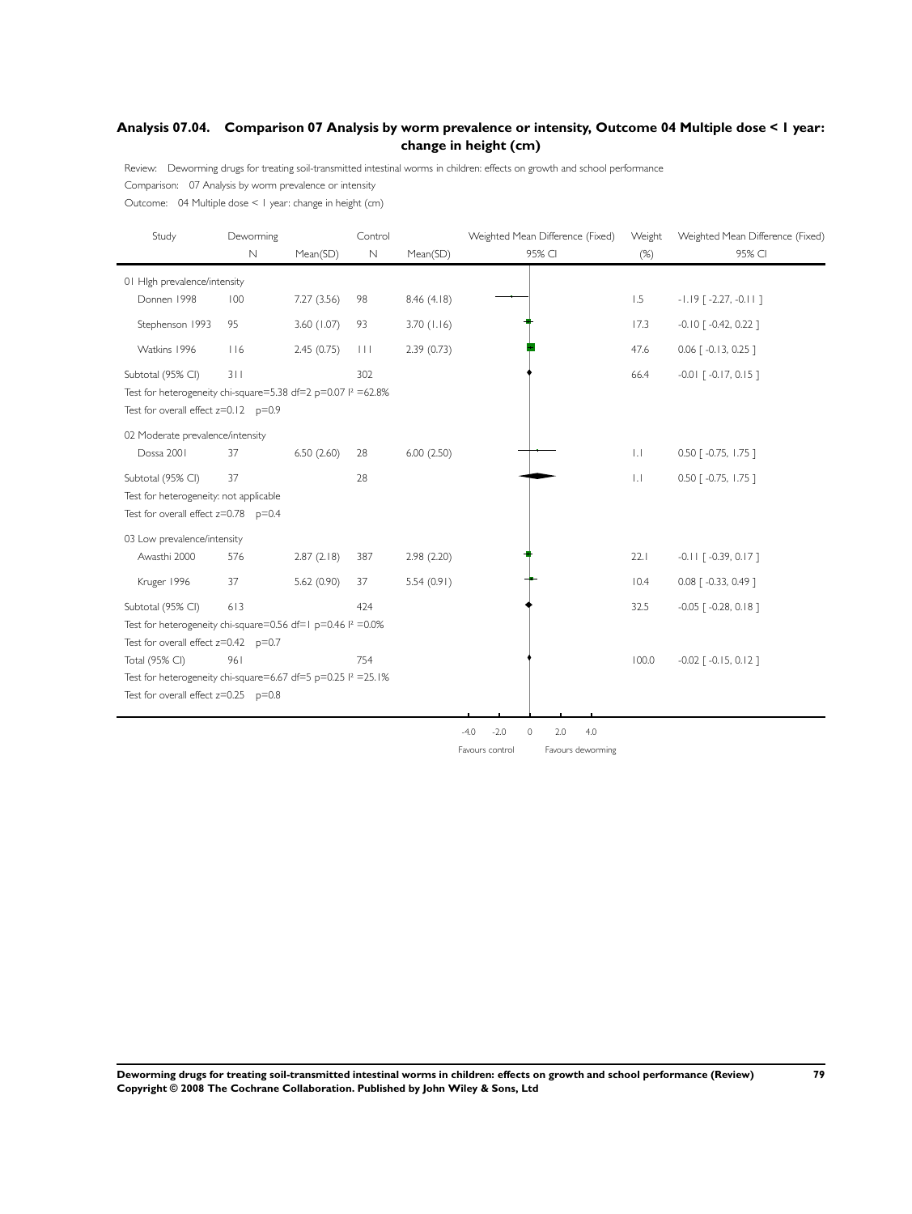## Analysis 07.04. Comparison 07 Analysis by worm prevalence or intensity, Outcome 04 Multiple dose < 1 year: change in height (cm)

Review: Deworming drugs for treating soil-transmitted intestinal worms in children: effects on growth and school performance

Comparison: 07 Analysis by worm prevalence or intensity

Outcome: 04 Multiple dose < 1 year: change in height (cm)

| Study | Deworming N | Deworming Mean(SD) | Control N | Control Mean(SD) | Weighted Mean Difference (Fixed) 95% CI | Weight (%) | Weighted Mean Difference (Fixed) 95% CI |
|---|---|---|---|---|---|---|---|
| **01 High prevalence/intensity** | | | | | | | |
| Donnen 1998 | 100 | 7.27 (3.56) | 98 | 8.46 (4.18) | | 1.5 | -1.19 [ -2.27, -0.11 ] |
| Stephenson 1993 | 95 | 3.60 (1.07) | 93 | 3.70 (1.16) | | 17.3 | -0.10 [ -0.42, 0.22 ] |
| Watkins 1996 | 116 | 2.45 (0.75) | 111 | 2.39 (0.73) | | 47.6 | 0.06 [ -0.13, 0.25 ] |
| Subtotal (95% CI) | 311 | | 302 | | | 66.4 | -0.01 [ -0.17, 0.15 ] |
| Test for heterogeneity chi-square=5.38 df=2 p=0.07 I² =62.8% | | | | | | | |
| Test for overall effect z=0.12 p=0.9 | | | | | | | |
| **02 Moderate prevalence/intensity** | | | | | | | |
| Dossa 2001 | 37 | 6.50 (2.60) | 28 | 6.00 (2.50) | | 1.1 | 0.50 [ -0.75, 1.75 ] |
| Subtotal (95% CI) | 37 | | 28 | | | 1.1 | 0.50 [ -0.75, 1.75 ] |
| Test for heterogeneity: not applicable | | | | | | | |
| Test for overall effect z=0.78 p=0.4 | | | | | | | |
| **03 Low prevalence/intensity** | | | | | | | |
| Awasthi 2000 | 576 | 2.87 (2.18) | 387 | 2.98 (2.20) | | 22.1 | -0.11 [ -0.39, 0.17 ] |
| Kruger 1996 | 37 | 5.62 (0.90) | 37 | 5.54 (0.91) | | 10.4 | 0.08 [ -0.33, 0.49 ] |
| Subtotal (95% CI) | 613 | | 424 | | | 32.5 | -0.05 [ -0.28, 0.18 ] |
| Test for heterogeneity chi-square=0.56 df=1 p=0.46 I² =0.0% | | | | | | | |
| Test for overall effect z=0.42 p=0.7 | | | | | | | |
| Total (95% CI) | 961 | | 754 | | | 100.0 | -0.02 [ -0.15, 0.12 ] |
| Test for heterogeneity chi-square=6.67 df=5 p=0.25 I² =25.1% | | | | | | | |
| Test for overall effect z=0.25 p=0.8 | | | | | | | |

-4.0 -2.0 0 2.0 4.0

Favours control Favours deworming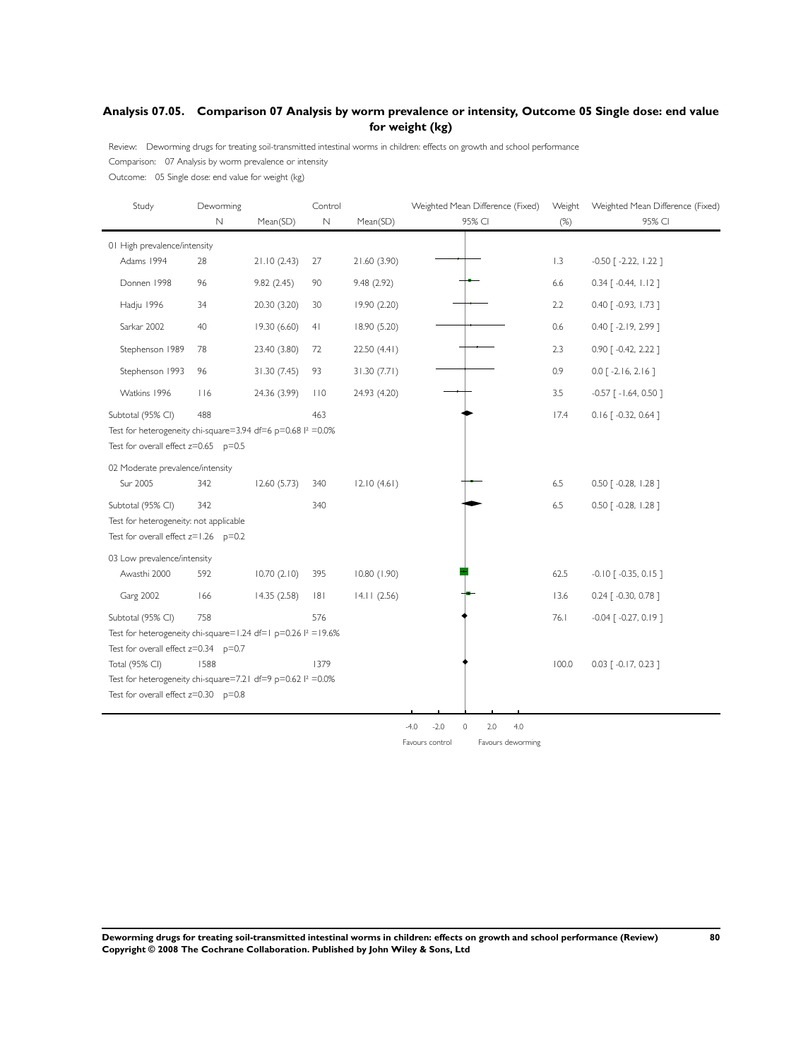## Analysis 07.05. Comparison 07 Analysis by worm prevalence or intensity, Outcome 05 Single dose: end value for weight (kg)

Review: Deworming drugs for treating soil-transmitted intestinal worms in children: effects on growth and school performance

Comparison: 07 Analysis by worm prevalence or intensity

Outcome: 05 Single dose: end value for weight (kg)

| Study | Deworming N | Mean(SD) | Control N | Mean(SD) | Weighted Mean Difference (Fixed) 95% CI | Weight (%) | Weighted Mean Difference (Fixed) 95% CI |
|---|---|---|---|---|---|---|---|
| **01 High prevalence/intensity** | | | | | | | |
| Adams 1994 | 28 | 21.10 (2.43) | 27 | 21.60 (3.90) | | 1.3 | -0.50 [ -2.22, 1.22 ] |
| Donnen 1998 | 96 | 9.82 (2.45) | 90 | 9.48 (2.92) | | 6.6 | 0.34 [ -0.44, 1.12 ] |
| Hadju 1996 | 34 | 20.30 (3.20) | 30 | 19.90 (2.20) | | 2.2 | 0.40 [ -0.93, 1.73 ] |
| Sarkar 2002 | 40 | 19.30 (6.60) | 41 | 18.90 (5.20) | | 0.6 | 0.40 [ -2.19, 2.99 ] |
| Stephenson 1989 | 78 | 23.40 (3.80) | 72 | 22.50 (4.41) | | 2.3 | 0.90 [ -0.42, 2.22 ] |
| Stephenson 1993 | 96 | 31.30 (7.45) | 93 | 31.30 (7.71) | | 0.9 | 0.0 [ -2.16, 2.16 ] |
| Watkins 1996 | 116 | 24.36 (3.99) | 110 | 24.93 (4.20) | | 3.5 | -0.57 [ -1.64, 0.50 ] |
| Subtotal (95% CI) | 488 | | 463 | | | 17.4 | 0.16 [ -0.32, 0.64 ] |
| Test for heterogeneity chi-square=3.94 df=6 p=0.68 I² =0.0% | | | | | | | |
| Test for overall effect z=0.65 p=0.5 | | | | | | | |
| **02 Moderate prevalence/intensity** | | | | | | | |
| Sur 2005 | 342 | 12.60 (5.73) | 340 | 12.10 (4.61) | | 6.5 | 0.50 [ -0.28, 1.28 ] |
| Subtotal (95% CI) | 342 | | 340 | | | 6.5 | 0.50 [ -0.28, 1.28 ] |
| Test for heterogeneity: not applicable | | | | | | | |
| Test for overall effect z=1.26 p=0.2 | | | | | | | |
| **03 Low prevalence/intensity** | | | | | | | |
| Awasthi 2000 | 592 | 10.70 (2.10) | 395 | 10.80 (1.90) | | 62.5 | -0.10 [ -0.35, 0.15 ] |
| Garg 2002 | 166 | 14.35 (2.58) | 181 | 14.11 (2.56) | | 13.6 | 0.24 [ -0.30, 0.78 ] |
| Subtotal (95% CI) | 758 | | 576 | | | 76.1 | -0.04 [ -0.27, 0.19 ] |
| Test for heterogeneity chi-square=1.24 df=1 p=0.26 I² =19.6% | | | | | | | |
| Test for overall effect z=0.34 p=0.7 | | | | | | | |
| Total (95% CI) | 1588 | | 1379 | | | 100.0 | 0.03 [ -0.17, 0.23 ] |
| Test for heterogeneity chi-square=7.21 df=9 p=0.62 I² =0.0% | | | | | | | |
| Test for overall effect z=0.30 p=0.8 | | | | | | | |

-4.0 -2.0 0 2.0 4.0

Favours control Favours deworming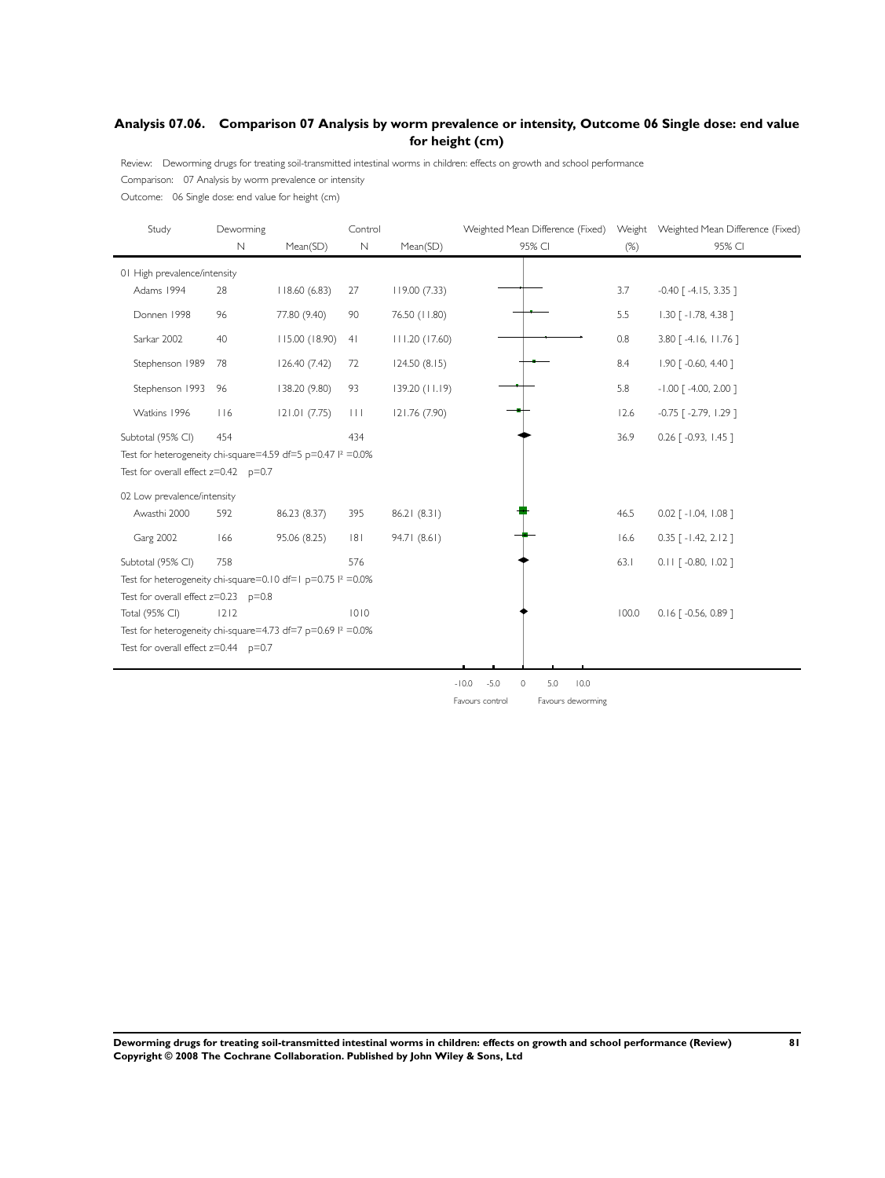## Analysis 07.06. Comparison 07 Analysis by worm prevalence or intensity, Outcome 06 Single dose: end value for height (cm)

Review: Deworming drugs for treating soil-transmitted intestinal worms in children: effects on growth and school performance

Comparison: 07 Analysis by worm prevalence or intensity

Outcome: 06 Single dose: end value for height (cm)

| Study | Deworming N | Mean(SD) | Control N | Mean(SD) | Weighted Mean Difference (Fixed) 95% CI | Weight (%) | Weighted Mean Difference (Fixed) 95% CI |
|---|---|---|---|---|---|---|---|
| **01 High prevalence/intensity** | | | | | | | |
| Adams 1994 | 28 | 118.60 (6.83) | 27 | 119.00 (7.33) | | 3.7 | -0.40 [ -4.15, 3.35 ] |
| Donnen 1998 | 96 | 77.80 (9.40) | 90 | 76.50 (11.80) | | 5.5 | 1.30 [ -1.78, 4.38 ] |
| Sarkar 2002 | 40 | 115.00 (18.90) | 41 | 111.20 (17.60) | | 0.8 | 3.80 [ -4.16, 11.76 ] |
| Stephenson 1989 | 78 | 126.40 (7.42) | 72 | 124.50 (8.15) | | 8.4 | 1.90 [ -0.60, 4.40 ] |
| Stephenson 1993 | 96 | 138.20 (9.80) | 93 | 139.20 (11.19) | | 5.8 | -1.00 [ -4.00, 2.00 ] |
| Watkins 1996 | 116 | 121.01 (7.75) | 111 | 121.76 (7.90) | | 12.6 | -0.75 [ -2.79, 1.29 ] |
| Subtotal (95% CI) | 454 | | 434 | | | 36.9 | 0.26 [ -0.93, 1.45 ] |
| Test for heterogeneity chi-square=4.59 df=5 p=0.47 $I^2$ =0.0% | | | | | | | |
| Test for overall effect z=0.42 p=0.7 | | | | | | | |
| **02 Low prevalence/intensity** | | | | | | | |
| Awasthi 2000 | 592 | 86.23 (8.37) | 395 | 86.21 (8.31) | | 46.5 | 0.02 [ -1.04, 1.08 ] |
| Garg 2002 | 166 | 95.06 (8.25) | 181 | 94.71 (8.61) | | 16.6 | 0.35 [ -1.42, 2.12 ] |
| Subtotal (95% CI) | 758 | | 576 | | | 63.1 | 0.11 [ -0.80, 1.02 ] |
| Test for heterogeneity chi-square=0.10 df=1 p=0.75 $I^2$ =0.0% | | | | | | | |
| Test for overall effect z=0.23 p=0.8 | | | | | | | |
| Total (95% CI) | 1212 | | 1010 | | | 100.0 | 0.16 [ -0.56, 0.89 ] |
| Test for heterogeneity chi-square=4.73 df=7 p=0.69 $I^2$ =0.0% | | | | | | | |
| Test for overall effect z=0.44 p=0.7 | | | | | | | |

-10.0 -5.0 0 5.0 10.0

Favours control Favours deworming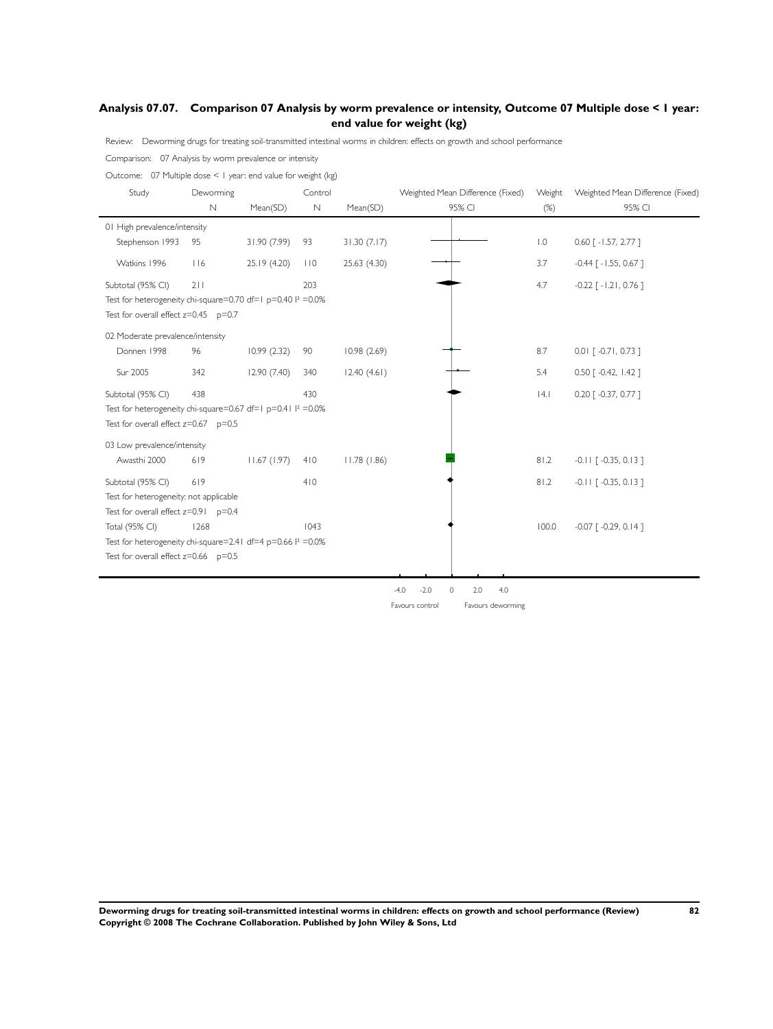## Analysis 07.07. Comparison 07 Analysis by worm prevalence or intensity, Outcome 07 Multiple dose < 1 year: end value for weight (kg)

Review: Deworming drugs for treating soil-transmitted intestinal worms in children: effects on growth and school performance

Comparison: 07 Analysis by worm prevalence or intensity

Outcome: 07 Multiple dose < 1 year: end value for weight (kg)

| Study | Deworming N | Deworming Mean(SD) | Control N | Control Mean(SD) | Weighted Mean Difference (Fixed) 95% CI | Weight (%) | Weighted Mean Difference (Fixed) 95% CI |
|---|---|---|---|---|---|---|---|
| **01 High prevalence/intensity** | | | | | | | |
| Stephenson 1993 | 95 | 31.90 (7.99) | 93 | 31.30 (7.17) | | 1.0 | 0.60 [ -1.57, 2.77 ] |
| Watkins 1996 | 116 | 25.19 (4.20) | 110 | 25.63 (4.30) | | 3.7 | -0.44 [ -1.55, 0.67 ] |
| Subtotal (95% CI) | 211 | | 203 | | | 4.7 | -0.22 [ -1.21, 0.76 ] |
| Test for heterogeneity chi-square=0.70 df=1 p=0.40 I² =0.0% | | | | | | | |
| Test for overall effect z=0.45 p=0.7 | | | | | | | |
| **02 Moderate prevalence/intensity** | | | | | | | |
| Donnen 1998 | 96 | 10.99 (2.32) | 90 | 10.98 (2.69) | | 8.7 | 0.01 [ -0.71, 0.73 ] |
| Sur 2005 | 342 | 12.90 (7.40) | 340 | 12.40 (4.61) | | 5.4 | 0.50 [ -0.42, 1.42 ] |
| Subtotal (95% CI) | 438 | | 430 | | | 14.1 | 0.20 [ -0.37, 0.77 ] |
| Test for heterogeneity chi-square=0.67 df=1 p=0.41 I² =0.0% | | | | | | | |
| Test for overall effect z=0.67 p=0.5 | | | | | | | |
| **03 Low prevalence/intensity** | | | | | | | |
| Awasthi 2000 | 619 | 11.67 (1.97) | 410 | 11.78 (1.86) | | 81.2 | -0.11 [ -0.35, 0.13 ] |
| Subtotal (95% CI) | 619 | | 410 | | | 81.2 | -0.11 [ -0.35, 0.13 ] |
| Test for heterogeneity: not applicable | | | | | | | |
| Test for overall effect z=0.91 p=0.4 | | | | | | | |
| Total (95% CI) | 1268 | | 1043 | | | 100.0 | -0.07 [ -0.29, 0.14 ] |
| Test for heterogeneity chi-square=2.41 df=4 p=0.66 I² =0.0% | | | | | | | |
| Test for overall effect z=0.66 p=0.5 | | | | | | | |

-4.0 -2.0 0 2.0 4.0

Favours control Favours deworming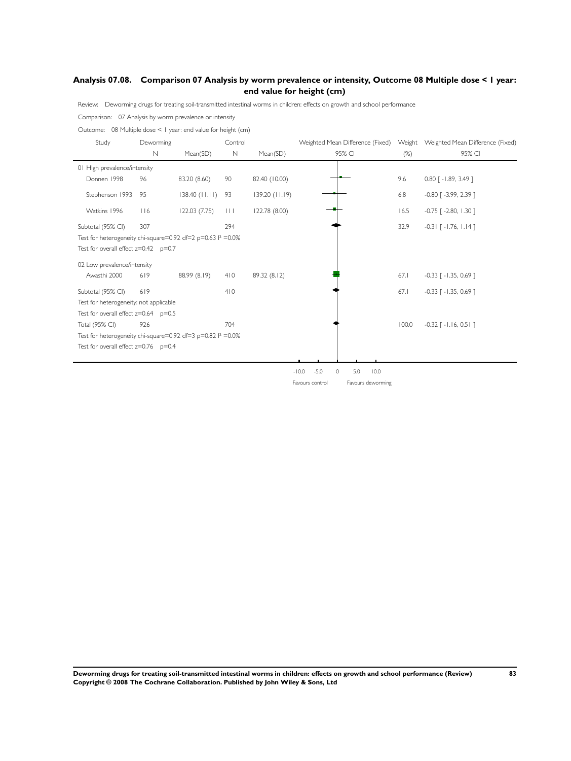## Analysis 07.08. Comparison 07 Analysis by worm prevalence or intensity, Outcome 08 Multiple dose < 1 year: end value for height (cm)

Review: Deworming drugs for treating soil-transmitted intestinal worms in children: effects on growth and school performance

Comparison: 07 Analysis by worm prevalence or intensity

Outcome: 08 Multiple dose < 1 year: end value for height (cm)

| Study | Deworming N | Deworming Mean(SD) | Control N | Control Mean(SD) | Weighted Mean Difference (Fixed) 95% CI | Weight (%) | Weighted Mean Difference (Fixed) 95% CI |
|---|---|---|---|---|---|---|---|
| **01 HIgh prevalence/intensity** | | | | | | | |
| Donnen 1998 | 96 | 83.20 (8.60) | 90 | 82.40 (10.00) | | 9.6 | 0.80 [ -1.89, 3.49 ] |
| Stephenson 1993 | 95 | 138.40 (11.11) | 93 | 139.20 (11.19) | | 6.8 | -0.80 [ -3.99, 2.39 ] |
| Watkins 1996 | 116 | 122.03 (7.75) | 111 | 122.78 (8.00) | | 16.5 | -0.75 [ -2.80, 1.30 ] |
| Subtotal (95% CI) | 307 | | 294 | | | 32.9 | -0.31 [ -1.76, 1.14 ] |
| Test for heterogeneity chi-square=0.92 df=2 p=0.63 I² =0.0% | | | | | | | |
| Test for overall effect z=0.42 p=0.7 | | | | | | | |
| **02 Low prevalence/intensity** | | | | | | | |
| Awasthi 2000 | 619 | 88.99 (8.19) | 410 | 89.32 (8.12) | | 67.1 | -0.33 [ -1.35, 0.69 ] |
| Subtotal (95% CI) | 619 | | 410 | | | 67.1 | -0.33 [ -1.35, 0.69 ] |
| Test for heterogeneity: not applicable | | | | | | | |
| Test for overall effect z=0.64 p=0.5 | | | | | | | |
| Total (95% CI) | 926 | | 704 | | | 100.0 | -0.32 [ -1.16, 0.51 ] |
| Test for heterogeneity chi-square=0.92 df=3 p=0.82 I² =0.0% | | | | | | | |
| Test for overall effect z=0.76 p=0.4 | | | | | | | |

-10.0 -5.0 0 5.0 10.0

Favours control Favours deworming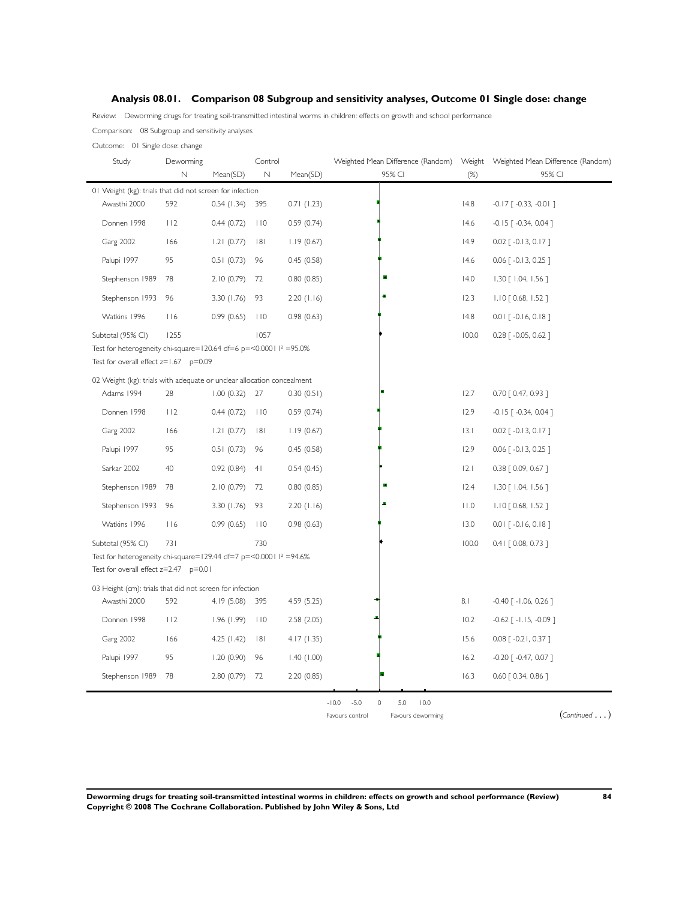## Analysis 08.01. Comparison 08 Subgroup and sensitivity analyses, Outcome 01 Single dose: change

Review: Deworming drugs for treating soil-transmitted intestinal worms in children: effects on growth and school performance

Comparison: 08 Subgroup and sensitivity analyses

Outcome: 01 Single dose: change

| Study | Deworming N | Mean(SD) | Control N | Mean(SD) | Weighted Mean Difference (Random) 95% CI | Weight (%) | Weighted Mean Difference (Random) 95% CI |
|---|---|---|---|---|---|---|---|
| **01 Weight (kg): trials that did not screen for infection** | | | | | | | |
| Awasthi 2000 | 592 | 0.54 (1.34) | 395 | 0.71 (1.23) | | 14.8 | -0.17 [ -0.33, -0.01 ] |
| Donnen 1998 | 112 | 0.44 (0.72) | 110 | 0.59 (0.74) | | 14.6 | -0.15 [ -0.34, 0.04 ] |
| Garg 2002 | 166 | 1.21 (0.77) | 181 | 1.19 (0.67) | | 14.9 | 0.02 [ -0.13, 0.17 ] |
| Palupi 1997 | 95 | 0.51 (0.73) | 96 | 0.45 (0.58) | | 14.6 | 0.06 [ -0.13, 0.25 ] |
| Stephenson 1989 | 78 | 2.10 (0.79) | 72 | 0.80 (0.85) | | 14.0 | 1.30 [ 1.04, 1.56 ] |
| Stephenson 1993 | 96 | 3.30 (1.76) | 93 | 2.20 (1.16) | | 12.3 | 1.10 [ 0.68, 1.52 ] |
| Watkins 1996 | 116 | 0.99 (0.65) | 110 | 0.98 (0.63) | | 14.8 | 0.01 [ -0.16, 0.18 ] |
| Subtotal (95% CI) | 1255 | | 1057 | | | 100.0 | 0.28 [ -0.05, 0.62 ] |
| Test for heterogeneity chi-square=120.64 df=6 p=<0.0001 I² =95.0% | | | | | | | |
| Test for overall effect z=1.67 p=0.09 | | | | | | | |
| **02 Weight (kg): trials with adequate or unclear allocation concealment** | | | | | | | |
| Adams 1994 | 28 | 1.00 (0.32) | 27 | 0.30 (0.51) | | 12.7 | 0.70 [ 0.47, 0.93 ] |
| Donnen 1998 | 112 | 0.44 (0.72) | 110 | 0.59 (0.74) | | 12.9 | -0.15 [ -0.34, 0.04 ] |
| Garg 2002 | 166 | 1.21 (0.77) | 181 | 1.19 (0.67) | | 13.1 | 0.02 [ -0.13, 0.17 ] |
| Palupi 1997 | 95 | 0.51 (0.73) | 96 | 0.45 (0.58) | | 12.9 | 0.06 [ -0.13, 0.25 ] |
| Sarkar 2002 | 40 | 0.92 (0.84) | 41 | 0.54 (0.45) | | 12.1 | 0.38 [ 0.09, 0.67 ] |
| Stephenson 1989 | 78 | 2.10 (0.79) | 72 | 0.80 (0.85) | | 12.4 | 1.30 [ 1.04, 1.56 ] |
| Stephenson 1993 | 96 | 3.30 (1.76) | 93 | 2.20 (1.16) | | 11.0 | 1.10 [ 0.68, 1.52 ] |
| Watkins 1996 | 116 | 0.99 (0.65) | 110 | 0.98 (0.63) | | 13.0 | 0.01 [ -0.16, 0.18 ] |
| Subtotal (95% CI) | 731 | | 730 | | | 100.0 | 0.41 [ 0.08, 0.73 ] |
| Test for heterogeneity chi-square=129.44 df=7 p=<0.0001 I² =94.6% | | | | | | | |
| Test for overall effect z=2.47 p=0.01 | | | | | | | |
| **03 Height (cm): trials that did not screen for infection** | | | | | | | |
| Awasthi 2000 | 592 | 4.19 (5.08) | 395 | 4.59 (5.25) | | 8.1 | -0.40 [ -1.06, 0.26 ] |
| Donnen 1998 | 112 | 1.96 (1.99) | 110 | 2.58 (2.05) | | 10.2 | -0.62 [ -1.15, -0.09 ] |
| Garg 2002 | 166 | 4.25 (1.42) | 181 | 4.17 (1.35) | | 15.6 | 0.08 [ -0.21, 0.37 ] |
| Palupi 1997 | 95 | 1.20 (0.90) | 96 | 1.40 (1.00) | | 16.2 | -0.20 [ -0.47, 0.07 ] |
| Stephenson 1989 | 78 | 2.80 (0.79) | 72 | 2.20 (0.85) | | 16.3 | 0.60 [ 0.34, 0.86 ] |

-10.0 -5.0 0 5.0 10.0

Favours control Favours deworming

(*Continued . . .*)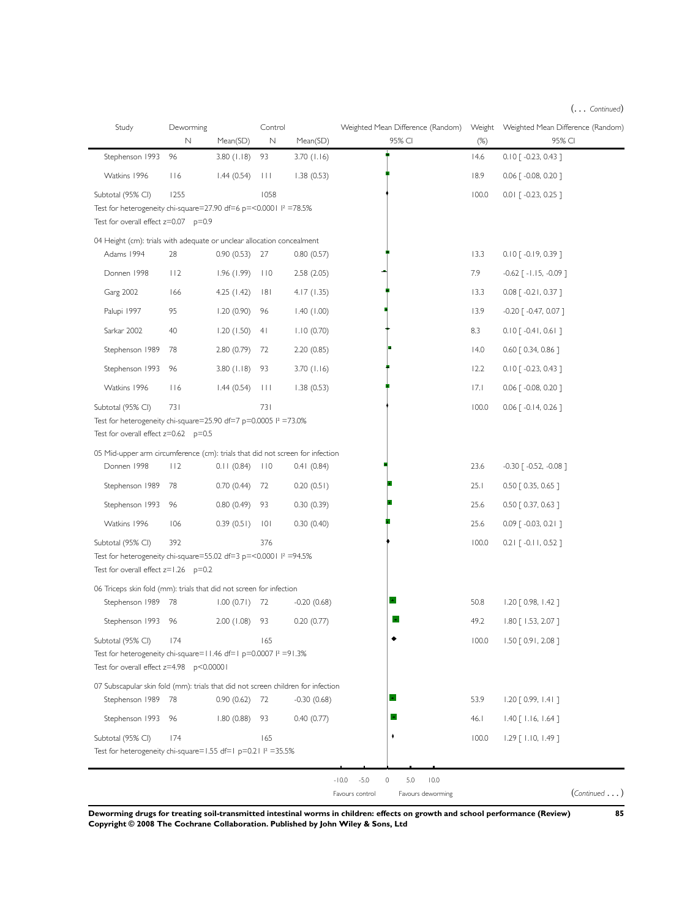(. . . *Continued*)

| Study | Deworming | | Control | | Weighted Mean Difference (Random) | Weight | Weighted Mean Difference (Random) |
|---|---|---|---|---|---|---|---|
| | N | Mean(SD) | N | Mean(SD) | 95% CI | (%) | 95% CI |
| Stephenson 1993 | 96 | 3.80 (1.18) | 93 | 3.70 (1.16) | | 14.6 | 0.10 [ -0.23, 0.43 ] |
| Watkins 1996 | 116 | 1.44 (0.54) | 111 | 1.38 (0.53) | | 18.9 | 0.06 [ -0.08, 0.20 ] |
| Subtotal (95% CI) | 1255 | | 1058 | | | 100.0 | 0.01 [ -0.23, 0.25 ] |
| Test for heterogeneity chi-square=27.90 df=6 p=<0.0001 I² =78.5% | | | | | | | |
| Test for overall effect z=0.07 p=0.9 | | | | | | | |
| 04 Height (cm): trials with adequate or unclear allocation concealment | | | | | | | |
| Adams 1994 | 28 | 0.90 (0.53) | 27 | 0.80 (0.57) | | 13.3 | 0.10 [ -0.19, 0.39 ] |
| Donnen 1998 | 112 | 1.96 (1.99) | 110 | 2.58 (2.05) | | 7.9 | -0.62 [ -1.15, -0.09 ] |
| Garg 2002 | 166 | 4.25 (1.42) | 181 | 4.17 (1.35) | | 13.3 | 0.08 [ -0.21, 0.37 ] |
| Palupi 1997 | 95 | 1.20 (0.90) | 96 | 1.40 (1.00) | | 13.9 | -0.20 [ -0.47, 0.07 ] |
| Sarkar 2002 | 40 | 1.20 (1.50) | 41 | 1.10 (0.70) | | 8.3 | 0.10 [ -0.41, 0.61 ] |
| Stephenson 1989 | 78 | 2.80 (0.79) | 72 | 2.20 (0.85) | | 14.0 | 0.60 [ 0.34, 0.86 ] |
| Stephenson 1993 | 96 | 3.80 (1.18) | 93 | 3.70 (1.16) | | 12.2 | 0.10 [ -0.23, 0.43 ] |
| Watkins 1996 | 116 | 1.44 (0.54) | 111 | 1.38 (0.53) | | 17.1 | 0.06 [ -0.08, 0.20 ] |
| Subtotal (95% CI) | 731 | | 731 | | | 100.0 | 0.06 [ -0.14, 0.26 ] |
| Test for heterogeneity chi-square=25.90 df=7 p=0.0005 I² =73.0% | | | | | | | |
| Test for overall effect z=0.62 p=0.5 | | | | | | | |
| 05 Mid-upper arm circumference (cm): trials that did not screen for infection | | | | | | | |
| Donnen 1998 | 112 | 0.11 (0.84) | 110 | 0.41 (0.84) | | 23.6 | -0.30 [ -0.52, -0.08 ] |
| Stephenson 1989 | 78 | 0.70 (0.44) | 72 | 0.20 (0.51) | | 25.1 | 0.50 [ 0.35, 0.65 ] |
| Stephenson 1993 | 96 | 0.80 (0.49) | 93 | 0.30 (0.39) | | 25.6 | 0.50 [ 0.37, 0.63 ] |
| Watkins 1996 | 106 | 0.39 (0.51) | 101 | 0.30 (0.40) | | 25.6 | 0.09 [ -0.03, 0.21 ] |
| Subtotal (95% CI) | 392 | | 376 | | | 100.0 | 0.21 [ -0.11, 0.52 ] |
| Test for heterogeneity chi-square=55.02 df=3 p=<0.0001 I² =94.5% | | | | | | | |
| Test for overall effect z=1.26 p=0.2 | | | | | | | |
| 06 Triceps skin fold (mm): trials that did not screen for infection | | | | | | | |
| Stephenson 1989 | 78 | 1.00 (0.71) | 72 | -0.20 (0.68) | | 50.8 | 1.20 [ 0.98, 1.42 ] |
| Stephenson 1993 | 96 | 2.00 (1.08) | 93 | 0.20 (0.77) | | 49.2 | 1.80 [ 1.53, 2.07 ] |
| Subtotal (95% CI) | 174 | | 165 | | | 100.0 | 1.50 [ 0.91, 2.08 ] |
| Test for heterogeneity chi-square=11.46 df=1 p=0.0007 I² =91.3% | | | | | | | |
| Test for overall effect z=4.98 p<0.00001 | | | | | | | |
| 07 Subscapular skin fold (mm): trials that did not screen children for infection | | | | | | | |
| Stephenson 1989 | 78 | 0.90 (0.62) | 72 | -0.30 (0.68) | | 53.9 | 1.20 [ 0.99, 1.41 ] |
| Stephenson 1993 | 96 | 1.80 (0.88) | 93 | 0.40 (0.77) | | 46.1 | 1.40 [ 1.16, 1.64 ] |
| Subtotal (95% CI) | 174 | | 165 | | | 100.0 | 1.29 [ 1.10, 1.49 ] |
| Test for heterogeneity chi-square=1.55 df=1 p=0.21 I² =35.5% | | | | | | | |

-10.0 -5.0 0 5.0 10.0

Favours control Favours deworming

(*Continued* . . . )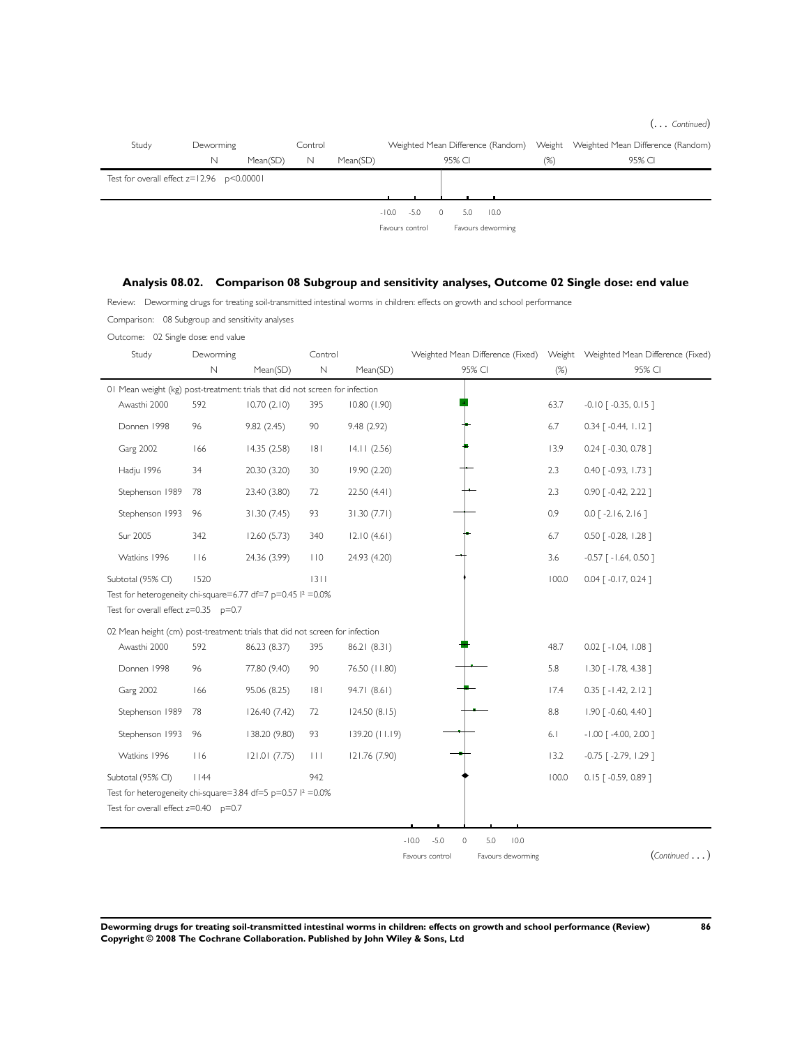(... *Continued*)

| Study | Deworming | | Control | | Weighted Mean Difference (Random) | Weight | Weighted Mean Difference (Random) |
|---|---|---|---|---|---|---|---|
| | N | Mean(SD) | N | Mean(SD) | 95% CI | (%) | 95% CI |
| Test for overall effect z=12.96 p<0.00001 | | | | | | | |

-10.0 -5.0 0 5.0 10.0

Favours control Favours deworming

### Analysis 08.02. Comparison 08 Subgroup and sensitivity analyses, Outcome 02 Single dose: end value

Review: Deworming drugs for treating soil-transmitted intestinal worms in children: effects on growth and school performance

Comparison: 08 Subgroup and sensitivity analyses

Outcome: 02 Single dose: end value

| Study | Deworming | | Control | | Weighted Mean Difference (Fixed) | Weight | Weighted Mean Difference (Fixed) |
|---|---|---|---|---|---|---|---|
| | N | Mean(SD) | N | Mean(SD) | 95% CI | (%) | 95% CI |
| 01 Mean weight (kg) post-treatment: trials that did not screen for infection | | | | | | | |
| Awasthi 2000 | 592 | 10.70 (2.10) | 395 | 10.80 (1.90) | | 63.7 | -0.10 [ -0.35, 0.15 ] |
| Donnen 1998 | 96 | 9.82 (2.45) | 90 | 9.48 (2.92) | | 6.7 | 0.34 [ -0.44, 1.12 ] |
| Garg 2002 | 166 | 14.35 (2.58) | 181 | 14.11 (2.56) | | 13.9 | 0.24 [ -0.30, 0.78 ] |
| Hadju 1996 | 34 | 20.30 (3.20) | 30 | 19.90 (2.20) | | 2.3 | 0.40 [ -0.93, 1.73 ] |
| Stephenson 1989 | 78 | 23.40 (3.80) | 72 | 22.50 (4.41) | | 2.3 | 0.90 [ -0.42, 2.22 ] |
| Stephenson 1993 | 96 | 31.30 (7.45) | 93 | 31.30 (7.71) | | 0.9 | 0.0 [ -2.16, 2.16 ] |
| Sur 2005 | 342 | 12.60 (5.73) | 340 | 12.10 (4.61) | | 6.7 | 0.50 [ -0.28, 1.28 ] |
| Watkins 1996 | 116 | 24.36 (3.99) | 110 | 24.93 (4.20) | | 3.6 | -0.57 [ -1.64, 0.50 ] |
| Subtotal (95% CI) | 1520 | | 1311 | | | 100.0 | 0.04 [ -0.17, 0.24 ] |
| Test for heterogeneity chi-square=6.77 df=7 p=0.45 I² =0.0% | | | | | | | |
| Test for overall effect z=0.35 p=0.7 | | | | | | | |
| 02 Mean height (cm) post-treatment: trials that did not screen for infection | | | | | | | |
| Awasthi 2000 | 592 | 86.23 (8.37) | 395 | 86.21 (8.31) | | 48.7 | 0.02 [ -1.04, 1.08 ] |
| Donnen 1998 | 96 | 77.80 (9.40) | 90 | 76.50 (11.80) | | 5.8 | 1.30 [ -1.78, 4.38 ] |
| Garg 2002 | 166 | 95.06 (8.25) | 181 | 94.71 (8.61) | | 17.4 | 0.35 [ -1.42, 2.12 ] |
| Stephenson 1989 | 78 | 126.40 (7.42) | 72 | 124.50 (8.15) | | 8.8 | 1.90 [ -0.60, 4.40 ] |
| Stephenson 1993 | 96 | 138.20 (9.80) | 93 | 139.20 (11.19) | | 6.1 | -1.00 [ -4.00, 2.00 ] |
| Watkins 1996 | 116 | 121.01 (7.75) | 111 | 121.76 (7.90) | | 13.2 | -0.75 [ -2.79, 1.29 ] |
| Subtotal (95% CI) | 1144 | | 942 | | | 100.0 | 0.15 [ -0.59, 0.89 ] |
| Test for heterogeneity chi-square=3.84 df=5 p=0.57 I² =0.0% | | | | | | | |
| Test for overall effect z=0.40 p=0.7 | | | | | | | |

-10.0 -5.0 0 5.0 10.0

Favours control Favours deworming

(*Continued* ...)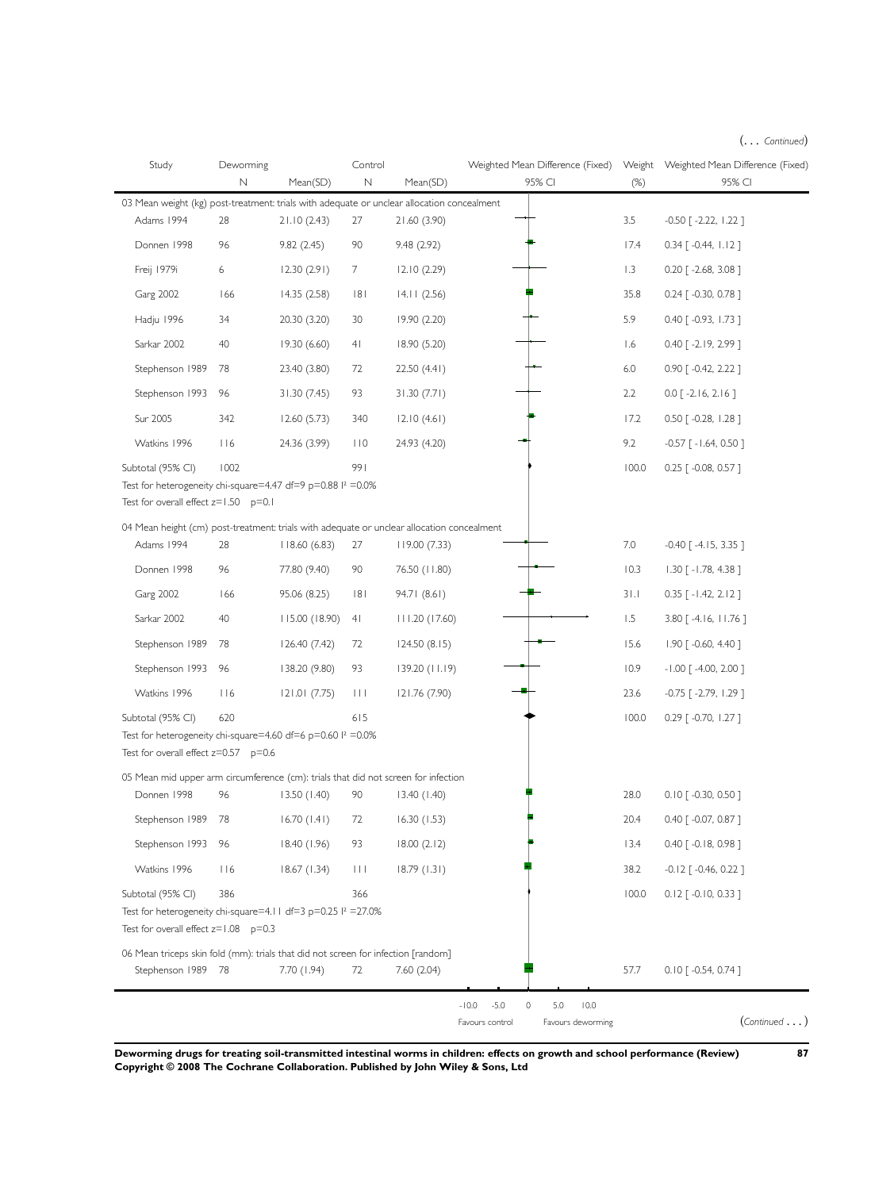(... *Continued*)

| Study | Deworming | | Control | | Weighted Mean Difference (Fixed) | Weight | Weighted Mean Difference (Fixed) |
|---|---|---|---|---|---|---|---|
| | N | Mean(SD) | N | Mean(SD) | 95% CI | (%) | 95% CI |
| **03 Mean weight (kg) post-treatment: trials with adequate or unclear allocation concealment** | | | | | | | |
| Adams 1994 | 28 | 21.10 (2.43) | 27 | 21.60 (3.90) | | 3.5 | -0.50 [ -2.22, 1.22 ] |
| Donnen 1998 | 96 | 9.82 (2.45) | 90 | 9.48 (2.92) | | 17.4 | 0.34 [ -0.44, 1.12 ] |
| Freij 1979i | 6 | 12.30 (2.91) | 7 | 12.10 (2.29) | | 1.3 | 0.20 [ -2.68, 3.08 ] |
| Garg 2002 | 166 | 14.35 (2.58) | 181 | 14.11 (2.56) | | 35.8 | 0.24 [ -0.30, 0.78 ] |
| Hadju 1996 | 34 | 20.30 (3.20) | 30 | 19.90 (2.20) | | 5.9 | 0.40 [ -0.93, 1.73 ] |
| Sarkar 2002 | 40 | 19.30 (6.60) | 41 | 18.90 (5.20) | | 1.6 | 0.40 [ -2.19, 2.99 ] |
| Stephenson 1989 | 78 | 23.40 (3.80) | 72 | 22.50 (4.41) | | 6.0 | 0.90 [ -0.42, 2.22 ] |
| Stephenson 1993 | 96 | 31.30 (7.45) | 93 | 31.30 (7.71) | | 2.2 | 0.0 [ -2.16, 2.16 ] |
| Sur 2005 | 342 | 12.60 (5.73) | 340 | 12.10 (4.61) | | 17.2 | 0.50 [ -0.28, 1.28 ] |
| Watkins 1996 | 116 | 24.36 (3.99) | 110 | 24.93 (4.20) | | 9.2 | -0.57 [ -1.64, 0.50 ] |
| Subtotal (95% CI) | 1002 | | 991 | | | 100.0 | 0.25 [ -0.08, 0.57 ] |
| Test for heterogeneity chi-square=4.47 df=9 p=0.88 I² =0.0% | | | | | | | |
| Test for overall effect z=1.50 p=0.1 | | | | | | | |
| **04 Mean height (cm) post-treatment: trials with adequate or unclear allocation concealment** | | | | | | | |
| Adams 1994 | 28 | 118.60 (6.83) | 27 | 119.00 (7.33) | | 7.0 | -0.40 [ -4.15, 3.35 ] |
| Donnen 1998 | 96 | 77.80 (9.40) | 90 | 76.50 (11.80) | | 10.3 | 1.30 [ -1.78, 4.38 ] |
| Garg 2002 | 166 | 95.06 (8.25) | 181 | 94.71 (8.61) | | 31.1 | 0.35 [ -1.42, 2.12 ] |
| Sarkar 2002 | 40 | 115.00 (18.90) | 41 | 111.20 (17.60) | | 1.5 | 3.80 [ -4.16, 11.76 ] |
| Stephenson 1989 | 78 | 126.40 (7.42) | 72 | 124.50 (8.15) | | 15.6 | 1.90 [ -0.60, 4.40 ] |
| Stephenson 1993 | 96 | 138.20 (9.80) | 93 | 139.20 (11.19) | | 10.9 | -1.00 [ -4.00, 2.00 ] |
| Watkins 1996 | 116 | 121.01 (7.75) | 111 | 121.76 (7.90) | | 23.6 | -0.75 [ -2.79, 1.29 ] |
| Subtotal (95% CI) | 620 | | 615 | | | 100.0 | 0.29 [ -0.70, 1.27 ] |
| Test for heterogeneity chi-square=4.60 df=6 p=0.60 I² =0.0% | | | | | | | |
| Test for overall effect z=0.57 p=0.6 | | | | | | | |
| **05 Mean mid upper arm circumference (cm): trials that did not screen for infection** | | | | | | | |
| Donnen 1998 | 96 | 13.50 (1.40) | 90 | 13.40 (1.40) | | 28.0 | 0.10 [ -0.30, 0.50 ] |
| Stephenson 1989 | 78 | 16.70 (1.41) | 72 | 16.30 (1.53) | | 20.4 | 0.40 [ -0.07, 0.87 ] |
| Stephenson 1993 | 96 | 18.40 (1.96) | 93 | 18.00 (2.12) | | 13.4 | 0.40 [ -0.18, 0.98 ] |
| Watkins 1996 | 116 | 18.67 (1.34) | 111 | 18.79 (1.31) | | 38.2 | -0.12 [ -0.46, 0.22 ] |
| Subtotal (95% CI) | 386 | | 366 | | | 100.0 | 0.12 [ -0.10, 0.33 ] |
| Test for heterogeneity chi-square=4.11 df=3 p=0.25 I² =27.0% | | | | | | | |
| Test for overall effect z=1.08 p=0.3 | | | | | | | |
| **06 Mean triceps skin fold (mm): trials that did not screen for infection [random]** | | | | | | | |
| Stephenson 1989 | 78 | 7.70 (1.94) | 72 | 7.60 (2.04) | | 57.7 | 0.10 [ -0.54, 0.74 ] |

-10.0 -5.0 0 5.0 10.0

Favours control Favours deworming

(*Continued* ...)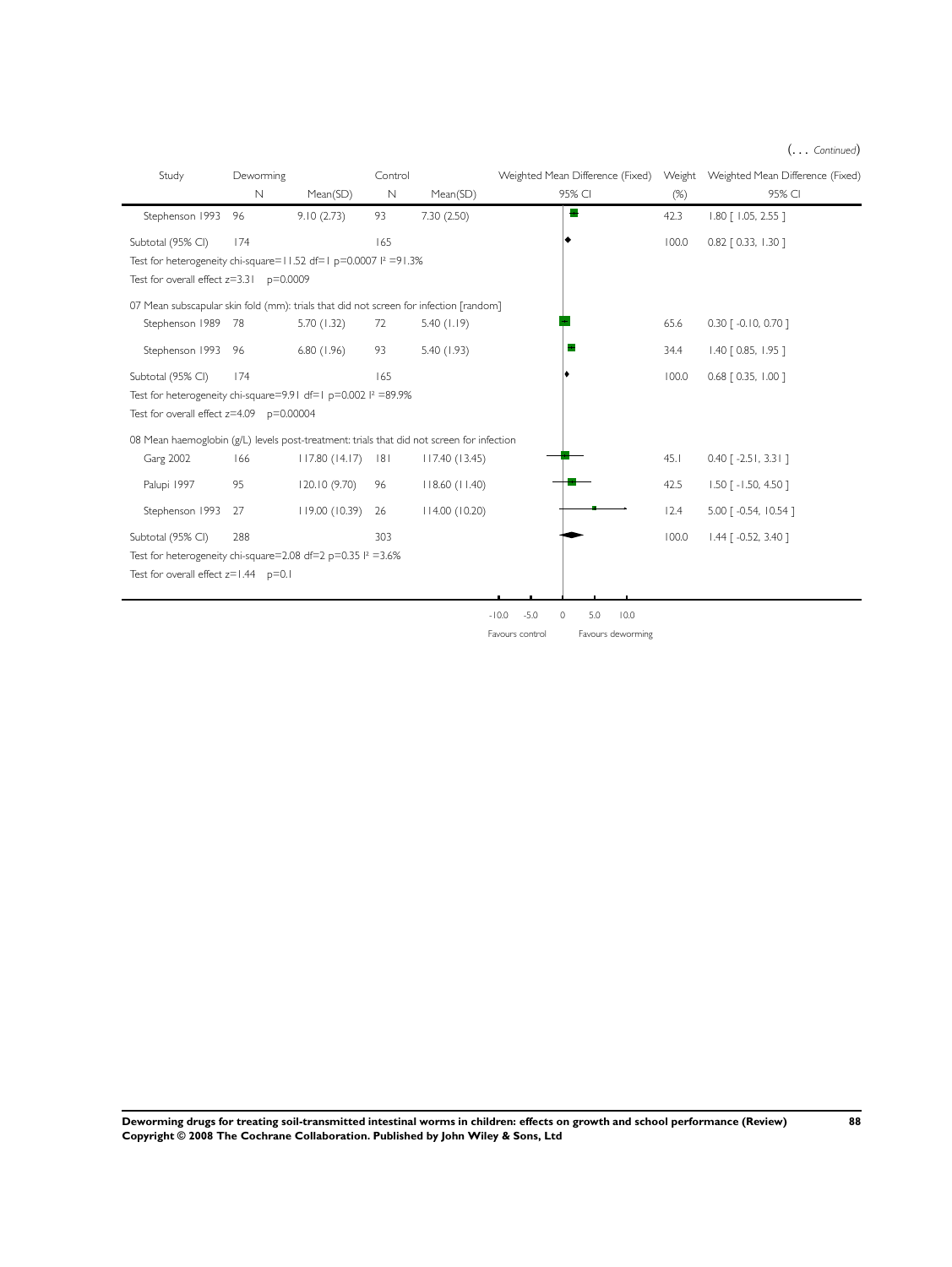(. . . *Continued*)

| Study | Deworming N | Deworming Mean(SD) | Control N | Control Mean(SD) | Weighted Mean Difference (Fixed) 95% CI | Weight (%) | Weighted Mean Difference (Fixed) 95% CI |
|---|---|---|---|---|---|---|---|
| Stephenson 1993 | 96 | 9.10 (2.73) | 93 | 7.30 (2.50) | | 42.3 | 1.80 [ 1.05, 2.55 ] |
| Subtotal (95% CI) | 174 | | 165 | | | 100.0 | 0.82 [ 0.33, 1.30 ] |
| Test for heterogeneity chi-square=11.52 df=1 p=0.0007 $I^2$ =91.3% | | | | | | | |
| Test for overall effect z=3.31 p=0.0009 | | | | | | | |
| 07 Mean subscapular skin fold (mm): trials that did not screen for infection [random] | | | | | | | |
| Stephenson 1989 | 78 | 5.70 (1.32) | 72 | 5.40 (1.19) | | 65.6 | 0.30 [ -0.10, 0.70 ] |
| Stephenson 1993 | 96 | 6.80 (1.96) | 93 | 5.40 (1.93) | | 34.4 | 1.40 [ 0.85, 1.95 ] |
| Subtotal (95% CI) | 174 | | 165 | | | 100.0 | 0.68 [ 0.35, 1.00 ] |
| Test for heterogeneity chi-square=9.91 df=1 p=0.002 $I^2$ =89.9% | | | | | | | |
| Test for overall effect z=4.09 p=0.00004 | | | | | | | |
| 08 Mean haemoglobin (g/L) levels post-treatment: trials that did not screen for infection | | | | | | | |
| Garg 2002 | 166 | 117.80 (14.17) | 181 | 117.40 (13.45) | | 45.1 | 0.40 [ -2.51, 3.31 ] |
| Palupi 1997 | 95 | 120.10 (9.70) | 96 | 118.60 (11.40) | | 42.5 | 1.50 [ -1.50, 4.50 ] |
| Stephenson 1993 | 27 | 119.00 (10.39) | 26 | 114.00 (10.20) | | 12.4 | 5.00 [ -0.54, 10.54 ] |
| Subtotal (95% CI) | 288 | | 303 | | | 100.0 | 1.44 [ -0.52, 3.40 ] |
| Test for heterogeneity chi-square=2.08 df=2 p=0.35 $I^2$ =3.6% | | | | | | | |
| Test for overall effect z=1.44 p=0.1 | | | | | | | |

-10.0 -5.0 0 5.0 10.0

Favours control Favours deworming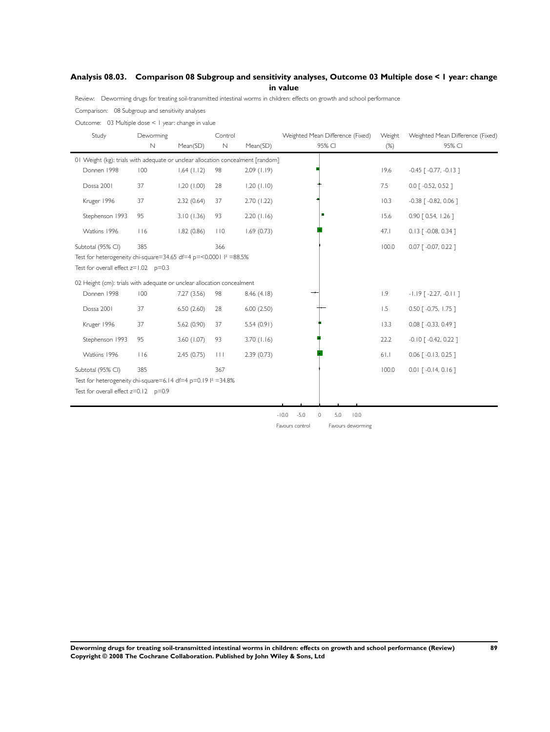## Analysis 08.03. Comparison 08 Subgroup and sensitivity analyses, Outcome 03 Multiple dose < 1 year: change in value

Review: Deworming drugs for treating soil-transmitted intestinal worms in children: effects on growth and school performance

Comparison: 08 Subgroup and sensitivity analyses

Outcome: 03 Multiple dose < 1 year: change in value

| Study | Deworming N | Deworming Mean(SD) | Control N | Control Mean(SD) | Weighted Mean Difference (Fixed) 95% CI | Weight (%) | Weighted Mean Difference (Fixed) 95% CI |
|---|---|---|---|---|---|---|---|
| **01 Weight (kg): trials with adequate or unclear allocation concealment [random]** | | | | | | | |
| Donnen 1998 | 100 | 1.64 (1.12) | 98 | 2.09 (1.19) | | 19.6 | -0.45 [ -0.77, -0.13 ] |
| Dossa 2001 | 37 | 1.20 (1.00) | 28 | 1.20 (1.10) | | 7.5 | 0.0 [ -0.52, 0.52 ] |
| Kruger 1996 | 37 | 2.32 (0.64) | 37 | 2.70 (1.22) | | 10.3 | -0.38 [ -0.82, 0.06 ] |
| Stephenson 1993 | 95 | 3.10 (1.36) | 93 | 2.20 (1.16) | | 15.6 | 0.90 [ 0.54, 1.26 ] |
| Watkins 1996 | 116 | 1.82 (0.86) | 110 | 1.69 (0.73) | | 47.1 | 0.13 [ -0.08, 0.34 ] |
| Subtotal (95% CI) | 385 | | 366 | | | 100.0 | 0.07 [ -0.07, 0.22 ] |
| Test for heterogeneity chi-square=34.65 df=4 p=<0.0001 I² =88.5% | | | | | | | |
| Test for overall effect z=1.02 p=0.3 | | | | | | | |
| **02 Height (cm): trials with adequate or unclear allocation concealment** | | | | | | | |
| Donnen 1998 | 100 | 7.27 (3.56) | 98 | 8.46 (4.18) | | 1.9 | -1.19 [ -2.27, -0.11 ] |
| Dossa 2001 | 37 | 6.50 (2.60) | 28 | 6.00 (2.50) | | 1.5 | 0.50 [ -0.75, 1.75 ] |
| Kruger 1996 | 37 | 5.62 (0.90) | 37 | 5.54 (0.91) | | 13.3 | 0.08 [ -0.33, 0.49 ] |
| Stephenson 1993 | 95 | 3.60 (1.07) | 93 | 3.70 (1.16) | | 22.2 | -0.10 [ -0.42, 0.22 ] |
| Watkins 1996 | 116 | 2.45 (0.75) | 111 | 2.39 (0.73) | | 61.1 | 0.06 [ -0.13, 0.25 ] |
| Subtotal (95% CI) | 385 | | 367 | | | 100.0 | 0.01 [ -0.14, 0.16 ] |
| Test for heterogeneity chi-square=6.14 df=4 p=0.19 I² =34.8% | | | | | | | |
| Test for overall effect z=0.12 p=0.9 | | | | | | | |

-10.0 -5.0 0 5.0 10.0

Favours control Favours deworming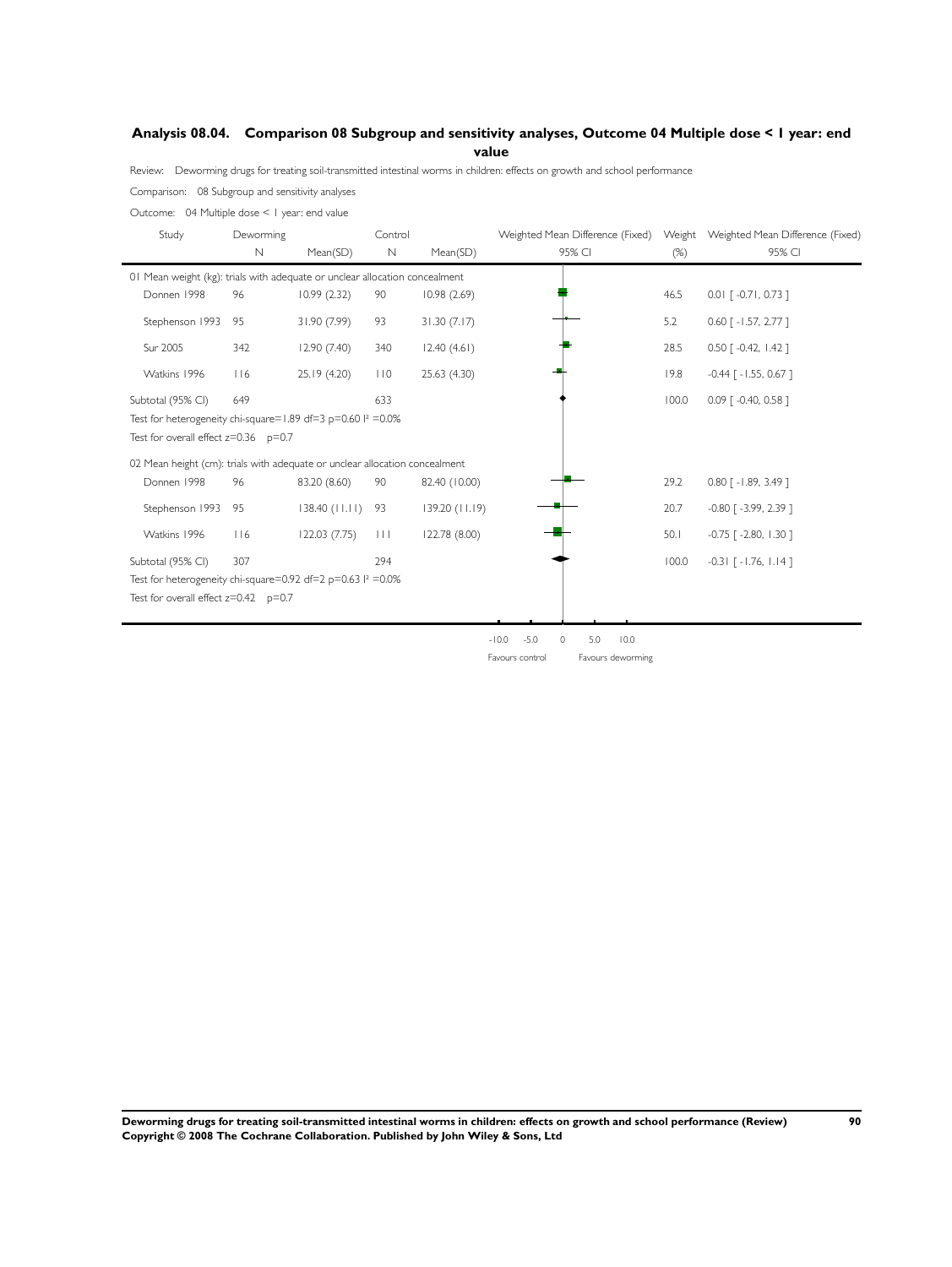## Analysis 08.04. Comparison 08 Subgroup and sensitivity analyses, Outcome 04 Multiple dose < 1 year: end value

Review: Deworming drugs for treating soil-transmitted intestinal worms in children: effects on growth and school performance

Comparison: 08 Subgroup and sensitivity analyses

Outcome: 04 Multiple dose < 1 year: end value

| Study | Deworming N | Deworming Mean(SD) | Control N | Control Mean(SD) | Weighted Mean Difference (Fixed) 95% CI | Weight (%) | Weighted Mean Difference (Fixed) 95% CI |
|---|---|---|---|---|---|---|---|
| **01 Mean weight (kg): trials with adequate or unclear allocation concealment** | | | | | | | |
| Donnen 1998 | 96 | 10.99 (2.32) | 90 | 10.98 (2.69) | | 46.5 | 0.01 [ -0.71, 0.73 ] |
| Stephenson 1993 | 95 | 31.90 (7.99) | 93 | 31.30 (7.17) | | 5.2 | 0.60 [ -1.57, 2.77 ] |
| Sur 2005 | 342 | 12.90 (7.40) | 340 | 12.40 (4.61) | | 28.5 | 0.50 [ -0.42, 1.42 ] |
| Watkins 1996 | 116 | 25.19 (4.20) | 110 | 25.63 (4.30) | | 19.8 | -0.44 [ -1.55, 0.67 ] |
| Subtotal (95% CI) | 649 | | 633 | | | 100.0 | 0.09 [ -0.40, 0.58 ] |
| Test for heterogeneity chi-square=1.89 df=3 p=0.60 I² =0.0% | | | | | | | |
| Test for overall effect z=0.36 p=0.7 | | | | | | | |
| **02 Mean height (cm): trials with adequate or unclear allocation concealment** | | | | | | | |
| Donnen 1998 | 96 | 83.20 (8.60) | 90 | 82.40 (10.00) | | 29.2 | 0.80 [ -1.89, 3.49 ] |
| Stephenson 1993 | 95 | 138.40 (11.11) | 93 | 139.20 (11.19) | | 20.7 | -0.80 [ -3.99, 2.39 ] |
| Watkins 1996 | 116 | 122.03 (7.75) | 111 | 122.78 (8.00) | | 50.1 | -0.75 [ -2.80, 1.30 ] |
| Subtotal (95% CI) | 307 | | 294 | | | 100.0 | -0.31 [ -1.76, 1.14 ] |
| Test for heterogeneity chi-square=0.92 df=2 p=0.63 I² =0.0% | | | | | | | |
| Test for overall effect z=0.42 p=0.7 | | | | | | | |

-10.0 -5.0 0 5.0 10.0

Favours control Favours deworming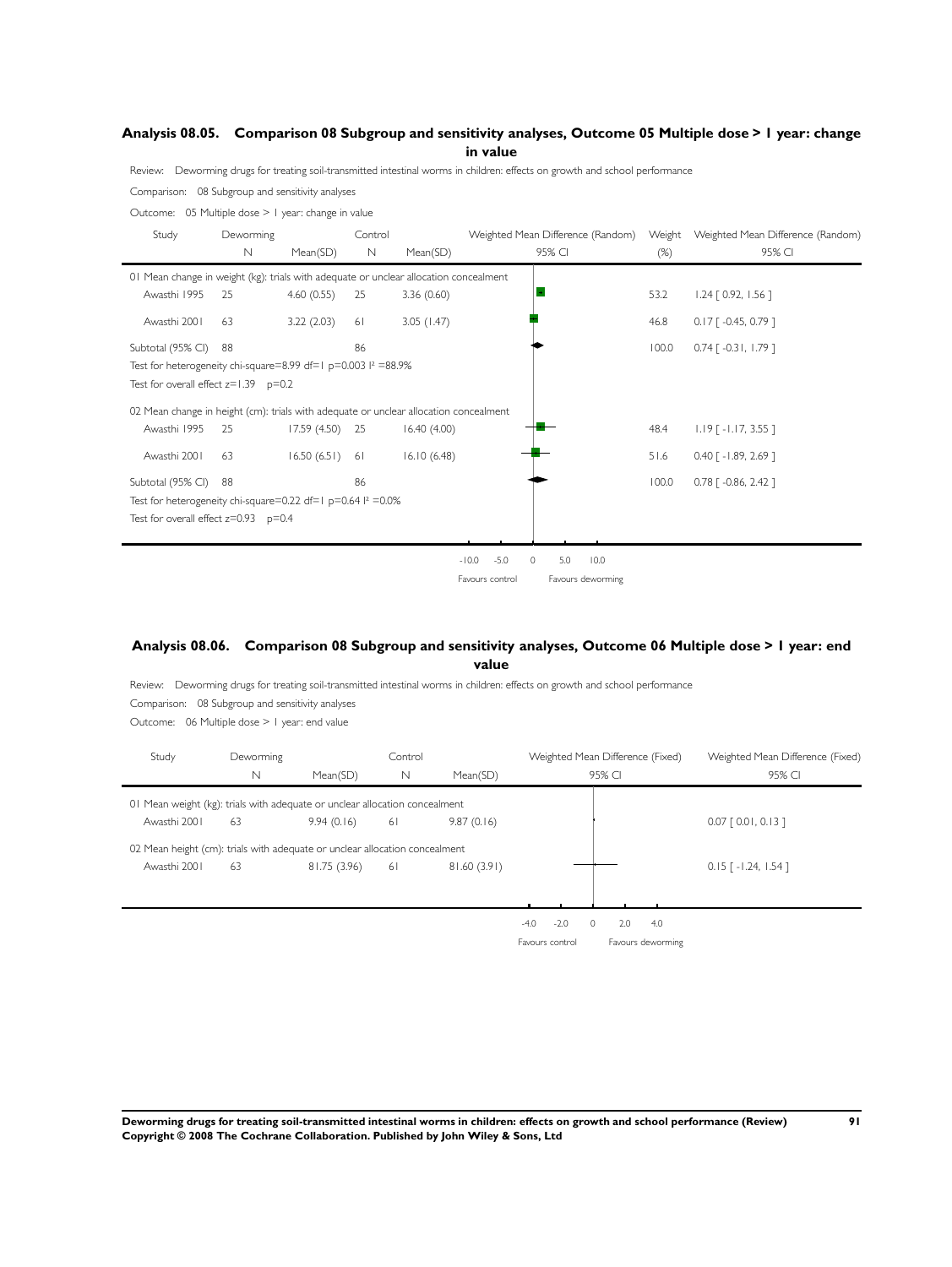## Analysis 08.05. Comparison 08 Subgroup and sensitivity analyses, Outcome 05 Multiple dose > 1 year: change in value

Review: Deworming drugs for treating soil-transmitted intestinal worms in children: effects on growth and school performance

Comparison: 08 Subgroup and sensitivity analyses

Outcome: 05 Multiple dose > 1 year: change in value

| Study | Deworming N | Deworming Mean(SD) | Control N | Control Mean(SD) | Weighted Mean Difference (Random) 95% CI | Weight (%) | Weighted Mean Difference (Random) 95% CI |
|---|---|---|---|---|---|---|---|
| 01 Mean change in weight (kg): trials with adequate or unclear allocation concealment | | | | | | | |
| Awasthi 1995 | 25 | 4.60 (0.55) | 25 | 3.36 (0.60) | | 53.2 | 1.24 [ 0.92, 1.56 ] |
| Awasthi 2001 | 63 | 3.22 (2.03) | 61 | 3.05 (1.47) | | 46.8 | 0.17 [ -0.45, 0.79 ] |
| Subtotal (95% CI) | 88 | | 86 | | | 100.0 | 0.74 [ -0.31, 1.79 ] |
| Test for heterogeneity chi-square=8.99 df=1 p=0.003 I² =88.9% | | | | | | | |
| Test for overall effect z=1.39 p=0.2 | | | | | | | |
| 02 Mean change in height (cm): trials with adequate or unclear allocation concealment | | | | | | | |
| Awasthi 1995 | 25 | 17.59 (4.50) | 25 | 16.40 (4.00) | | 48.4 | 1.19 [ -1.17, 3.55 ] |
| Awasthi 2001 | 63 | 16.50 (6.51) | 61 | 16.10 (6.48) | | 51.6 | 0.40 [ -1.89, 2.69 ] |
| Subtotal (95% CI) | 88 | | 86 | | | 100.0 | 0.78 [ -0.86, 2.42 ] |
| Test for heterogeneity chi-square=0.22 df=1 p=0.64 I² =0.0% | | | | | | | |
| Test for overall effect z=0.93 p=0.4 | | | | | | | |

-10.0 -5.0 0 5.0 10.0

Favours control Favours deworming

## Analysis 08.06. Comparison 08 Subgroup and sensitivity analyses, Outcome 06 Multiple dose > 1 year: end value

Review: Deworming drugs for treating soil-transmitted intestinal worms in children: effects on growth and school performance

Comparison: 08 Subgroup and sensitivity analyses

Outcome: 06 Multiple dose > 1 year: end value

| Study | Deworming N | Deworming Mean(SD) | Control N | Control Mean(SD) | Weighted Mean Difference (Fixed) 95% CI | Weighted Mean Difference (Fixed) 95% CI |
|---|---|---|---|---|---|---|
| 01 Mean weight (kg): trials with adequate or unclear allocation concealment | | | | | | |
| Awasthi 2001 | 63 | 9.94 (0.16) | 61 | 9.87 (0.16) | | 0.07 [ 0.01, 0.13 ] |
| 02 Mean height (cm): trials with adequate or unclear allocation concealment | | | | | | |
| Awasthi 2001 | 63 | 81.75 (3.96) | 61 | 81.60 (3.91) | | 0.15 [ -1.24, 1.54 ] |

-4.0 -2.0 0 2.0 4.0

Favours control Favours deworming